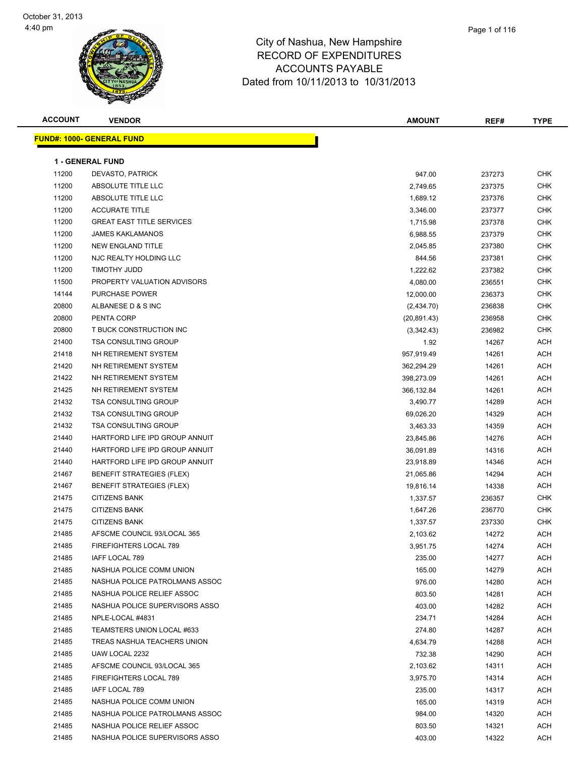October 31, 2013
4:40 pm

# City of Nashua, New Hampshire
## RECORD OF EXPENDITURES
## ACCOUNTS PAYABLE
## Dated from 10/11/2013 to 10/31/2013

**FUND#: 1000- GENERAL FUND**

**1 - GENERAL FUND**

| ACCOUNT | VENDOR | AMOUNT | REF# | TYPE |
|---|---|---|---|---|
| 11200 | DEVASTO, PATRICK | 947.00 | 237273 | CHK |
| 11200 | ABSOLUTE TITLE LLC | 2,749.65 | 237375 | CHK |
| 11200 | ABSOLUTE TITLE LLC | 1,689.12 | 237376 | CHK |
| 11200 | ACCURATE TITLE | 3,346.00 | 237377 | CHK |
| 11200 | GREAT EAST TITLE SERVICES | 1,715.98 | 237378 | CHK |
| 11200 | JAMES KAKLAMANOS | 6,988.55 | 237379 | CHK |
| 11200 | NEW ENGLAND TITLE | 2,045.85 | 237380 | CHK |
| 11200 | NJC REALTY HOLDING LLC | 844.56 | 237381 | CHK |
| 11200 | TIMOTHY JUDD | 1,222.62 | 237382 | CHK |
| 11500 | PROPERTY VALUATION ADVISORS | 4,080.00 | 236551 | CHK |
| 14144 | PURCHASE POWER | 12,000.00 | 236373 | CHK |
| 20800 | ALBANESE D & S INC | (2,434.70) | 236838 | CHK |
| 20800 | PENTA CORP | (20,891.43) | 236958 | CHK |
| 20800 | T BUCK CONSTRUCTION INC | (3,342.43) | 236982 | CHK |
| 21400 | TSA CONSULTING GROUP | 1.92 | 14267 | ACH |
| 21418 | NH RETIREMENT SYSTEM | 957,919.49 | 14261 | ACH |
| 21420 | NH RETIREMENT SYSTEM | 362,294.29 | 14261 | ACH |
| 21422 | NH RETIREMENT SYSTEM | 398,273.09 | 14261 | ACH |
| 21425 | NH RETIREMENT SYSTEM | 366,132.84 | 14261 | ACH |
| 21432 | TSA CONSULTING GROUP | 3,490.77 | 14289 | ACH |
| 21432 | TSA CONSULTING GROUP | 69,026.20 | 14329 | ACH |
| 21432 | TSA CONSULTING GROUP | 3,463.33 | 14359 | ACH |
| 21440 | HARTFORD LIFE IPD GROUP ANNUIT | 23,845.86 | 14276 | ACH |
| 21440 | HARTFORD LIFE IPD GROUP ANNUIT | 36,091.89 | 14316 | ACH |
| 21440 | HARTFORD LIFE IPD GROUP ANNUIT | 23,918.89 | 14346 | ACH |
| 21467 | BENEFIT STRATEGIES (FLEX) | 21,065.86 | 14294 | ACH |
| 21467 | BENEFIT STRATEGIES (FLEX) | 19,816.14 | 14338 | ACH |
| 21475 | CITIZENS BANK | 1,337.57 | 236357 | CHK |
| 21475 | CITIZENS BANK | 1,647.26 | 236770 | CHK |
| 21475 | CITIZENS BANK | 1,337.57 | 237330 | CHK |
| 21485 | AFSCME COUNCIL 93/LOCAL 365 | 2,103.62 | 14272 | ACH |
| 21485 | FIREFIGHTERS LOCAL 789 | 3,951.75 | 14274 | ACH |
| 21485 | IAFF LOCAL 789 | 235.00 | 14277 | ACH |
| 21485 | NASHUA POLICE COMM UNION | 165.00 | 14279 | ACH |
| 21485 | NASHUA POLICE PATROLMANS ASSOC | 976.00 | 14280 | ACH |
| 21485 | NASHUA POLICE RELIEF ASSOC | 803.50 | 14281 | ACH |
| 21485 | NASHUA POLICE SUPERVISORS ASSO | 403.00 | 14282 | ACH |
| 21485 | NPLE-LOCAL #4831 | 234.71 | 14284 | ACH |
| 21485 | TEAMSTERS UNION LOCAL #633 | 274.80 | 14287 | ACH |
| 21485 | TREAS NASHUA TEACHERS UNION | 4,634.79 | 14288 | ACH |
| 21485 | UAW LOCAL 2232 | 732.38 | 14290 | ACH |
| 21485 | AFSCME COUNCIL 93/LOCAL 365 | 2,103.62 | 14311 | ACH |
| 21485 | FIREFIGHTERS LOCAL 789 | 3,975.70 | 14314 | ACH |
| 21485 | IAFF LOCAL 789 | 235.00 | 14317 | ACH |
| 21485 | NASHUA POLICE COMM UNION | 165.00 | 14319 | ACH |
| 21485 | NASHUA POLICE PATROLMANS ASSOC | 984.00 | 14320 | ACH |
| 21485 | NASHUA POLICE RELIEF ASSOC | 803.50 | 14321 | ACH |
| 21485 | NASHUA POLICE SUPERVISORS ASSO | 403.00 | 14322 | ACH |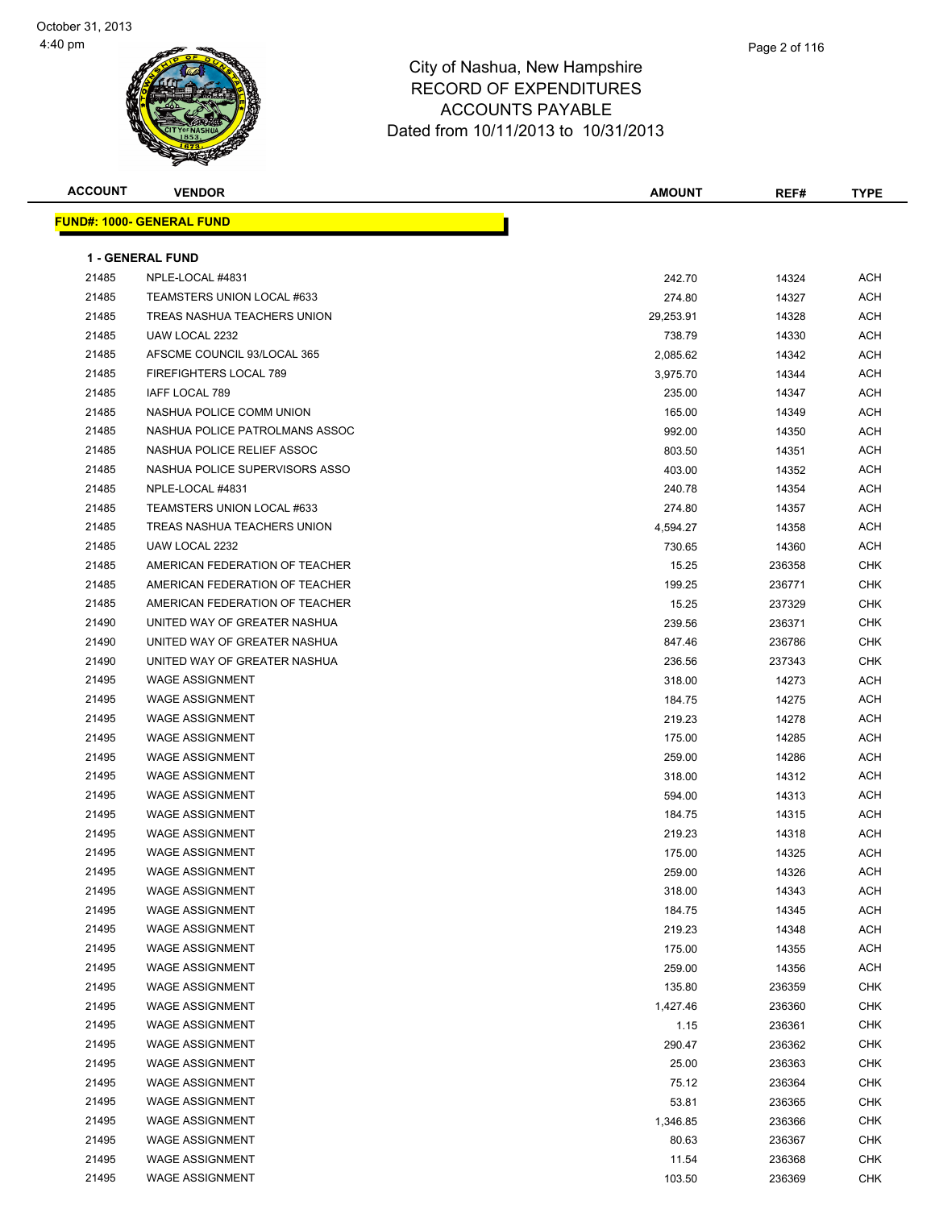# City of Nashua, New Hampshire
## RECORD OF EXPENDITURES
## ACCOUNTS PAYABLE
### Dated from 10/11/2013 to 10/31/2013

**FUND#: 1000- GENERAL FUND**

**1 - GENERAL FUND**

| ACCOUNT | VENDOR | AMOUNT | REF# | TYPE |
|---|---|---|---|---|
| 21485 | NPLE-LOCAL #4831 | 242.70 | 14324 | ACH |
| 21485 | TEAMSTERS UNION LOCAL #633 | 274.80 | 14327 | ACH |
| 21485 | TREAS NASHUA TEACHERS UNION | 29,253.91 | 14328 | ACH |
| 21485 | UAW LOCAL 2232 | 738.79 | 14330 | ACH |
| 21485 | AFSCME COUNCIL 93/LOCAL 365 | 2,085.62 | 14342 | ACH |
| 21485 | FIREFIGHTERS LOCAL 789 | 3,975.70 | 14344 | ACH |
| 21485 | IAFF LOCAL 789 | 235.00 | 14347 | ACH |
| 21485 | NASHUA POLICE COMM UNION | 165.00 | 14349 | ACH |
| 21485 | NASHUA POLICE PATROLMANS ASSOC | 992.00 | 14350 | ACH |
| 21485 | NASHUA POLICE RELIEF ASSOC | 803.50 | 14351 | ACH |
| 21485 | NASHUA POLICE SUPERVISORS ASSO | 403.00 | 14352 | ACH |
| 21485 | NPLE-LOCAL #4831 | 240.78 | 14354 | ACH |
| 21485 | TEAMSTERS UNION LOCAL #633 | 274.80 | 14357 | ACH |
| 21485 | TREAS NASHUA TEACHERS UNION | 4,594.27 | 14358 | ACH |
| 21485 | UAW LOCAL 2232 | 730.65 | 14360 | ACH |
| 21485 | AMERICAN FEDERATION OF TEACHER | 15.25 | 236358 | CHK |
| 21485 | AMERICAN FEDERATION OF TEACHER | 199.25 | 236771 | CHK |
| 21485 | AMERICAN FEDERATION OF TEACHER | 15.25 | 237329 | CHK |
| 21490 | UNITED WAY OF GREATER NASHUA | 239.56 | 236371 | CHK |
| 21490 | UNITED WAY OF GREATER NASHUA | 847.46 | 236786 | CHK |
| 21490 | UNITED WAY OF GREATER NASHUA | 236.56 | 237343 | CHK |
| 21495 | WAGE ASSIGNMENT | 318.00 | 14273 | ACH |
| 21495 | WAGE ASSIGNMENT | 184.75 | 14275 | ACH |
| 21495 | WAGE ASSIGNMENT | 219.23 | 14278 | ACH |
| 21495 | WAGE ASSIGNMENT | 175.00 | 14285 | ACH |
| 21495 | WAGE ASSIGNMENT | 259.00 | 14286 | ACH |
| 21495 | WAGE ASSIGNMENT | 318.00 | 14312 | ACH |
| 21495 | WAGE ASSIGNMENT | 594.00 | 14313 | ACH |
| 21495 | WAGE ASSIGNMENT | 184.75 | 14315 | ACH |
| 21495 | WAGE ASSIGNMENT | 219.23 | 14318 | ACH |
| 21495 | WAGE ASSIGNMENT | 175.00 | 14325 | ACH |
| 21495 | WAGE ASSIGNMENT | 259.00 | 14326 | ACH |
| 21495 | WAGE ASSIGNMENT | 318.00 | 14343 | ACH |
| 21495 | WAGE ASSIGNMENT | 184.75 | 14345 | ACH |
| 21495 | WAGE ASSIGNMENT | 219.23 | 14348 | ACH |
| 21495 | WAGE ASSIGNMENT | 175.00 | 14355 | ACH |
| 21495 | WAGE ASSIGNMENT | 259.00 | 14356 | ACH |
| 21495 | WAGE ASSIGNMENT | 135.80 | 236359 | CHK |
| 21495 | WAGE ASSIGNMENT | 1,427.46 | 236360 | CHK |
| 21495 | WAGE ASSIGNMENT | 1.15 | 236361 | CHK |
| 21495 | WAGE ASSIGNMENT | 290.47 | 236362 | CHK |
| 21495 | WAGE ASSIGNMENT | 25.00 | 236363 | CHK |
| 21495 | WAGE ASSIGNMENT | 75.12 | 236364 | CHK |
| 21495 | WAGE ASSIGNMENT | 53.81 | 236365 | CHK |
| 21495 | WAGE ASSIGNMENT | 1,346.85 | 236366 | CHK |
| 21495 | WAGE ASSIGNMENT | 80.63 | 236367 | CHK |
| 21495 | WAGE ASSIGNMENT | 11.54 | 236368 | CHK |
| 21495 | WAGE ASSIGNMENT | 103.50 | 236369 | CHK |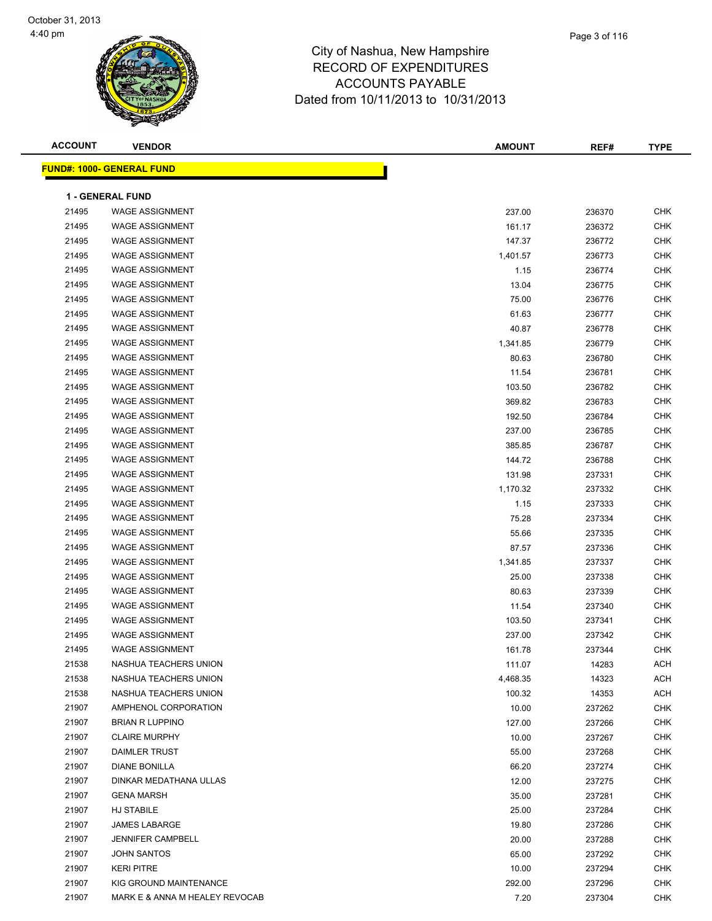City of Nashua, New Hampshire
RECORD OF EXPENDITURES
ACCOUNTS PAYABLE
Dated from 10/11/2013 to 10/31/2013

**FUND#: 1000- GENERAL FUND**

**1 - GENERAL FUND**

| ACCOUNT | VENDOR | AMOUNT | REF# | TYPE |
|---|---|---|---|---|
| 21495 | WAGE ASSIGNMENT | 237.00 | 236370 | CHK |
| 21495 | WAGE ASSIGNMENT | 161.17 | 236372 | CHK |
| 21495 | WAGE ASSIGNMENT | 147.37 | 236772 | CHK |
| 21495 | WAGE ASSIGNMENT | 1,401.57 | 236773 | CHK |
| 21495 | WAGE ASSIGNMENT | 1.15 | 236774 | CHK |
| 21495 | WAGE ASSIGNMENT | 13.04 | 236775 | CHK |
| 21495 | WAGE ASSIGNMENT | 75.00 | 236776 | CHK |
| 21495 | WAGE ASSIGNMENT | 61.63 | 236777 | CHK |
| 21495 | WAGE ASSIGNMENT | 40.87 | 236778 | CHK |
| 21495 | WAGE ASSIGNMENT | 1,341.85 | 236779 | CHK |
| 21495 | WAGE ASSIGNMENT | 80.63 | 236780 | CHK |
| 21495 | WAGE ASSIGNMENT | 11.54 | 236781 | CHK |
| 21495 | WAGE ASSIGNMENT | 103.50 | 236782 | CHK |
| 21495 | WAGE ASSIGNMENT | 369.82 | 236783 | CHK |
| 21495 | WAGE ASSIGNMENT | 192.50 | 236784 | CHK |
| 21495 | WAGE ASSIGNMENT | 237.00 | 236785 | CHK |
| 21495 | WAGE ASSIGNMENT | 385.85 | 236787 | CHK |
| 21495 | WAGE ASSIGNMENT | 144.72 | 236788 | CHK |
| 21495 | WAGE ASSIGNMENT | 131.98 | 237331 | CHK |
| 21495 | WAGE ASSIGNMENT | 1,170.32 | 237332 | CHK |
| 21495 | WAGE ASSIGNMENT | 1.15 | 237333 | CHK |
| 21495 | WAGE ASSIGNMENT | 75.28 | 237334 | CHK |
| 21495 | WAGE ASSIGNMENT | 55.66 | 237335 | CHK |
| 21495 | WAGE ASSIGNMENT | 87.57 | 237336 | CHK |
| 21495 | WAGE ASSIGNMENT | 1,341.85 | 237337 | CHK |
| 21495 | WAGE ASSIGNMENT | 25.00 | 237338 | CHK |
| 21495 | WAGE ASSIGNMENT | 80.63 | 237339 | CHK |
| 21495 | WAGE ASSIGNMENT | 11.54 | 237340 | CHK |
| 21495 | WAGE ASSIGNMENT | 103.50 | 237341 | CHK |
| 21495 | WAGE ASSIGNMENT | 237.00 | 237342 | CHK |
| 21495 | WAGE ASSIGNMENT | 161.78 | 237344 | CHK |
| 21538 | NASHUA TEACHERS UNION | 111.07 | 14283 | ACH |
| 21538 | NASHUA TEACHERS UNION | 4,468.35 | 14323 | ACH |
| 21538 | NASHUA TEACHERS UNION | 100.32 | 14353 | ACH |
| 21907 | AMPHENOL CORPORATION | 10.00 | 237262 | CHK |
| 21907 | BRIAN R LUPPINO | 127.00 | 237266 | CHK |
| 21907 | CLAIRE MURPHY | 10.00 | 237267 | CHK |
| 21907 | DAIMLER TRUST | 55.00 | 237268 | CHK |
| 21907 | DIANE BONILLA | 66.20 | 237274 | CHK |
| 21907 | DINKAR MEDATHANA ULLAS | 12.00 | 237275 | CHK |
| 21907 | GENA MARSH | 35.00 | 237281 | CHK |
| 21907 | HJ STABILE | 25.00 | 237284 | CHK |
| 21907 | JAMES LABARGE | 19.80 | 237286 | CHK |
| 21907 | JENNIFER CAMPBELL | 20.00 | 237288 | CHK |
| 21907 | JOHN SANTOS | 65.00 | 237292 | CHK |
| 21907 | KERI PITRE | 10.00 | 237294 | CHK |
| 21907 | KIG GROUND MAINTENANCE | 292.00 | 237296 | CHK |
| 21907 | MARK E & ANNA M HEALEY REVOCAB | 7.20 | 237304 | CHK |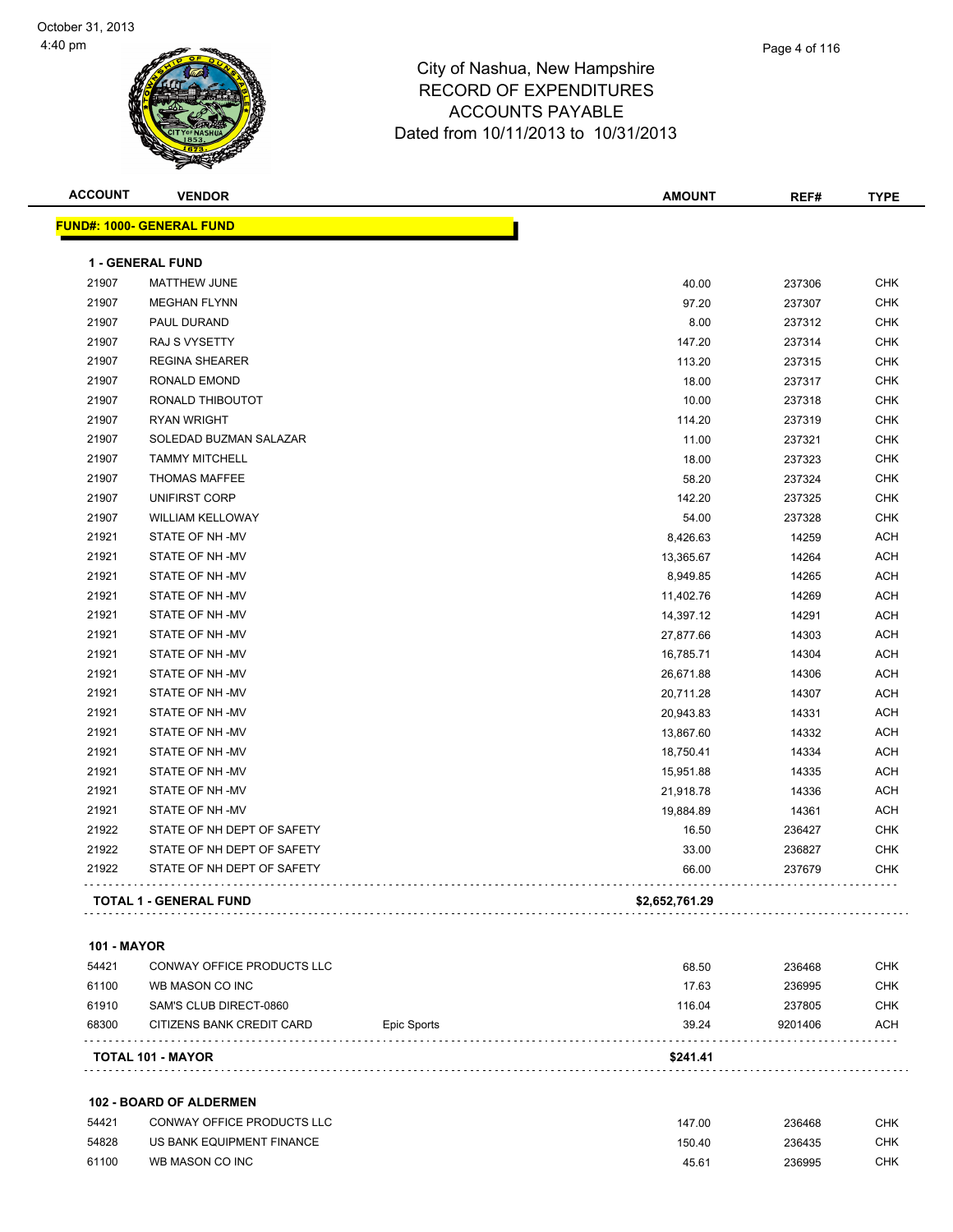City of Nashua, New Hampshire
RECORD OF EXPENDITURES
ACCOUNTS PAYABLE
Dated from 10/11/2013 to 10/31/2013

**FUND#: 1000- GENERAL FUND**

**1 - GENERAL FUND**

| ACCOUNT | VENDOR | | AMOUNT | REF# | TYPE |
|---|---|---|---|---|---|
| 21907 | MATTHEW JUNE | | 40.00 | 237306 | CHK |
| 21907 | MEGHAN FLYNN | | 97.20 | 237307 | CHK |
| 21907 | PAUL DURAND | | 8.00 | 237312 | CHK |
| 21907 | RAJ S VYSETTY | | 147.20 | 237314 | CHK |
| 21907 | REGINA SHEARER | | 113.20 | 237315 | CHK |
| 21907 | RONALD EMOND | | 18.00 | 237317 | CHK |
| 21907 | RONALD THIBOUTOT | | 10.00 | 237318 | CHK |
| 21907 | RYAN WRIGHT | | 114.20 | 237319 | CHK |
| 21907 | SOLEDAD BUZMAN SALAZAR | | 11.00 | 237321 | CHK |
| 21907 | TAMMY MITCHELL | | 18.00 | 237323 | CHK |
| 21907 | THOMAS MAFFEE | | 58.20 | 237324 | CHK |
| 21907 | UNIFIRST CORP | | 142.20 | 237325 | CHK |
| 21907 | WILLIAM KELLOWAY | | 54.00 | 237328 | CHK |
| 21921 | STATE OF NH -MV | | 8,426.63 | 14259 | ACH |
| 21921 | STATE OF NH -MV | | 13,365.67 | 14264 | ACH |
| 21921 | STATE OF NH -MV | | 8,949.85 | 14265 | ACH |
| 21921 | STATE OF NH -MV | | 11,402.76 | 14269 | ACH |
| 21921 | STATE OF NH -MV | | 14,397.12 | 14291 | ACH |
| 21921 | STATE OF NH -MV | | 27,877.66 | 14303 | ACH |
| 21921 | STATE OF NH -MV | | 16,785.71 | 14304 | ACH |
| 21921 | STATE OF NH -MV | | 26,671.88 | 14306 | ACH |
| 21921 | STATE OF NH -MV | | 20,711.28 | 14307 | ACH |
| 21921 | STATE OF NH -MV | | 20,943.83 | 14331 | ACH |
| 21921 | STATE OF NH -MV | | 13,867.60 | 14332 | ACH |
| 21921 | STATE OF NH -MV | | 18,750.41 | 14334 | ACH |
| 21921 | STATE OF NH -MV | | 15,951.88 | 14335 | ACH |
| 21921 | STATE OF NH -MV | | 21,918.78 | 14336 | ACH |
| 21921 | STATE OF NH -MV | | 19,884.89 | 14361 | ACH |
| 21922 | STATE OF NH DEPT OF SAFETY | | 16.50 | 236427 | CHK |
| 21922 | STATE OF NH DEPT OF SAFETY | | 33.00 | 236827 | CHK |
| 21922 | STATE OF NH DEPT OF SAFETY | | 66.00 | 237679 | CHK |
| | **TOTAL 1 - GENERAL FUND** | | **$2,652,761.29** | | |

**101 - MAYOR**

| ACCOUNT | VENDOR | | AMOUNT | REF# | TYPE |
|---|---|---|---|---|---|
| 54421 | CONWAY OFFICE PRODUCTS LLC | | 68.50 | 236468 | CHK |
| 61100 | WB MASON CO INC | | 17.63 | 236995 | CHK |
| 61910 | SAM'S CLUB DIRECT-0860 | | 116.04 | 237805 | CHK |
| 68300 | CITIZENS BANK CREDIT CARD | Epic Sports | 39.24 | 9201406 | ACH |
| | **TOTAL 101 - MAYOR** | | **$241.41** | | |

**102 - BOARD OF ALDERMEN**

| ACCOUNT | VENDOR | | AMOUNT | REF# | TYPE |
|---|---|---|---|---|---|
| 54421 | CONWAY OFFICE PRODUCTS LLC | | 147.00 | 236468 | CHK |
| 54828 | US BANK EQUIPMENT FINANCE | | 150.40 | 236435 | CHK |
| 61100 | WB MASON CO INC | | 45.61 | 236995 | CHK |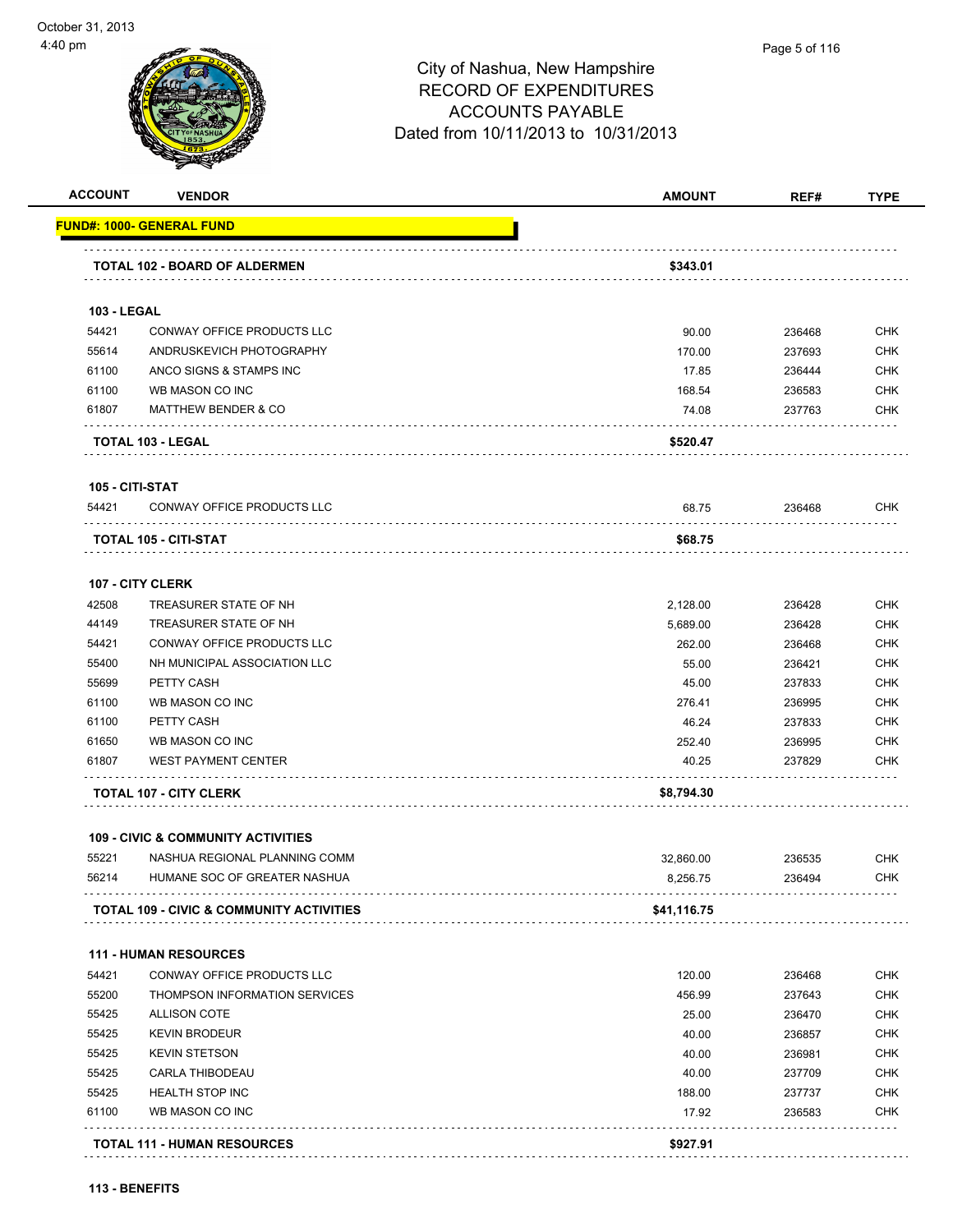City of Nashua, New Hampshire
RECORD OF EXPENDITURES
ACCOUNTS PAYABLE
Dated from 10/11/2013 to 10/31/2013

| ACCOUNT | VENDOR | AMOUNT | REF# | TYPE |
|---|---|---|---|---|
| **FUND#: 1000- GENERAL FUND** | | | | |
| | **TOTAL 102 - BOARD OF ALDERMEN** | **$343.01** | | |
| **103 - LEGAL** | | | | |
| 54421 | CONWAY OFFICE PRODUCTS LLC | 90.00 | 236468 | CHK |
| 55614 | ANDRUSKEVICH PHOTOGRAPHY | 170.00 | 237693 | CHK |
| 61100 | ANCO SIGNS & STAMPS INC | 17.85 | 236444 | CHK |
| 61100 | WB MASON CO INC | 168.54 | 236583 | CHK |
| 61807 | MATTHEW BENDER & CO | 74.08 | 237763 | CHK |
| | **TOTAL 103 - LEGAL** | **$520.47** | | |
| **105 - CITI-STAT** | | | | |
| 54421 | CONWAY OFFICE PRODUCTS LLC | 68.75 | 236468 | CHK |
| | **TOTAL 105 - CITI-STAT** | **$68.75** | | |
| **107 - CITY CLERK** | | | | |
| 42508 | TREASURER STATE OF NH | 2,128.00 | 236428 | CHK |
| 44149 | TREASURER STATE OF NH | 5,689.00 | 236428 | CHK |
| 54421 | CONWAY OFFICE PRODUCTS LLC | 262.00 | 236468 | CHK |
| 55400 | NH MUNICIPAL ASSOCIATION LLC | 55.00 | 236421 | CHK |
| 55699 | PETTY CASH | 45.00 | 237833 | CHK |
| 61100 | WB MASON CO INC | 276.41 | 236995 | CHK |
| 61100 | PETTY CASH | 46.24 | 237833 | CHK |
| 61650 | WB MASON CO INC | 252.40 | 236995 | CHK |
| 61807 | WEST PAYMENT CENTER | 40.25 | 237829 | CHK |
| | **TOTAL 107 - CITY CLERK** | **$8,794.30** | | |
| **109 - CIVIC & COMMUNITY ACTIVITIES** | | | | |
| 55221 | NASHUA REGIONAL PLANNING COMM | 32,860.00 | 236535 | CHK |
| 56214 | HUMANE SOC OF GREATER NASHUA | 8,256.75 | 236494 | CHK |
| | **TOTAL 109 - CIVIC & COMMUNITY ACTIVITIES** | **$41,116.75** | | |
| **111 - HUMAN RESOURCES** | | | | |
| 54421 | CONWAY OFFICE PRODUCTS LLC | 120.00 | 236468 | CHK |
| 55200 | THOMPSON INFORMATION SERVICES | 456.99 | 237643 | CHK |
| 55425 | ALLISON COTE | 25.00 | 236470 | CHK |
| 55425 | KEVIN BRODEUR | 40.00 | 236857 | CHK |
| 55425 | KEVIN STETSON | 40.00 | 236981 | CHK |
| 55425 | CARLA THIBODEAU | 40.00 | 237709 | CHK |
| 55425 | HEALTH STOP INC | 188.00 | 237737 | CHK |
| 61100 | WB MASON CO INC | 17.92 | 236583 | CHK |
| | **TOTAL 111 - HUMAN RESOURCES** | **$927.91** | | |
| **113 - BENEFITS** | | | | |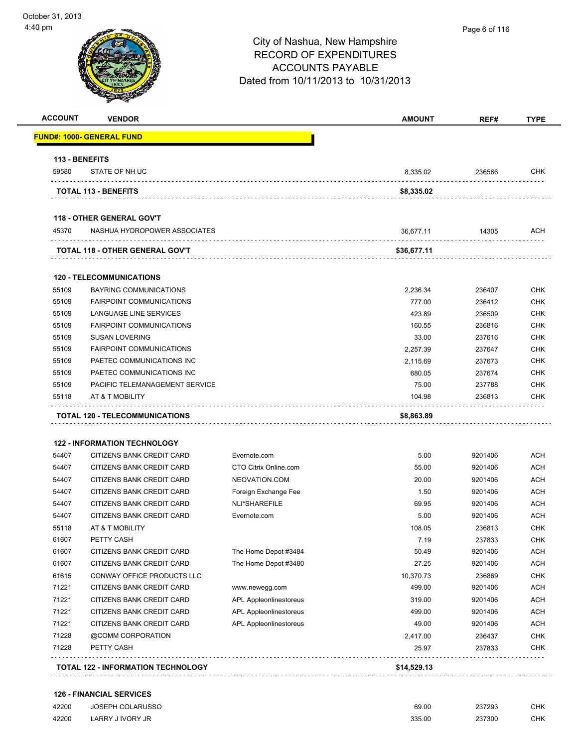October 31, 2013
4:40 pm

City of Nashua, New Hampshire
RECORD OF EXPENDITURES
ACCOUNTS PAYABLE
Dated from 10/11/2013 to 10/31/2013

| ACCOUNT | VENDOR | | AMOUNT | REF# | TYPE |
|---|---|---|---|---|---|
| **FUND#: 1000- GENERAL FUND** | | | | | |
| **113 - BENEFITS** | | | | | |
| 59580 | STATE OF NH UC | | 8,335.02 | 236566 | CHK |
| **TOTAL 113 - BENEFITS** | | | **$8,335.02** | | |
| **118 - OTHER GENERAL GOV'T** | | | | | |
| 45370 | NASHUA HYDROPOWER ASSOCIATES | | 36,677.11 | 14305 | ACH |
| **TOTAL 118 - OTHER GENERAL GOV'T** | | | **$36,677.11** | | |
| **120 - TELECOMMUNICATIONS** | | | | | |
| 55109 | BAYRING COMMUNICATIONS | | 2,236.34 | 236407 | CHK |
| 55109 | FAIRPOINT COMMUNICATIONS | | 777.00 | 236412 | CHK |
| 55109 | LANGUAGE LINE SERVICES | | 423.89 | 236509 | CHK |
| 55109 | FAIRPOINT COMMUNICATIONS | | 160.55 | 236816 | CHK |
| 55109 | SUSAN LOVERING | | 33.00 | 237616 | CHK |
| 55109 | FAIRPOINT COMMUNICATIONS | | 2,257.39 | 237647 | CHK |
| 55109 | PAETEC COMMUNICATIONS INC | | 2,115.69 | 237673 | CHK |
| 55109 | PAETEC COMMUNICATIONS INC | | 680.05 | 237674 | CHK |
| 55109 | PACIFIC TELEMANAGEMENT SERVICE | | 75.00 | 237788 | CHK |
| 55118 | AT & T MOBILITY | | 104.98 | 236813 | CHK |
| **TOTAL 120 - TELECOMMUNICATIONS** | | | **$8,863.89** | | |
| **122 - INFORMATION TECHNOLOGY** | | | | | |
| 54407 | CITIZENS BANK CREDIT CARD | Evernote.com | 5.00 | 9201406 | ACH |
| 54407 | CITIZENS BANK CREDIT CARD | CTO Citrix Online.com | 55.00 | 9201406 | ACH |
| 54407 | CITIZENS BANK CREDIT CARD | NEOVATION.COM | 20.00 | 9201406 | ACH |
| 54407 | CITIZENS BANK CREDIT CARD | Foreign Exchange Fee | 1.50 | 9201406 | ACH |
| 54407 | CITIZENS BANK CREDIT CARD | NLI*SHAREFILE | 69.95 | 9201406 | ACH |
| 54407 | CITIZENS BANK CREDIT CARD | Evernote.com | 5.00 | 9201406 | ACH |
| 55118 | AT & T MOBILITY | | 108.05 | 236813 | CHK |
| 61607 | PETTY CASH | | 7.19 | 237833 | CHK |
| 61607 | CITIZENS BANK CREDIT CARD | The Home Depot #3484 | 50.49 | 9201406 | ACH |
| 61607 | CITIZENS BANK CREDIT CARD | The Home Depot #3480 | 27.25 | 9201406 | ACH |
| 61615 | CONWAY OFFICE PRODUCTS LLC | | 10,370.73 | 236869 | CHK |
| 71221 | CITIZENS BANK CREDIT CARD | www.newegg.com | 499.00 | 9201406 | ACH |
| 71221 | CITIZENS BANK CREDIT CARD | APL Appleonlinestoreus | 319.00 | 9201406 | ACH |
| 71221 | CITIZENS BANK CREDIT CARD | APL Appleonlinestoreus | 499.00 | 9201406 | ACH |
| 71221 | CITIZENS BANK CREDIT CARD | APL Appleonlinestoreus | 49.00 | 9201406 | ACH |
| 71228 | @COMM CORPORATION | | 2,417.00 | 236437 | CHK |
| 71228 | PETTY CASH | | 25.97 | 237833 | CHK |
| **TOTAL 122 - INFORMATION TECHNOLOGY** | | | **$14,529.13** | | |
| **126 - FINANCIAL SERVICES** | | | | | |
| 42200 | JOSEPH COLARUSSO | | 69.00 | 237293 | CHK |
| 42200 | LARRY J IVORY JR | | 335.00 | 237300 | CHK |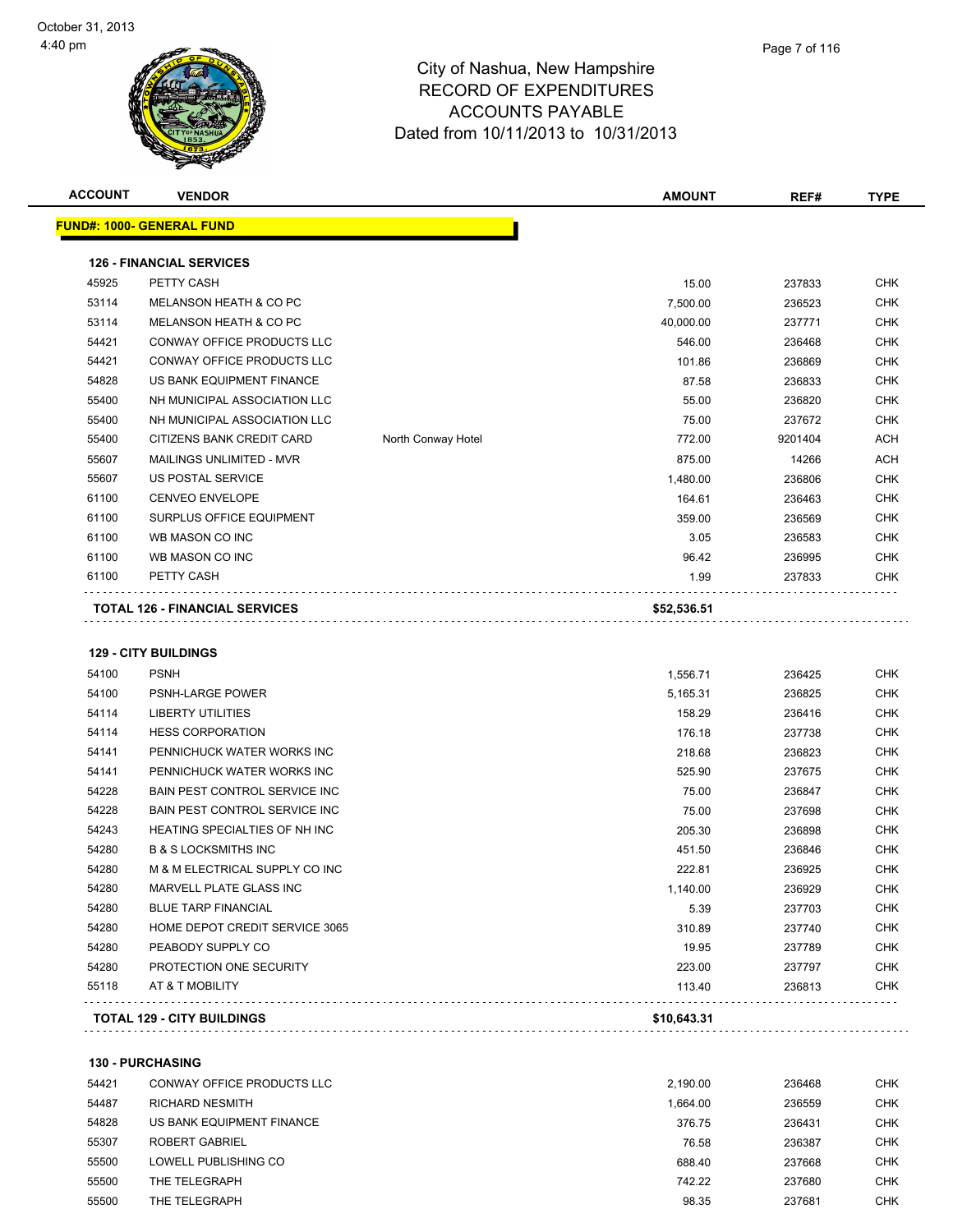October 31, 2013
4:40 pm

# City of Nashua, New Hampshire
## RECORD OF EXPENDITURES
## ACCOUNTS PAYABLE
## Dated from 10/11/2013 to 10/31/2013

| ACCOUNT | VENDOR | | AMOUNT | REF# | TYPE |
|---|---|---|---|---|---|
| **FUND#: 1000- GENERAL FUND** | | | | | |
| **126 - FINANCIAL SERVICES** | | | | | |
| 45925 | PETTY CASH | | 15.00 | 237833 | CHK |
| 53114 | MELANSON HEATH & CO PC | | 7,500.00 | 236523 | CHK |
| 53114 | MELANSON HEATH & CO PC | | 40,000.00 | 237771 | CHK |
| 54421 | CONWAY OFFICE PRODUCTS LLC | | 546.00 | 236468 | CHK |
| 54421 | CONWAY OFFICE PRODUCTS LLC | | 101.86 | 236869 | CHK |
| 54828 | US BANK EQUIPMENT FINANCE | | 87.58 | 236833 | CHK |
| 55400 | NH MUNICIPAL ASSOCIATION LLC | | 55.00 | 236820 | CHK |
| 55400 | NH MUNICIPAL ASSOCIATION LLC | | 75.00 | 237672 | CHK |
| 55400 | CITIZENS BANK CREDIT CARD | North Conway Hotel | 772.00 | 9201404 | ACH |
| 55607 | MAILINGS UNLIMITED - MVR | | 875.00 | 14266 | ACH |
| 55607 | US POSTAL SERVICE | | 1,480.00 | 236806 | CHK |
| 61100 | CENVEO ENVELOPE | | 164.61 | 236463 | CHK |
| 61100 | SURPLUS OFFICE EQUIPMENT | | 359.00 | 236569 | CHK |
| 61100 | WB MASON CO INC | | 3.05 | 236583 | CHK |
| 61100 | WB MASON CO INC | | 96.42 | 236995 | CHK |
| 61100 | PETTY CASH | | 1.99 | 237833 | CHK |
| **TOTAL 126 - FINANCIAL SERVICES** | | | **$52,536.51** | | |
| **129 - CITY BUILDINGS** | | | | | |
| 54100 | PSNH | | 1,556.71 | 236425 | CHK |
| 54100 | PSNH-LARGE POWER | | 5,165.31 | 236825 | CHK |
| 54114 | LIBERTY UTILITIES | | 158.29 | 236416 | CHK |
| 54114 | HESS CORPORATION | | 176.18 | 237738 | CHK |
| 54141 | PENNICHUCK WATER WORKS INC | | 218.68 | 236823 | CHK |
| 54141 | PENNICHUCK WATER WORKS INC | | 525.90 | 237675 | CHK |
| 54228 | BAIN PEST CONTROL SERVICE INC | | 75.00 | 236847 | CHK |
| 54228 | BAIN PEST CONTROL SERVICE INC | | 75.00 | 237698 | CHK |
| 54243 | HEATING SPECIALTIES OF NH INC | | 205.30 | 236898 | CHK |
| 54280 | B & S LOCKSMITHS INC | | 451.50 | 236846 | CHK |
| 54280 | M & M ELECTRICAL SUPPLY CO INC | | 222.81 | 236925 | CHK |
| 54280 | MARVELL PLATE GLASS INC | | 1,140.00 | 236929 | CHK |
| 54280 | BLUE TARP FINANCIAL | | 5.39 | 237703 | CHK |
| 54280 | HOME DEPOT CREDIT SERVICE 3065 | | 310.89 | 237740 | CHK |
| 54280 | PEABODY SUPPLY CO | | 19.95 | 237789 | CHK |
| 54280 | PROTECTION ONE SECURITY | | 223.00 | 237797 | CHK |
| 55118 | AT & T MOBILITY | | 113.40 | 236813 | CHK |
| **TOTAL 129 - CITY BUILDINGS** | | | **$10,643.31** | | |
| **130 - PURCHASING** | | | | | |
| 54421 | CONWAY OFFICE PRODUCTS LLC | | 2,190.00 | 236468 | CHK |
| 54487 | RICHARD NESMITH | | 1,664.00 | 236559 | CHK |
| 54828 | US BANK EQUIPMENT FINANCE | | 376.75 | 236431 | CHK |
| 55307 | ROBERT GABRIEL | | 76.58 | 236387 | CHK |
| 55500 | LOWELL PUBLISHING CO | | 688.40 | 237668 | CHK |
| 55500 | THE TELEGRAPH | | 742.22 | 237680 | CHK |
| 55500 | THE TELEGRAPH | | 98.35 | 237681 | CHK |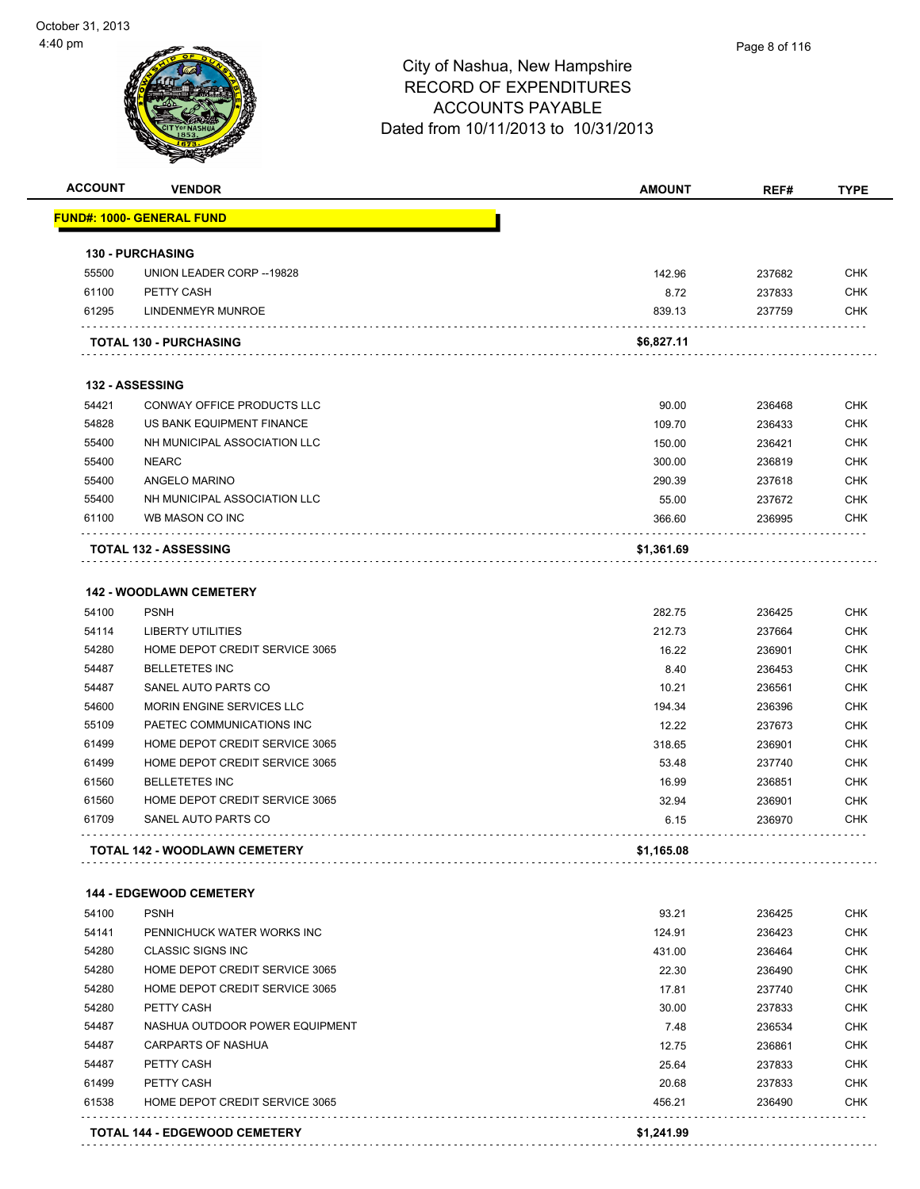# City of Nashua, New Hampshire
# RECORD OF EXPENDITURES
# ACCOUNTS PAYABLE
# Dated from 10/11/2013 to 10/31/2013

October 31, 2013
4:40 pm

| ACCOUNT | VENDOR | AMOUNT | REF# | TYPE |
|---|---|---|---|---|
| **FUND#: 1000- GENERAL FUND** | | | | |
| **130 - PURCHASING** | | | | |
| 55500 | UNION LEADER CORP --19828 | 142.96 | 237682 | CHK |
| 61100 | PETTY CASH | 8.72 | 237833 | CHK |
| 61295 | LINDENMEYR MUNROE | 839.13 | 237759 | CHK |
| **TOTAL 130 - PURCHASING** | | **$6,827.11** | | |
| **132 - ASSESSING** | | | | |
| 54421 | CONWAY OFFICE PRODUCTS LLC | 90.00 | 236468 | CHK |
| 54828 | US BANK EQUIPMENT FINANCE | 109.70 | 236433 | CHK |
| 55400 | NH MUNICIPAL ASSOCIATION LLC | 150.00 | 236421 | CHK |
| 55400 | NEARC | 300.00 | 236819 | CHK |
| 55400 | ANGELO MARINO | 290.39 | 237618 | CHK |
| 55400 | NH MUNICIPAL ASSOCIATION LLC | 55.00 | 237672 | CHK |
| 61100 | WB MASON CO INC | 366.60 | 236995 | CHK |
| **TOTAL 132 - ASSESSING** | | **$1,361.69** | | |
| **142 - WOODLAWN CEMETERY** | | | | |
| 54100 | PSNH | 282.75 | 236425 | CHK |
| 54114 | LIBERTY UTILITIES | 212.73 | 237664 | CHK |
| 54280 | HOME DEPOT CREDIT SERVICE 3065 | 16.22 | 236901 | CHK |
| 54487 | BELLETETES INC | 8.40 | 236453 | CHK |
| 54487 | SANEL AUTO PARTS CO | 10.21 | 236561 | CHK |
| 54600 | MORIN ENGINE SERVICES LLC | 194.34 | 236396 | CHK |
| 55109 | PAETEC COMMUNICATIONS INC | 12.22 | 237673 | CHK |
| 61499 | HOME DEPOT CREDIT SERVICE 3065 | 318.65 | 236901 | CHK |
| 61499 | HOME DEPOT CREDIT SERVICE 3065 | 53.48 | 237740 | CHK |
| 61560 | BELLETETES INC | 16.99 | 236851 | CHK |
| 61560 | HOME DEPOT CREDIT SERVICE 3065 | 32.94 | 236901 | CHK |
| 61709 | SANEL AUTO PARTS CO | 6.15 | 236970 | CHK |
| **TOTAL 142 - WOODLAWN CEMETERY** | | **$1,165.08** | | |
| **144 - EDGEWOOD CEMETERY** | | | | |
| 54100 | PSNH | 93.21 | 236425 | CHK |
| 54141 | PENNICHUCK WATER WORKS INC | 124.91 | 236423 | CHK |
| 54280 | CLASSIC SIGNS INC | 431.00 | 236464 | CHK |
| 54280 | HOME DEPOT CREDIT SERVICE 3065 | 22.30 | 236490 | CHK |
| 54280 | HOME DEPOT CREDIT SERVICE 3065 | 17.81 | 237740 | CHK |
| 54280 | PETTY CASH | 30.00 | 237833 | CHK |
| 54487 | NASHUA OUTDOOR POWER EQUIPMENT | 7.48 | 236534 | CHK |
| 54487 | CARPARTS OF NASHUA | 12.75 | 236861 | CHK |
| 54487 | PETTY CASH | 25.64 | 237833 | CHK |
| 61499 | PETTY CASH | 20.68 | 237833 | CHK |
| 61538 | HOME DEPOT CREDIT SERVICE 3065 | 456.21 | 236490 | CHK |
| **TOTAL 144 - EDGEWOOD CEMETERY** | | **$1,241.99** | | |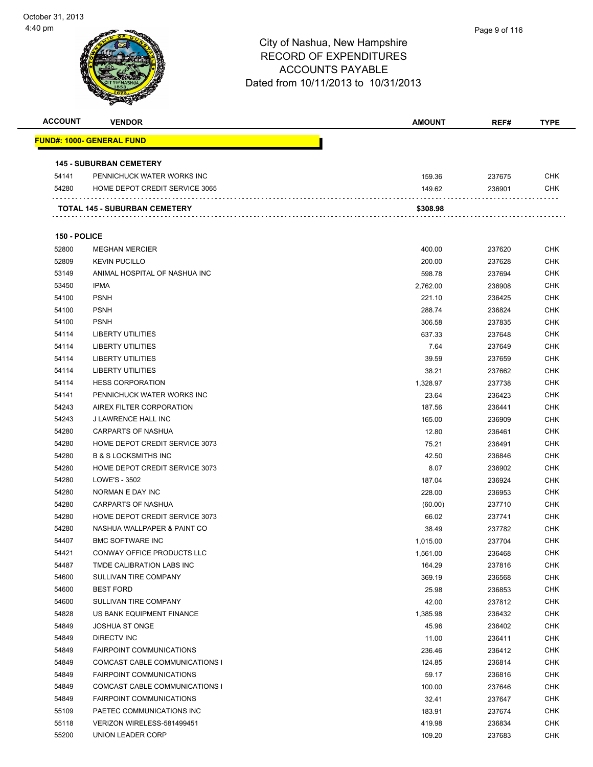City of Nashua, New Hampshire
RECORD OF EXPENDITURES
ACCOUNTS PAYABLE
Dated from 10/11/2013 to 10/31/2013

| ACCOUNT | VENDOR | AMOUNT | REF# | TYPE |
|---|---|---|---|---|
| **FUND#: 1000- GENERAL FUND** | | | | |
| **145 - SUBURBAN CEMETERY** | | | | |
| 54141 | PENNICHUCK WATER WORKS INC | 159.36 | 237675 | CHK |
| 54280 | HOME DEPOT CREDIT SERVICE 3065 | 149.62 | 236901 | CHK |
| **TOTAL 145 - SUBURBAN CEMETERY** | | **$308.98** | | |
| **150 - POLICE** | | | | |
| 52800 | MEGHAN MERCIER | 400.00 | 237620 | CHK |
| 52809 | KEVIN PUCILLO | 200.00 | 237628 | CHK |
| 53149 | ANIMAL HOSPITAL OF NASHUA INC | 598.78 | 237694 | CHK |
| 53450 | IPMA | 2,762.00 | 236908 | CHK |
| 54100 | PSNH | 221.10 | 236425 | CHK |
| 54100 | PSNH | 288.74 | 236824 | CHK |
| 54100 | PSNH | 306.58 | 237835 | CHK |
| 54114 | LIBERTY UTILITIES | 637.33 | 237648 | CHK |
| 54114 | LIBERTY UTILITIES | 7.64 | 237649 | CHK |
| 54114 | LIBERTY UTILITIES | 39.59 | 237659 | CHK |
| 54114 | LIBERTY UTILITIES | 38.21 | 237662 | CHK |
| 54114 | HESS CORPORATION | 1,328.97 | 237738 | CHK |
| 54141 | PENNICHUCK WATER WORKS INC | 23.64 | 236423 | CHK |
| 54243 | AIREX FILTER CORPORATION | 187.56 | 236441 | CHK |
| 54243 | J LAWRENCE HALL INC | 165.00 | 236909 | CHK |
| 54280 | CARPARTS OF NASHUA | 12.80 | 236461 | CHK |
| 54280 | HOME DEPOT CREDIT SERVICE 3073 | 75.21 | 236491 | CHK |
| 54280 | B & S LOCKSMITHS INC | 42.50 | 236846 | CHK |
| 54280 | HOME DEPOT CREDIT SERVICE 3073 | 8.07 | 236902 | CHK |
| 54280 | LOWE'S - 3502 | 187.04 | 236924 | CHK |
| 54280 | NORMAN E DAY INC | 228.00 | 236953 | CHK |
| 54280 | CARPARTS OF NASHUA | (60.00) | 237710 | CHK |
| 54280 | HOME DEPOT CREDIT SERVICE 3073 | 66.02 | 237741 | CHK |
| 54280 | NASHUA WALLPAPER & PAINT CO | 38.49 | 237782 | CHK |
| 54407 | BMC SOFTWARE INC | 1,015.00 | 237704 | CHK |
| 54421 | CONWAY OFFICE PRODUCTS LLC | 1,561.00 | 236468 | CHK |
| 54487 | TMDE CALIBRATION LABS INC | 164.29 | 237816 | CHK |
| 54600 | SULLIVAN TIRE COMPANY | 369.19 | 236568 | CHK |
| 54600 | BEST FORD | 25.98 | 236853 | CHK |
| 54600 | SULLIVAN TIRE COMPANY | 42.00 | 237812 | CHK |
| 54828 | US BANK EQUIPMENT FINANCE | 1,385.98 | 236432 | CHK |
| 54849 | JOSHUA ST ONGE | 45.96 | 236402 | CHK |
| 54849 | DIRECTV INC | 11.00 | 236411 | CHK |
| 54849 | FAIRPOINT COMMUNICATIONS | 236.46 | 236412 | CHK |
| 54849 | COMCAST CABLE COMMUNICATIONS I | 124.85 | 236814 | CHK |
| 54849 | FAIRPOINT COMMUNICATIONS | 59.17 | 236816 | CHK |
| 54849 | COMCAST CABLE COMMUNICATIONS I | 100.00 | 237646 | CHK |
| 54849 | FAIRPOINT COMMUNICATIONS | 32.41 | 237647 | CHK |
| 55109 | PAETEC COMMUNICATIONS INC | 183.91 | 237674 | CHK |
| 55118 | VERIZON WIRELESS-581499451 | 419.98 | 236834 | CHK |
| 55200 | UNION LEADER CORP | 109.20 | 237683 | CHK |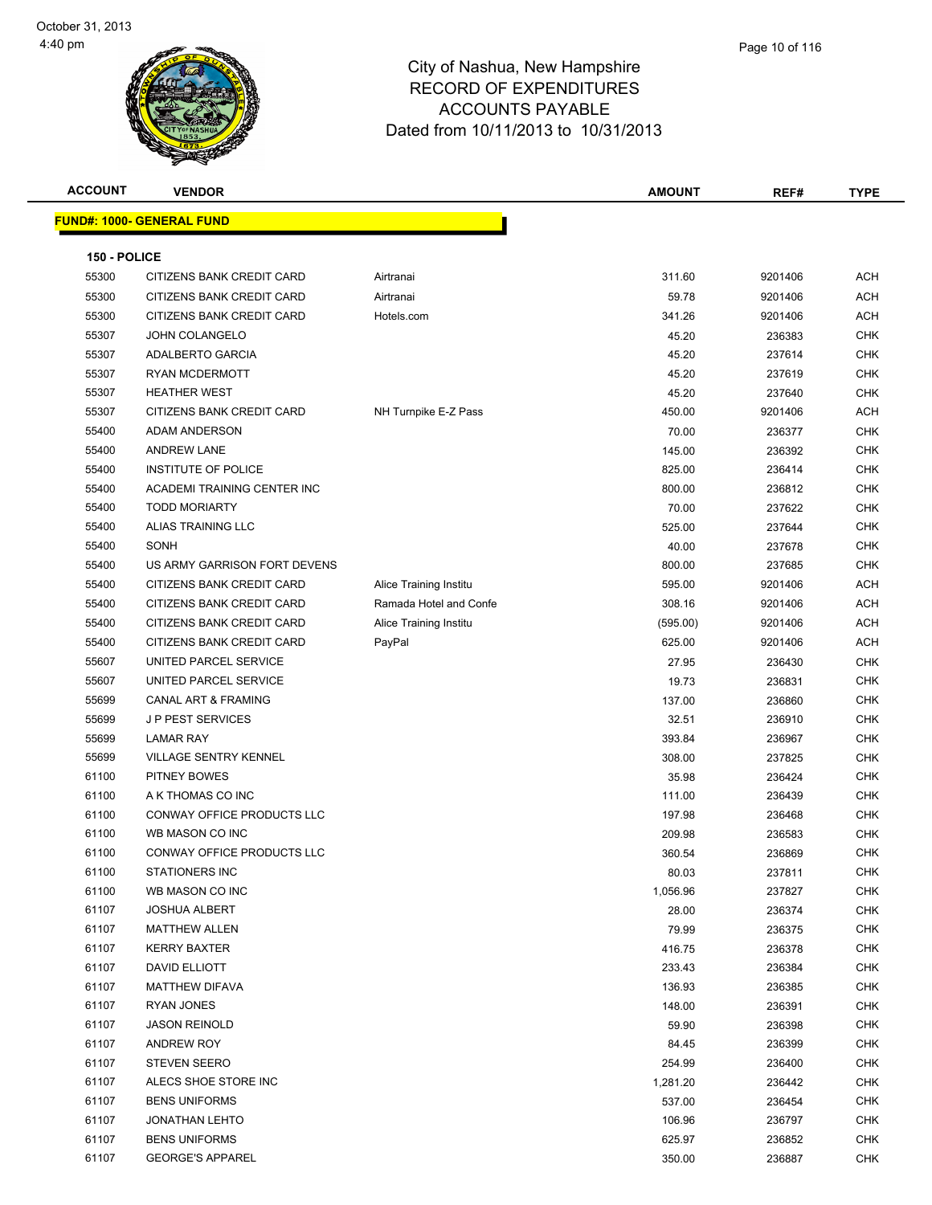# City of Nashua, New Hampshire
## RECORD OF EXPENDITURES
## ACCOUNTS PAYABLE
## Dated from 10/11/2013 to 10/31/2013

| ACCOUNT | VENDOR | | AMOUNT | REF# | TYPE |
|---|---|---|---|---|---|

**FUND#: 1000- GENERAL FUND**

**150 - POLICE**

| ACCOUNT | VENDOR | | AMOUNT | REF# | TYPE |
|---|---|---|---|---|---|
| 55300 | CITIZENS BANK CREDIT CARD | Airtranai | 311.60 | 9201406 | ACH |
| 55300 | CITIZENS BANK CREDIT CARD | Airtranai | 59.78 | 9201406 | ACH |
| 55300 | CITIZENS BANK CREDIT CARD | Hotels.com | 341.26 | 9201406 | ACH |
| 55307 | JOHN COLANGELO | | 45.20 | 236383 | CHK |
| 55307 | ADALBERTO GARCIA | | 45.20 | 237614 | CHK |
| 55307 | RYAN MCDERMOTT | | 45.20 | 237619 | CHK |
| 55307 | HEATHER WEST | | 45.20 | 237640 | CHK |
| 55307 | CITIZENS BANK CREDIT CARD | NH Turnpike E-Z Pass | 450.00 | 9201406 | ACH |
| 55400 | ADAM ANDERSON | | 70.00 | 236377 | CHK |
| 55400 | ANDREW LANE | | 145.00 | 236392 | CHK |
| 55400 | INSTITUTE OF POLICE | | 825.00 | 236414 | CHK |
| 55400 | ACADEMI TRAINING CENTER INC | | 800.00 | 236812 | CHK |
| 55400 | TODD MORIARTY | | 70.00 | 237622 | CHK |
| 55400 | ALIAS TRAINING LLC | | 525.00 | 237644 | CHK |
| 55400 | SONH | | 40.00 | 237678 | CHK |
| 55400 | US ARMY GARRISON FORT DEVENS | | 800.00 | 237685 | CHK |
| 55400 | CITIZENS BANK CREDIT CARD | Alice Training Institu | 595.00 | 9201406 | ACH |
| 55400 | CITIZENS BANK CREDIT CARD | Ramada Hotel and Confe | 308.16 | 9201406 | ACH |
| 55400 | CITIZENS BANK CREDIT CARD | Alice Training Institu | (595.00) | 9201406 | ACH |
| 55400 | CITIZENS BANK CREDIT CARD | PayPal | 625.00 | 9201406 | ACH |
| 55607 | UNITED PARCEL SERVICE | | 27.95 | 236430 | CHK |
| 55607 | UNITED PARCEL SERVICE | | 19.73 | 236831 | CHK |
| 55699 | CANAL ART & FRAMING | | 137.00 | 236860 | CHK |
| 55699 | J P PEST SERVICES | | 32.51 | 236910 | CHK |
| 55699 | LAMAR RAY | | 393.84 | 236967 | CHK |
| 55699 | VILLAGE SENTRY KENNEL | | 308.00 | 237825 | CHK |
| 61100 | PITNEY BOWES | | 35.98 | 236424 | CHK |
| 61100 | A K THOMAS CO INC | | 111.00 | 236439 | CHK |
| 61100 | CONWAY OFFICE PRODUCTS LLC | | 197.98 | 236468 | CHK |
| 61100 | WB MASON CO INC | | 209.98 | 236583 | CHK |
| 61100 | CONWAY OFFICE PRODUCTS LLC | | 360.54 | 236869 | CHK |
| 61100 | STATIONERS INC | | 80.03 | 237811 | CHK |
| 61100 | WB MASON CO INC | | 1,056.96 | 237827 | CHK |
| 61107 | JOSHUA ALBERT | | 28.00 | 236374 | CHK |
| 61107 | MATTHEW ALLEN | | 79.99 | 236375 | CHK |
| 61107 | KERRY BAXTER | | 416.75 | 236378 | CHK |
| 61107 | DAVID ELLIOTT | | 233.43 | 236384 | CHK |
| 61107 | MATTHEW DIFAVA | | 136.93 | 236385 | CHK |
| 61107 | RYAN JONES | | 148.00 | 236391 | CHK |
| 61107 | JASON REINOLD | | 59.90 | 236398 | CHK |
| 61107 | ANDREW ROY | | 84.45 | 236399 | CHK |
| 61107 | STEVEN SEERO | | 254.99 | 236400 | CHK |
| 61107 | ALECS SHOE STORE INC | | 1,281.20 | 236442 | CHK |
| 61107 | BENS UNIFORMS | | 537.00 | 236454 | CHK |
| 61107 | JONATHAN LEHTO | | 106.96 | 236797 | CHK |
| 61107 | BENS UNIFORMS | | 625.97 | 236852 | CHK |
| 61107 | GEORGE'S APPAREL | | 350.00 | 236887 | CHK |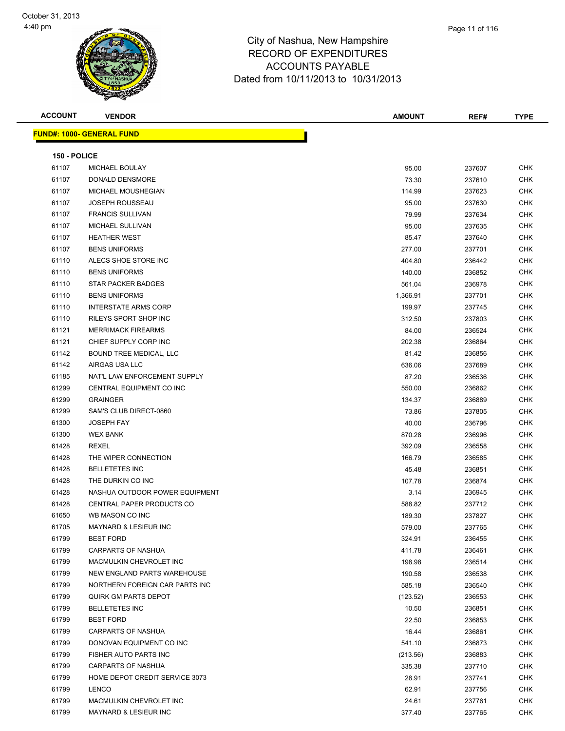# City of Nashua, New Hampshire
## RECORD OF EXPENDITURES
## ACCOUNTS PAYABLE
### Dated from 10/11/2013 to 10/31/2013

| ACCOUNT | VENDOR | AMOUNT | REF# | TYPE |
|---|---|---|---|---|
| **FUND#: 1000- GENERAL FUND** | | | | |
| **150 - POLICE** | | | | |
| 61107 | MICHAEL BOULAY | 95.00 | 237607 | CHK |
| 61107 | DONALD DENSMORE | 73.30 | 237610 | CHK |
| 61107 | MICHAEL MOUSHEGIAN | 114.99 | 237623 | CHK |
| 61107 | JOSEPH ROUSSEAU | 95.00 | 237630 | CHK |
| 61107 | FRANCIS SULLIVAN | 79.99 | 237634 | CHK |
| 61107 | MICHAEL SULLIVAN | 95.00 | 237635 | CHK |
| 61107 | HEATHER WEST | 85.47 | 237640 | CHK |
| 61107 | BENS UNIFORMS | 277.00 | 237701 | CHK |
| 61110 | ALECS SHOE STORE INC | 404.80 | 236442 | CHK |
| 61110 | BENS UNIFORMS | 140.00 | 236852 | CHK |
| 61110 | STAR PACKER BADGES | 561.04 | 236978 | CHK |
| 61110 | BENS UNIFORMS | 1,366.91 | 237701 | CHK |
| 61110 | INTERSTATE ARMS CORP | 199.97 | 237745 | CHK |
| 61110 | RILEYS SPORT SHOP INC | 312.50 | 237803 | CHK |
| 61121 | MERRIMACK FIREARMS | 84.00 | 236524 | CHK |
| 61121 | CHIEF SUPPLY CORP INC | 202.38 | 236864 | CHK |
| 61142 | BOUND TREE MEDICAL, LLC | 81.42 | 236856 | CHK |
| 61142 | AIRGAS USA LLC | 636.06 | 237689 | CHK |
| 61185 | NAT'L LAW ENFORCEMENT SUPPLY | 87.20 | 236536 | CHK |
| 61299 | CENTRAL EQUIPMENT CO INC | 550.00 | 236862 | CHK |
| 61299 | GRAINGER | 134.37 | 236889 | CHK |
| 61299 | SAM'S CLUB DIRECT-0860 | 73.86 | 237805 | CHK |
| 61300 | JOSEPH FAY | 40.00 | 236796 | CHK |
| 61300 | WEX BANK | 870.28 | 236996 | CHK |
| 61428 | REXEL | 392.09 | 236558 | CHK |
| 61428 | THE WIPER CONNECTION | 166.79 | 236585 | CHK |
| 61428 | BELLETETES INC | 45.48 | 236851 | CHK |
| 61428 | THE DURKIN CO INC | 107.78 | 236874 | CHK |
| 61428 | NASHUA OUTDOOR POWER EQUIPMENT | 3.14 | 236945 | CHK |
| 61428 | CENTRAL PAPER PRODUCTS CO | 588.82 | 237712 | CHK |
| 61650 | WB MASON CO INC | 189.30 | 237827 | CHK |
| 61705 | MAYNARD & LESIEUR INC | 579.00 | 237765 | CHK |
| 61799 | BEST FORD | 324.91 | 236455 | CHK |
| 61799 | CARPARTS OF NASHUA | 411.78 | 236461 | CHK |
| 61799 | MACMULKIN CHEVROLET INC | 198.98 | 236514 | CHK |
| 61799 | NEW ENGLAND PARTS WAREHOUSE | 190.58 | 236538 | CHK |
| 61799 | NORTHERN FOREIGN CAR PARTS INC | 585.18 | 236540 | CHK |
| 61799 | QUIRK GM PARTS DEPOT | (123.52) | 236553 | CHK |
| 61799 | BELLETETES INC | 10.50 | 236851 | CHK |
| 61799 | BEST FORD | 22.50 | 236853 | CHK |
| 61799 | CARPARTS OF NASHUA | 16.44 | 236861 | CHK |
| 61799 | DONOVAN EQUIPMENT CO INC | 541.10 | 236873 | CHK |
| 61799 | FISHER AUTO PARTS INC | (213.56) | 236883 | CHK |
| 61799 | CARPARTS OF NASHUA | 335.38 | 237710 | CHK |
| 61799 | HOME DEPOT CREDIT SERVICE 3073 | 28.91 | 237741 | CHK |
| 61799 | LENCO | 62.91 | 237756 | CHK |
| 61799 | MACMULKIN CHEVROLET INC | 24.61 | 237761 | CHK |
| 61799 | MAYNARD & LESIEUR INC | 377.40 | 237765 | CHK |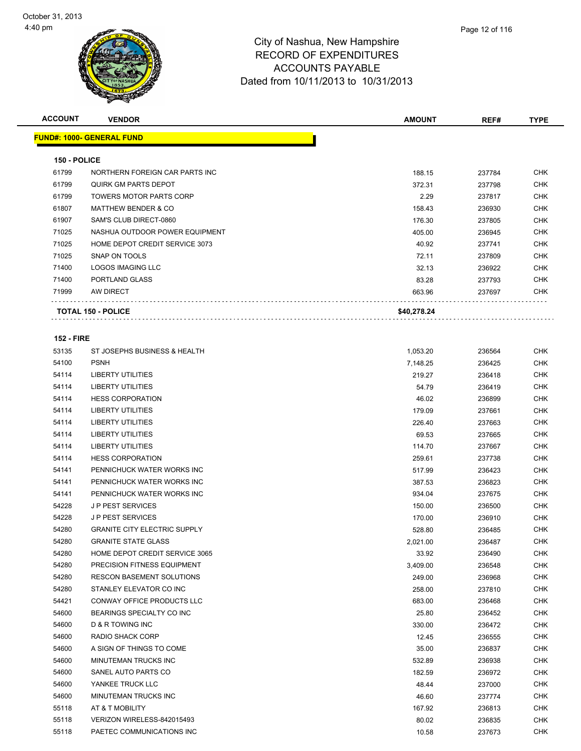City of Nashua, New Hampshire
RECORD OF EXPENDITURES
ACCOUNTS PAYABLE
Dated from 10/11/2013 to 10/31/2013

| ACCOUNT | VENDOR | AMOUNT | REF# | TYPE |
|---|---|---|---|---|
| **FUND#: 1000- GENERAL FUND** | | | | |
| **150 - POLICE** | | | | |
| 61799 | NORTHERN FOREIGN CAR PARTS INC | 188.15 | 237784 | CHK |
| 61799 | QUIRK GM PARTS DEPOT | 372.31 | 237798 | CHK |
| 61799 | TOWERS MOTOR PARTS CORP | 2.29 | 237817 | CHK |
| 61807 | MATTHEW BENDER & CO | 158.43 | 236930 | CHK |
| 61907 | SAM'S CLUB DIRECT-0860 | 176.30 | 237805 | CHK |
| 71025 | NASHUA OUTDOOR POWER EQUIPMENT | 405.00 | 236945 | CHK |
| 71025 | HOME DEPOT CREDIT SERVICE 3073 | 40.92 | 237741 | CHK |
| 71025 | SNAP ON TOOLS | 72.11 | 237809 | CHK |
| 71400 | LOGOS IMAGING LLC | 32.13 | 236922 | CHK |
| 71400 | PORTLAND GLASS | 83.28 | 237793 | CHK |
| 71999 | AW DIRECT | 663.96 | 237697 | CHK |
| **TOTAL 150 - POLICE** | | **$40,278.24** | | |
| **152 - FIRE** | | | | |
| 53135 | ST JOSEPHS BUSINESS & HEALTH | 1,053.20 | 236564 | CHK |
| 54100 | PSNH | 7,148.25 | 236425 | CHK |
| 54114 | LIBERTY UTILITIES | 219.27 | 236418 | CHK |
| 54114 | LIBERTY UTILITIES | 54.79 | 236419 | CHK |
| 54114 | HESS CORPORATION | 46.02 | 236899 | CHK |
| 54114 | LIBERTY UTILITIES | 179.09 | 237661 | CHK |
| 54114 | LIBERTY UTILITIES | 226.40 | 237663 | CHK |
| 54114 | LIBERTY UTILITIES | 69.53 | 237665 | CHK |
| 54114 | LIBERTY UTILITIES | 114.70 | 237667 | CHK |
| 54114 | HESS CORPORATION | 259.61 | 237738 | CHK |
| 54141 | PENNICHUCK WATER WORKS INC | 517.99 | 236423 | CHK |
| 54141 | PENNICHUCK WATER WORKS INC | 387.53 | 236823 | CHK |
| 54141 | PENNICHUCK WATER WORKS INC | 934.04 | 237675 | CHK |
| 54228 | J P PEST SERVICES | 150.00 | 236500 | CHK |
| 54228 | J P PEST SERVICES | 170.00 | 236910 | CHK |
| 54280 | GRANITE CITY ELECTRIC SUPPLY | 528.80 | 236485 | CHK |
| 54280 | GRANITE STATE GLASS | 2,021.00 | 236487 | CHK |
| 54280 | HOME DEPOT CREDIT SERVICE 3065 | 33.92 | 236490 | CHK |
| 54280 | PRECISION FITNESS EQUIPMENT | 3,409.00 | 236548 | CHK |
| 54280 | RESCON BASEMENT SOLUTIONS | 249.00 | 236968 | CHK |
| 54280 | STANLEY ELEVATOR CO INC | 258.00 | 237810 | CHK |
| 54421 | CONWAY OFFICE PRODUCTS LLC | 683.00 | 236468 | CHK |
| 54600 | BEARINGS SPECIALTY CO INC | 25.80 | 236452 | CHK |
| 54600 | D & R TOWING INC | 330.00 | 236472 | CHK |
| 54600 | RADIO SHACK CORP | 12.45 | 236555 | CHK |
| 54600 | A SIGN OF THINGS TO COME | 35.00 | 236837 | CHK |
| 54600 | MINUTEMAN TRUCKS INC | 532.89 | 236938 | CHK |
| 54600 | SANEL AUTO PARTS CO | 182.59 | 236972 | CHK |
| 54600 | YANKEE TRUCK LLC | 48.44 | 237000 | CHK |
| 54600 | MINUTEMAN TRUCKS INC | 46.60 | 237774 | CHK |
| 55118 | AT & T MOBILITY | 167.92 | 236813 | CHK |
| 55118 | VERIZON WIRELESS-842015493 | 80.02 | 236835 | CHK |
| 55118 | PAETEC COMMUNICATIONS INC | 10.58 | 237673 | CHK |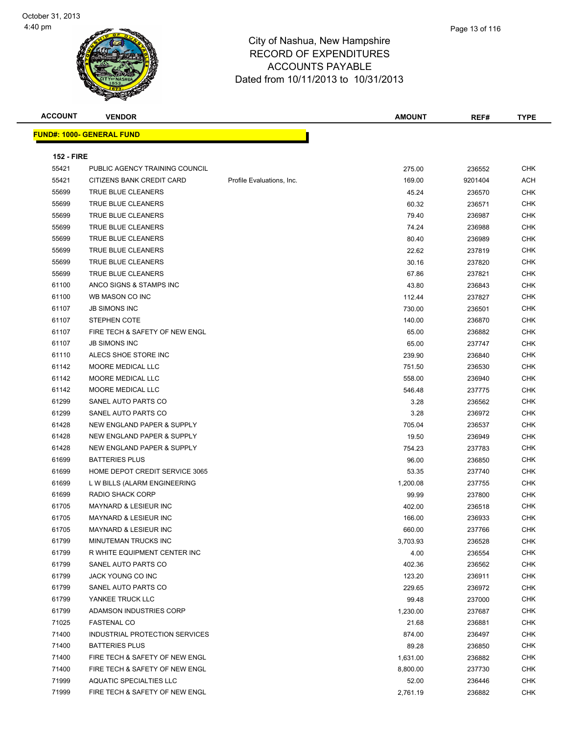# City of Nashua, New Hampshire
## RECORD OF EXPENDITURES
## ACCOUNTS PAYABLE
## Dated from 10/11/2013 to 10/31/2013

October 31, 2013
4:40 pm

**FUND#: 1000- GENERAL FUND**

**152 - FIRE**

| ACCOUNT | VENDOR | | AMOUNT | REF# | TYPE |
|---|---|---|---|---|---|
| 55421 | PUBLIC AGENCY TRAINING COUNCIL | | 275.00 | 236552 | CHK |
| 55421 | CITIZENS BANK CREDIT CARD | Profile Evaluations, Inc. | 169.00 | 9201404 | ACH |
| 55699 | TRUE BLUE CLEANERS | | 45.24 | 236570 | CHK |
| 55699 | TRUE BLUE CLEANERS | | 60.32 | 236571 | CHK |
| 55699 | TRUE BLUE CLEANERS | | 79.40 | 236987 | CHK |
| 55699 | TRUE BLUE CLEANERS | | 74.24 | 236988 | CHK |
| 55699 | TRUE BLUE CLEANERS | | 80.40 | 236989 | CHK |
| 55699 | TRUE BLUE CLEANERS | | 22.62 | 237819 | CHK |
| 55699 | TRUE BLUE CLEANERS | | 30.16 | 237820 | CHK |
| 55699 | TRUE BLUE CLEANERS | | 67.86 | 237821 | CHK |
| 61100 | ANCO SIGNS & STAMPS INC | | 43.80 | 236843 | CHK |
| 61100 | WB MASON CO INC | | 112.44 | 237827 | CHK |
| 61107 | JB SIMONS INC | | 730.00 | 236501 | CHK |
| 61107 | STEPHEN COTE | | 140.00 | 236870 | CHK |
| 61107 | FIRE TECH & SAFETY OF NEW ENGL | | 65.00 | 236882 | CHK |
| 61107 | JB SIMONS INC | | 65.00 | 237747 | CHK |
| 61110 | ALECS SHOE STORE INC | | 239.90 | 236840 | CHK |
| 61142 | MOORE MEDICAL LLC | | 751.50 | 236530 | CHK |
| 61142 | MOORE MEDICAL LLC | | 558.00 | 236940 | CHK |
| 61142 | MOORE MEDICAL LLC | | 546.48 | 237775 | CHK |
| 61299 | SANEL AUTO PARTS CO | | 3.28 | 236562 | CHK |
| 61299 | SANEL AUTO PARTS CO | | 3.28 | 236972 | CHK |
| 61428 | NEW ENGLAND PAPER & SUPPLY | | 705.04 | 236537 | CHK |
| 61428 | NEW ENGLAND PAPER & SUPPLY | | 19.50 | 236949 | CHK |
| 61428 | NEW ENGLAND PAPER & SUPPLY | | 754.23 | 237783 | CHK |
| 61699 | BATTERIES PLUS | | 96.00 | 236850 | CHK |
| 61699 | HOME DEPOT CREDIT SERVICE 3065 | | 53.35 | 237740 | CHK |
| 61699 | L W BILLS (ALARM ENGINEERING | | 1,200.08 | 237755 | CHK |
| 61699 | RADIO SHACK CORP | | 99.99 | 237800 | CHK |
| 61705 | MAYNARD & LESIEUR INC | | 402.00 | 236518 | CHK |
| 61705 | MAYNARD & LESIEUR INC | | 166.00 | 236933 | CHK |
| 61705 | MAYNARD & LESIEUR INC | | 660.00 | 237766 | CHK |
| 61799 | MINUTEMAN TRUCKS INC | | 3,703.93 | 236528 | CHK |
| 61799 | R WHITE EQUIPMENT CENTER INC | | 4.00 | 236554 | CHK |
| 61799 | SANEL AUTO PARTS CO | | 402.36 | 236562 | CHK |
| 61799 | JACK YOUNG CO INC | | 123.20 | 236911 | CHK |
| 61799 | SANEL AUTO PARTS CO | | 229.65 | 236972 | CHK |
| 61799 | YANKEE TRUCK LLC | | 99.48 | 237000 | CHK |
| 61799 | ADAMSON INDUSTRIES CORP | | 1,230.00 | 237687 | CHK |
| 71025 | FASTENAL CO | | 21.68 | 236881 | CHK |
| 71400 | INDUSTRIAL PROTECTION SERVICES | | 874.00 | 236497 | CHK |
| 71400 | BATTERIES PLUS | | 89.28 | 236850 | CHK |
| 71400 | FIRE TECH & SAFETY OF NEW ENGL | | 1,631.00 | 236882 | CHK |
| 71400 | FIRE TECH & SAFETY OF NEW ENGL | | 8,800.00 | 237730 | CHK |
| 71999 | AQUATIC SPECIALTIES LLC | | 52.00 | 236446 | CHK |
| 71999 | FIRE TECH & SAFETY OF NEW ENGL | | 2,761.19 | 236882 | CHK |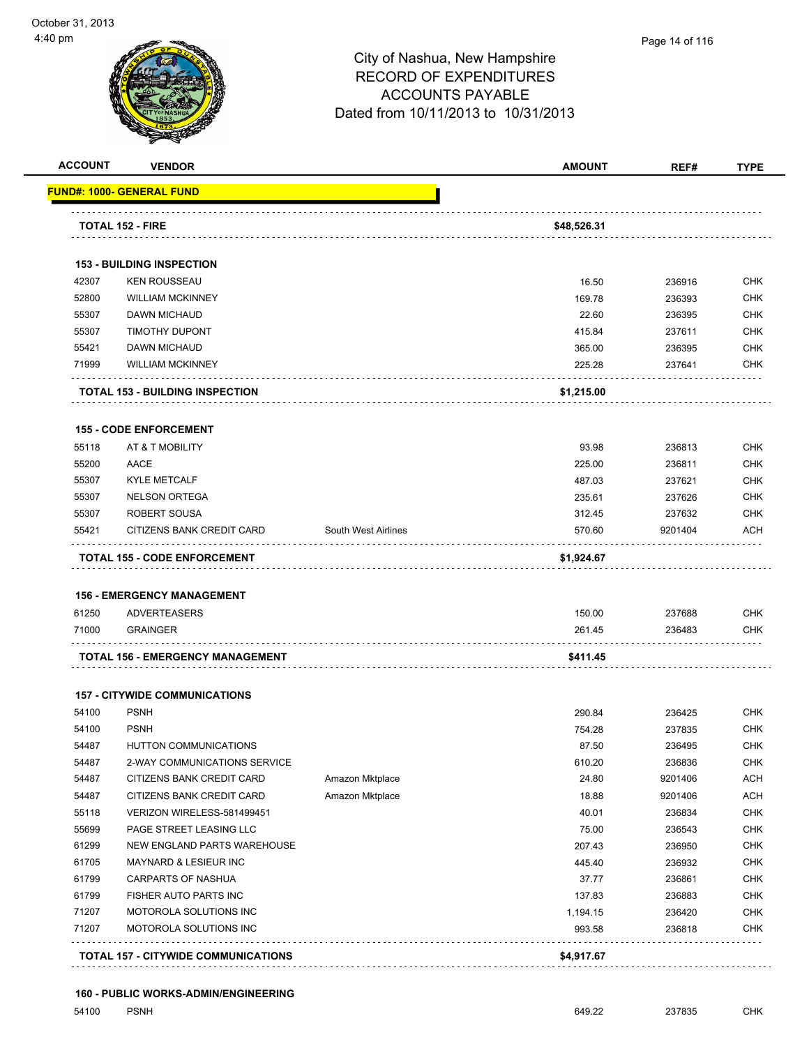City of Nashua, New Hampshire
RECORD OF EXPENDITURES
ACCOUNTS PAYABLE
Dated from 10/11/2013 to 10/31/2013

| ACCOUNT | VENDOR | | AMOUNT | REF# | TYPE |
|---|---|---|---|---|---|
| **FUND#: 1000- GENERAL FUND** | | | | | |
| **TOTAL 152 - FIRE** | | | **$48,526.31** | | |
| **153 - BUILDING INSPECTION** | | | | | |
| 42307 | KEN ROUSSEAU | | 16.50 | 236916 | CHK |
| 52800 | WILLIAM MCKINNEY | | 169.78 | 236393 | CHK |
| 55307 | DAWN MICHAUD | | 22.60 | 236395 | CHK |
| 55307 | TIMOTHY DUPONT | | 415.84 | 237611 | CHK |
| 55421 | DAWN MICHAUD | | 365.00 | 236395 | CHK |
| 71999 | WILLIAM MCKINNEY | | 225.28 | 237641 | CHK |
| **TOTAL 153 - BUILDING INSPECTION** | | | **$1,215.00** | | |
| **155 - CODE ENFORCEMENT** | | | | | |
| 55118 | AT & T MOBILITY | | 93.98 | 236813 | CHK |
| 55200 | AACE | | 225.00 | 236811 | CHK |
| 55307 | KYLE METCALF | | 487.03 | 237621 | CHK |
| 55307 | NELSON ORTEGA | | 235.61 | 237626 | CHK |
| 55307 | ROBERT SOUSA | | 312.45 | 237632 | CHK |
| 55421 | CITIZENS BANK CREDIT CARD | South West Airlines | 570.60 | 9201404 | ACH |
| **TOTAL 155 - CODE ENFORCEMENT** | | | **$1,924.67** | | |
| **156 - EMERGENCY MANAGEMENT** | | | | | |
| 61250 | ADVERTEASERS | | 150.00 | 237688 | CHK |
| 71000 | GRAINGER | | 261.45 | 236483 | CHK |
| **TOTAL 156 - EMERGENCY MANAGEMENT** | | | **$411.45** | | |
| **157 - CITYWIDE COMMUNICATIONS** | | | | | |
| 54100 | PSNH | | 290.84 | 236425 | CHK |
| 54100 | PSNH | | 754.28 | 237835 | CHK |
| 54487 | HUTTON COMMUNICATIONS | | 87.50 | 236495 | CHK |
| 54487 | 2-WAY COMMUNICATIONS SERVICE | | 610.20 | 236836 | CHK |
| 54487 | CITIZENS BANK CREDIT CARD | Amazon Mktplace | 24.80 | 9201406 | ACH |
| 54487 | CITIZENS BANK CREDIT CARD | Amazon Mktplace | 18.88 | 9201406 | ACH |
| 55118 | VERIZON WIRELESS-581499451 | | 40.01 | 236834 | CHK |
| 55699 | PAGE STREET LEASING LLC | | 75.00 | 236543 | CHK |
| 61299 | NEW ENGLAND PARTS WAREHOUSE | | 207.43 | 236950 | CHK |
| 61705 | MAYNARD & LESIEUR INC | | 445.40 | 236932 | CHK |
| 61799 | CARPARTS OF NASHUA | | 37.77 | 236861 | CHK |
| 61799 | FISHER AUTO PARTS INC | | 137.83 | 236883 | CHK |
| 71207 | MOTOROLA SOLUTIONS INC | | 1,194.15 | 236420 | CHK |
| 71207 | MOTOROLA SOLUTIONS INC | | 993.58 | 236818 | CHK |
| **TOTAL 157 - CITYWIDE COMMUNICATIONS** | | | **$4,917.67** | | |
| **160 - PUBLIC WORKS-ADMIN/ENGINEERING** | | | | | |
| 54100 | PSNH | | 649.22 | 237835 | CHK |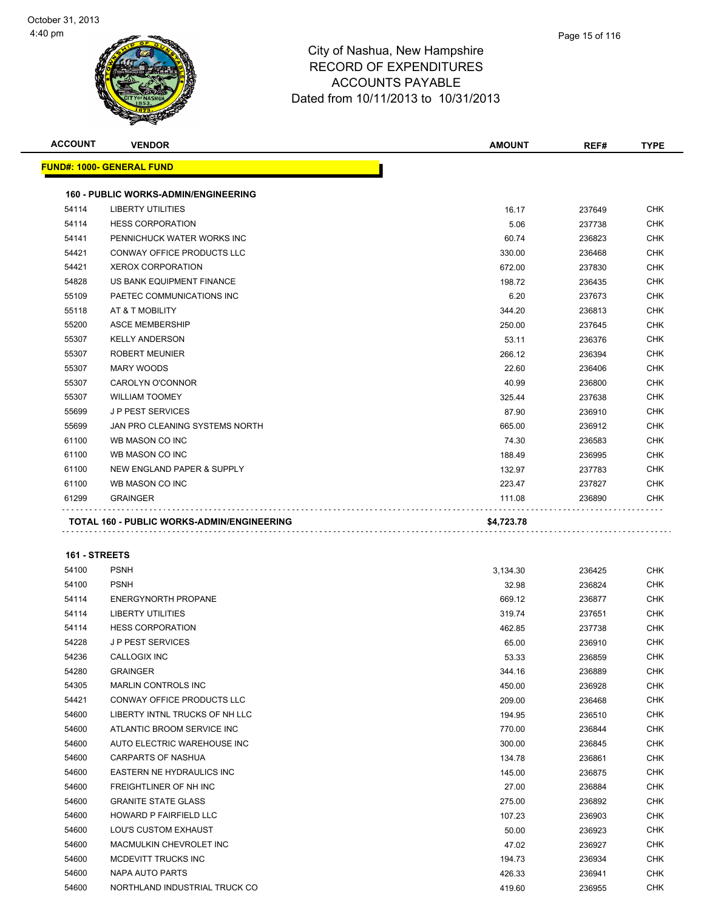# City of Nashua, New Hampshire
## RECORD OF EXPENDITURES
## ACCOUNTS PAYABLE
## Dated from 10/11/2013 to 10/31/2013

October 31, 2013
4:40 pm

| ACCOUNT | VENDOR | AMOUNT | REF# | TYPE |
|---|---|---|---|---|
| **FUND#: 1000- GENERAL FUND** | | | | |
| **160 - PUBLIC WORKS-ADMIN/ENGINEERING** | | | | |
| 54114 | LIBERTY UTILITIES | 16.17 | 237649 | CHK |
| 54114 | HESS CORPORATION | 5.06 | 237738 | CHK |
| 54141 | PENNICHUCK WATER WORKS INC | 60.74 | 236823 | CHK |
| 54421 | CONWAY OFFICE PRODUCTS LLC | 330.00 | 236468 | CHK |
| 54421 | XEROX CORPORATION | 672.00 | 237830 | CHK |
| 54828 | US BANK EQUIPMENT FINANCE | 198.72 | 236435 | CHK |
| 55109 | PAETEC COMMUNICATIONS INC | 6.20 | 237673 | CHK |
| 55118 | AT & T MOBILITY | 344.20 | 236813 | CHK |
| 55200 | ASCE MEMBERSHIP | 250.00 | 237645 | CHK |
| 55307 | KELLY ANDERSON | 53.11 | 236376 | CHK |
| 55307 | ROBERT MEUNIER | 266.12 | 236394 | CHK |
| 55307 | MARY WOODS | 22.60 | 236406 | CHK |
| 55307 | CAROLYN O'CONNOR | 40.99 | 236800 | CHK |
| 55307 | WILLIAM TOOMEY | 325.44 | 237638 | CHK |
| 55699 | J P PEST SERVICES | 87.90 | 236910 | CHK |
| 55699 | JAN PRO CLEANING SYSTEMS NORTH | 665.00 | 236912 | CHK |
| 61100 | WB MASON CO INC | 74.30 | 236583 | CHK |
| 61100 | WB MASON CO INC | 188.49 | 236995 | CHK |
| 61100 | NEW ENGLAND PAPER & SUPPLY | 132.97 | 237783 | CHK |
| 61100 | WB MASON CO INC | 223.47 | 237827 | CHK |
| 61299 | GRAINGER | 111.08 | 236890 | CHK |
| **TOTAL 160 - PUBLIC WORKS-ADMIN/ENGINEERING** | | **$4,723.78** | | |
| **161 - STREETS** | | | | |
| 54100 | PSNH | 3,134.30 | 236425 | CHK |
| 54100 | PSNH | 32.98 | 236824 | CHK |
| 54114 | ENERGYNORTH PROPANE | 669.12 | 236877 | CHK |
| 54114 | LIBERTY UTILITIES | 319.74 | 237651 | CHK |
| 54114 | HESS CORPORATION | 462.85 | 237738 | CHK |
| 54228 | J P PEST SERVICES | 65.00 | 236910 | CHK |
| 54236 | CALLOGIX INC | 53.33 | 236859 | CHK |
| 54280 | GRAINGER | 344.16 | 236889 | CHK |
| 54305 | MARLIN CONTROLS INC | 450.00 | 236928 | CHK |
| 54421 | CONWAY OFFICE PRODUCTS LLC | 209.00 | 236468 | CHK |
| 54600 | LIBERTY INTNL TRUCKS OF NH LLC | 194.95 | 236510 | CHK |
| 54600 | ATLANTIC BROOM SERVICE INC | 770.00 | 236844 | CHK |
| 54600 | AUTO ELECTRIC WAREHOUSE INC | 300.00 | 236845 | CHK |
| 54600 | CARPARTS OF NASHUA | 134.78 | 236861 | CHK |
| 54600 | EASTERN NE HYDRAULICS INC | 145.00 | 236875 | CHK |
| 54600 | FREIGHTLINER OF NH INC | 27.00 | 236884 | CHK |
| 54600 | GRANITE STATE GLASS | 275.00 | 236892 | CHK |
| 54600 | HOWARD P FAIRFIELD LLC | 107.23 | 236903 | CHK |
| 54600 | LOU'S CUSTOM EXHAUST | 50.00 | 236923 | CHK |
| 54600 | MACMULKIN CHEVROLET INC | 47.02 | 236927 | CHK |
| 54600 | MCDEVITT TRUCKS INC | 194.73 | 236934 | CHK |
| 54600 | NAPA AUTO PARTS | 426.33 | 236941 | CHK |
| 54600 | NORTHLAND INDUSTRIAL TRUCK CO | 419.60 | 236955 | CHK |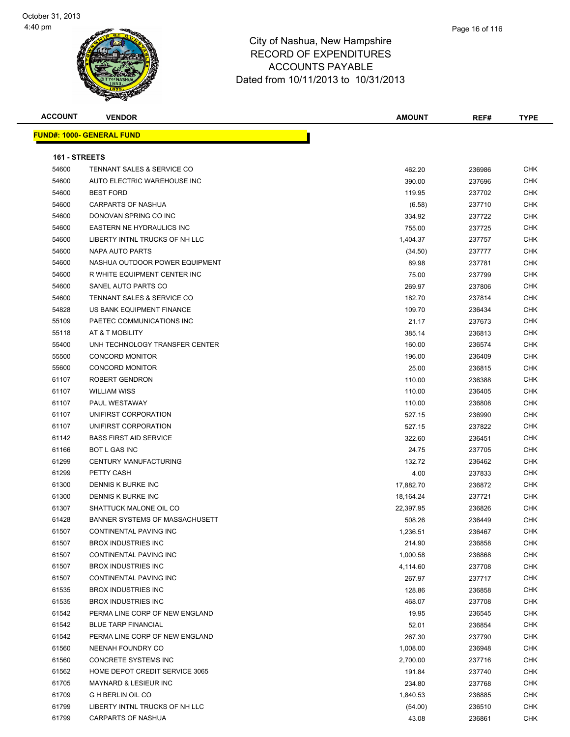City of Nashua, New Hampshire
RECORD OF EXPENDITURES
ACCOUNTS PAYABLE
Dated from 10/11/2013 to 10/31/2013

October 31, 2013
4:40 pm

| ACCOUNT | VENDOR | AMOUNT | REF# | TYPE |
|---|---|---|---|---|

**FUND#: 1000- GENERAL FUND**

**161 - STREETS**

| ACCOUNT | VENDOR | AMOUNT | REF# | TYPE |
|---|---|---|---|---|
| 54600 | TENNANT SALES & SERVICE CO | 462.20 | 236986 | CHK |
| 54600 | AUTO ELECTRIC WAREHOUSE INC | 390.00 | 237696 | CHK |
| 54600 | BEST FORD | 119.95 | 237702 | CHK |
| 54600 | CARPARTS OF NASHUA | (6.58) | 237710 | CHK |
| 54600 | DONOVAN SPRING CO INC | 334.92 | 237722 | CHK |
| 54600 | EASTERN NE HYDRAULICS INC | 755.00 | 237725 | CHK |
| 54600 | LIBERTY INTNL TRUCKS OF NH LLC | 1,404.37 | 237757 | CHK |
| 54600 | NAPA AUTO PARTS | (34.50) | 237777 | CHK |
| 54600 | NASHUA OUTDOOR POWER EQUIPMENT | 89.98 | 237781 | CHK |
| 54600 | R WHITE EQUIPMENT CENTER INC | 75.00 | 237799 | CHK |
| 54600 | SANEL AUTO PARTS CO | 269.97 | 237806 | CHK |
| 54600 | TENNANT SALES & SERVICE CO | 182.70 | 237814 | CHK |
| 54828 | US BANK EQUIPMENT FINANCE | 109.70 | 236434 | CHK |
| 55109 | PAETEC COMMUNICATIONS INC | 21.17 | 237673 | CHK |
| 55118 | AT & T MOBILITY | 385.14 | 236813 | CHK |
| 55400 | UNH TECHNOLOGY TRANSFER CENTER | 160.00 | 236574 | CHK |
| 55500 | CONCORD MONITOR | 196.00 | 236409 | CHK |
| 55600 | CONCORD MONITOR | 25.00 | 236815 | CHK |
| 61107 | ROBERT GENDRON | 110.00 | 236388 | CHK |
| 61107 | WILLIAM WISS | 110.00 | 236405 | CHK |
| 61107 | PAUL WESTAWAY | 110.00 | 236808 | CHK |
| 61107 | UNIFIRST CORPORATION | 527.15 | 236990 | CHK |
| 61107 | UNIFIRST CORPORATION | 527.15 | 237822 | CHK |
| 61142 | BASS FIRST AID SERVICE | 322.60 | 236451 | CHK |
| 61166 | BOT L GAS INC | 24.75 | 237705 | CHK |
| 61299 | CENTURY MANUFACTURING | 132.72 | 236462 | CHK |
| 61299 | PETTY CASH | 4.00 | 237833 | CHK |
| 61300 | DENNIS K BURKE INC | 17,882.70 | 236872 | CHK |
| 61300 | DENNIS K BURKE INC | 18,164.24 | 237721 | CHK |
| 61307 | SHATTUCK MALONE OIL CO | 22,397.95 | 236826 | CHK |
| 61428 | BANNER SYSTEMS OF MASSACHUSETT | 508.26 | 236449 | CHK |
| 61507 | CONTINENTAL PAVING INC | 1,236.51 | 236467 | CHK |
| 61507 | BROX INDUSTRIES INC | 214.90 | 236858 | CHK |
| 61507 | CONTINENTAL PAVING INC | 1,000.58 | 236868 | CHK |
| 61507 | BROX INDUSTRIES INC | 4,114.60 | 237708 | CHK |
| 61507 | CONTINENTAL PAVING INC | 267.97 | 237717 | CHK |
| 61535 | BROX INDUSTRIES INC | 128.86 | 236858 | CHK |
| 61535 | BROX INDUSTRIES INC | 468.07 | 237708 | CHK |
| 61542 | PERMA LINE CORP OF NEW ENGLAND | 19.95 | 236545 | CHK |
| 61542 | BLUE TARP FINANCIAL | 52.01 | 236854 | CHK |
| 61542 | PERMA LINE CORP OF NEW ENGLAND | 267.30 | 237790 | CHK |
| 61560 | NEENAH FOUNDRY CO | 1,008.00 | 236948 | CHK |
| 61560 | CONCRETE SYSTEMS INC | 2,700.00 | 237716 | CHK |
| 61562 | HOME DEPOT CREDIT SERVICE 3065 | 191.84 | 237740 | CHK |
| 61705 | MAYNARD & LESIEUR INC | 234.80 | 237768 | CHK |
| 61709 | G H BERLIN OIL CO | 1,840.53 | 236885 | CHK |
| 61799 | LIBERTY INTNL TRUCKS OF NH LLC | (54.00) | 236510 | CHK |
| 61799 | CARPARTS OF NASHUA | 43.08 | 236861 | CHK |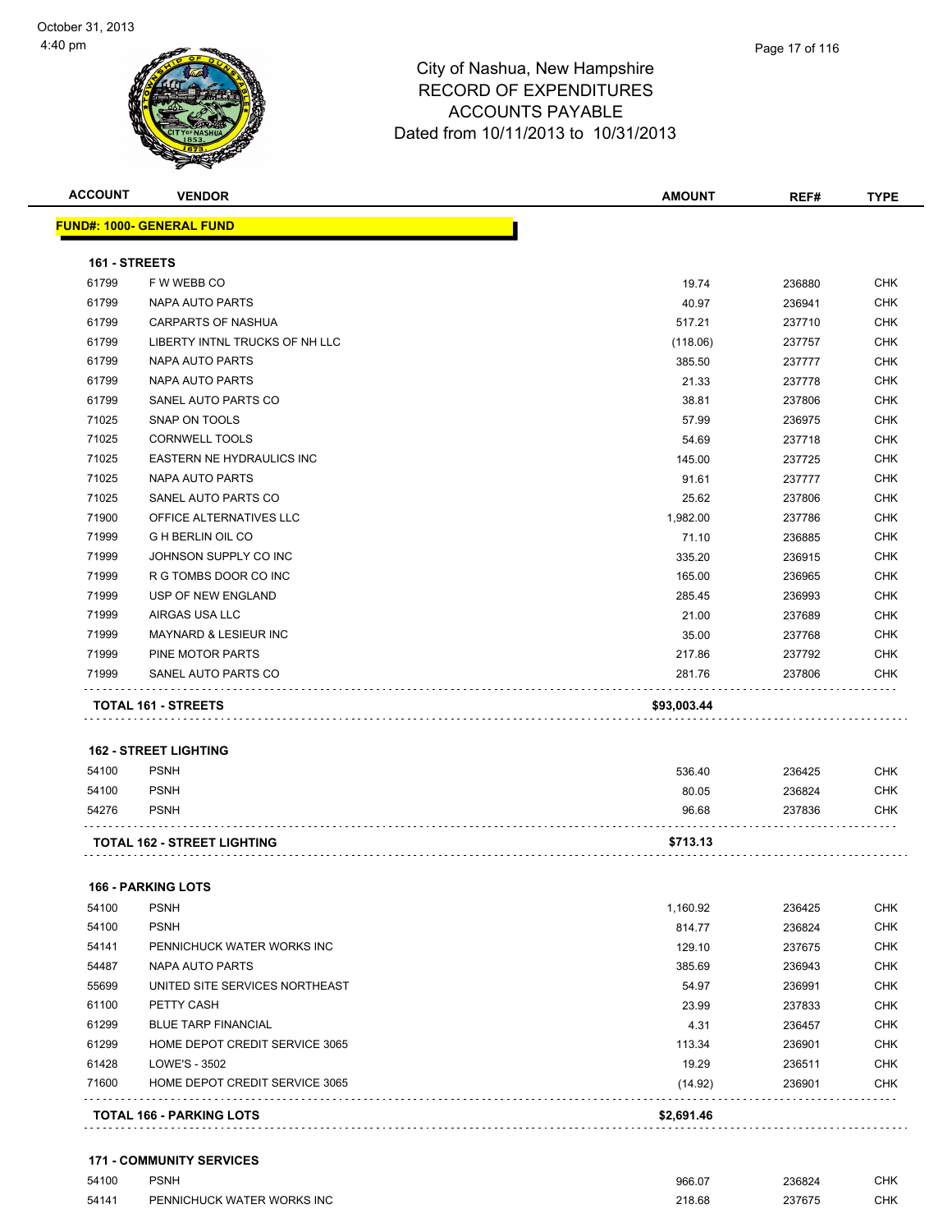City of Nashua, New Hampshire
RECORD OF EXPENDITURES
ACCOUNTS PAYABLE
Dated from 10/11/2013 to 10/31/2013

| ACCOUNT | VENDOR | AMOUNT | REF# | TYPE |
|---|---|---|---|---|
| **FUND#: 1000- GENERAL FUND** | | | | |
| **161 - STREETS** | | | | |
| 61799 | F W WEBB CO | 19.74 | 236880 | CHK |
| 61799 | NAPA AUTO PARTS | 40.97 | 236941 | CHK |
| 61799 | CARPARTS OF NASHUA | 517.21 | 237710 | CHK |
| 61799 | LIBERTY INTNL TRUCKS OF NH LLC | (118.06) | 237757 | CHK |
| 61799 | NAPA AUTO PARTS | 385.50 | 237777 | CHK |
| 61799 | NAPA AUTO PARTS | 21.33 | 237778 | CHK |
| 61799 | SANEL AUTO PARTS CO | 38.81 | 237806 | CHK |
| 71025 | SNAP ON TOOLS | 57.99 | 236975 | CHK |
| 71025 | CORNWELL TOOLS | 54.69 | 237718 | CHK |
| 71025 | EASTERN NE HYDRAULICS INC | 145.00 | 237725 | CHK |
| 71025 | NAPA AUTO PARTS | 91.61 | 237777 | CHK |
| 71025 | SANEL AUTO PARTS CO | 25.62 | 237806 | CHK |
| 71900 | OFFICE ALTERNATIVES LLC | 1,982.00 | 237786 | CHK |
| 71999 | G H BERLIN OIL CO | 71.10 | 236885 | CHK |
| 71999 | JOHNSON SUPPLY CO INC | 335.20 | 236915 | CHK |
| 71999 | R G TOMBS DOOR CO INC | 165.00 | 236965 | CHK |
| 71999 | USP OF NEW ENGLAND | 285.45 | 236993 | CHK |
| 71999 | AIRGAS USA LLC | 21.00 | 237689 | CHK |
| 71999 | MAYNARD & LESIEUR INC | 35.00 | 237768 | CHK |
| 71999 | PINE MOTOR PARTS | 217.86 | 237792 | CHK |
| 71999 | SANEL AUTO PARTS CO | 281.76 | 237806 | CHK |
| | **TOTAL 161 - STREETS** | **$93,003.44** | | |
| **162 - STREET LIGHTING** | | | | |
| 54100 | PSNH | 536.40 | 236425 | CHK |
| 54100 | PSNH | 80.05 | 236824 | CHK |
| 54276 | PSNH | 96.68 | 237836 | CHK |
| | **TOTAL 162 - STREET LIGHTING** | **$713.13** | | |
| **166 - PARKING LOTS** | | | | |
| 54100 | PSNH | 1,160.92 | 236425 | CHK |
| 54100 | PSNH | 814.77 | 236824 | CHK |
| 54141 | PENNICHUCK WATER WORKS INC | 129.10 | 237675 | CHK |
| 54487 | NAPA AUTO PARTS | 385.69 | 236943 | CHK |
| 55699 | UNITED SITE SERVICES NORTHEAST | 54.97 | 236991 | CHK |
| 61100 | PETTY CASH | 23.99 | 237833 | CHK |
| 61299 | BLUE TARP FINANCIAL | 4.31 | 236457 | CHK |
| 61299 | HOME DEPOT CREDIT SERVICE 3065 | 113.34 | 236901 | CHK |
| 61428 | LOWE'S - 3502 | 19.29 | 236511 | CHK |
| 71600 | HOME DEPOT CREDIT SERVICE 3065 | (14.92) | 236901 | CHK |
| | **TOTAL 166 - PARKING LOTS** | **$2,691.46** | | |
| **171 - COMMUNITY SERVICES** | | | | |
| 54100 | PSNH | 966.07 | 236824 | CHK |
| 54141 | PENNICHUCK WATER WORKS INC | 218.68 | 237675 | CHK |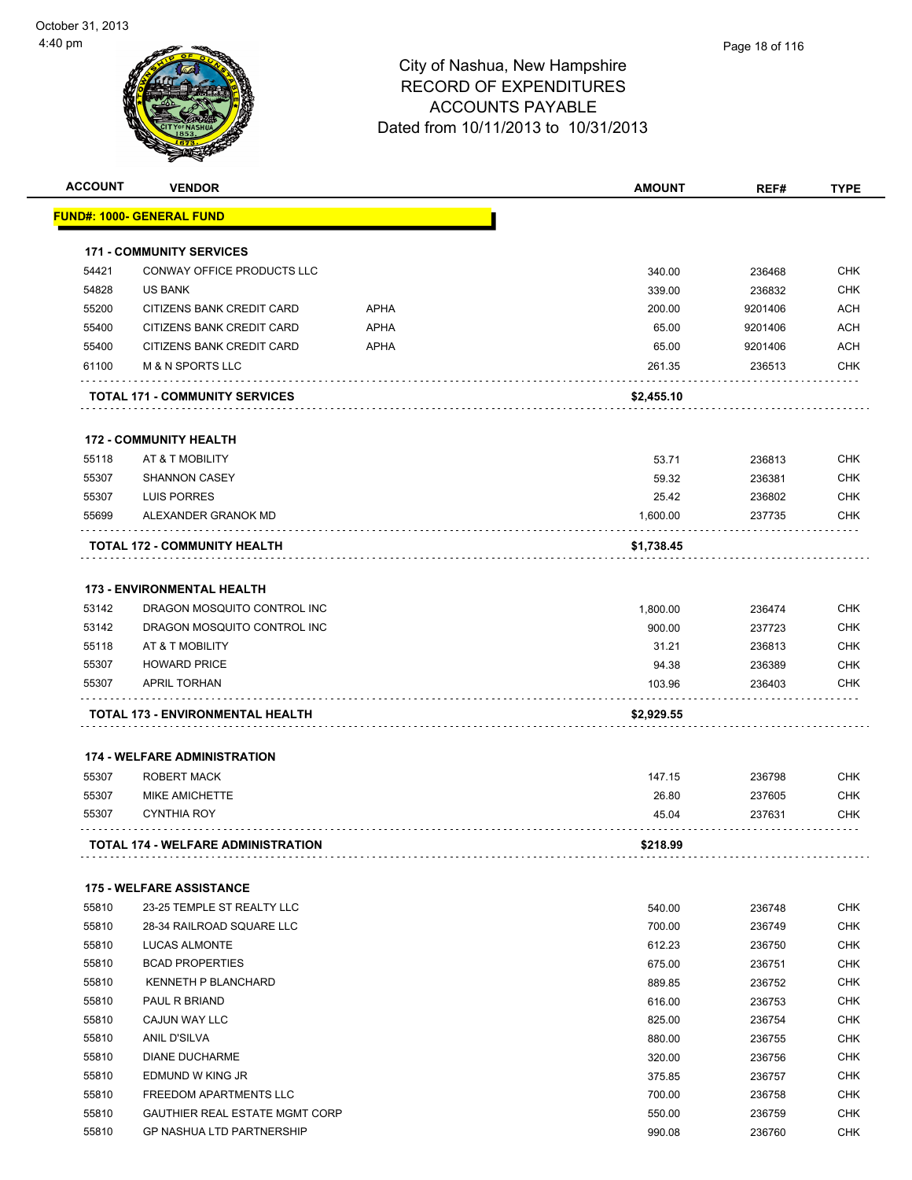# City of Nashua, New Hampshire
# RECORD OF EXPENDITURES
# ACCOUNTS PAYABLE
## Dated from 10/11/2013 to 10/31/2013

| ACCOUNT | VENDOR | | AMOUNT | REF# | TYPE |
|---|---|---|---|---|---|
| **FUND#: 1000- GENERAL FUND** | | | | | |
| **171 - COMMUNITY SERVICES** | | | | | |
| 54421 | CONWAY OFFICE PRODUCTS LLC | | 340.00 | 236468 | CHK |
| 54828 | US BANK | | 339.00 | 236832 | CHK |
| 55200 | CITIZENS BANK CREDIT CARD | APHA | 200.00 | 9201406 | ACH |
| 55400 | CITIZENS BANK CREDIT CARD | APHA | 65.00 | 9201406 | ACH |
| 55400 | CITIZENS BANK CREDIT CARD | APHA | 65.00 | 9201406 | ACH |
| 61100 | M & N SPORTS LLC | | 261.35 | 236513 | CHK |
| | **TOTAL 171 - COMMUNITY SERVICES** | | **$2,455.10** | | |
| **172 - COMMUNITY HEALTH** | | | | | |
| 55118 | AT & T MOBILITY | | 53.71 | 236813 | CHK |
| 55307 | SHANNON CASEY | | 59.32 | 236381 | CHK |
| 55307 | LUIS PORRES | | 25.42 | 236802 | CHK |
| 55699 | ALEXANDER GRANOK MD | | 1,600.00 | 237735 | CHK |
| | **TOTAL 172 - COMMUNITY HEALTH** | | **$1,738.45** | | |
| **173 - ENVIRONMENTAL HEALTH** | | | | | |
| 53142 | DRAGON MOSQUITO CONTROL INC | | 1,800.00 | 236474 | CHK |
| 53142 | DRAGON MOSQUITO CONTROL INC | | 900.00 | 237723 | CHK |
| 55118 | AT & T MOBILITY | | 31.21 | 236813 | CHK |
| 55307 | HOWARD PRICE | | 94.38 | 236389 | CHK |
| 55307 | APRIL TORHAN | | 103.96 | 236403 | CHK |
| | **TOTAL 173 - ENVIRONMENTAL HEALTH** | | **$2,929.55** | | |
| **174 - WELFARE ADMINISTRATION** | | | | | |
| 55307 | ROBERT MACK | | 147.15 | 236798 | CHK |
| 55307 | MIKE AMICHETTE | | 26.80 | 237605 | CHK |
| 55307 | CYNTHIA ROY | | 45.04 | 237631 | CHK |
| | **TOTAL 174 - WELFARE ADMINISTRATION** | | **$218.99** | | |
| **175 - WELFARE ASSISTANCE** | | | | | |
| 55810 | 23-25 TEMPLE ST REALTY LLC | | 540.00 | 236748 | CHK |
| 55810 | 28-34 RAILROAD SQUARE LLC | | 700.00 | 236749 | CHK |
| 55810 | LUCAS ALMONTE | | 612.23 | 236750 | CHK |
| 55810 | BCAD PROPERTIES | | 675.00 | 236751 | CHK |
| 55810 | KENNETH P BLANCHARD | | 889.85 | 236752 | CHK |
| 55810 | PAUL R BRIAND | | 616.00 | 236753 | CHK |
| 55810 | CAJUN WAY LLC | | 825.00 | 236754 | CHK |
| 55810 | ANIL D'SILVA | | 880.00 | 236755 | CHK |
| 55810 | DIANE DUCHARME | | 320.00 | 236756 | CHK |
| 55810 | EDMUND W KING JR | | 375.85 | 236757 | CHK |
| 55810 | FREEDOM APARTMENTS LLC | | 700.00 | 236758 | CHK |
| 55810 | GAUTHIER REAL ESTATE MGMT CORP | | 550.00 | 236759 | CHK |
| 55810 | GP NASHUA LTD PARTNERSHIP | | 990.08 | 236760 | CHK |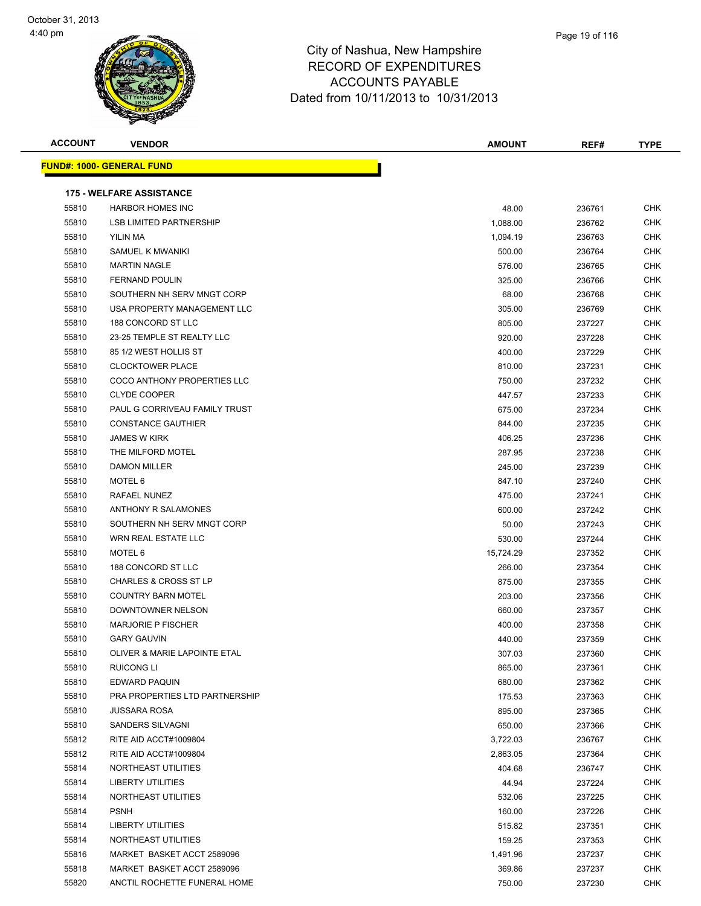# City of Nashua, New Hampshire
# RECORD OF EXPENDITURES
# ACCOUNTS PAYABLE
# Dated from 10/11/2013 to 10/31/2013

| ACCOUNT | VENDOR | AMOUNT | REF# | TYPE |
|---|---|---|---|---|

**FUND#: 1000- GENERAL FUND**

### 175 - WELFARE ASSISTANCE

| ACCOUNT | VENDOR | AMOUNT | REF# | TYPE |
|---|---|---|---|---|
| 55810 | HARBOR HOMES INC | 48.00 | 236761 | CHK |
| 55810 | LSB LIMITED PARTNERSHIP | 1,088.00 | 236762 | CHK |
| 55810 | YILIN MA | 1,094.19 | 236763 | CHK |
| 55810 | SAMUEL K MWANIKI | 500.00 | 236764 | CHK |
| 55810 | MARTIN NAGLE | 576.00 | 236765 | CHK |
| 55810 | FERNAND POULIN | 325.00 | 236766 | CHK |
| 55810 | SOUTHERN NH SERV MNGT CORP | 68.00 | 236768 | CHK |
| 55810 | USA PROPERTY MANAGEMENT LLC | 305.00 | 236769 | CHK |
| 55810 | 188 CONCORD ST LLC | 805.00 | 237227 | CHK |
| 55810 | 23-25 TEMPLE ST REALTY LLC | 920.00 | 237228 | CHK |
| 55810 | 85 1/2 WEST HOLLIS ST | 400.00 | 237229 | CHK |
| 55810 | CLOCKTOWER PLACE | 810.00 | 237231 | CHK |
| 55810 | COCO ANTHONY PROPERTIES LLC | 750.00 | 237232 | CHK |
| 55810 | CLYDE COOPER | 447.57 | 237233 | CHK |
| 55810 | PAUL G CORRIVEAU FAMILY TRUST | 675.00 | 237234 | CHK |
| 55810 | CONSTANCE GAUTHIER | 844.00 | 237235 | CHK |
| 55810 | JAMES W KIRK | 406.25 | 237236 | CHK |
| 55810 | THE MILFORD MOTEL | 287.95 | 237238 | CHK |
| 55810 | DAMON MILLER | 245.00 | 237239 | CHK |
| 55810 | MOTEL 6 | 847.10 | 237240 | CHK |
| 55810 | RAFAEL NUNEZ | 475.00 | 237241 | CHK |
| 55810 | ANTHONY R SALAMONES | 600.00 | 237242 | CHK |
| 55810 | SOUTHERN NH SERV MNGT CORP | 50.00 | 237243 | CHK |
| 55810 | WRN REAL ESTATE LLC | 530.00 | 237244 | CHK |
| 55810 | MOTEL 6 | 15,724.29 | 237352 | CHK |
| 55810 | 188 CONCORD ST LLC | 266.00 | 237354 | CHK |
| 55810 | CHARLES & CROSS ST LP | 875.00 | 237355 | CHK |
| 55810 | COUNTRY BARN MOTEL | 203.00 | 237356 | CHK |
| 55810 | DOWNTOWNER NELSON | 660.00 | 237357 | CHK |
| 55810 | MARJORIE P FISCHER | 400.00 | 237358 | CHK |
| 55810 | GARY GAUVIN | 440.00 | 237359 | CHK |
| 55810 | OLIVER & MARIE LAPOINTE ETAL | 307.03 | 237360 | CHK |
| 55810 | RUICONG LI | 865.00 | 237361 | CHK |
| 55810 | EDWARD PAQUIN | 680.00 | 237362 | CHK |
| 55810 | PRA PROPERTIES LTD PARTNERSHIP | 175.53 | 237363 | CHK |
| 55810 | JUSSARA ROSA | 895.00 | 237365 | CHK |
| 55810 | SANDERS SILVAGNI | 650.00 | 237366 | CHK |
| 55812 | RITE AID ACCT#1009804 | 3,722.03 | 236767 | CHK |
| 55812 | RITE AID ACCT#1009804 | 2,863.05 | 237364 | CHK |
| 55814 | NORTHEAST UTILITIES | 404.68 | 236747 | CHK |
| 55814 | LIBERTY UTILITIES | 44.94 | 237224 | CHK |
| 55814 | NORTHEAST UTILITIES | 532.06 | 237225 | CHK |
| 55814 | PSNH | 160.00 | 237226 | CHK |
| 55814 | LIBERTY UTILITIES | 515.82 | 237351 | CHK |
| 55814 | NORTHEAST UTILITIES | 159.25 | 237353 | CHK |
| 55816 | MARKET BASKET ACCT 2589096 | 1,491.96 | 237237 | CHK |
| 55818 | MARKET BASKET ACCT 2589096 | 369.86 | 237237 | CHK |
| 55820 | ANCTIL ROCHETTE FUNERAL HOME | 750.00 | 237230 | CHK |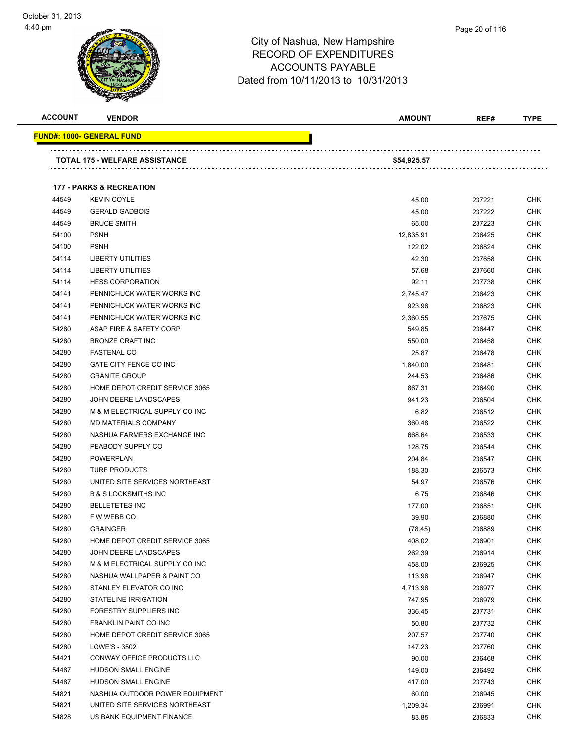# City of Nashua, New Hampshire
## RECORD OF EXPENDITURES
## ACCOUNTS PAYABLE
## Dated from 10/11/2013 to 10/31/2013

| ACCOUNT | VENDOR | AMOUNT | REF# | TYPE |
|---|---|---|---|---|
| **FUND#: 1000- GENERAL FUND** | | | | |
| | **TOTAL 175 - WELFARE ASSISTANCE** | **$54,925.57** | | |
| | **177 - PARKS & RECREATION** | | | |
| 44549 | KEVIN COYLE | 45.00 | 237221 | CHK |
| 44549 | GERALD GADBOIS | 45.00 | 237222 | CHK |
| 44549 | BRUCE SMITH | 65.00 | 237223 | CHK |
| 54100 | PSNH | 12,835.91 | 236425 | CHK |
| 54100 | PSNH | 122.02 | 236824 | CHK |
| 54114 | LIBERTY UTILITIES | 42.30 | 237658 | CHK |
| 54114 | LIBERTY UTILITIES | 57.68 | 237660 | CHK |
| 54114 | HESS CORPORATION | 92.11 | 237738 | CHK |
| 54141 | PENNICHUCK WATER WORKS INC | 2,745.47 | 236423 | CHK |
| 54141 | PENNICHUCK WATER WORKS INC | 923.96 | 236823 | CHK |
| 54141 | PENNICHUCK WATER WORKS INC | 2,360.55 | 237675 | CHK |
| 54280 | ASAP FIRE & SAFETY CORP | 549.85 | 236447 | CHK |
| 54280 | BRONZE CRAFT INC | 550.00 | 236458 | CHK |
| 54280 | FASTENAL CO | 25.87 | 236478 | CHK |
| 54280 | GATE CITY FENCE CO INC | 1,840.00 | 236481 | CHK |
| 54280 | GRANITE GROUP | 244.53 | 236486 | CHK |
| 54280 | HOME DEPOT CREDIT SERVICE 3065 | 867.31 | 236490 | CHK |
| 54280 | JOHN DEERE LANDSCAPES | 941.23 | 236504 | CHK |
| 54280 | M & M ELECTRICAL SUPPLY CO INC | 6.82 | 236512 | CHK |
| 54280 | MD MATERIALS COMPANY | 360.48 | 236522 | CHK |
| 54280 | NASHUA FARMERS EXCHANGE INC | 668.64 | 236533 | CHK |
| 54280 | PEABODY SUPPLY CO | 128.75 | 236544 | CHK |
| 54280 | POWERPLAN | 204.84 | 236547 | CHK |
| 54280 | TURF PRODUCTS | 188.30 | 236573 | CHK |
| 54280 | UNITED SITE SERVICES NORTHEAST | 54.97 | 236576 | CHK |
| 54280 | B & S LOCKSMITHS INC | 6.75 | 236846 | CHK |
| 54280 | BELLETETES INC | 177.00 | 236851 | CHK |
| 54280 | F W WEBB CO | 39.90 | 236880 | CHK |
| 54280 | GRAINGER | (78.45) | 236889 | CHK |
| 54280 | HOME DEPOT CREDIT SERVICE 3065 | 408.02 | 236901 | CHK |
| 54280 | JOHN DEERE LANDSCAPES | 262.39 | 236914 | CHK |
| 54280 | M & M ELECTRICAL SUPPLY CO INC | 458.00 | 236925 | CHK |
| 54280 | NASHUA WALLPAPER & PAINT CO | 113.96 | 236947 | CHK |
| 54280 | STANLEY ELEVATOR CO INC | 4,713.96 | 236977 | CHK |
| 54280 | STATELINE IRRIGATION | 747.95 | 236979 | CHK |
| 54280 | FORESTRY SUPPLIERS INC | 336.45 | 237731 | CHK |
| 54280 | FRANKLIN PAINT CO INC | 50.80 | 237732 | CHK |
| 54280 | HOME DEPOT CREDIT SERVICE 3065 | 207.57 | 237740 | CHK |
| 54280 | LOWE'S - 3502 | 147.23 | 237760 | CHK |
| 54421 | CONWAY OFFICE PRODUCTS LLC | 90.00 | 236468 | CHK |
| 54487 | HUDSON SMALL ENGINE | 149.00 | 236492 | CHK |
| 54487 | HUDSON SMALL ENGINE | 417.00 | 237743 | CHK |
| 54821 | NASHUA OUTDOOR POWER EQUIPMENT | 60.00 | 236945 | CHK |
| 54821 | UNITED SITE SERVICES NORTHEAST | 1,209.34 | 236991 | CHK |
| 54828 | US BANK EQUIPMENT FINANCE | 83.85 | 236833 | CHK |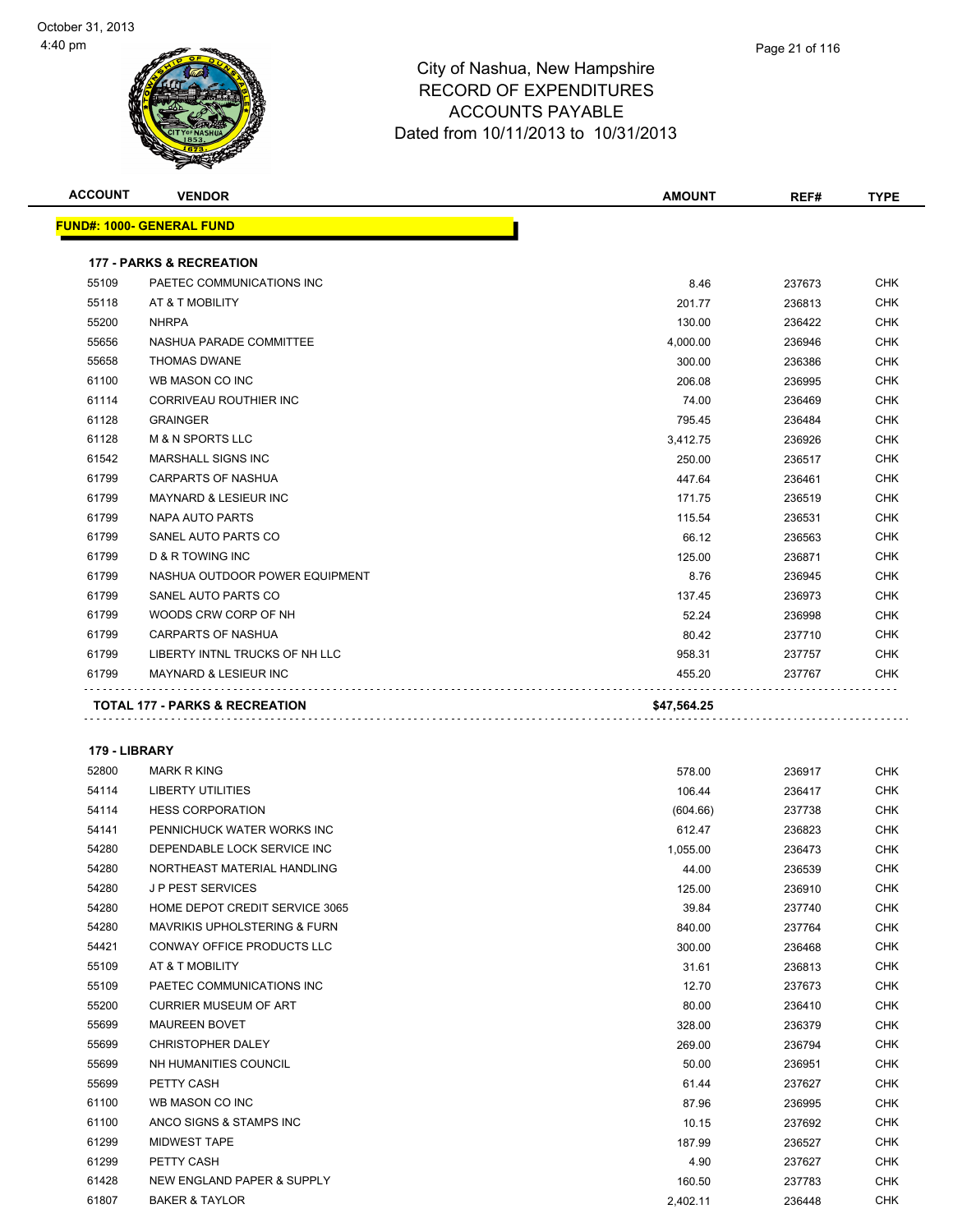# City of Nashua, New Hampshire
## RECORD OF EXPENDITURES
## ACCOUNTS PAYABLE
## Dated from 10/11/2013 to 10/31/2013

| ACCOUNT | VENDOR | AMOUNT | REF# | TYPE |
|---|---|---|---|---|
| **FUND#: 1000- GENERAL FUND** | | | | |
| **177 - PARKS & RECREATION** | | | | |
| 55109 | PAETEC COMMUNICATIONS INC | 8.46 | 237673 | CHK |
| 55118 | AT & T MOBILITY | 201.77 | 236813 | CHK |
| 55200 | NHRPA | 130.00 | 236422 | CHK |
| 55656 | NASHUA PARADE COMMITTEE | 4,000.00 | 236946 | CHK |
| 55658 | THOMAS DWANE | 300.00 | 236386 | CHK |
| 61100 | WB MASON CO INC | 206.08 | 236995 | CHK |
| 61114 | CORRIVEAU ROUTHIER INC | 74.00 | 236469 | CHK |
| 61128 | GRAINGER | 795.45 | 236484 | CHK |
| 61128 | M & N SPORTS LLC | 3,412.75 | 236926 | CHK |
| 61542 | MARSHALL SIGNS INC | 250.00 | 236517 | CHK |
| 61799 | CARPARTS OF NASHUA | 447.64 | 236461 | CHK |
| 61799 | MAYNARD & LESIEUR INC | 171.75 | 236519 | CHK |
| 61799 | NAPA AUTO PARTS | 115.54 | 236531 | CHK |
| 61799 | SANEL AUTO PARTS CO | 66.12 | 236563 | CHK |
| 61799 | D & R TOWING INC | 125.00 | 236871 | CHK |
| 61799 | NASHUA OUTDOOR POWER EQUIPMENT | 8.76 | 236945 | CHK |
| 61799 | SANEL AUTO PARTS CO | 137.45 | 236973 | CHK |
| 61799 | WOODS CRW CORP OF NH | 52.24 | 236998 | CHK |
| 61799 | CARPARTS OF NASHUA | 80.42 | 237710 | CHK |
| 61799 | LIBERTY INTNL TRUCKS OF NH LLC | 958.31 | 237757 | CHK |
| 61799 | MAYNARD & LESIEUR INC | 455.20 | 237767 | CHK |
| **TOTAL 177 - PARKS & RECREATION** | | **$47,564.25** | | |
| **179 - LIBRARY** | | | | |
| 52800 | MARK R KING | 578.00 | 236917 | CHK |
| 54114 | LIBERTY UTILITIES | 106.44 | 236417 | CHK |
| 54114 | HESS CORPORATION | (604.66) | 237738 | CHK |
| 54141 | PENNICHUCK WATER WORKS INC | 612.47 | 236823 | CHK |
| 54280 | DEPENDABLE LOCK SERVICE INC | 1,055.00 | 236473 | CHK |
| 54280 | NORTHEAST MATERIAL HANDLING | 44.00 | 236539 | CHK |
| 54280 | J P PEST SERVICES | 125.00 | 236910 | CHK |
| 54280 | HOME DEPOT CREDIT SERVICE 3065 | 39.84 | 237740 | CHK |
| 54280 | MAVRIKIS UPHOLSTERING & FURN | 840.00 | 237764 | CHK |
| 54421 | CONWAY OFFICE PRODUCTS LLC | 300.00 | 236468 | CHK |
| 55109 | AT & T MOBILITY | 31.61 | 236813 | CHK |
| 55109 | PAETEC COMMUNICATIONS INC | 12.70 | 237673 | CHK |
| 55200 | CURRIER MUSEUM OF ART | 80.00 | 236410 | CHK |
| 55699 | MAUREEN BOVET | 328.00 | 236379 | CHK |
| 55699 | CHRISTOPHER DALEY | 269.00 | 236794 | CHK |
| 55699 | NH HUMANITIES COUNCIL | 50.00 | 236951 | CHK |
| 55699 | PETTY CASH | 61.44 | 237627 | CHK |
| 61100 | WB MASON CO INC | 87.96 | 236995 | CHK |
| 61100 | ANCO SIGNS & STAMPS INC | 10.15 | 237692 | CHK |
| 61299 | MIDWEST TAPE | 187.99 | 236527 | CHK |
| 61299 | PETTY CASH | 4.90 | 237627 | CHK |
| 61428 | NEW ENGLAND PAPER & SUPPLY | 160.50 | 237783 | CHK |
| 61807 | BAKER & TAYLOR | 2,402.11 | 236448 | CHK |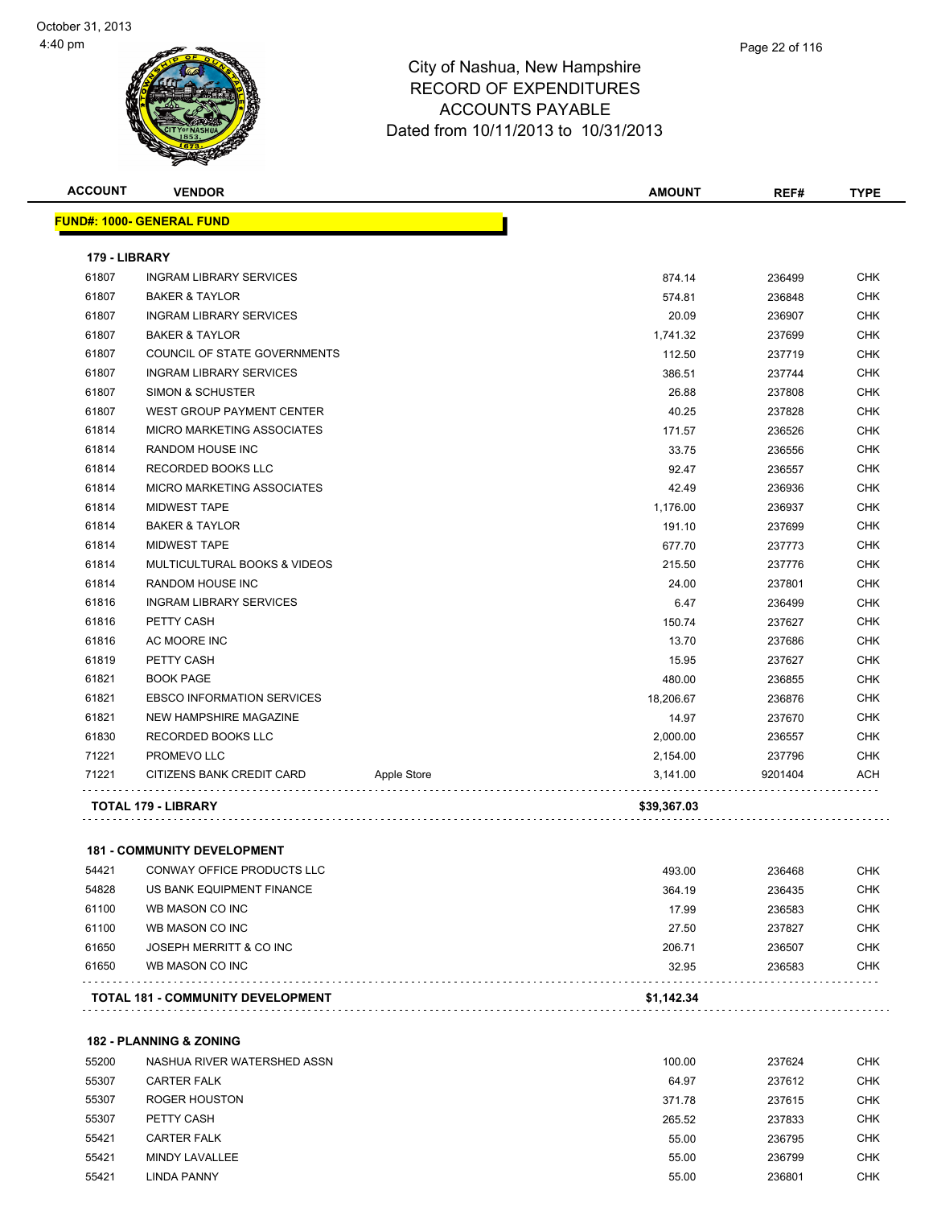October 31, 2013
4:40 pm

City of Nashua, New Hampshire
RECORD OF EXPENDITURES
ACCOUNTS PAYABLE
Dated from 10/11/2013 to 10/31/2013

| ACCOUNT | VENDOR | | AMOUNT | REF# | TYPE |
|---|---|---|---|---|---|
| **FUND#: 1000- GENERAL FUND** | | | | | |
| **179 - LIBRARY** | | | | | |
| 61807 | INGRAM LIBRARY SERVICES | | 874.14 | 236499 | CHK |
| 61807 | BAKER & TAYLOR | | 574.81 | 236848 | CHK |
| 61807 | INGRAM LIBRARY SERVICES | | 20.09 | 236907 | CHK |
| 61807 | BAKER & TAYLOR | | 1,741.32 | 237699 | CHK |
| 61807 | COUNCIL OF STATE GOVERNMENTS | | 112.50 | 237719 | CHK |
| 61807 | INGRAM LIBRARY SERVICES | | 386.51 | 237744 | CHK |
| 61807 | SIMON & SCHUSTER | | 26.88 | 237808 | CHK |
| 61807 | WEST GROUP PAYMENT CENTER | | 40.25 | 237828 | CHK |
| 61814 | MICRO MARKETING ASSOCIATES | | 171.57 | 236526 | CHK |
| 61814 | RANDOM HOUSE INC | | 33.75 | 236556 | CHK |
| 61814 | RECORDED BOOKS LLC | | 92.47 | 236557 | CHK |
| 61814 | MICRO MARKETING ASSOCIATES | | 42.49 | 236936 | CHK |
| 61814 | MIDWEST TAPE | | 1,176.00 | 236937 | CHK |
| 61814 | BAKER & TAYLOR | | 191.10 | 237699 | CHK |
| 61814 | MIDWEST TAPE | | 677.70 | 237773 | CHK |
| 61814 | MULTICULTURAL BOOKS & VIDEOS | | 215.50 | 237776 | CHK |
| 61814 | RANDOM HOUSE INC | | 24.00 | 237801 | CHK |
| 61816 | INGRAM LIBRARY SERVICES | | 6.47 | 236499 | CHK |
| 61816 | PETTY CASH | | 150.74 | 237627 | CHK |
| 61816 | AC MOORE INC | | 13.70 | 237686 | CHK |
| 61819 | PETTY CASH | | 15.95 | 237627 | CHK |
| 61821 | BOOK PAGE | | 480.00 | 236855 | CHK |
| 61821 | EBSCO INFORMATION SERVICES | | 18,206.67 | 236876 | CHK |
| 61821 | NEW HAMPSHIRE MAGAZINE | | 14.97 | 237670 | CHK |
| 61830 | RECORDED BOOKS LLC | | 2,000.00 | 236557 | CHK |
| 71221 | PROMEVO LLC | | 2,154.00 | 237796 | CHK |
| 71221 | CITIZENS BANK CREDIT CARD | Apple Store | 3,141.00 | 9201404 | ACH |
| **TOTAL 179 - LIBRARY** | | | **$39,367.03** | | |
| **181 - COMMUNITY DEVELOPMENT** | | | | | |
| 54421 | CONWAY OFFICE PRODUCTS LLC | | 493.00 | 236468 | CHK |
| 54828 | US BANK EQUIPMENT FINANCE | | 364.19 | 236435 | CHK |
| 61100 | WB MASON CO INC | | 17.99 | 236583 | CHK |
| 61100 | WB MASON CO INC | | 27.50 | 237827 | CHK |
| 61650 | JOSEPH MERRITT & CO INC | | 206.71 | 236507 | CHK |
| 61650 | WB MASON CO INC | | 32.95 | 236583 | CHK |
| **TOTAL 181 - COMMUNITY DEVELOPMENT** | | | **$1,142.34** | | |
| **182 - PLANNING & ZONING** | | | | | |
| 55200 | NASHUA RIVER WATERSHED ASSN | | 100.00 | 237624 | CHK |
| 55307 | CARTER FALK | | 64.97 | 237612 | CHK |
| 55307 | ROGER HOUSTON | | 371.78 | 237615 | CHK |
| 55307 | PETTY CASH | | 265.52 | 237833 | CHK |
| 55421 | CARTER FALK | | 55.00 | 236795 | CHK |
| 55421 | MINDY LAVALLEE | | 55.00 | 236799 | CHK |
| 55421 | LINDA PANNY | | 55.00 | 236801 | CHK |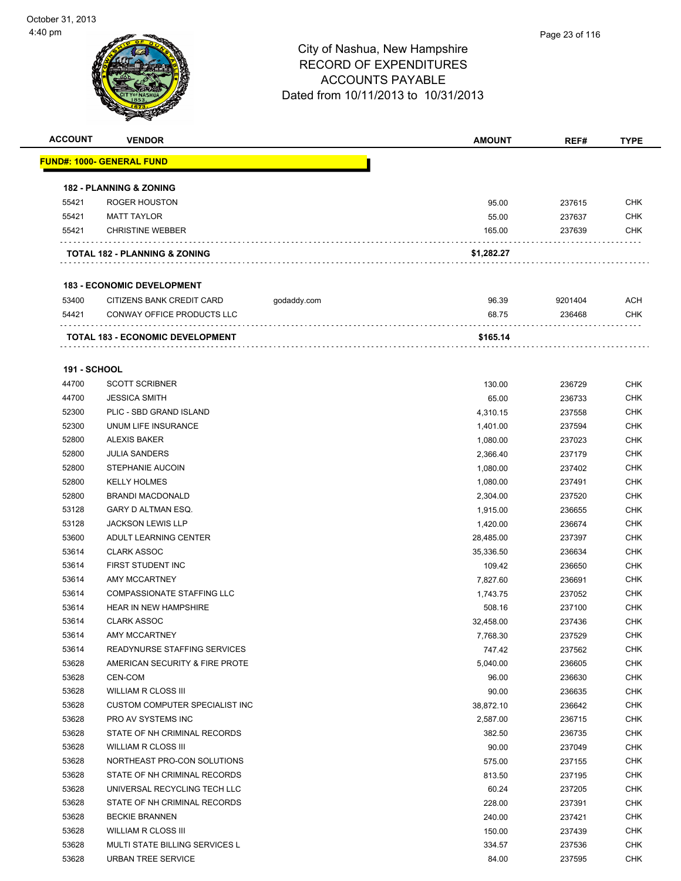City of Nashua, New Hampshire
RECORD OF EXPENDITURES
ACCOUNTS PAYABLE
Dated from 10/11/2013 to 10/31/2013

| ACCOUNT | VENDOR | | AMOUNT | REF# | TYPE |
|---|---|---|---|---|---|
| **FUND#: 1000- GENERAL FUND** | | | | | |
| **182 - PLANNING & ZONING** | | | | | |
| 55421 | ROGER HOUSTON | | 95.00 | 237615 | CHK |
| 55421 | MATT TAYLOR | | 55.00 | 237637 | CHK |
| 55421 | CHRISTINE WEBBER | | 165.00 | 237639 | CHK |
| **TOTAL 182 - PLANNING & ZONING** | | | **$1,282.27** | | |
| **183 - ECONOMIC DEVELOPMENT** | | | | | |
| 53400 | CITIZENS BANK CREDIT CARD | godaddy.com | 96.39 | 9201404 | ACH |
| 54421 | CONWAY OFFICE PRODUCTS LLC | | 68.75 | 236468 | CHK |
| **TOTAL 183 - ECONOMIC DEVELOPMENT** | | | **$165.14** | | |
| **191 - SCHOOL** | | | | | |
| 44700 | SCOTT SCRIBNER | | 130.00 | 236729 | CHK |
| 44700 | JESSICA SMITH | | 65.00 | 236733 | CHK |
| 52300 | PLIC - SBD GRAND ISLAND | | 4,310.15 | 237558 | CHK |
| 52300 | UNUM LIFE INSURANCE | | 1,401.00 | 237594 | CHK |
| 52800 | ALEXIS BAKER | | 1,080.00 | 237023 | CHK |
| 52800 | JULIA SANDERS | | 2,366.40 | 237179 | CHK |
| 52800 | STEPHANIE AUCOIN | | 1,080.00 | 237402 | CHK |
| 52800 | KELLY HOLMES | | 1,080.00 | 237491 | CHK |
| 52800 | BRANDI MACDONALD | | 2,304.00 | 237520 | CHK |
| 53128 | GARY D ALTMAN ESQ. | | 1,915.00 | 236655 | CHK |
| 53128 | JACKSON LEWIS LLP | | 1,420.00 | 236674 | CHK |
| 53600 | ADULT LEARNING CENTER | | 28,485.00 | 237397 | CHK |
| 53614 | CLARK ASSOC | | 35,336.50 | 236634 | CHK |
| 53614 | FIRST STUDENT INC | | 109.42 | 236650 | CHK |
| 53614 | AMY MCCARTNEY | | 7,827.60 | 236691 | CHK |
| 53614 | COMPASSIONATE STAFFING LLC | | 1,743.75 | 237052 | CHK |
| 53614 | HEAR IN NEW HAMPSHIRE | | 508.16 | 237100 | CHK |
| 53614 | CLARK ASSOC | | 32,458.00 | 237436 | CHK |
| 53614 | AMY MCCARTNEY | | 7,768.30 | 237529 | CHK |
| 53614 | READYNURSE STAFFING SERVICES | | 747.42 | 237562 | CHK |
| 53628 | AMERICAN SECURITY & FIRE PROTE | | 5,040.00 | 236605 | CHK |
| 53628 | CEN-COM | | 96.00 | 236630 | CHK |
| 53628 | WILLIAM R CLOSS III | | 90.00 | 236635 | CHK |
| 53628 | CUSTOM COMPUTER SPECIALIST INC | | 38,872.10 | 236642 | CHK |
| 53628 | PRO AV SYSTEMS INC | | 2,587.00 | 236715 | CHK |
| 53628 | STATE OF NH CRIMINAL RECORDS | | 382.50 | 236735 | CHK |
| 53628 | WILLIAM R CLOSS III | | 90.00 | 237049 | CHK |
| 53628 | NORTHEAST PRO-CON SOLUTIONS | | 575.00 | 237155 | CHK |
| 53628 | STATE OF NH CRIMINAL RECORDS | | 813.50 | 237195 | CHK |
| 53628 | UNIVERSAL RECYCLING TECH LLC | | 60.24 | 237205 | CHK |
| 53628 | STATE OF NH CRIMINAL RECORDS | | 228.00 | 237391 | CHK |
| 53628 | BECKIE BRANNEN | | 240.00 | 237421 | CHK |
| 53628 | WILLIAM R CLOSS III | | 150.00 | 237439 | CHK |
| 53628 | MULTI STATE BILLING SERVICES L | | 334.57 | 237536 | CHK |
| 53628 | URBAN TREE SERVICE | | 84.00 | 237595 | CHK |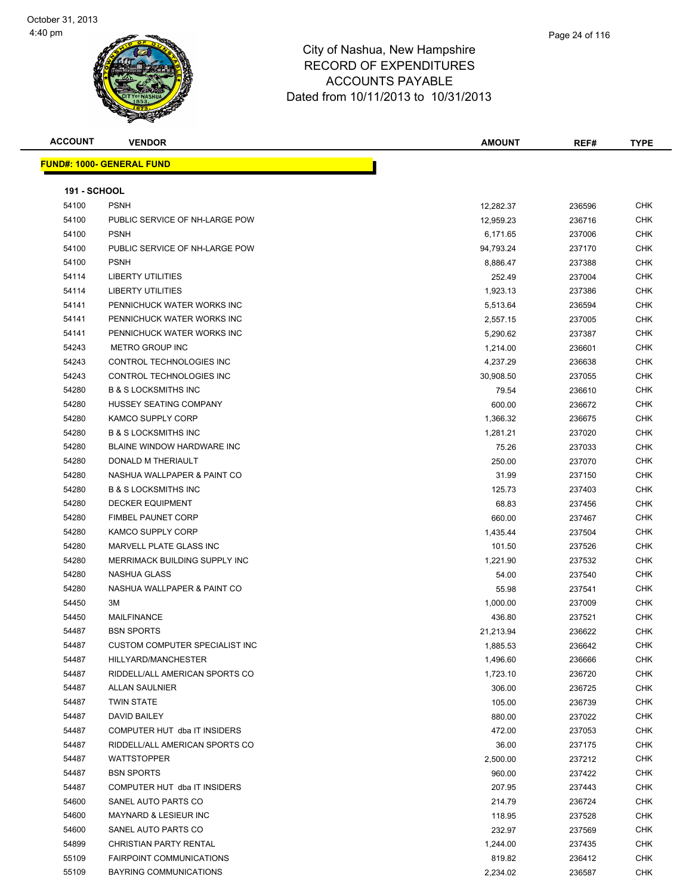# City of Nashua, New Hampshire
# RECORD OF EXPENDITURES
# ACCOUNTS PAYABLE
# Dated from 10/11/2013 to 10/31/2013

**FUND#: 1000- GENERAL FUND**

**191 - SCHOOL**

| ACCOUNT | VENDOR | AMOUNT | REF# | TYPE |
|---|---|---|---|---|
| 54100 | PSNH | 12,282.37 | 236596 | CHK |
| 54100 | PUBLIC SERVICE OF NH-LARGE POW | 12,959.23 | 236716 | CHK |
| 54100 | PSNH | 6,171.65 | 237006 | CHK |
| 54100 | PUBLIC SERVICE OF NH-LARGE POW | 94,793.24 | 237170 | CHK |
| 54100 | PSNH | 8,886.47 | 237388 | CHK |
| 54114 | LIBERTY UTILITIES | 252.49 | 237004 | CHK |
| 54114 | LIBERTY UTILITIES | 1,923.13 | 237386 | CHK |
| 54141 | PENNICHUCK WATER WORKS INC | 5,513.64 | 236594 | CHK |
| 54141 | PENNICHUCK WATER WORKS INC | 2,557.15 | 237005 | CHK |
| 54141 | PENNICHUCK WATER WORKS INC | 5,290.62 | 237387 | CHK |
| 54243 | METRO GROUP INC | 1,214.00 | 236601 | CHK |
| 54243 | CONTROL TECHNOLOGIES INC | 4,237.29 | 236638 | CHK |
| 54243 | CONTROL TECHNOLOGIES INC | 30,908.50 | 237055 | CHK |
| 54280 | B & S LOCKSMITHS INC | 79.54 | 236610 | CHK |
| 54280 | HUSSEY SEATING COMPANY | 600.00 | 236672 | CHK |
| 54280 | KAMCO SUPPLY CORP | 1,366.32 | 236675 | CHK |
| 54280 | B & S LOCKSMITHS INC | 1,281.21 | 237020 | CHK |
| 54280 | BLAINE WINDOW HARDWARE INC | 75.26 | 237033 | CHK |
| 54280 | DONALD M THERIAULT | 250.00 | 237070 | CHK |
| 54280 | NASHUA WALLPAPER & PAINT CO | 31.99 | 237150 | CHK |
| 54280 | B & S LOCKSMITHS INC | 125.73 | 237403 | CHK |
| 54280 | DECKER EQUIPMENT | 68.83 | 237456 | CHK |
| 54280 | FIMBEL PAUNET CORP | 660.00 | 237467 | CHK |
| 54280 | KAMCO SUPPLY CORP | 1,435.44 | 237504 | CHK |
| 54280 | MARVELL PLATE GLASS INC | 101.50 | 237526 | CHK |
| 54280 | MERRIMACK BUILDING SUPPLY INC | 1,221.90 | 237532 | CHK |
| 54280 | NASHUA GLASS | 54.00 | 237540 | CHK |
| 54280 | NASHUA WALLPAPER & PAINT CO | 55.98 | 237541 | CHK |
| 54450 | 3M | 1,000.00 | 237009 | CHK |
| 54450 | MAILFINANCE | 436.80 | 237521 | CHK |
| 54487 | BSN SPORTS | 21,213.94 | 236622 | CHK |
| 54487 | CUSTOM COMPUTER SPECIALIST INC | 1,885.53 | 236642 | CHK |
| 54487 | HILLYARD/MANCHESTER | 1,496.60 | 236666 | CHK |
| 54487 | RIDDELL/ALL AMERICAN SPORTS CO | 1,723.10 | 236720 | CHK |
| 54487 | ALLAN SAULNIER | 306.00 | 236725 | CHK |
| 54487 | TWIN STATE | 105.00 | 236739 | CHK |
| 54487 | DAVID BAILEY | 880.00 | 237022 | CHK |
| 54487 | COMPUTER HUT dba IT INSIDERS | 472.00 | 237053 | CHK |
| 54487 | RIDDELL/ALL AMERICAN SPORTS CO | 36.00 | 237175 | CHK |
| 54487 | WATTSTOPPER | 2,500.00 | 237212 | CHK |
| 54487 | BSN SPORTS | 960.00 | 237422 | CHK |
| 54487 | COMPUTER HUT dba IT INSIDERS | 207.95 | 237443 | CHK |
| 54600 | SANEL AUTO PARTS CO | 214.79 | 236724 | CHK |
| 54600 | MAYNARD & LESIEUR INC | 118.95 | 237528 | CHK |
| 54600 | SANEL AUTO PARTS CO | 232.97 | 237569 | CHK |
| 54899 | CHRISTIAN PARTY RENTAL | 1,244.00 | 237435 | CHK |
| 55109 | FAIRPOINT COMMUNICATIONS | 819.82 | 236412 | CHK |
| 55109 | BAYRING COMMUNICATIONS | 2,234.02 | 236587 | CHK |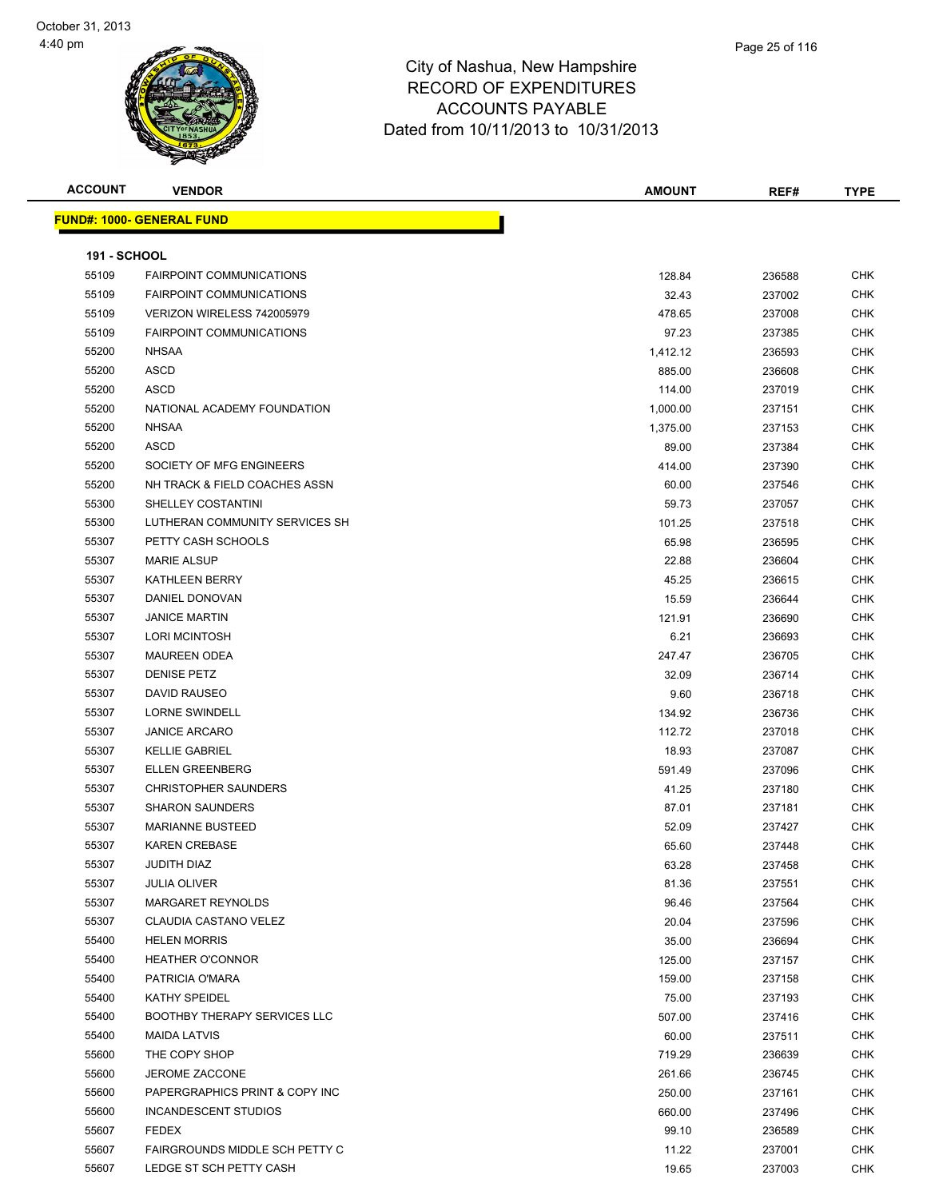City of Nashua, New Hampshire
RECORD OF EXPENDITURES
ACCOUNTS PAYABLE
Dated from 10/11/2013 to 10/31/2013

**FUND#: 1000- GENERAL FUND**

**191 - SCHOOL**

| ACCOUNT | VENDOR | AMOUNT | REF# | TYPE |
|---|---|---|---|---|
| 55109 | FAIRPOINT COMMUNICATIONS | 128.84 | 236588 | CHK |
| 55109 | FAIRPOINT COMMUNICATIONS | 32.43 | 237002 | CHK |
| 55109 | VERIZON WIRELESS 742005979 | 478.65 | 237008 | CHK |
| 55109 | FAIRPOINT COMMUNICATIONS | 97.23 | 237385 | CHK |
| 55200 | NHSAA | 1,412.12 | 236593 | CHK |
| 55200 | ASCD | 885.00 | 236608 | CHK |
| 55200 | ASCD | 114.00 | 237019 | CHK |
| 55200 | NATIONAL ACADEMY FOUNDATION | 1,000.00 | 237151 | CHK |
| 55200 | NHSAA | 1,375.00 | 237153 | CHK |
| 55200 | ASCD | 89.00 | 237384 | CHK |
| 55200 | SOCIETY OF MFG ENGINEERS | 414.00 | 237390 | CHK |
| 55200 | NH TRACK & FIELD COACHES ASSN | 60.00 | 237546 | CHK |
| 55300 | SHELLEY COSTANTINI | 59.73 | 237057 | CHK |
| 55300 | LUTHERAN COMMUNITY SERVICES SH | 101.25 | 237518 | CHK |
| 55307 | PETTY CASH SCHOOLS | 65.98 | 236595 | CHK |
| 55307 | MARIE ALSUP | 22.88 | 236604 | CHK |
| 55307 | KATHLEEN BERRY | 45.25 | 236615 | CHK |
| 55307 | DANIEL DONOVAN | 15.59 | 236644 | CHK |
| 55307 | JANICE MARTIN | 121.91 | 236690 | CHK |
| 55307 | LORI MCINTOSH | 6.21 | 236693 | CHK |
| 55307 | MAUREEN ODEA | 247.47 | 236705 | CHK |
| 55307 | DENISE PETZ | 32.09 | 236714 | CHK |
| 55307 | DAVID RAUSEO | 9.60 | 236718 | CHK |
| 55307 | LORNE SWINDELL | 134.92 | 236736 | CHK |
| 55307 | JANICE ARCARO | 112.72 | 237018 | CHK |
| 55307 | KELLIE GABRIEL | 18.93 | 237087 | CHK |
| 55307 | ELLEN GREENBERG | 591.49 | 237096 | CHK |
| 55307 | CHRISTOPHER SAUNDERS | 41.25 | 237180 | CHK |
| 55307 | SHARON SAUNDERS | 87.01 | 237181 | CHK |
| 55307 | MARIANNE BUSTEED | 52.09 | 237427 | CHK |
| 55307 | KAREN CREBASE | 65.60 | 237448 | CHK |
| 55307 | JUDITH DIAZ | 63.28 | 237458 | CHK |
| 55307 | JULIA OLIVER | 81.36 | 237551 | CHK |
| 55307 | MARGARET REYNOLDS | 96.46 | 237564 | CHK |
| 55307 | CLAUDIA CASTANO VELEZ | 20.04 | 237596 | CHK |
| 55400 | HELEN MORRIS | 35.00 | 236694 | CHK |
| 55400 | HEATHER O'CONNOR | 125.00 | 237157 | CHK |
| 55400 | PATRICIA O'MARA | 159.00 | 237158 | CHK |
| 55400 | KATHY SPEIDEL | 75.00 | 237193 | CHK |
| 55400 | BOOTHBY THERAPY SERVICES LLC | 507.00 | 237416 | CHK |
| 55400 | MAIDA LATVIS | 60.00 | 237511 | CHK |
| 55600 | THE COPY SHOP | 719.29 | 236639 | CHK |
| 55600 | JEROME ZACCONE | 261.66 | 236745 | CHK |
| 55600 | PAPERGRAPHICS PRINT & COPY INC | 250.00 | 237161 | CHK |
| 55600 | INCANDESCENT STUDIOS | 660.00 | 237496 | CHK |
| 55607 | FEDEX | 99.10 | 236589 | CHK |
| 55607 | FAIRGROUNDS MIDDLE SCH PETTY C | 11.22 | 237001 | CHK |
| 55607 | LEDGE ST SCH PETTY CASH | 19.65 | 237003 | CHK |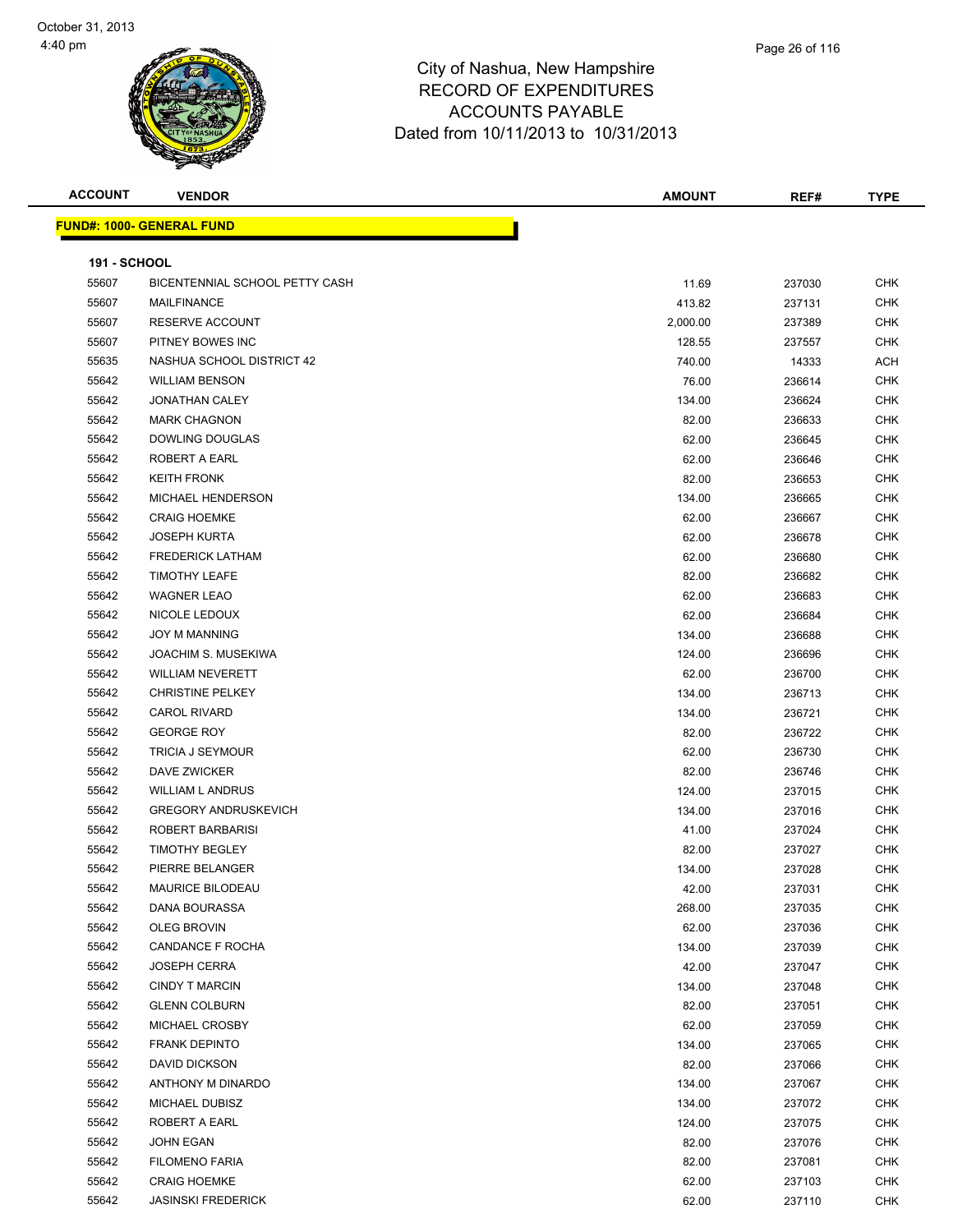# City of Nashua, New Hampshire
## RECORD OF EXPENDITURES
## ACCOUNTS PAYABLE
## Dated from 10/11/2013 to 10/31/2013

| ACCOUNT | VENDOR | AMOUNT | REF# | TYPE |
|---|---|---|---|---|

**FUND#: 1000- GENERAL FUND**

**191 - SCHOOL**

| ACCOUNT | VENDOR | AMOUNT | REF# | TYPE |
|---|---|---|---|---|
| 55607 | BICENTENNIAL SCHOOL PETTY CASH | 11.69 | 237030 | CHK |
| 55607 | MAILFINANCE | 413.82 | 237131 | CHK |
| 55607 | RESERVE ACCOUNT | 2,000.00 | 237389 | CHK |
| 55607 | PITNEY BOWES INC | 128.55 | 237557 | CHK |
| 55635 | NASHUA SCHOOL DISTRICT 42 | 740.00 | 14333 | ACH |
| 55642 | WILLIAM BENSON | 76.00 | 236614 | CHK |
| 55642 | JONATHAN CALEY | 134.00 | 236624 | CHK |
| 55642 | MARK CHAGNON | 82.00 | 236633 | CHK |
| 55642 | DOWLING DOUGLAS | 62.00 | 236645 | CHK |
| 55642 | ROBERT A EARL | 62.00 | 236646 | CHK |
| 55642 | KEITH FRONK | 82.00 | 236653 | CHK |
| 55642 | MICHAEL HENDERSON | 134.00 | 236665 | CHK |
| 55642 | CRAIG HOEMKE | 62.00 | 236667 | CHK |
| 55642 | JOSEPH KURTA | 62.00 | 236678 | CHK |
| 55642 | FREDERICK LATHAM | 62.00 | 236680 | CHK |
| 55642 | TIMOTHY LEAFE | 82.00 | 236682 | CHK |
| 55642 | WAGNER LEAO | 62.00 | 236683 | CHK |
| 55642 | NICOLE LEDOUX | 62.00 | 236684 | CHK |
| 55642 | JOY M MANNING | 134.00 | 236688 | CHK |
| 55642 | JOACHIM S. MUSEKIWA | 124.00 | 236696 | CHK |
| 55642 | WILLIAM NEVERETT | 62.00 | 236700 | CHK |
| 55642 | CHRISTINE PELKEY | 134.00 | 236713 | CHK |
| 55642 | CAROL RIVARD | 134.00 | 236721 | CHK |
| 55642 | GEORGE ROY | 82.00 | 236722 | CHK |
| 55642 | TRICIA J SEYMOUR | 62.00 | 236730 | CHK |
| 55642 | DAVE ZWICKER | 82.00 | 236746 | CHK |
| 55642 | WILLIAM L ANDRUS | 124.00 | 237015 | CHK |
| 55642 | GREGORY ANDRUSKEVICH | 134.00 | 237016 | CHK |
| 55642 | ROBERT BARBARISI | 41.00 | 237024 | CHK |
| 55642 | TIMOTHY BEGLEY | 82.00 | 237027 | CHK |
| 55642 | PIERRE BELANGER | 134.00 | 237028 | CHK |
| 55642 | MAURICE BILODEAU | 42.00 | 237031 | CHK |
| 55642 | DANA BOURASSA | 268.00 | 237035 | CHK |
| 55642 | OLEG BROVIN | 62.00 | 237036 | CHK |
| 55642 | CANDANCE F ROCHA | 134.00 | 237039 | CHK |
| 55642 | JOSEPH CERRA | 42.00 | 237047 | CHK |
| 55642 | CINDY T MARCIN | 134.00 | 237048 | CHK |
| 55642 | GLENN COLBURN | 82.00 | 237051 | CHK |
| 55642 | MICHAEL CROSBY | 62.00 | 237059 | CHK |
| 55642 | FRANK DEPINTO | 134.00 | 237065 | CHK |
| 55642 | DAVID DICKSON | 82.00 | 237066 | CHK |
| 55642 | ANTHONY M DINARDO | 134.00 | 237067 | CHK |
| 55642 | MICHAEL DUBISZ | 134.00 | 237072 | CHK |
| 55642 | ROBERT A EARL | 124.00 | 237075 | CHK |
| 55642 | JOHN EGAN | 82.00 | 237076 | CHK |
| 55642 | FILOMENO FARIA | 82.00 | 237081 | CHK |
| 55642 | CRAIG HOEMKE | 62.00 | 237103 | CHK |
| 55642 | JASINSKI FREDERICK | 62.00 | 237110 | CHK |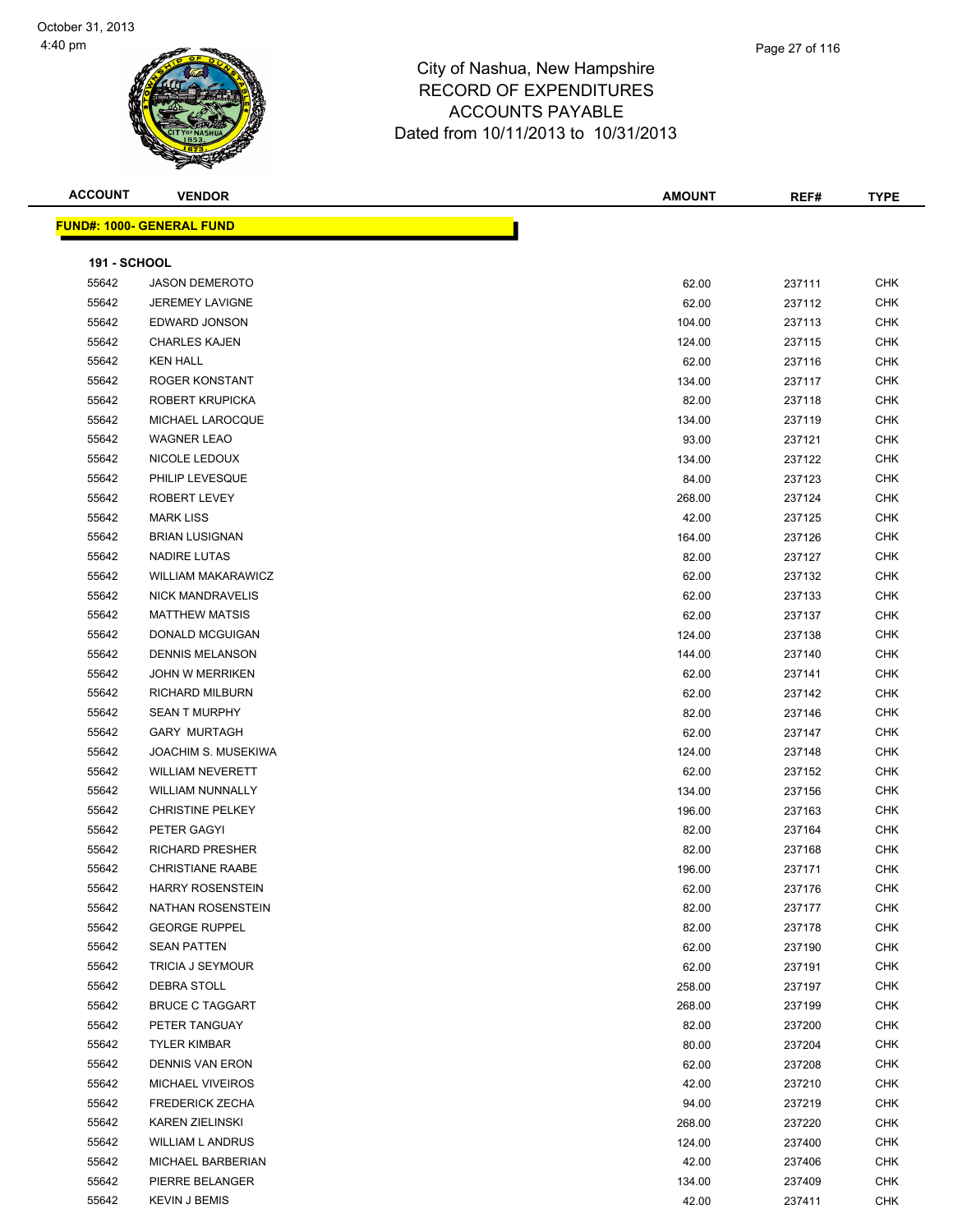City of Nashua, New Hampshire
RECORD OF EXPENDITURES
ACCOUNTS PAYABLE
Dated from 10/11/2013 to 10/31/2013

| ACCOUNT | VENDOR | AMOUNT | REF# | TYPE |
|---|---|---|---|---|

**FUND#: 1000- GENERAL FUND**

**191 - SCHOOL**

| ACCOUNT | VENDOR | AMOUNT | REF# | TYPE |
|---|---|---|---|---|
| 55642 | JASON DEMEROTO | 62.00 | 237111 | CHK |
| 55642 | JEREMEY LAVIGNE | 62.00 | 237112 | CHK |
| 55642 | EDWARD JONSON | 104.00 | 237113 | CHK |
| 55642 | CHARLES KAJEN | 124.00 | 237115 | CHK |
| 55642 | KEN HALL | 62.00 | 237116 | CHK |
| 55642 | ROGER KONSTANT | 134.00 | 237117 | CHK |
| 55642 | ROBERT KRUPICKA | 82.00 | 237118 | CHK |
| 55642 | MICHAEL LAROCQUE | 134.00 | 237119 | CHK |
| 55642 | WAGNER LEAO | 93.00 | 237121 | CHK |
| 55642 | NICOLE LEDOUX | 134.00 | 237122 | CHK |
| 55642 | PHILIP LEVESQUE | 84.00 | 237123 | CHK |
| 55642 | ROBERT LEVEY | 268.00 | 237124 | CHK |
| 55642 | MARK LISS | 42.00 | 237125 | CHK |
| 55642 | BRIAN LUSIGNAN | 164.00 | 237126 | CHK |
| 55642 | NADIRE LUTAS | 82.00 | 237127 | CHK |
| 55642 | WILLIAM MAKARAWICZ | 62.00 | 237132 | CHK |
| 55642 | NICK MANDRAVELIS | 62.00 | 237133 | CHK |
| 55642 | MATTHEW MATSIS | 62.00 | 237137 | CHK |
| 55642 | DONALD MCGUIGAN | 124.00 | 237138 | CHK |
| 55642 | DENNIS MELANSON | 144.00 | 237140 | CHK |
| 55642 | JOHN W MERRIKEN | 62.00 | 237141 | CHK |
| 55642 | RICHARD MILBURN | 62.00 | 237142 | CHK |
| 55642 | SEAN T MURPHY | 82.00 | 237146 | CHK |
| 55642 | GARY MURTAGH | 62.00 | 237147 | CHK |
| 55642 | JOACHIM S. MUSEKIWA | 124.00 | 237148 | CHK |
| 55642 | WILLIAM NEVERETT | 62.00 | 237152 | CHK |
| 55642 | WILLIAM NUNNALLY | 134.00 | 237156 | CHK |
| 55642 | CHRISTINE PELKEY | 196.00 | 237163 | CHK |
| 55642 | PETER GAGYI | 82.00 | 237164 | CHK |
| 55642 | RICHARD PRESHER | 82.00 | 237168 | CHK |
| 55642 | CHRISTIANE RAABE | 196.00 | 237171 | CHK |
| 55642 | HARRY ROSENSTEIN | 62.00 | 237176 | CHK |
| 55642 | NATHAN ROSENSTEIN | 82.00 | 237177 | CHK |
| 55642 | GEORGE RUPPEL | 82.00 | 237178 | CHK |
| 55642 | SEAN PATTEN | 62.00 | 237190 | CHK |
| 55642 | TRICIA J SEYMOUR | 62.00 | 237191 | CHK |
| 55642 | DEBRA STOLL | 258.00 | 237197 | CHK |
| 55642 | BRUCE C TAGGART | 268.00 | 237199 | CHK |
| 55642 | PETER TANGUAY | 82.00 | 237200 | CHK |
| 55642 | TYLER KIMBAR | 80.00 | 237204 | CHK |
| 55642 | DENNIS VAN ERON | 62.00 | 237208 | CHK |
| 55642 | MICHAEL VIVEIROS | 42.00 | 237210 | CHK |
| 55642 | FREDERICK ZECHA | 94.00 | 237219 | CHK |
| 55642 | KAREN ZIELINSKI | 268.00 | 237220 | CHK |
| 55642 | WILLIAM L ANDRUS | 124.00 | 237400 | CHK |
| 55642 | MICHAEL BARBERIAN | 42.00 | 237406 | CHK |
| 55642 | PIERRE BELANGER | 134.00 | 237409 | CHK |
| 55642 | KEVIN J BEMIS | 42.00 | 237411 | CHK |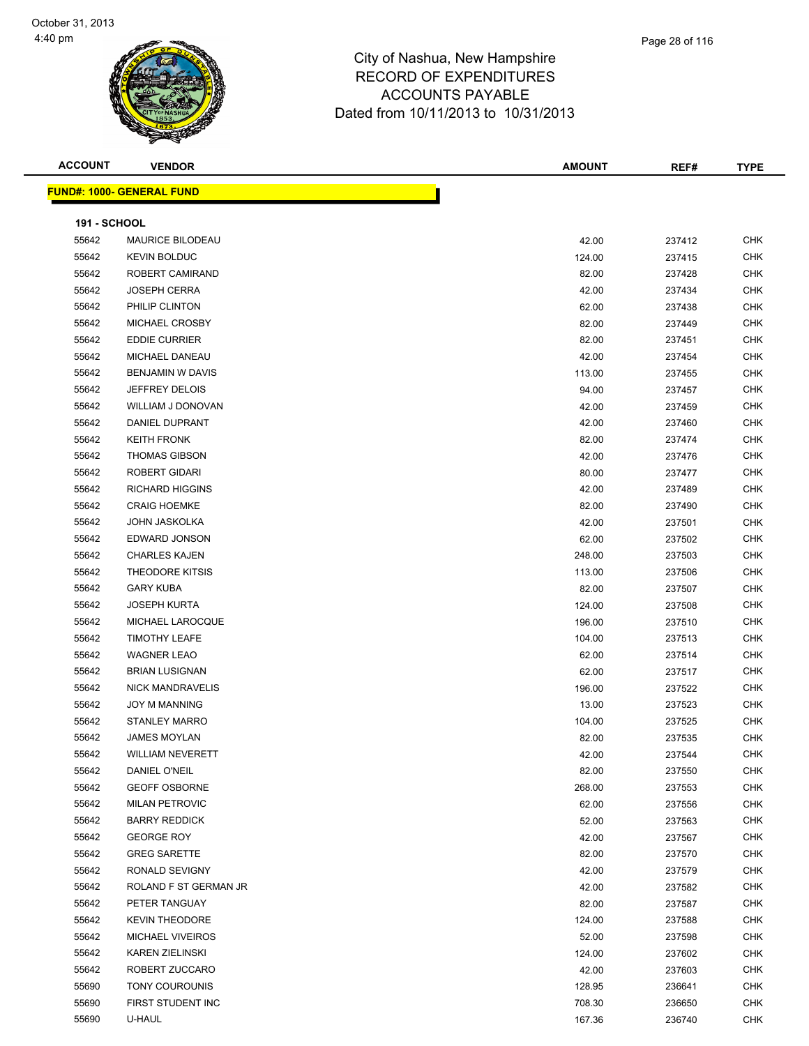City of Nashua, New Hampshire
RECORD OF EXPENDITURES
ACCOUNTS PAYABLE
Dated from 10/11/2013 to 10/31/2013

| ACCOUNT | VENDOR | AMOUNT | REF# | TYPE |
|---|---|---|---|---|
| **FUND#: 1000- GENERAL FUND** | | | | |
| **191 - SCHOOL** | | | | |
| 55642 | MAURICE BILODEAU | 42.00 | 237412 | CHK |
| 55642 | KEVIN BOLDUC | 124.00 | 237415 | CHK |
| 55642 | ROBERT CAMIRAND | 82.00 | 237428 | CHK |
| 55642 | JOSEPH CERRA | 42.00 | 237434 | CHK |
| 55642 | PHILIP CLINTON | 62.00 | 237438 | CHK |
| 55642 | MICHAEL CROSBY | 82.00 | 237449 | CHK |
| 55642 | EDDIE CURRIER | 82.00 | 237451 | CHK |
| 55642 | MICHAEL DANEAU | 42.00 | 237454 | CHK |
| 55642 | BENJAMIN W DAVIS | 113.00 | 237455 | CHK |
| 55642 | JEFFREY DELOIS | 94.00 | 237457 | CHK |
| 55642 | WILLIAM J DONOVAN | 42.00 | 237459 | CHK |
| 55642 | DANIEL DUPRANT | 42.00 | 237460 | CHK |
| 55642 | KEITH FRONK | 82.00 | 237474 | CHK |
| 55642 | THOMAS GIBSON | 42.00 | 237476 | CHK |
| 55642 | ROBERT GIDARI | 80.00 | 237477 | CHK |
| 55642 | RICHARD HIGGINS | 42.00 | 237489 | CHK |
| 55642 | CRAIG HOEMKE | 82.00 | 237490 | CHK |
| 55642 | JOHN JASKOLKA | 42.00 | 237501 | CHK |
| 55642 | EDWARD JONSON | 62.00 | 237502 | CHK |
| 55642 | CHARLES KAJEN | 248.00 | 237503 | CHK |
| 55642 | THEODORE KITSIS | 113.00 | 237506 | CHK |
| 55642 | GARY KUBA | 82.00 | 237507 | CHK |
| 55642 | JOSEPH KURTA | 124.00 | 237508 | CHK |
| 55642 | MICHAEL LAROCQUE | 196.00 | 237510 | CHK |
| 55642 | TIMOTHY LEAFE | 104.00 | 237513 | CHK |
| 55642 | WAGNER LEAO | 62.00 | 237514 | CHK |
| 55642 | BRIAN LUSIGNAN | 62.00 | 237517 | CHK |
| 55642 | NICK MANDRAVELIS | 196.00 | 237522 | CHK |
| 55642 | JOY M MANNING | 13.00 | 237523 | CHK |
| 55642 | STANLEY MARRO | 104.00 | 237525 | CHK |
| 55642 | JAMES MOYLAN | 82.00 | 237535 | CHK |
| 55642 | WILLIAM NEVERETT | 42.00 | 237544 | CHK |
| 55642 | DANIEL O'NEIL | 82.00 | 237550 | CHK |
| 55642 | GEOFF OSBORNE | 268.00 | 237553 | CHK |
| 55642 | MILAN PETROVIC | 62.00 | 237556 | CHK |
| 55642 | BARRY REDDICK | 52.00 | 237563 | CHK |
| 55642 | GEORGE ROY | 42.00 | 237567 | CHK |
| 55642 | GREG SARETTE | 82.00 | 237570 | CHK |
| 55642 | RONALD SEVIGNY | 42.00 | 237579 | CHK |
| 55642 | ROLAND F ST GERMAN JR | 42.00 | 237582 | CHK |
| 55642 | PETER TANGUAY | 82.00 | 237587 | CHK |
| 55642 | KEVIN THEODORE | 124.00 | 237588 | CHK |
| 55642 | MICHAEL VIVEIROS | 52.00 | 237598 | CHK |
| 55642 | KAREN ZIELINSKI | 124.00 | 237602 | CHK |
| 55642 | ROBERT ZUCCARO | 42.00 | 237603 | CHK |
| 55690 | TONY COUROUNIS | 128.95 | 236641 | CHK |
| 55690 | FIRST STUDENT INC | 708.30 | 236650 | CHK |
| 55690 | U-HAUL | 167.36 | 236740 | CHK |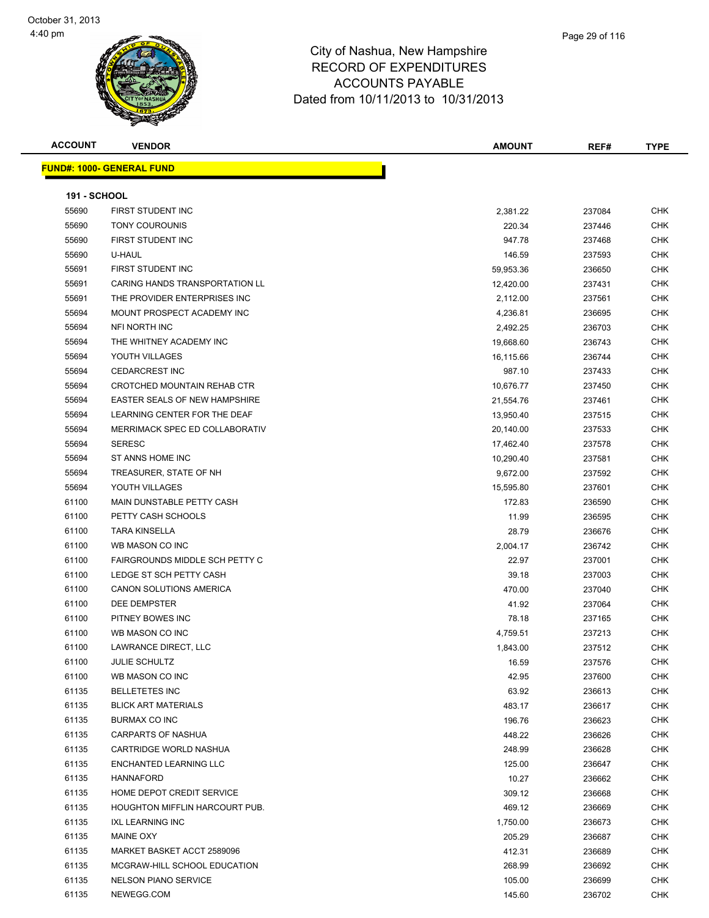# City of Nashua, New Hampshire
## RECORD OF EXPENDITURES
## ACCOUNTS PAYABLE
### Dated from 10/11/2013 to 10/31/2013

| ACCOUNT | VENDOR | AMOUNT | REF# | TYPE |
|---|---|---|---|---|
| **FUND#: 1000- GENERAL FUND** | | | | |
| **191 - SCHOOL** | | | | |
| 55690 | FIRST STUDENT INC | 2,381.22 | 237084 | CHK |
| 55690 | TONY COUROUNIS | 220.34 | 237446 | CHK |
| 55690 | FIRST STUDENT INC | 947.78 | 237468 | CHK |
| 55690 | U-HAUL | 146.59 | 237593 | CHK |
| 55691 | FIRST STUDENT INC | 59,953.36 | 236650 | CHK |
| 55691 | CARING HANDS TRANSPORTATION LL | 12,420.00 | 237431 | CHK |
| 55691 | THE PROVIDER ENTERPRISES INC | 2,112.00 | 237561 | CHK |
| 55694 | MOUNT PROSPECT ACADEMY INC | 4,236.81 | 236695 | CHK |
| 55694 | NFI NORTH INC | 2,492.25 | 236703 | CHK |
| 55694 | THE WHITNEY ACADEMY INC | 19,668.60 | 236743 | CHK |
| 55694 | YOUTH VILLAGES | 16,115.66 | 236744 | CHK |
| 55694 | CEDARCREST INC | 987.10 | 237433 | CHK |
| 55694 | CROTCHED MOUNTAIN REHAB CTR | 10,676.77 | 237450 | CHK |
| 55694 | EASTER SEALS OF NEW HAMPSHIRE | 21,554.76 | 237461 | CHK |
| 55694 | LEARNING CENTER FOR THE DEAF | 13,950.40 | 237515 | CHK |
| 55694 | MERRIMACK SPEC ED COLLABORATIV | 20,140.00 | 237533 | CHK |
| 55694 | SERESC | 17,462.40 | 237578 | CHK |
| 55694 | ST ANNS HOME INC | 10,290.40 | 237581 | CHK |
| 55694 | TREASURER, STATE OF NH | 9,672.00 | 237592 | CHK |
| 55694 | YOUTH VILLAGES | 15,595.80 | 237601 | CHK |
| 61100 | MAIN DUNSTABLE PETTY CASH | 172.83 | 236590 | CHK |
| 61100 | PETTY CASH SCHOOLS | 11.99 | 236595 | CHK |
| 61100 | TARA KINSELLA | 28.79 | 236676 | CHK |
| 61100 | WB MASON CO INC | 2,004.17 | 236742 | CHK |
| 61100 | FAIRGROUNDS MIDDLE SCH PETTY C | 22.97 | 237001 | CHK |
| 61100 | LEDGE ST SCH PETTY CASH | 39.18 | 237003 | CHK |
| 61100 | CANON SOLUTIONS AMERICA | 470.00 | 237040 | CHK |
| 61100 | DEE DEMPSTER | 41.92 | 237064 | CHK |
| 61100 | PITNEY BOWES INC | 78.18 | 237165 | CHK |
| 61100 | WB MASON CO INC | 4,759.51 | 237213 | CHK |
| 61100 | LAWRANCE DIRECT, LLC | 1,843.00 | 237512 | CHK |
| 61100 | JULIE SCHULTZ | 16.59 | 237576 | CHK |
| 61100 | WB MASON CO INC | 42.95 | 237600 | CHK |
| 61135 | BELLETETES INC | 63.92 | 236613 | CHK |
| 61135 | BLICK ART MATERIALS | 483.17 | 236617 | CHK |
| 61135 | BURMAX CO INC | 196.76 | 236623 | CHK |
| 61135 | CARPARTS OF NASHUA | 448.22 | 236626 | CHK |
| 61135 | CARTRIDGE WORLD NASHUA | 248.99 | 236628 | CHK |
| 61135 | ENCHANTED LEARNING LLC | 125.00 | 236647 | CHK |
| 61135 | HANNAFORD | 10.27 | 236662 | CHK |
| 61135 | HOME DEPOT CREDIT SERVICE | 309.12 | 236668 | CHK |
| 61135 | HOUGHTON MIFFLIN HARCOURT PUB. | 469.12 | 236669 | CHK |
| 61135 | IXL LEARNING INC | 1,750.00 | 236673 | CHK |
| 61135 | MAINE OXY | 205.29 | 236687 | CHK |
| 61135 | MARKET BASKET ACCT 2589096 | 412.31 | 236689 | CHK |
| 61135 | MCGRAW-HILL SCHOOL EDUCATION | 268.99 | 236692 | CHK |
| 61135 | NELSON PIANO SERVICE | 105.00 | 236699 | CHK |
| 61135 | NEWEGG.COM | 145.60 | 236702 | CHK |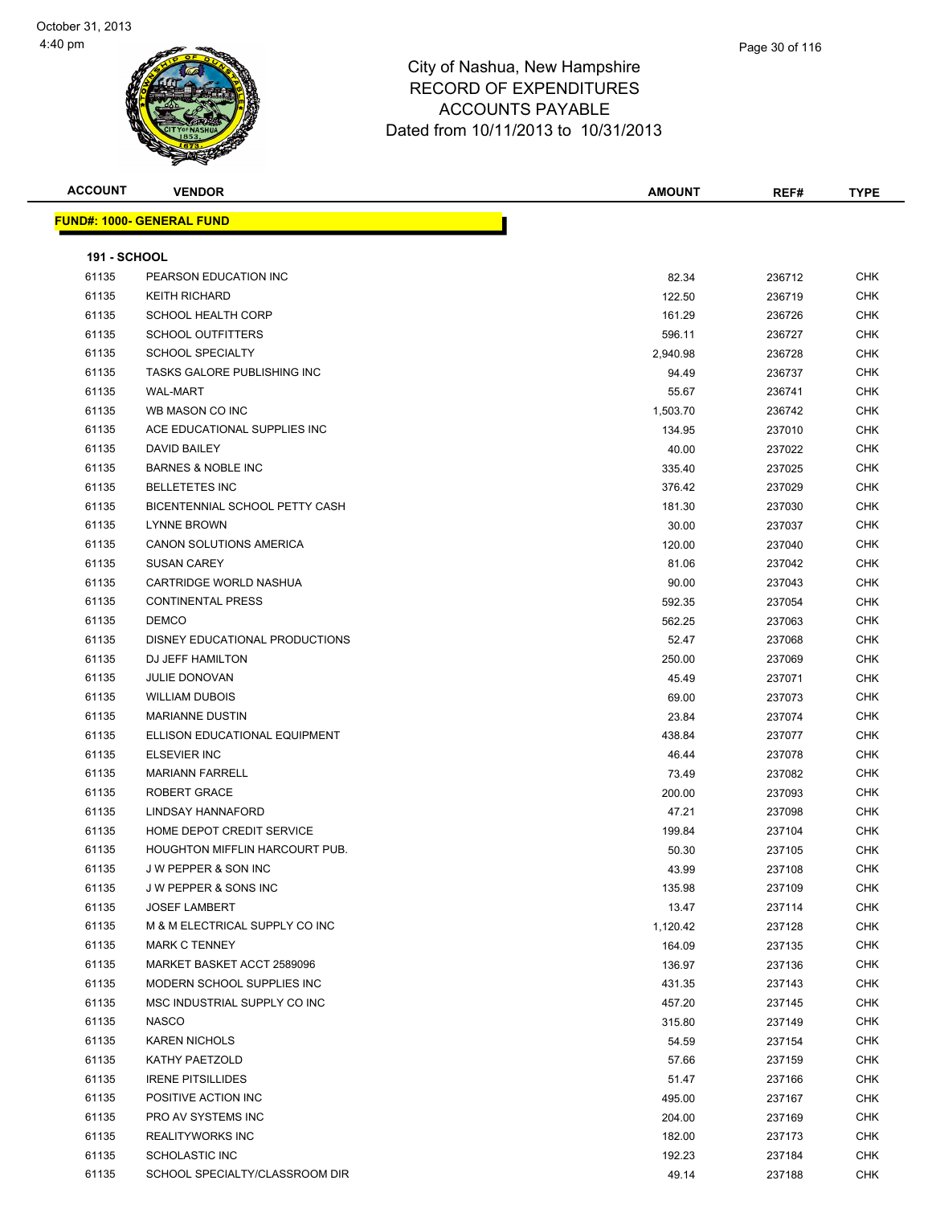City of Nashua, New Hampshire
RECORD OF EXPENDITURES
ACCOUNTS PAYABLE
Dated from 10/11/2013 to 10/31/2013

| ACCOUNT | VENDOR | AMOUNT | REF# | TYPE |
|---|---|---|---|---|

**FUND#: 1000- GENERAL FUND**

**191 - SCHOOL**

| ACCOUNT | VENDOR | AMOUNT | REF# | TYPE |
|---|---|---|---|---|
| 61135 | PEARSON EDUCATION INC | 82.34 | 236712 | CHK |
| 61135 | KEITH RICHARD | 122.50 | 236719 | CHK |
| 61135 | SCHOOL HEALTH CORP | 161.29 | 236726 | CHK |
| 61135 | SCHOOL OUTFITTERS | 596.11 | 236727 | CHK |
| 61135 | SCHOOL SPECIALTY | 2,940.98 | 236728 | CHK |
| 61135 | TASKS GALORE PUBLISHING INC | 94.49 | 236737 | CHK |
| 61135 | WAL-MART | 55.67 | 236741 | CHK |
| 61135 | WB MASON CO INC | 1,503.70 | 236742 | CHK |
| 61135 | ACE EDUCATIONAL SUPPLIES INC | 134.95 | 237010 | CHK |
| 61135 | DAVID BAILEY | 40.00 | 237022 | CHK |
| 61135 | BARNES & NOBLE INC | 335.40 | 237025 | CHK |
| 61135 | BELLETETES INC | 376.42 | 237029 | CHK |
| 61135 | BICENTENNIAL SCHOOL PETTY CASH | 181.30 | 237030 | CHK |
| 61135 | LYNNE BROWN | 30.00 | 237037 | CHK |
| 61135 | CANON SOLUTIONS AMERICA | 120.00 | 237040 | CHK |
| 61135 | SUSAN CAREY | 81.06 | 237042 | CHK |
| 61135 | CARTRIDGE WORLD NASHUA | 90.00 | 237043 | CHK |
| 61135 | CONTINENTAL PRESS | 592.35 | 237054 | CHK |
| 61135 | DEMCO | 562.25 | 237063 | CHK |
| 61135 | DISNEY EDUCATIONAL PRODUCTIONS | 52.47 | 237068 | CHK |
| 61135 | DJ JEFF HAMILTON | 250.00 | 237069 | CHK |
| 61135 | JULIE DONOVAN | 45.49 | 237071 | CHK |
| 61135 | WILLIAM DUBOIS | 69.00 | 237073 | CHK |
| 61135 | MARIANNE DUSTIN | 23.84 | 237074 | CHK |
| 61135 | ELLISON EDUCATIONAL EQUIPMENT | 438.84 | 237077 | CHK |
| 61135 | ELSEVIER INC | 46.44 | 237078 | CHK |
| 61135 | MARIANN FARRELL | 73.49 | 237082 | CHK |
| 61135 | ROBERT GRACE | 200.00 | 237093 | CHK |
| 61135 | LINDSAY HANNAFORD | 47.21 | 237098 | CHK |
| 61135 | HOME DEPOT CREDIT SERVICE | 199.84 | 237104 | CHK |
| 61135 | HOUGHTON MIFFLIN HARCOURT PUB. | 50.30 | 237105 | CHK |
| 61135 | J W PEPPER & SON INC | 43.99 | 237108 | CHK |
| 61135 | J W PEPPER & SONS INC | 135.98 | 237109 | CHK |
| 61135 | JOSEF LAMBERT | 13.47 | 237114 | CHK |
| 61135 | M & M ELECTRICAL SUPPLY CO INC | 1,120.42 | 237128 | CHK |
| 61135 | MARK C TENNEY | 164.09 | 237135 | CHK |
| 61135 | MARKET BASKET ACCT 2589096 | 136.97 | 237136 | CHK |
| 61135 | MODERN SCHOOL SUPPLIES INC | 431.35 | 237143 | CHK |
| 61135 | MSC INDUSTRIAL SUPPLY CO INC | 457.20 | 237145 | CHK |
| 61135 | NASCO | 315.80 | 237149 | CHK |
| 61135 | KAREN NICHOLS | 54.59 | 237154 | CHK |
| 61135 | KATHY PAETZOLD | 57.66 | 237159 | CHK |
| 61135 | IRENE PITSILLIDES | 51.47 | 237166 | CHK |
| 61135 | POSITIVE ACTION INC | 495.00 | 237167 | CHK |
| 61135 | PRO AV SYSTEMS INC | 204.00 | 237169 | CHK |
| 61135 | REALITYWORKS INC | 182.00 | 237173 | CHK |
| 61135 | SCHOLASTIC INC | 192.23 | 237184 | CHK |
| 61135 | SCHOOL SPECIALTY/CLASSROOM DIR | 49.14 | 237188 | CHK |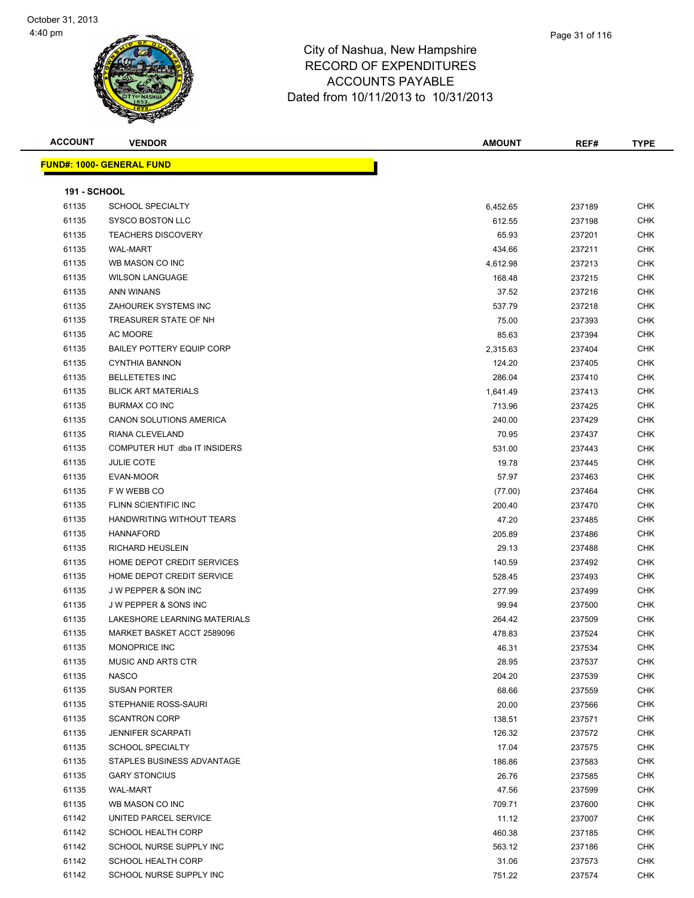# City of Nashua, New Hampshire
## RECORD OF EXPENDITURES
## ACCOUNTS PAYABLE
### Dated from 10/11/2013 to 10/31/2013

| ACCOUNT | VENDOR | AMOUNT | REF# | TYPE |
|---|---|---|---|---|
| **FUND#: 1000- GENERAL FUND** | | | | |
| **191 - SCHOOL** | | | | |
| 61135 | SCHOOL SPECIALTY | 6,452.65 | 237189 | CHK |
| 61135 | SYSCO BOSTON LLC | 612.55 | 237198 | CHK |
| 61135 | TEACHERS DISCOVERY | 65.93 | 237201 | CHK |
| 61135 | WAL-MART | 434.66 | 237211 | CHK |
| 61135 | WB MASON CO INC | 4,612.98 | 237213 | CHK |
| 61135 | WILSON LANGUAGE | 168.48 | 237215 | CHK |
| 61135 | ANN WINANS | 37.52 | 237216 | CHK |
| 61135 | ZAHOUREK SYSTEMS INC | 537.79 | 237218 | CHK |
| 61135 | TREASURER STATE OF NH | 75.00 | 237393 | CHK |
| 61135 | AC MOORE | 85.63 | 237394 | CHK |
| 61135 | BAILEY POTTERY EQUIP CORP | 2,315.63 | 237404 | CHK |
| 61135 | CYNTHIA BANNON | 124.20 | 237405 | CHK |
| 61135 | BELLETETES INC | 286.04 | 237410 | CHK |
| 61135 | BLICK ART MATERIALS | 1,641.49 | 237413 | CHK |
| 61135 | BURMAX CO INC | 713.96 | 237425 | CHK |
| 61135 | CANON SOLUTIONS AMERICA | 240.00 | 237429 | CHK |
| 61135 | RIANA CLEVELAND | 70.95 | 237437 | CHK |
| 61135 | COMPUTER HUT dba IT INSIDERS | 531.00 | 237443 | CHK |
| 61135 | JULIE COTE | 19.78 | 237445 | CHK |
| 61135 | EVAN-MOOR | 57.97 | 237463 | CHK |
| 61135 | F W WEBB CO | (77.00) | 237464 | CHK |
| 61135 | FLINN SCIENTIFIC INC | 200.40 | 237470 | CHK |
| 61135 | HANDWRITING WITHOUT TEARS | 47.20 | 237485 | CHK |
| 61135 | HANNAFORD | 205.89 | 237486 | CHK |
| 61135 | RICHARD HEUSLEIN | 29.13 | 237488 | CHK |
| 61135 | HOME DEPOT CREDIT SERVICES | 140.59 | 237492 | CHK |
| 61135 | HOME DEPOT CREDIT SERVICE | 528.45 | 237493 | CHK |
| 61135 | J W PEPPER & SON INC | 277.99 | 237499 | CHK |
| 61135 | J W PEPPER & SONS INC | 99.94 | 237500 | CHK |
| 61135 | LAKESHORE LEARNING MATERIALS | 264.42 | 237509 | CHK |
| 61135 | MARKET BASKET ACCT 2589096 | 478.83 | 237524 | CHK |
| 61135 | MONOPRICE INC | 46.31 | 237534 | CHK |
| 61135 | MUSIC AND ARTS CTR | 28.95 | 237537 | CHK |
| 61135 | NASCO | 204.20 | 237539 | CHK |
| 61135 | SUSAN PORTER | 68.66 | 237559 | CHK |
| 61135 | STEPHANIE ROSS-SAURI | 20.00 | 237566 | CHK |
| 61135 | SCANTRON CORP | 138.51 | 237571 | CHK |
| 61135 | JENNIFER SCARPATI | 126.32 | 237572 | CHK |
| 61135 | SCHOOL SPECIALTY | 17.04 | 237575 | CHK |
| 61135 | STAPLES BUSINESS ADVANTAGE | 186.86 | 237583 | CHK |
| 61135 | GARY STONCIUS | 26.76 | 237585 | CHK |
| 61135 | WAL-MART | 47.56 | 237599 | CHK |
| 61135 | WB MASON CO INC | 709.71 | 237600 | CHK |
| 61142 | UNITED PARCEL SERVICE | 11.12 | 237007 | CHK |
| 61142 | SCHOOL HEALTH CORP | 460.38 | 237185 | CHK |
| 61142 | SCHOOL NURSE SUPPLY INC | 563.12 | 237186 | CHK |
| 61142 | SCHOOL HEALTH CORP | 31.06 | 237573 | CHK |
| 61142 | SCHOOL NURSE SUPPLY INC | 751.22 | 237574 | CHK |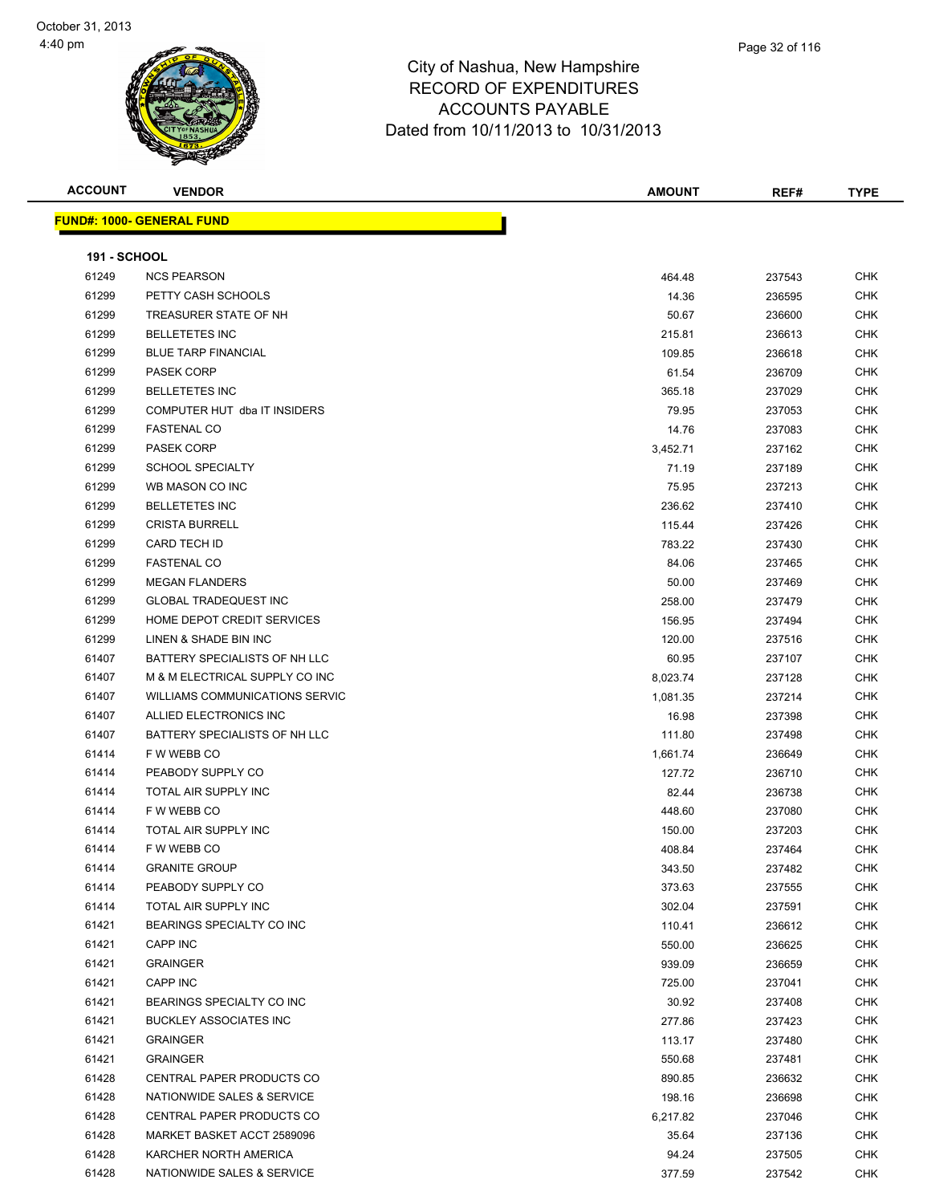# City of Nashua, New Hampshire
# RECORD OF EXPENDITURES
# ACCOUNTS PAYABLE
Dated from 10/11/2013 to 10/31/2013

**FUND#: 1000- GENERAL FUND**

**191 - SCHOOL**

| ACCOUNT | VENDOR | AMOUNT | REF# | TYPE |
|---|---|---|---|---|
| 61249 | NCS PEARSON | 464.48 | 237543 | CHK |
| 61299 | PETTY CASH SCHOOLS | 14.36 | 236595 | CHK |
| 61299 | TREASURER STATE OF NH | 50.67 | 236600 | CHK |
| 61299 | BELLETETES INC | 215.81 | 236613 | CHK |
| 61299 | BLUE TARP FINANCIAL | 109.85 | 236618 | CHK |
| 61299 | PASEK CORP | 61.54 | 236709 | CHK |
| 61299 | BELLETETES INC | 365.18 | 237029 | CHK |
| 61299 | COMPUTER HUT dba IT INSIDERS | 79.95 | 237053 | CHK |
| 61299 | FASTENAL CO | 14.76 | 237083 | CHK |
| 61299 | PASEK CORP | 3,452.71 | 237162 | CHK |
| 61299 | SCHOOL SPECIALTY | 71.19 | 237189 | CHK |
| 61299 | WB MASON CO INC | 75.95 | 237213 | CHK |
| 61299 | BELLETETES INC | 236.62 | 237410 | CHK |
| 61299 | CRISTA BURRELL | 115.44 | 237426 | CHK |
| 61299 | CARD TECH ID | 783.22 | 237430 | CHK |
| 61299 | FASTENAL CO | 84.06 | 237465 | CHK |
| 61299 | MEGAN FLANDERS | 50.00 | 237469 | CHK |
| 61299 | GLOBAL TRADEQUEST INC | 258.00 | 237479 | CHK |
| 61299 | HOME DEPOT CREDIT SERVICES | 156.95 | 237494 | CHK |
| 61299 | LINEN & SHADE BIN INC | 120.00 | 237516 | CHK |
| 61407 | BATTERY SPECIALISTS OF NH LLC | 60.95 | 237107 | CHK |
| 61407 | M & M ELECTRICAL SUPPLY CO INC | 8,023.74 | 237128 | CHK |
| 61407 | WILLIAMS COMMUNICATIONS SERVIC | 1,081.35 | 237214 | CHK |
| 61407 | ALLIED ELECTRONICS INC | 16.98 | 237398 | CHK |
| 61407 | BATTERY SPECIALISTS OF NH LLC | 111.80 | 237498 | CHK |
| 61414 | F W WEBB CO | 1,661.74 | 236649 | CHK |
| 61414 | PEABODY SUPPLY CO | 127.72 | 236710 | CHK |
| 61414 | TOTAL AIR SUPPLY INC | 82.44 | 236738 | CHK |
| 61414 | F W WEBB CO | 448.60 | 237080 | CHK |
| 61414 | TOTAL AIR SUPPLY INC | 150.00 | 237203 | CHK |
| 61414 | F W WEBB CO | 408.84 | 237464 | CHK |
| 61414 | GRANITE GROUP | 343.50 | 237482 | CHK |
| 61414 | PEABODY SUPPLY CO | 373.63 | 237555 | CHK |
| 61414 | TOTAL AIR SUPPLY INC | 302.04 | 237591 | CHK |
| 61421 | BEARINGS SPECIALTY CO INC | 110.41 | 236612 | CHK |
| 61421 | CAPP INC | 550.00 | 236625 | CHK |
| 61421 | GRAINGER | 939.09 | 236659 | CHK |
| 61421 | CAPP INC | 725.00 | 237041 | CHK |
| 61421 | BEARINGS SPECIALTY CO INC | 30.92 | 237408 | CHK |
| 61421 | BUCKLEY ASSOCIATES INC | 277.86 | 237423 | CHK |
| 61421 | GRAINGER | 113.17 | 237480 | CHK |
| 61421 | GRAINGER | 550.68 | 237481 | CHK |
| 61428 | CENTRAL PAPER PRODUCTS CO | 890.85 | 236632 | CHK |
| 61428 | NATIONWIDE SALES & SERVICE | 198.16 | 236698 | CHK |
| 61428 | CENTRAL PAPER PRODUCTS CO | 6,217.82 | 237046 | CHK |
| 61428 | MARKET BASKET ACCT 2589096 | 35.64 | 237136 | CHK |
| 61428 | KARCHER NORTH AMERICA | 94.24 | 237505 | CHK |
| 61428 | NATIONWIDE SALES & SERVICE | 377.59 | 237542 | CHK |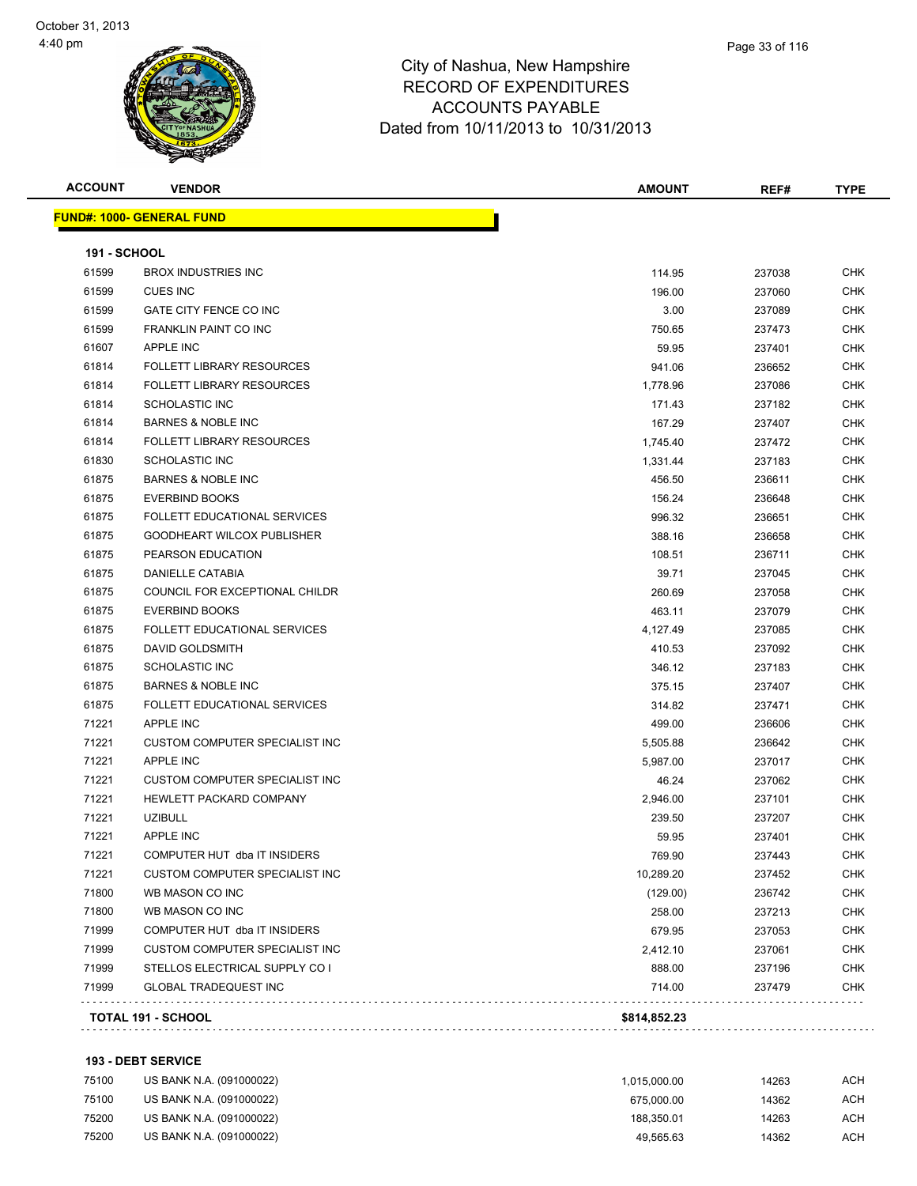City of Nashua, New Hampshire
RECORD OF EXPENDITURES
ACCOUNTS PAYABLE
Dated from 10/11/2013 to 10/31/2013

October 31, 2013
4:40 pm

| ACCOUNT | VENDOR | AMOUNT | REF# | TYPE |
|---|---|---|---|---|
| **FUND#: 1000- GENERAL FUND** | | | | |
| **191 - SCHOOL** | | | | |
| 61599 | BROX INDUSTRIES INC | 114.95 | 237038 | CHK |
| 61599 | CUES INC | 196.00 | 237060 | CHK |
| 61599 | GATE CITY FENCE CO INC | 3.00 | 237089 | CHK |
| 61599 | FRANKLIN PAINT CO INC | 750.65 | 237473 | CHK |
| 61607 | APPLE INC | 59.95 | 237401 | CHK |
| 61814 | FOLLETT LIBRARY RESOURCES | 941.06 | 236652 | CHK |
| 61814 | FOLLETT LIBRARY RESOURCES | 1,778.96 | 237086 | CHK |
| 61814 | SCHOLASTIC INC | 171.43 | 237182 | CHK |
| 61814 | BARNES & NOBLE INC | 167.29 | 237407 | CHK |
| 61814 | FOLLETT LIBRARY RESOURCES | 1,745.40 | 237472 | CHK |
| 61830 | SCHOLASTIC INC | 1,331.44 | 237183 | CHK |
| 61875 | BARNES & NOBLE INC | 456.50 | 236611 | CHK |
| 61875 | EVERBIND BOOKS | 156.24 | 236648 | CHK |
| 61875 | FOLLETT EDUCATIONAL SERVICES | 996.32 | 236651 | CHK |
| 61875 | GOODHEART WILCOX PUBLISHER | 388.16 | 236658 | CHK |
| 61875 | PEARSON EDUCATION | 108.51 | 236711 | CHK |
| 61875 | DANIELLE CATABIA | 39.71 | 237045 | CHK |
| 61875 | COUNCIL FOR EXCEPTIONAL CHILDR | 260.69 | 237058 | CHK |
| 61875 | EVERBIND BOOKS | 463.11 | 237079 | CHK |
| 61875 | FOLLETT EDUCATIONAL SERVICES | 4,127.49 | 237085 | CHK |
| 61875 | DAVID GOLDSMITH | 410.53 | 237092 | CHK |
| 61875 | SCHOLASTIC INC | 346.12 | 237183 | CHK |
| 61875 | BARNES & NOBLE INC | 375.15 | 237407 | CHK |
| 61875 | FOLLETT EDUCATIONAL SERVICES | 314.82 | 237471 | CHK |
| 71221 | APPLE INC | 499.00 | 236606 | CHK |
| 71221 | CUSTOM COMPUTER SPECIALIST INC | 5,505.88 | 236642 | CHK |
| 71221 | APPLE INC | 5,987.00 | 237017 | CHK |
| 71221 | CUSTOM COMPUTER SPECIALIST INC | 46.24 | 237062 | CHK |
| 71221 | HEWLETT PACKARD COMPANY | 2,946.00 | 237101 | CHK |
| 71221 | UZIBULL | 239.50 | 237207 | CHK |
| 71221 | APPLE INC | 59.95 | 237401 | CHK |
| 71221 | COMPUTER HUT dba IT INSIDERS | 769.90 | 237443 | CHK |
| 71221 | CUSTOM COMPUTER SPECIALIST INC | 10,289.20 | 237452 | CHK |
| 71800 | WB MASON CO INC | (129.00) | 236742 | CHK |
| 71800 | WB MASON CO INC | 258.00 | 237213 | CHK |
| 71999 | COMPUTER HUT dba IT INSIDERS | 679.95 | 237053 | CHK |
| 71999 | CUSTOM COMPUTER SPECIALIST INC | 2,412.10 | 237061 | CHK |
| 71999 | STELLOS ELECTRICAL SUPPLY CO I | 888.00 | 237196 | CHK |
| 71999 | GLOBAL TRADEQUEST INC | 714.00 | 237479 | CHK |
| **TOTAL 191 - SCHOOL** | | **$814,852.23** | | |
| **193 - DEBT SERVICE** | | | | |
| 75100 | US BANK N.A. (091000022) | 1,015,000.00 | 14263 | ACH |
| 75100 | US BANK N.A. (091000022) | 675,000.00 | 14362 | ACH |
| 75200 | US BANK N.A. (091000022) | 188,350.01 | 14263 | ACH |
| 75200 | US BANK N.A. (091000022) | 49,565.63 | 14362 | ACH |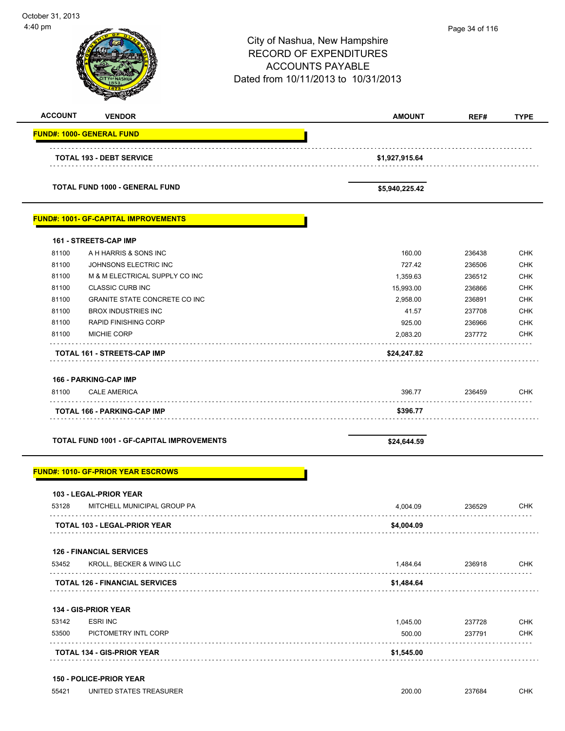City of Nashua, New Hampshire
RECORD OF EXPENDITURES
ACCOUNTS PAYABLE
Dated from 10/11/2013 to 10/31/2013

| ACCOUNT | VENDOR | AMOUNT | REF# | TYPE |
|---|---|---|---|---|
| **FUND#: 1000- GENERAL FUND** | | | | |
| | **TOTAL 193 - DEBT SERVICE** | **$1,927,915.64** | | |
| | **TOTAL FUND 1000 - GENERAL FUND** | **$5,940,225.42** | | |
| **FUND#: 1001- GF-CAPITAL IMPROVEMENTS** | | | | |
| **161 - STREETS-CAP IMP** | | | | |
| 81100 | A H HARRIS & SONS INC | 160.00 | 236438 | CHK |
| 81100 | JOHNSONS ELECTRIC INC | 727.42 | 236506 | CHK |
| 81100 | M & M ELECTRICAL SUPPLY CO INC | 1,359.63 | 236512 | CHK |
| 81100 | CLASSIC CURB INC | 15,993.00 | 236866 | CHK |
| 81100 | GRANITE STATE CONCRETE CO INC | 2,958.00 | 236891 | CHK |
| 81100 | BROX INDUSTRIES INC | 41.57 | 237708 | CHK |
| 81100 | RAPID FINISHING CORP | 925.00 | 236966 | CHK |
| 81100 | MICHIE CORP | 2,083.20 | 237772 | CHK |
| | **TOTAL 161 - STREETS-CAP IMP** | **$24,247.82** | | |
| **166 - PARKING-CAP IMP** | | | | |
| 81100 | CALE AMERICA | 396.77 | 236459 | CHK |
| | **TOTAL 166 - PARKING-CAP IMP** | **$396.77** | | |
| | **TOTAL FUND 1001 - GF-CAPITAL IMPROVEMENTS** | **$24,644.59** | | |
| **FUND#: 1010- GF-PRIOR YEAR ESCROWS** | | | | |
| **103 - LEGAL-PRIOR YEAR** | | | | |
| 53128 | MITCHELL MUNICIPAL GROUP PA | 4,004.09 | 236529 | CHK |
| | **TOTAL 103 - LEGAL-PRIOR YEAR** | **$4,004.09** | | |
| **126 - FINANCIAL SERVICES** | | | | |
| 53452 | KROLL, BECKER & WING LLC | 1,484.64 | 236918 | CHK |
| | **TOTAL 126 - FINANCIAL SERVICES** | **$1,484.64** | | |
| **134 - GIS-PRIOR YEAR** | | | | |
| 53142 | ESRI INC | 1,045.00 | 237728 | CHK |
| 53500 | PICTOMETRY INTL CORP | 500.00 | 237791 | CHK |
| | **TOTAL 134 - GIS-PRIOR YEAR** | **$1,545.00** | | |
| **150 - POLICE-PRIOR YEAR** | | | | |
| 55421 | UNITED STATES TREASURER | 200.00 | 237684 | CHK |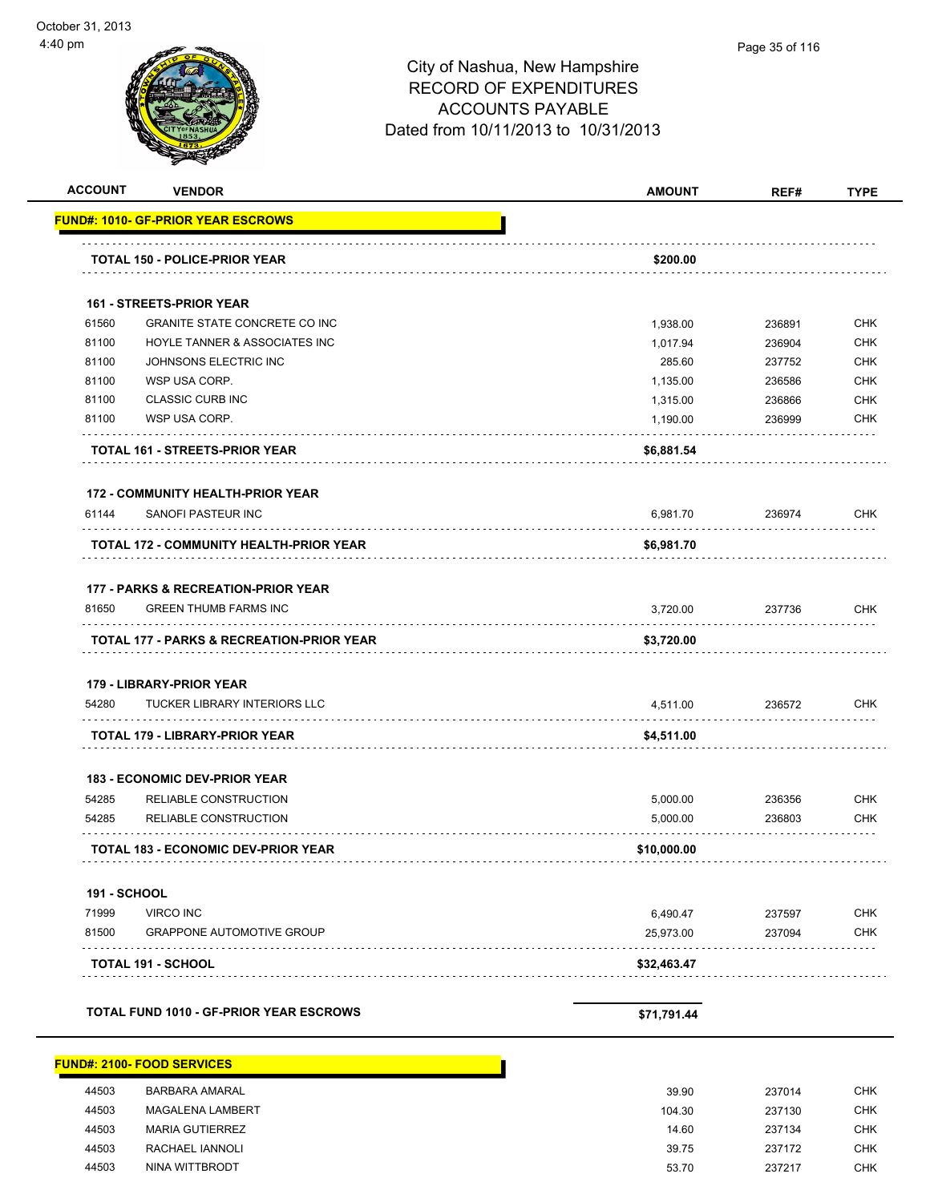City of Nashua, New Hampshire
RECORD OF EXPENDITURES
ACCOUNTS PAYABLE
Dated from 10/11/2013 to 10/31/2013

| ACCOUNT | VENDOR | AMOUNT | REF# | TYPE |
|---|---|---|---|---|
| **FUND#: 1010- GF-PRIOR YEAR ESCROWS** | | | | |
| | **TOTAL 150 - POLICE-PRIOR YEAR** | **$200.00** | | |
| **161 - STREETS-PRIOR YEAR** | | | | |
| 61560 | GRANITE STATE CONCRETE CO INC | 1,938.00 | 236891 | CHK |
| 81100 | HOYLE TANNER & ASSOCIATES INC | 1,017.94 | 236904 | CHK |
| 81100 | JOHNSONS ELECTRIC INC | 285.60 | 237752 | CHK |
| 81100 | WSP USA CORP. | 1,135.00 | 236586 | CHK |
| 81100 | CLASSIC CURB INC | 1,315.00 | 236866 | CHK |
| 81100 | WSP USA CORP. | 1,190.00 | 236999 | CHK |
| | **TOTAL 161 - STREETS-PRIOR YEAR** | **$6,881.54** | | |
| **172 - COMMUNITY HEALTH-PRIOR YEAR** | | | | |
| 61144 | SANOFI PASTEUR INC | 6,981.70 | 236974 | CHK |
| | **TOTAL 172 - COMMUNITY HEALTH-PRIOR YEAR** | **$6,981.70** | | |
| **177 - PARKS & RECREATION-PRIOR YEAR** | | | | |
| 81650 | GREEN THUMB FARMS INC | 3,720.00 | 237736 | CHK |
| | **TOTAL 177 - PARKS & RECREATION-PRIOR YEAR** | **$3,720.00** | | |
| **179 - LIBRARY-PRIOR YEAR** | | | | |
| 54280 | TUCKER LIBRARY INTERIORS LLC | 4,511.00 | 236572 | CHK |
| | **TOTAL 179 - LIBRARY-PRIOR YEAR** | **$4,511.00** | | |
| **183 - ECONOMIC DEV-PRIOR YEAR** | | | | |
| 54285 | RELIABLE CONSTRUCTION | 5,000.00 | 236356 | CHK |
| 54285 | RELIABLE CONSTRUCTION | 5,000.00 | 236803 | CHK |
| | **TOTAL 183 - ECONOMIC DEV-PRIOR YEAR** | **$10,000.00** | | |
| **191 - SCHOOL** | | | | |
| 71999 | VIRCO INC | 6,490.47 | 237597 | CHK |
| 81500 | GRAPPONE AUTOMOTIVE GROUP | 25,973.00 | 237094 | CHK |
| | **TOTAL 191 - SCHOOL** | **$32,463.47** | | |
| **TOTAL FUND 1010 - GF-PRIOR YEAR ESCROWS** | | **$71,791.44** | | |
| **FUND#: 2100- FOOD SERVICES** | | | | |
| 44503 | BARBARA AMARAL | 39.90 | 237014 | CHK |
| 44503 | MAGALENA LAMBERT | 104.30 | 237130 | CHK |
| 44503 | MARIA GUTIERREZ | 14.60 | 237134 | CHK |
| 44503 | RACHAEL IANNOLI | 39.75 | 237172 | CHK |
| 44503 | NINA WITTBRODT | 53.70 | 237217 | CHK |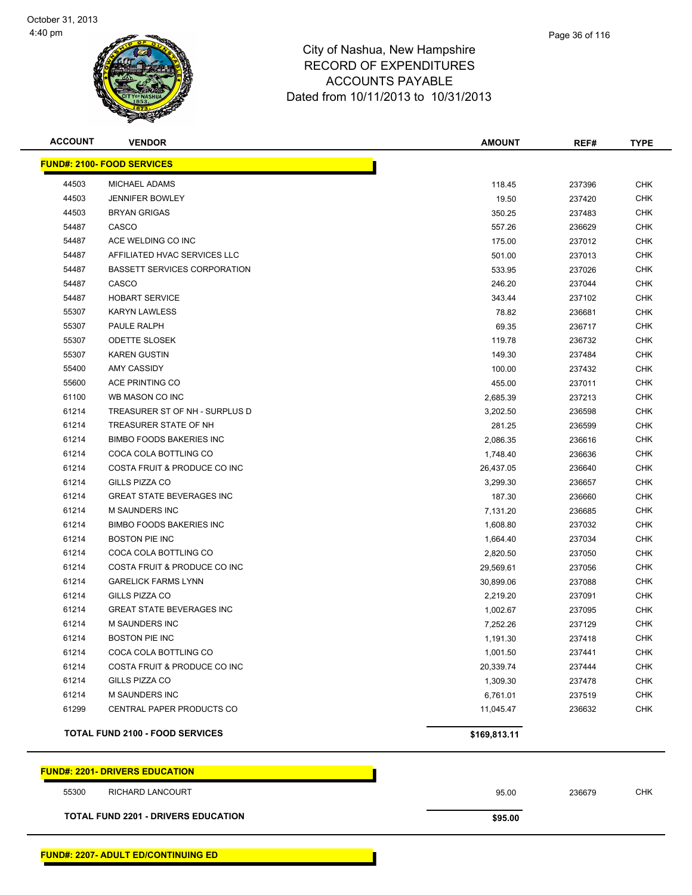City of Nashua, New Hampshire
RECORD OF EXPENDITURES
ACCOUNTS PAYABLE
Dated from 10/11/2013 to 10/31/2013

| ACCOUNT | VENDOR | AMOUNT | REF# | TYPE |
|---|---|---|---|---|
| **FUND#: 2100- FOOD SERVICES** | | | | |
| 44503 | MICHAEL ADAMS | 118.45 | 237396 | CHK |
| 44503 | JENNIFER BOWLEY | 19.50 | 237420 | CHK |
| 44503 | BRYAN GRIGAS | 350.25 | 237483 | CHK |
| 54487 | CASCO | 557.26 | 236629 | CHK |
| 54487 | ACE WELDING CO INC | 175.00 | 237012 | CHK |
| 54487 | AFFILIATED HVAC SERVICES LLC | 501.00 | 237013 | CHK |
| 54487 | BASSETT SERVICES CORPORATION | 533.95 | 237026 | CHK |
| 54487 | CASCO | 246.20 | 237044 | CHK |
| 54487 | HOBART SERVICE | 343.44 | 237102 | CHK |
| 55307 | KARYN LAWLESS | 78.82 | 236681 | CHK |
| 55307 | PAULE RALPH | 69.35 | 236717 | CHK |
| 55307 | ODETTE SLOSEK | 119.78 | 236732 | CHK |
| 55307 | KAREN GUSTIN | 149.30 | 237484 | CHK |
| 55400 | AMY CASSIDY | 100.00 | 237432 | CHK |
| 55600 | ACE PRINTING CO | 455.00 | 237011 | CHK |
| 61100 | WB MASON CO INC | 2,685.39 | 237213 | CHK |
| 61214 | TREASURER ST OF NH - SURPLUS D | 3,202.50 | 236598 | CHK |
| 61214 | TREASURER STATE OF NH | 281.25 | 236599 | CHK |
| 61214 | BIMBO FOODS BAKERIES INC | 2,086.35 | 236616 | CHK |
| 61214 | COCA COLA BOTTLING CO | 1,748.40 | 236636 | CHK |
| 61214 | COSTA FRUIT & PRODUCE CO INC | 26,437.05 | 236640 | CHK |
| 61214 | GILLS PIZZA CO | 3,299.30 | 236657 | CHK |
| 61214 | GREAT STATE BEVERAGES INC | 187.30 | 236660 | CHK |
| 61214 | M SAUNDERS INC | 7,131.20 | 236685 | CHK |
| 61214 | BIMBO FOODS BAKERIES INC | 1,608.80 | 237032 | CHK |
| 61214 | BOSTON PIE INC | 1,664.40 | 237034 | CHK |
| 61214 | COCA COLA BOTTLING CO | 2,820.50 | 237050 | CHK |
| 61214 | COSTA FRUIT & PRODUCE CO INC | 29,569.61 | 237056 | CHK |
| 61214 | GARELICK FARMS LYNN | 30,899.06 | 237088 | CHK |
| 61214 | GILLS PIZZA CO | 2,219.20 | 237091 | CHK |
| 61214 | GREAT STATE BEVERAGES INC | 1,002.67 | 237095 | CHK |
| 61214 | M SAUNDERS INC | 7,252.26 | 237129 | CHK |
| 61214 | BOSTON PIE INC | 1,191.30 | 237418 | CHK |
| 61214 | COCA COLA BOTTLING CO | 1,001.50 | 237441 | CHK |
| 61214 | COSTA FRUIT & PRODUCE CO INC | 20,339.74 | 237444 | CHK |
| 61214 | GILLS PIZZA CO | 1,309.30 | 237478 | CHK |
| 61214 | M SAUNDERS INC | 6,761.01 | 237519 | CHK |
| 61299 | CENTRAL PAPER PRODUCTS CO | 11,045.47 | 236632 | CHK |
| **TOTAL FUND 2100 - FOOD SERVICES** | | **$169,813.11** | | |
| **FUND#: 2201- DRIVERS EDUCATION** | | | | |
| 55300 | RICHARD LANCOURT | 95.00 | 236679 | CHK |
| **TOTAL FUND 2201 - DRIVERS EDUCATION** | | **$95.00** | | |
| **FUND#: 2207- ADULT ED/CONTINUING ED** | | | | |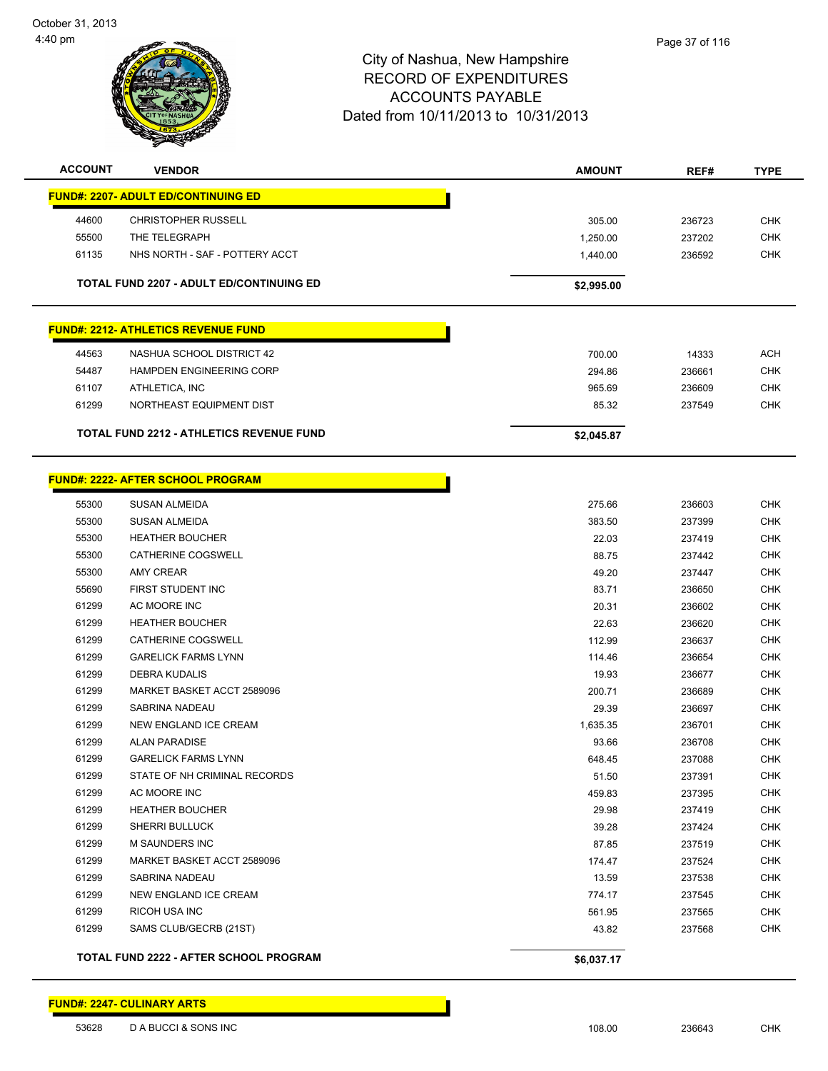# City of Nashua, New Hampshire
## RECORD OF EXPENDITURES
## ACCOUNTS PAYABLE
### Dated from 10/11/2013 to 10/31/2013

| ACCOUNT | VENDOR | AMOUNT | REF# | TYPE |
|---|---|---|---|---|
| **FUND#: 2207- ADULT ED/CONTINUING ED** | | | | |
| 44600 | CHRISTOPHER RUSSELL | 305.00 | 236723 | CHK |
| 55500 | THE TELEGRAPH | 1,250.00 | 237202 | CHK |
| 61135 | NHS NORTH - SAF - POTTERY ACCT | 1,440.00 | 236592 | CHK |
| | **TOTAL FUND 2207 - ADULT ED/CONTINUING ED** | **$2,995.00** | | |
| **FUND#: 2212- ATHLETICS REVENUE FUND** | | | | |
| 44563 | NASHUA SCHOOL DISTRICT 42 | 700.00 | 14333 | ACH |
| 54487 | HAMPDEN ENGINEERING CORP | 294.86 | 236661 | CHK |
| 61107 | ATHLETICA, INC | 965.69 | 236609 | CHK |
| 61299 | NORTHEAST EQUIPMENT DIST | 85.32 | 237549 | CHK |
| | **TOTAL FUND 2212 - ATHLETICS REVENUE FUND** | **$2,045.87** | | |
| **FUND#: 2222- AFTER SCHOOL PROGRAM** | | | | |
| 55300 | SUSAN ALMEIDA | 275.66 | 236603 | CHK |
| 55300 | SUSAN ALMEIDA | 383.50 | 237399 | CHK |
| 55300 | HEATHER BOUCHER | 22.03 | 237419 | CHK |
| 55300 | CATHERINE COGSWELL | 88.75 | 237442 | CHK |
| 55300 | AMY CREAR | 49.20 | 237447 | CHK |
| 55690 | FIRST STUDENT INC | 83.71 | 236650 | CHK |
| 61299 | AC MOORE INC | 20.31 | 236602 | CHK |
| 61299 | HEATHER BOUCHER | 22.63 | 236620 | CHK |
| 61299 | CATHERINE COGSWELL | 112.99 | 236637 | CHK |
| 61299 | GARELICK FARMS LYNN | 114.46 | 236654 | CHK |
| 61299 | DEBRA KUDALIS | 19.93 | 236677 | CHK |
| 61299 | MARKET BASKET ACCT 2589096 | 200.71 | 236689 | CHK |
| 61299 | SABRINA NADEAU | 29.39 | 236697 | CHK |
| 61299 | NEW ENGLAND ICE CREAM | 1,635.35 | 236701 | CHK |
| 61299 | ALAN PARADISE | 93.66 | 236708 | CHK |
| 61299 | GARELICK FARMS LYNN | 648.45 | 237088 | CHK |
| 61299 | STATE OF NH CRIMINAL RECORDS | 51.50 | 237391 | CHK |
| 61299 | AC MOORE INC | 459.83 | 237395 | CHK |
| 61299 | HEATHER BOUCHER | 29.98 | 237419 | CHK |
| 61299 | SHERRI BULLUCK | 39.28 | 237424 | CHK |
| 61299 | M SAUNDERS INC | 87.85 | 237519 | CHK |
| 61299 | MARKET BASKET ACCT 2589096 | 174.47 | 237524 | CHK |
| 61299 | SABRINA NADEAU | 13.59 | 237538 | CHK |
| 61299 | NEW ENGLAND ICE CREAM | 774.17 | 237545 | CHK |
| 61299 | RICOH USA INC | 561.95 | 237565 | CHK |
| 61299 | SAMS CLUB/GECRB (21ST) | 43.82 | 237568 | CHK |
| | **TOTAL FUND 2222 - AFTER SCHOOL PROGRAM** | **$6,037.17** | | |
| **FUND#: 2247- CULINARY ARTS** | | | | |
| 53628 | D A BUCCI & SONS INC | 108.00 | 236643 | CHK |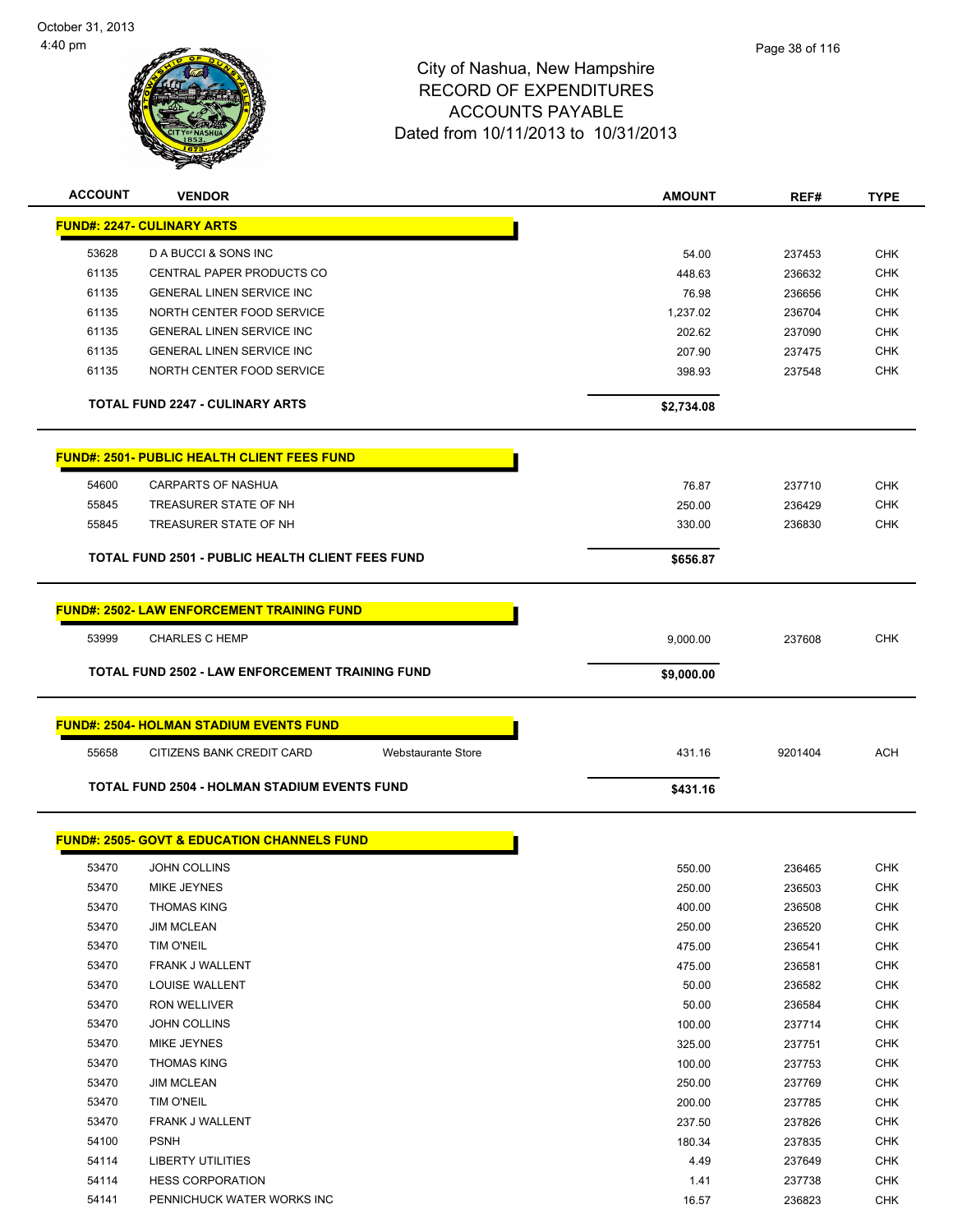City of Nashua, New Hampshire
RECORD OF EXPENDITURES
ACCOUNTS PAYABLE
Dated from 10/11/2013 to 10/31/2013

| ACCOUNT | VENDOR | | AMOUNT | REF# | TYPE |
|---|---|---|---|---|---|
| **FUND#: 2247- CULINARY ARTS** | | | | | |
| 53628 | D A BUCCI & SONS INC | | 54.00 | 237453 | CHK |
| 61135 | CENTRAL PAPER PRODUCTS CO | | 448.63 | 236632 | CHK |
| 61135 | GENERAL LINEN SERVICE INC | | 76.98 | 236656 | CHK |
| 61135 | NORTH CENTER FOOD SERVICE | | 1,237.02 | 236704 | CHK |
| 61135 | GENERAL LINEN SERVICE INC | | 202.62 | 237090 | CHK |
| 61135 | GENERAL LINEN SERVICE INC | | 207.90 | 237475 | CHK |
| 61135 | NORTH CENTER FOOD SERVICE | | 398.93 | 237548 | CHK |
| **TOTAL FUND 2247 - CULINARY ARTS** | | | **$2,734.08** | | |
| **FUND#: 2501- PUBLIC HEALTH CLIENT FEES FUND** | | | | | |
| 54600 | CARPARTS OF NASHUA | | 76.87 | 237710 | CHK |
| 55845 | TREASURER STATE OF NH | | 250.00 | 236429 | CHK |
| 55845 | TREASURER STATE OF NH | | 330.00 | 236830 | CHK |
| **TOTAL FUND 2501 - PUBLIC HEALTH CLIENT FEES FUND** | | | **$656.87** | | |
| **FUND#: 2502- LAW ENFORCEMENT TRAINING FUND** | | | | | |
| 53999 | CHARLES C HEMP | | 9,000.00 | 237608 | CHK |
| **TOTAL FUND 2502 - LAW ENFORCEMENT TRAINING FUND** | | | **$9,000.00** | | |
| **FUND#: 2504- HOLMAN STADIUM EVENTS FUND** | | | | | |
| 55658 | CITIZENS BANK CREDIT CARD | Webstaurante Store | 431.16 | 9201404 | ACH |
| **TOTAL FUND 2504 - HOLMAN STADIUM EVENTS FUND** | | | **$431.16** | | |
| **FUND#: 2505- GOVT & EDUCATION CHANNELS FUND** | | | | | |
| 53470 | JOHN COLLINS | | 550.00 | 236465 | CHK |
| 53470 | MIKE JEYNES | | 250.00 | 236503 | CHK |
| 53470 | THOMAS KING | | 400.00 | 236508 | CHK |
| 53470 | JIM MCLEAN | | 250.00 | 236520 | CHK |
| 53470 | TIM O'NEIL | | 475.00 | 236541 | CHK |
| 53470 | FRANK J WALLENT | | 475.00 | 236581 | CHK |
| 53470 | LOUISE WALLENT | | 50.00 | 236582 | CHK |
| 53470 | RON WELLIVER | | 50.00 | 236584 | CHK |
| 53470 | JOHN COLLINS | | 100.00 | 237714 | CHK |
| 53470 | MIKE JEYNES | | 325.00 | 237751 | CHK |
| 53470 | THOMAS KING | | 100.00 | 237753 | CHK |
| 53470 | JIM MCLEAN | | 250.00 | 237769 | CHK |
| 53470 | TIM O'NEIL | | 200.00 | 237785 | CHK |
| 53470 | FRANK J WALLENT | | 237.50 | 237826 | CHK |
| 54100 | PSNH | | 180.34 | 237835 | CHK |
| 54114 | LIBERTY UTILITIES | | 4.49 | 237649 | CHK |
| 54114 | HESS CORPORATION | | 1.41 | 237738 | CHK |
| 54141 | PENNICHUCK WATER WORKS INC | | 16.57 | 236823 | CHK |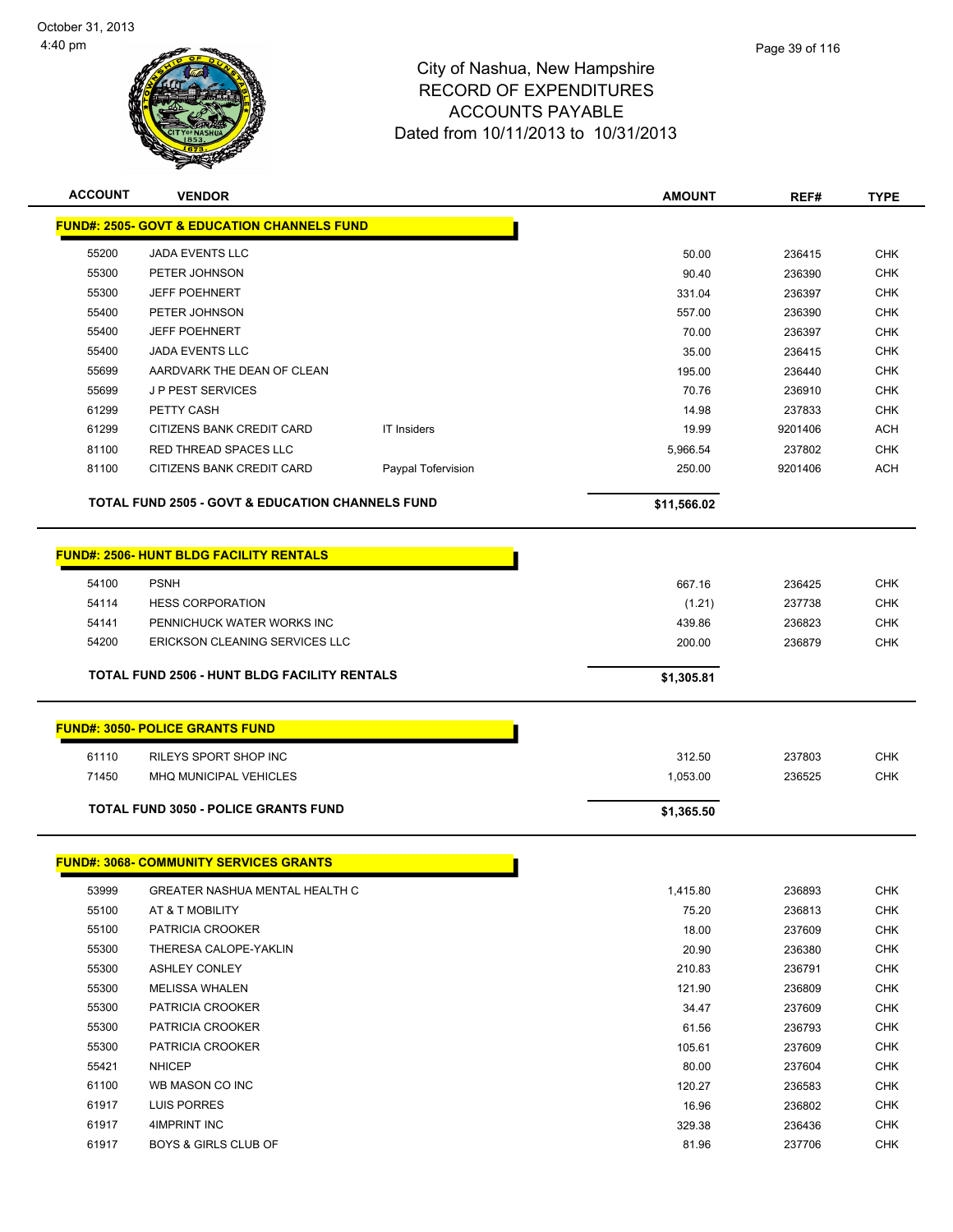# City of Nashua, New Hampshire
## RECORD OF EXPENDITURES
## ACCOUNTS PAYABLE
### Dated from 10/11/2013 to 10/31/2013

October 31, 2013
4:40 pm

| ACCOUNT | VENDOR | | AMOUNT | REF# | TYPE |
|---|---|---|---|---|---|
| **FUND#: 2505- GOVT & EDUCATION CHANNELS FUND** | | | | | |
| 55200 | JADA EVENTS LLC | | 50.00 | 236415 | CHK |
| 55300 | PETER JOHNSON | | 90.40 | 236390 | CHK |
| 55300 | JEFF POEHNERT | | 331.04 | 236397 | CHK |
| 55400 | PETER JOHNSON | | 557.00 | 236390 | CHK |
| 55400 | JEFF POEHNERT | | 70.00 | 236397 | CHK |
| 55400 | JADA EVENTS LLC | | 35.00 | 236415 | CHK |
| 55699 | AARDVARK THE DEAN OF CLEAN | | 195.00 | 236440 | CHK |
| 55699 | J P PEST SERVICES | | 70.76 | 236910 | CHK |
| 61299 | PETTY CASH | | 14.98 | 237833 | CHK |
| 61299 | CITIZENS BANK CREDIT CARD | IT Insiders | 19.99 | 9201406 | ACH |
| 81100 | RED THREAD SPACES LLC | | 5,966.54 | 237802 | CHK |
| 81100 | CITIZENS BANK CREDIT CARD | Paypal Tofervision | 250.00 | 9201406 | ACH |
| | **TOTAL FUND 2505 - GOVT & EDUCATION CHANNELS FUND** | | **$11,566.02** | | |
| **FUND#: 2506- HUNT BLDG FACILITY RENTALS** | | | | | |
| 54100 | PSNH | | 667.16 | 236425 | CHK |
| 54114 | HESS CORPORATION | | (1.21) | 237738 | CHK |
| 54141 | PENNICHUCK WATER WORKS INC | | 439.86 | 236823 | CHK |
| 54200 | ERICKSON CLEANING SERVICES LLC | | 200.00 | 236879 | CHK |
| | **TOTAL FUND 2506 - HUNT BLDG FACILITY RENTALS** | | **$1,305.81** | | |
| **FUND#: 3050- POLICE GRANTS FUND** | | | | | |
| 61110 | RILEYS SPORT SHOP INC | | 312.50 | 237803 | CHK |
| 71450 | MHQ MUNICIPAL VEHICLES | | 1,053.00 | 236525 | CHK |
| | **TOTAL FUND 3050 - POLICE GRANTS FUND** | | **$1,365.50** | | |
| **FUND#: 3068- COMMUNITY SERVICES GRANTS** | | | | | |
| 53999 | GREATER NASHUA MENTAL HEALTH C | | 1,415.80 | 236893 | CHK |
| 55100 | AT & T MOBILITY | | 75.20 | 236813 | CHK |
| 55100 | PATRICIA CROOKER | | 18.00 | 237609 | CHK |
| 55300 | THERESA CALOPE-YAKLIN | | 20.90 | 236380 | CHK |
| 55300 | ASHLEY CONLEY | | 210.83 | 236791 | CHK |
| 55300 | MELISSA WHALEN | | 121.90 | 236809 | CHK |
| 55300 | PATRICIA CROOKER | | 34.47 | 237609 | CHK |
| 55300 | PATRICIA CROOKER | | 61.56 | 236793 | CHK |
| 55300 | PATRICIA CROOKER | | 105.61 | 237609 | CHK |
| 55421 | NHICEP | | 80.00 | 237604 | CHK |
| 61100 | WB MASON CO INC | | 120.27 | 236583 | CHK |
| 61917 | LUIS PORRES | | 16.96 | 236802 | CHK |
| 61917 | 4IMPRINT INC | | 329.38 | 236436 | CHK |
| 61917 | BOYS & GIRLS CLUB OF | | 81.96 | 237706 | CHK |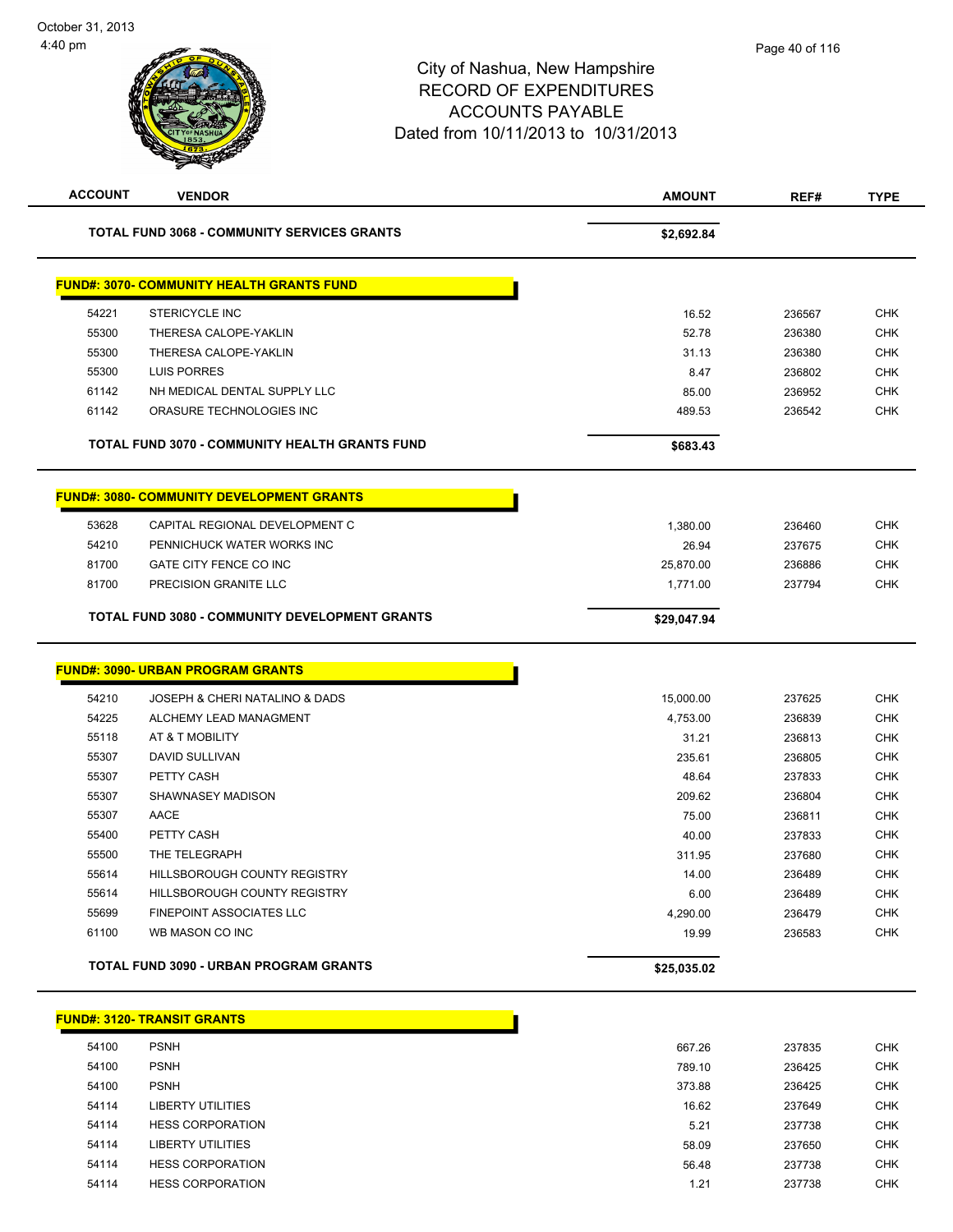City of Nashua, New Hampshire
RECORD OF EXPENDITURES
ACCOUNTS PAYABLE
Dated from 10/11/2013 to 10/31/2013

| ACCOUNT | VENDOR | AMOUNT | REF# | TYPE |
|---|---|---|---|---|
| | **TOTAL FUND 3068 - COMMUNITY SERVICES GRANTS** | **$2,692.84** | | |
| **FUND#: 3070- COMMUNITY HEALTH GRANTS FUND** | | | | |
| 54221 | STERICYCLE INC | 16.52 | 236567 | CHK |
| 55300 | THERESA CALOPE-YAKLIN | 52.78 | 236380 | CHK |
| 55300 | THERESA CALOPE-YAKLIN | 31.13 | 236380 | CHK |
| 55300 | LUIS PORRES | 8.47 | 236802 | CHK |
| 61142 | NH MEDICAL DENTAL SUPPLY LLC | 85.00 | 236952 | CHK |
| 61142 | ORASURE TECHNOLOGIES INC | 489.53 | 236542 | CHK |
| | **TOTAL FUND 3070 - COMMUNITY HEALTH GRANTS FUND** | **$683.43** | | |
| **FUND#: 3080- COMMUNITY DEVELOPMENT GRANTS** | | | | |
| 53628 | CAPITAL REGIONAL DEVELOPMENT C | 1,380.00 | 236460 | CHK |
| 54210 | PENNICHUCK WATER WORKS INC | 26.94 | 237675 | CHK |
| 81700 | GATE CITY FENCE CO INC | 25,870.00 | 236886 | CHK |
| 81700 | PRECISION GRANITE LLC | 1,771.00 | 237794 | CHK |
| | **TOTAL FUND 3080 - COMMUNITY DEVELOPMENT GRANTS** | **$29,047.94** | | |
| **FUND#: 3090- URBAN PROGRAM GRANTS** | | | | |
| 54210 | JOSEPH & CHERI NATALINO & DADS | 15,000.00 | 237625 | CHK |
| 54225 | ALCHEMY LEAD MANAGMENT | 4,753.00 | 236839 | CHK |
| 55118 | AT & T MOBILITY | 31.21 | 236813 | CHK |
| 55307 | DAVID SULLIVAN | 235.61 | 236805 | CHK |
| 55307 | PETTY CASH | 48.64 | 237833 | CHK |
| 55307 | SHAWNASEY MADISON | 209.62 | 236804 | CHK |
| 55307 | AACE | 75.00 | 236811 | CHK |
| 55400 | PETTY CASH | 40.00 | 237833 | CHK |
| 55500 | THE TELEGRAPH | 311.95 | 237680 | CHK |
| 55614 | HILLSBOROUGH COUNTY REGISTRY | 14.00 | 236489 | CHK |
| 55614 | HILLSBOROUGH COUNTY REGISTRY | 6.00 | 236489 | CHK |
| 55699 | FINEPOINT ASSOCIATES LLC | 4,290.00 | 236479 | CHK |
| 61100 | WB MASON CO INC | 19.99 | 236583 | CHK |
| | **TOTAL FUND 3090 - URBAN PROGRAM GRANTS** | **$25,035.02** | | |
| **FUND#: 3120- TRANSIT GRANTS** | | | | |
| 54100 | PSNH | 667.26 | 237835 | CHK |
| 54100 | PSNH | 789.10 | 236425 | CHK |
| 54100 | PSNH | 373.88 | 236425 | CHK |
| 54114 | LIBERTY UTILITIES | 16.62 | 237649 | CHK |
| 54114 | HESS CORPORATION | 5.21 | 237738 | CHK |
| 54114 | LIBERTY UTILITIES | 58.09 | 237650 | CHK |
| 54114 | HESS CORPORATION | 56.48 | 237738 | CHK |
| 54114 | HESS CORPORATION | 1.21 | 237738 | CHK |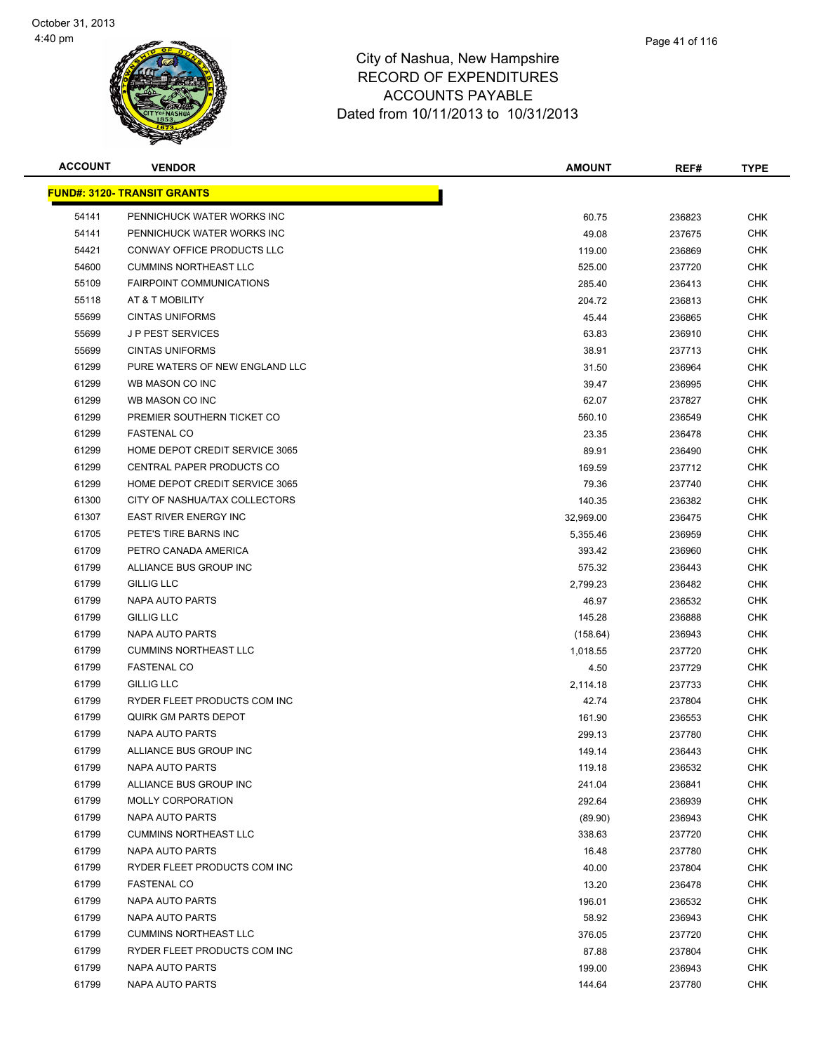City of Nashua, New Hampshire
RECORD OF EXPENDITURES
ACCOUNTS PAYABLE
Dated from 10/11/2013 to 10/31/2013

| ACCOUNT | VENDOR | AMOUNT | REF# | TYPE |
|---|---|---|---|---|
| **FUND#: 3120- TRANSIT GRANTS** | | | | |
| 54141 | PENNICHUCK WATER WORKS INC | 60.75 | 236823 | CHK |
| 54141 | PENNICHUCK WATER WORKS INC | 49.08 | 237675 | CHK |
| 54421 | CONWAY OFFICE PRODUCTS LLC | 119.00 | 236869 | CHK |
| 54600 | CUMMINS NORTHEAST LLC | 525.00 | 237720 | CHK |
| 55109 | FAIRPOINT COMMUNICATIONS | 285.40 | 236413 | CHK |
| 55118 | AT & T MOBILITY | 204.72 | 236813 | CHK |
| 55699 | CINTAS UNIFORMS | 45.44 | 236865 | CHK |
| 55699 | J P PEST SERVICES | 63.83 | 236910 | CHK |
| 55699 | CINTAS UNIFORMS | 38.91 | 237713 | CHK |
| 61299 | PURE WATERS OF NEW ENGLAND LLC | 31.50 | 236964 | CHK |
| 61299 | WB MASON CO INC | 39.47 | 236995 | CHK |
| 61299 | WB MASON CO INC | 62.07 | 237827 | CHK |
| 61299 | PREMIER SOUTHERN TICKET CO | 560.10 | 236549 | CHK |
| 61299 | FASTENAL CO | 23.35 | 236478 | CHK |
| 61299 | HOME DEPOT CREDIT SERVICE 3065 | 89.91 | 236490 | CHK |
| 61299 | CENTRAL PAPER PRODUCTS CO | 169.59 | 237712 | CHK |
| 61299 | HOME DEPOT CREDIT SERVICE 3065 | 79.36 | 237740 | CHK |
| 61300 | CITY OF NASHUA/TAX COLLECTORS | 140.35 | 236382 | CHK |
| 61307 | EAST RIVER ENERGY INC | 32,969.00 | 236475 | CHK |
| 61705 | PETE'S TIRE BARNS INC | 5,355.46 | 236959 | CHK |
| 61709 | PETRO CANADA AMERICA | 393.42 | 236960 | CHK |
| 61799 | ALLIANCE BUS GROUP INC | 575.32 | 236443 | CHK |
| 61799 | GILLIG LLC | 2,799.23 | 236482 | CHK |
| 61799 | NAPA AUTO PARTS | 46.97 | 236532 | CHK |
| 61799 | GILLIG LLC | 145.28 | 236888 | CHK |
| 61799 | NAPA AUTO PARTS | (158.64) | 236943 | CHK |
| 61799 | CUMMINS NORTHEAST LLC | 1,018.55 | 237720 | CHK |
| 61799 | FASTENAL CO | 4.50 | 237729 | CHK |
| 61799 | GILLIG LLC | 2,114.18 | 237733 | CHK |
| 61799 | RYDER FLEET PRODUCTS COM INC | 42.74 | 237804 | CHK |
| 61799 | QUIRK GM PARTS DEPOT | 161.90 | 236553 | CHK |
| 61799 | NAPA AUTO PARTS | 299.13 | 237780 | CHK |
| 61799 | ALLIANCE BUS GROUP INC | 149.14 | 236443 | CHK |
| 61799 | NAPA AUTO PARTS | 119.18 | 236532 | CHK |
| 61799 | ALLIANCE BUS GROUP INC | 241.04 | 236841 | CHK |
| 61799 | MOLLY CORPORATION | 292.64 | 236939 | CHK |
| 61799 | NAPA AUTO PARTS | (89.90) | 236943 | CHK |
| 61799 | CUMMINS NORTHEAST LLC | 338.63 | 237720 | CHK |
| 61799 | NAPA AUTO PARTS | 16.48 | 237780 | CHK |
| 61799 | RYDER FLEET PRODUCTS COM INC | 40.00 | 237804 | CHK |
| 61799 | FASTENAL CO | 13.20 | 236478 | CHK |
| 61799 | NAPA AUTO PARTS | 196.01 | 236532 | CHK |
| 61799 | NAPA AUTO PARTS | 58.92 | 236943 | CHK |
| 61799 | CUMMINS NORTHEAST LLC | 376.05 | 237720 | CHK |
| 61799 | RYDER FLEET PRODUCTS COM INC | 87.88 | 237804 | CHK |
| 61799 | NAPA AUTO PARTS | 199.00 | 236943 | CHK |
| 61799 | NAPA AUTO PARTS | 144.64 | 237780 | CHK |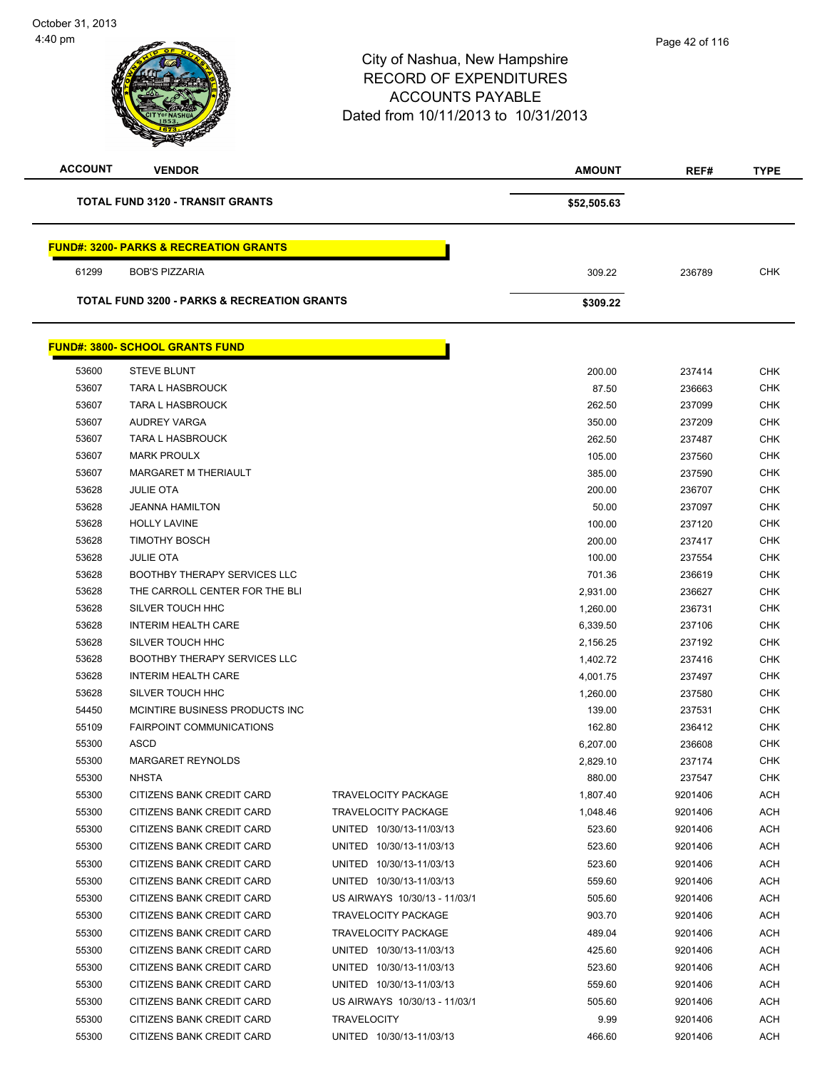# City of Nashua, New Hampshire
## RECORD OF EXPENDITURES
## ACCOUNTS PAYABLE
### Dated from 10/11/2013 to 10/31/2013

| ACCOUNT | VENDOR | | AMOUNT | REF# | TYPE |
|---|---|---|---|---|---|
| | **TOTAL FUND 3120 - TRANSIT GRANTS** | | **$52,505.63** | | |
| | **FUND#: 3200- PARKS & RECREATION GRANTS** | | | | |
| 61299 | BOB'S PIZZARIA | | 309.22 | 236789 | CHK |
| | **TOTAL FUND 3200 - PARKS & RECREATION GRANTS** | | **$309.22** | | |
| | **FUND#: 3800- SCHOOL GRANTS FUND** | | | | |
| 53600 | STEVE BLUNT | | 200.00 | 237414 | CHK |
| 53607 | TARA L HASBROUCK | | 87.50 | 236663 | CHK |
| 53607 | TARA L HASBROUCK | | 262.50 | 237099 | CHK |
| 53607 | AUDREY VARGA | | 350.00 | 237209 | CHK |
| 53607 | TARA L HASBROUCK | | 262.50 | 237487 | CHK |
| 53607 | MARK PROULX | | 105.00 | 237560 | CHK |
| 53607 | MARGARET M THERIAULT | | 385.00 | 237590 | CHK |
| 53628 | JULIE OTA | | 200.00 | 236707 | CHK |
| 53628 | JEANNA HAMILTON | | 50.00 | 237097 | CHK |
| 53628 | HOLLY LAVINE | | 100.00 | 237120 | CHK |
| 53628 | TIMOTHY BOSCH | | 200.00 | 237417 | CHK |
| 53628 | JULIE OTA | | 100.00 | 237554 | CHK |
| 53628 | BOOTHBY THERAPY SERVICES LLC | | 701.36 | 236619 | CHK |
| 53628 | THE CARROLL CENTER FOR THE BLI | | 2,931.00 | 236627 | CHK |
| 53628 | SILVER TOUCH HHC | | 1,260.00 | 236731 | CHK |
| 53628 | INTERIM HEALTH CARE | | 6,339.50 | 237106 | CHK |
| 53628 | SILVER TOUCH HHC | | 2,156.25 | 237192 | CHK |
| 53628 | BOOTHBY THERAPY SERVICES LLC | | 1,402.72 | 237416 | CHK |
| 53628 | INTERIM HEALTH CARE | | 4,001.75 | 237497 | CHK |
| 53628 | SILVER TOUCH HHC | | 1,260.00 | 237580 | CHK |
| 54450 | MCINTIRE BUSINESS PRODUCTS INC | | 139.00 | 237531 | CHK |
| 55109 | FAIRPOINT COMMUNICATIONS | | 162.80 | 236412 | CHK |
| 55300 | ASCD | | 6,207.00 | 236608 | CHK |
| 55300 | MARGARET REYNOLDS | | 2,829.10 | 237174 | CHK |
| 55300 | NHSTA | | 880.00 | 237547 | CHK |
| 55300 | CITIZENS BANK CREDIT CARD | TRAVELOCITY PACKAGE | 1,807.40 | 9201406 | ACH |
| 55300 | CITIZENS BANK CREDIT CARD | TRAVELOCITY PACKAGE | 1,048.46 | 9201406 | ACH |
| 55300 | CITIZENS BANK CREDIT CARD | UNITED 10/30/13-11/03/13 | 523.60 | 9201406 | ACH |
| 55300 | CITIZENS BANK CREDIT CARD | UNITED 10/30/13-11/03/13 | 523.60 | 9201406 | ACH |
| 55300 | CITIZENS BANK CREDIT CARD | UNITED 10/30/13-11/03/13 | 523.60 | 9201406 | ACH |
| 55300 | CITIZENS BANK CREDIT CARD | UNITED 10/30/13-11/03/13 | 559.60 | 9201406 | ACH |
| 55300 | CITIZENS BANK CREDIT CARD | US AIRWAYS 10/30/13 - 11/03/1 | 505.60 | 9201406 | ACH |
| 55300 | CITIZENS BANK CREDIT CARD | TRAVELOCITY PACKAGE | 903.70 | 9201406 | ACH |
| 55300 | CITIZENS BANK CREDIT CARD | TRAVELOCITY PACKAGE | 489.04 | 9201406 | ACH |
| 55300 | CITIZENS BANK CREDIT CARD | UNITED 10/30/13-11/03/13 | 425.60 | 9201406 | ACH |
| 55300 | CITIZENS BANK CREDIT CARD | UNITED 10/30/13-11/03/13 | 523.60 | 9201406 | ACH |
| 55300 | CITIZENS BANK CREDIT CARD | UNITED 10/30/13-11/03/13 | 559.60 | 9201406 | ACH |
| 55300 | CITIZENS BANK CREDIT CARD | US AIRWAYS 10/30/13 - 11/03/1 | 505.60 | 9201406 | ACH |
| 55300 | CITIZENS BANK CREDIT CARD | TRAVELOCITY | 9.99 | 9201406 | ACH |
| 55300 | CITIZENS BANK CREDIT CARD | UNITED 10/30/13-11/03/13 | 466.60 | 9201406 | ACH |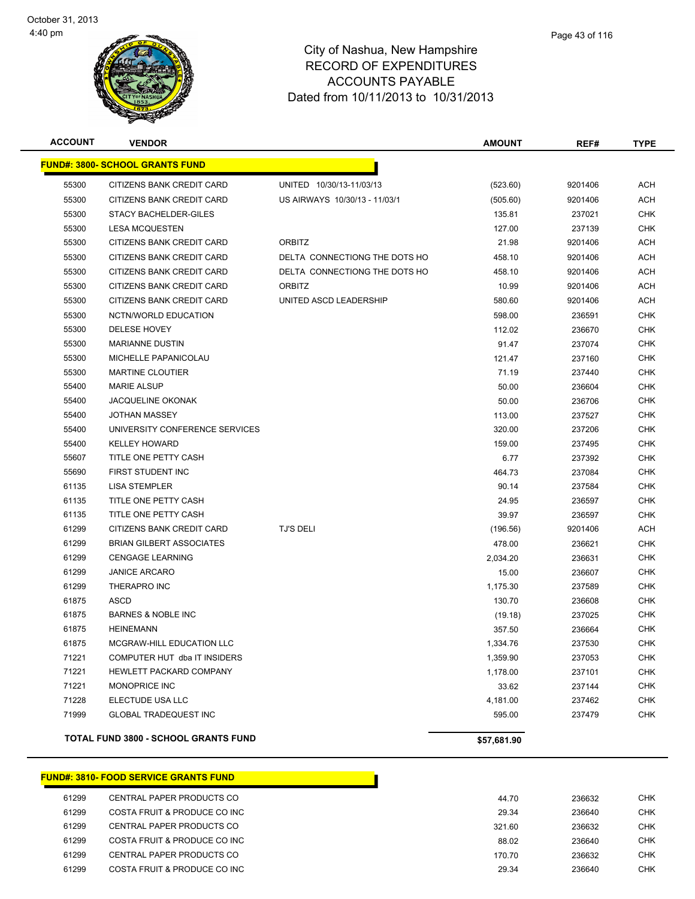City of Nashua, New Hampshire
RECORD OF EXPENDITURES
ACCOUNTS PAYABLE
Dated from 10/11/2013 to 10/31/2013

| ACCOUNT | VENDOR | | AMOUNT | REF# | TYPE |
|---|---|---|---|---|---|
| **FUND#: 3800- SCHOOL GRANTS FUND** | | | | | |
| 55300 | CITIZENS BANK CREDIT CARD | UNITED 10/30/13-11/03/13 | (523.60) | 9201406 | ACH |
| 55300 | CITIZENS BANK CREDIT CARD | US AIRWAYS 10/30/13 - 11/03/1 | (505.60) | 9201406 | ACH |
| 55300 | STACY BACHELDER-GILES | | 135.81 | 237021 | CHK |
| 55300 | LESA MCQUESTEN | | 127.00 | 237139 | CHK |
| 55300 | CITIZENS BANK CREDIT CARD | ORBITZ | 21.98 | 9201406 | ACH |
| 55300 | CITIZENS BANK CREDIT CARD | DELTA CONNECTIONG THE DOTS HO | 458.10 | 9201406 | ACH |
| 55300 | CITIZENS BANK CREDIT CARD | DELTA CONNECTIONG THE DOTS HO | 458.10 | 9201406 | ACH |
| 55300 | CITIZENS BANK CREDIT CARD | ORBITZ | 10.99 | 9201406 | ACH |
| 55300 | CITIZENS BANK CREDIT CARD | UNITED ASCD LEADERSHIP | 580.60 | 9201406 | ACH |
| 55300 | NCTN/WORLD EDUCATION | | 598.00 | 236591 | CHK |
| 55300 | DELESE HOVEY | | 112.02 | 236670 | CHK |
| 55300 | MARIANNE DUSTIN | | 91.47 | 237074 | CHK |
| 55300 | MICHELLE PAPANICOLAU | | 121.47 | 237160 | CHK |
| 55300 | MARTINE CLOUTIER | | 71.19 | 237440 | CHK |
| 55400 | MARIE ALSUP | | 50.00 | 236604 | CHK |
| 55400 | JACQUELINE OKONAK | | 50.00 | 236706 | CHK |
| 55400 | JOTHAN MASSEY | | 113.00 | 237527 | CHK |
| 55400 | UNIVERSITY CONFERENCE SERVICES | | 320.00 | 237206 | CHK |
| 55400 | KELLEY HOWARD | | 159.00 | 237495 | CHK |
| 55607 | TITLE ONE PETTY CASH | | 6.77 | 237392 | CHK |
| 55690 | FIRST STUDENT INC | | 464.73 | 237084 | CHK |
| 61135 | LISA STEMPLER | | 90.14 | 237584 | CHK |
| 61135 | TITLE ONE PETTY CASH | | 24.95 | 236597 | CHK |
| 61135 | TITLE ONE PETTY CASH | | 39.97 | 236597 | CHK |
| 61299 | CITIZENS BANK CREDIT CARD | TJ'S DELI | (196.56) | 9201406 | ACH |
| 61299 | BRIAN GILBERT ASSOCIATES | | 478.00 | 236621 | CHK |
| 61299 | CENGAGE LEARNING | | 2,034.20 | 236631 | CHK |
| 61299 | JANICE ARCARO | | 15.00 | 236607 | CHK |
| 61299 | THERAPRO INC | | 1,175.30 | 237589 | CHK |
| 61875 | ASCD | | 130.70 | 236608 | CHK |
| 61875 | BARNES & NOBLE INC | | (19.18) | 237025 | CHK |
| 61875 | HEINEMANN | | 357.50 | 236664 | CHK |
| 61875 | MCGRAW-HILL EDUCATION LLC | | 1,334.76 | 237530 | CHK |
| 71221 | COMPUTER HUT dba IT INSIDERS | | 1,359.90 | 237053 | CHK |
| 71221 | HEWLETT PACKARD COMPANY | | 1,178.00 | 237101 | CHK |
| 71221 | MONOPRICE INC | | 33.62 | 237144 | CHK |
| 71228 | ELECTUDE USA LLC | | 4,181.00 | 237462 | CHK |
| 71999 | GLOBAL TRADEQUEST INC | | 595.00 | 237479 | CHK |
| **TOTAL FUND 3800 - SCHOOL GRANTS FUND** | | | **$57,681.90** | | |

| ACCOUNT | VENDOR | AMOUNT | REF# | TYPE |
|---|---|---|---|---|
| **FUND#: 3810- FOOD SERVICE GRANTS FUND** | | | | |
| 61299 | CENTRAL PAPER PRODUCTS CO | 44.70 | 236632 | CHK |
| 61299 | COSTA FRUIT & PRODUCE CO INC | 29.34 | 236640 | CHK |
| 61299 | CENTRAL PAPER PRODUCTS CO | 321.60 | 236632 | CHK |
| 61299 | COSTA FRUIT & PRODUCE CO INC | 88.02 | 236640 | CHK |
| 61299 | CENTRAL PAPER PRODUCTS CO | 170.70 | 236632 | CHK |
| 61299 | COSTA FRUIT & PRODUCE CO INC | 29.34 | 236640 | CHK |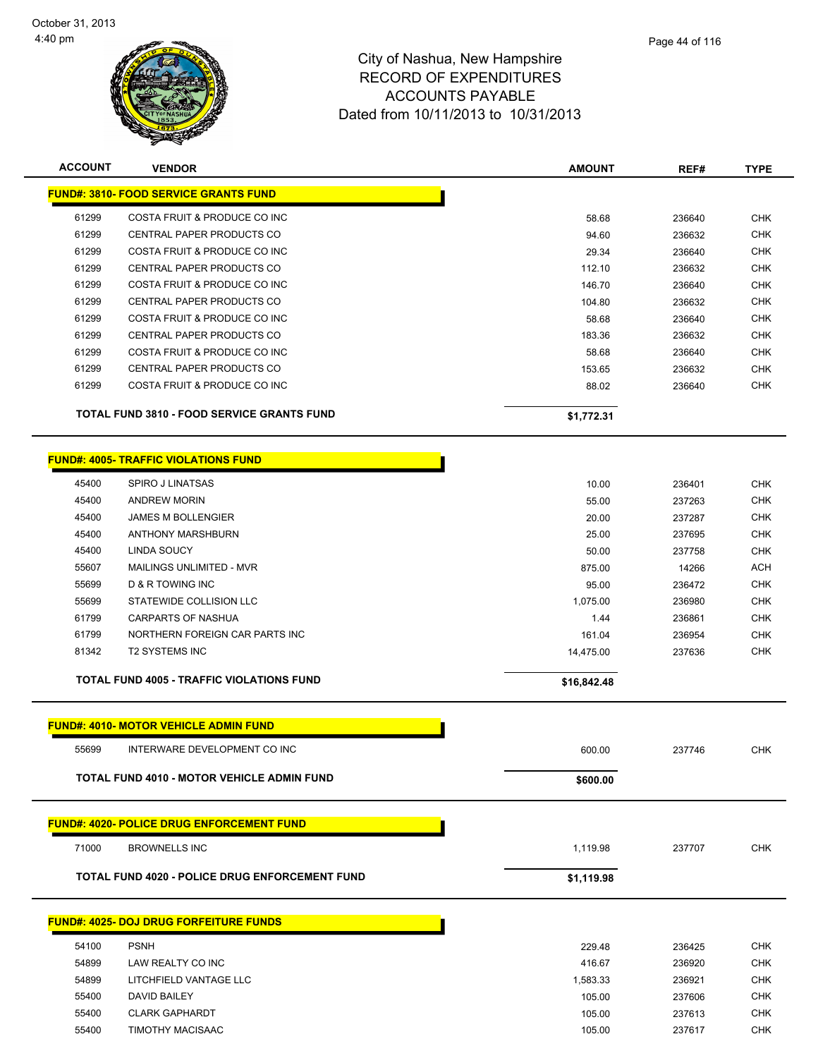City of Nashua, New Hampshire
RECORD OF EXPENDITURES
ACCOUNTS PAYABLE
Dated from 10/11/2013 to 10/31/2013

| ACCOUNT | VENDOR | AMOUNT | REF# | TYPE |
|---|---|---|---|---|
| **FUND#: 3810- FOOD SERVICE GRANTS FUND** | | | | |
| 61299 | COSTA FRUIT & PRODUCE CO INC | 58.68 | 236640 | CHK |
| 61299 | CENTRAL PAPER PRODUCTS CO | 94.60 | 236632 | CHK |
| 61299 | COSTA FRUIT & PRODUCE CO INC | 29.34 | 236640 | CHK |
| 61299 | CENTRAL PAPER PRODUCTS CO | 112.10 | 236632 | CHK |
| 61299 | COSTA FRUIT & PRODUCE CO INC | 146.70 | 236640 | CHK |
| 61299 | CENTRAL PAPER PRODUCTS CO | 104.80 | 236632 | CHK |
| 61299 | COSTA FRUIT & PRODUCE CO INC | 58.68 | 236640 | CHK |
| 61299 | CENTRAL PAPER PRODUCTS CO | 183.36 | 236632 | CHK |
| 61299 | COSTA FRUIT & PRODUCE CO INC | 58.68 | 236640 | CHK |
| 61299 | CENTRAL PAPER PRODUCTS CO | 153.65 | 236632 | CHK |
| 61299 | COSTA FRUIT & PRODUCE CO INC | 88.02 | 236640 | CHK |
| **TOTAL FUND 3810 - FOOD SERVICE GRANTS FUND** | | **$1,772.31** | | |
| **FUND#: 4005- TRAFFIC VIOLATIONS FUND** | | | | |
| 45400 | SPIRO J LINATSAS | 10.00 | 236401 | CHK |
| 45400 | ANDREW MORIN | 55.00 | 237263 | CHK |
| 45400 | JAMES M BOLLENGIER | 20.00 | 237287 | CHK |
| 45400 | ANTHONY MARSHBURN | 25.00 | 237695 | CHK |
| 45400 | LINDA SOUCY | 50.00 | 237758 | CHK |
| 55607 | MAILINGS UNLIMITED - MVR | 875.00 | 14266 | ACH |
| 55699 | D & R TOWING INC | 95.00 | 236472 | CHK |
| 55699 | STATEWIDE COLLISION LLC | 1,075.00 | 236980 | CHK |
| 61799 | CARPARTS OF NASHUA | 1.44 | 236861 | CHK |
| 61799 | NORTHERN FOREIGN CAR PARTS INC | 161.04 | 236954 | CHK |
| 81342 | T2 SYSTEMS INC | 14,475.00 | 237636 | CHK |
| **TOTAL FUND 4005 - TRAFFIC VIOLATIONS FUND** | | **$16,842.48** | | |
| **FUND#: 4010- MOTOR VEHICLE ADMIN FUND** | | | | |
| 55699 | INTERWARE DEVELOPMENT CO INC | 600.00 | 237746 | CHK |
| **TOTAL FUND 4010 - MOTOR VEHICLE ADMIN FUND** | | **$600.00** | | |
| **FUND#: 4020- POLICE DRUG ENFORCEMENT FUND** | | | | |
| 71000 | BROWNELLS INC | 1,119.98 | 237707 | CHK |
| **TOTAL FUND 4020 - POLICE DRUG ENFORCEMENT FUND** | | **$1,119.98** | | |
| **FUND#: 4025- DOJ DRUG FORFEITURE FUNDS** | | | | |
| 54100 | PSNH | 229.48 | 236425 | CHK |
| 54899 | LAW REALTY CO INC | 416.67 | 236920 | CHK |
| 54899 | LITCHFIELD VANTAGE LLC | 1,583.33 | 236921 | CHK |
| 55400 | DAVID BAILEY | 105.00 | 237606 | CHK |
| 55400 | CLARK GAPHARDT | 105.00 | 237613 | CHK |
| 55400 | TIMOTHY MACISAAC | 105.00 | 237617 | CHK |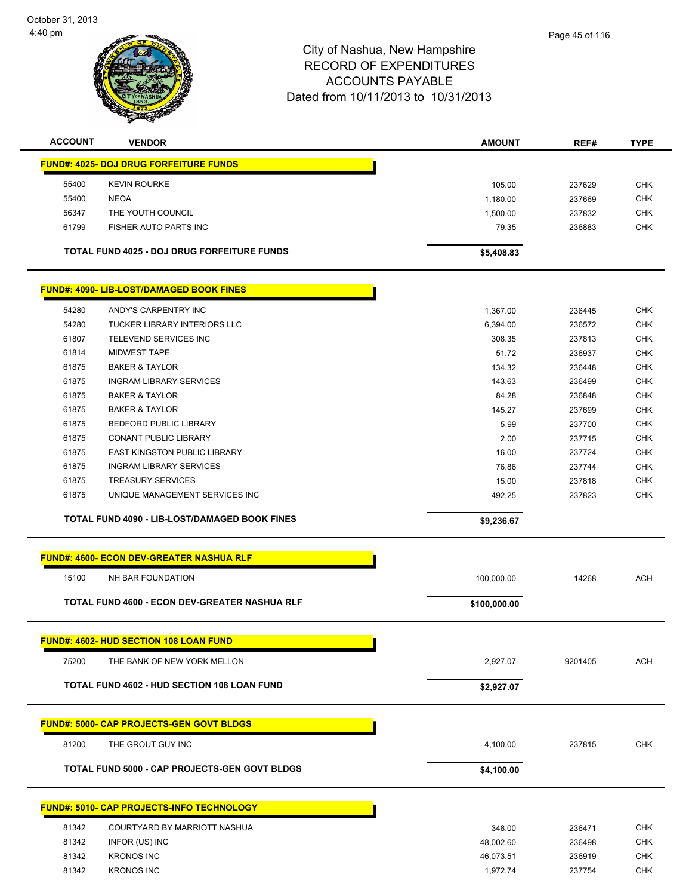# City of Nashua, New Hampshire
## RECORD OF EXPENDITURES
## ACCOUNTS PAYABLE
### Dated from 10/11/2013 to 10/31/2013

| ACCOUNT | VENDOR | AMOUNT | REF# | TYPE |
|---|---|---|---|---|
| **FUND#: 4025- DOJ DRUG FORFEITURE FUNDS** | | | | |
| 55400 | KEVIN ROURKE | 105.00 | 237629 | CHK |
| 55400 | NEOA | 1,180.00 | 237669 | CHK |
| 56347 | THE YOUTH COUNCIL | 1,500.00 | 237832 | CHK |
| 61799 | FISHER AUTO PARTS INC | 79.35 | 236883 | CHK |
| | **TOTAL FUND 4025 - DOJ DRUG FORFEITURE FUNDS** | **$5,408.83** | | |
| **FUND#: 4090- LIB-LOST/DAMAGED BOOK FINES** | | | | |
| 54280 | ANDY'S CARPENTRY INC | 1,367.00 | 236445 | CHK |
| 54280 | TUCKER LIBRARY INTERIORS LLC | 6,394.00 | 236572 | CHK |
| 61807 | TELEVEND SERVICES INC | 308.35 | 237813 | CHK |
| 61814 | MIDWEST TAPE | 51.72 | 236937 | CHK |
| 61875 | BAKER & TAYLOR | 134.32 | 236448 | CHK |
| 61875 | INGRAM LIBRARY SERVICES | 143.63 | 236499 | CHK |
| 61875 | BAKER & TAYLOR | 84.28 | 236848 | CHK |
| 61875 | BAKER & TAYLOR | 145.27 | 237699 | CHK |
| 61875 | BEDFORD PUBLIC LIBRARY | 5.99 | 237700 | CHK |
| 61875 | CONANT PUBLIC LIBRARY | 2.00 | 237715 | CHK |
| 61875 | EAST KINGSTON PUBLIC LIBRARY | 16.00 | 237724 | CHK |
| 61875 | INGRAM LIBRARY SERVICES | 76.86 | 237744 | CHK |
| 61875 | TREASURY SERVICES | 15.00 | 237818 | CHK |
| 61875 | UNIQUE MANAGEMENT SERVICES INC | 492.25 | 237823 | CHK |
| | **TOTAL FUND 4090 - LIB-LOST/DAMAGED BOOK FINES** | **$9,236.67** | | |
| **FUND#: 4600- ECON DEV-GREATER NASHUA RLF** | | | | |
| 15100 | NH BAR FOUNDATION | 100,000.00 | 14268 | ACH |
| | **TOTAL FUND 4600 - ECON DEV-GREATER NASHUA RLF** | **$100,000.00** | | |
| **FUND#: 4602- HUD SECTION 108 LOAN FUND** | | | | |
| 75200 | THE BANK OF NEW YORK MELLON | 2,927.07 | 9201405 | ACH |
| | **TOTAL FUND 4602 - HUD SECTION 108 LOAN FUND** | **$2,927.07** | | |
| **FUND#: 5000- CAP PROJECTS-GEN GOVT BLDGS** | | | | |
| 81200 | THE GROUT GUY INC | 4,100.00 | 237815 | CHK |
| | **TOTAL FUND 5000 - CAP PROJECTS-GEN GOVT BLDGS** | **$4,100.00** | | |
| **FUND#: 5010- CAP PROJECTS-INFO TECHNOLOGY** | | | | |
| 81342 | COURTYARD BY MARRIOTT NASHUA | 348.00 | 236471 | CHK |
| 81342 | INFOR (US) INC | 48,002.60 | 236498 | CHK |
| 81342 | KRONOS INC | 46,073.51 | 236919 | CHK |
| 81342 | KRONOS INC | 1,972.74 | 237754 | CHK |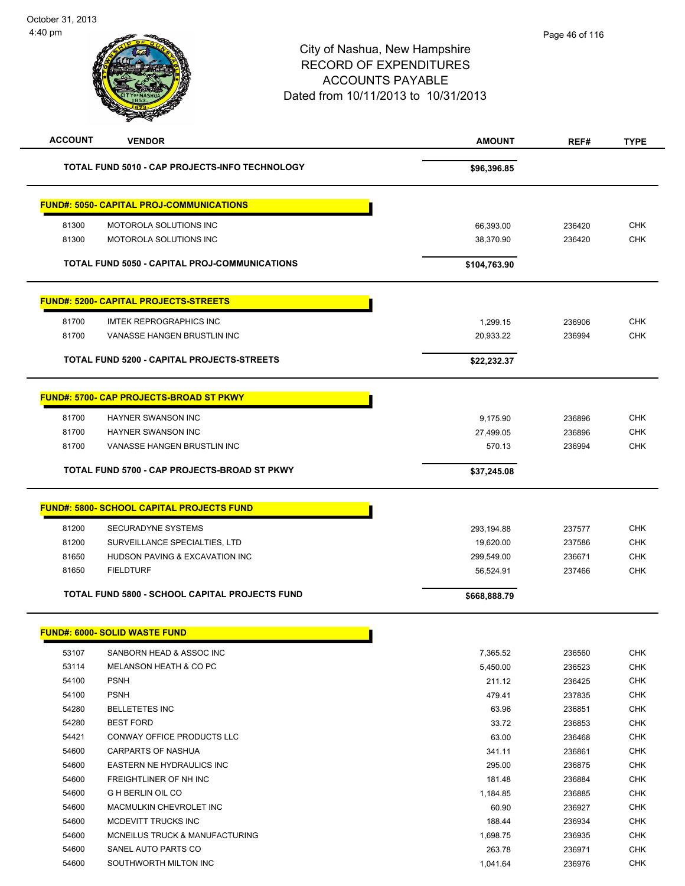# City of Nashua, New Hampshire
## RECORD OF EXPENDITURES
## ACCOUNTS PAYABLE
### Dated from 10/11/2013 to 10/31/2013

October 31, 2013
4:40 pm

| ACCOUNT | VENDOR | AMOUNT | REF# | TYPE |
|---|---|---|---|---|
| | **TOTAL FUND 5010 - CAP PROJECTS-INFO TECHNOLOGY** | **$96,396.85** | | |
| | **FUND#: 5050- CAPITAL PROJ-COMMUNICATIONS** | | | |
| 81300 | MOTOROLA SOLUTIONS INC | 66,393.00 | 236420 | CHK |
| 81300 | MOTOROLA SOLUTIONS INC | 38,370.90 | 236420 | CHK |
| | **TOTAL FUND 5050 - CAPITAL PROJ-COMMUNICATIONS** | **$104,763.90** | | |
| | **FUND#: 5200- CAPITAL PROJECTS-STREETS** | | | |
| 81700 | IMTEK REPROGRAPHICS INC | 1,299.15 | 236906 | CHK |
| 81700 | VANASSE HANGEN BRUSTLIN INC | 20,933.22 | 236994 | CHK |
| | **TOTAL FUND 5200 - CAPITAL PROJECTS-STREETS** | **$22,232.37** | | |
| | **FUND#: 5700- CAP PROJECTS-BROAD ST PKWY** | | | |
| 81700 | HAYNER SWANSON INC | 9,175.90 | 236896 | CHK |
| 81700 | HAYNER SWANSON INC | 27,499.05 | 236896 | CHK |
| 81700 | VANASSE HANGEN BRUSTLIN INC | 570.13 | 236994 | CHK |
| | **TOTAL FUND 5700 - CAP PROJECTS-BROAD ST PKWY** | **$37,245.08** | | |
| | **FUND#: 5800- SCHOOL CAPITAL PROJECTS FUND** | | | |
| 81200 | SECURADYNE SYSTEMS | 293,194.88 | 237577 | CHK |
| 81200 | SURVEILLANCE SPECIALTIES, LTD | 19,620.00 | 237586 | CHK |
| 81650 | HUDSON PAVING & EXCAVATION INC | 299,549.00 | 236671 | CHK |
| 81650 | FIELDTURF | 56,524.91 | 237466 | CHK |
| | **TOTAL FUND 5800 - SCHOOL CAPITAL PROJECTS FUND** | **$668,888.79** | | |
| | **FUND#: 6000- SOLID WASTE FUND** | | | |
| 53107 | SANBORN HEAD & ASSOC INC | 7,365.52 | 236560 | CHK |
| 53114 | MELANSON HEATH & CO PC | 5,450.00 | 236523 | CHK |
| 54100 | PSNH | 211.12 | 236425 | CHK |
| 54100 | PSNH | 479.41 | 237835 | CHK |
| 54280 | BELLETETES INC | 63.96 | 236851 | CHK |
| 54280 | BEST FORD | 33.72 | 236853 | CHK |
| 54421 | CONWAY OFFICE PRODUCTS LLC | 63.00 | 236468 | CHK |
| 54600 | CARPARTS OF NASHUA | 341.11 | 236861 | CHK |
| 54600 | EASTERN NE HYDRAULICS INC | 295.00 | 236875 | CHK |
| 54600 | FREIGHTLINER OF NH INC | 181.48 | 236884 | CHK |
| 54600 | G H BERLIN OIL CO | 1,184.85 | 236885 | CHK |
| 54600 | MACMULKIN CHEVROLET INC | 60.90 | 236927 | CHK |
| 54600 | MCDEVITT TRUCKS INC | 188.44 | 236934 | CHK |
| 54600 | MCNEILUS TRUCK & MANUFACTURING | 1,698.75 | 236935 | CHK |
| 54600 | SANEL AUTO PARTS CO | 263.78 | 236971 | CHK |
| 54600 | SOUTHWORTH MILTON INC | 1,041.64 | 236976 | CHK |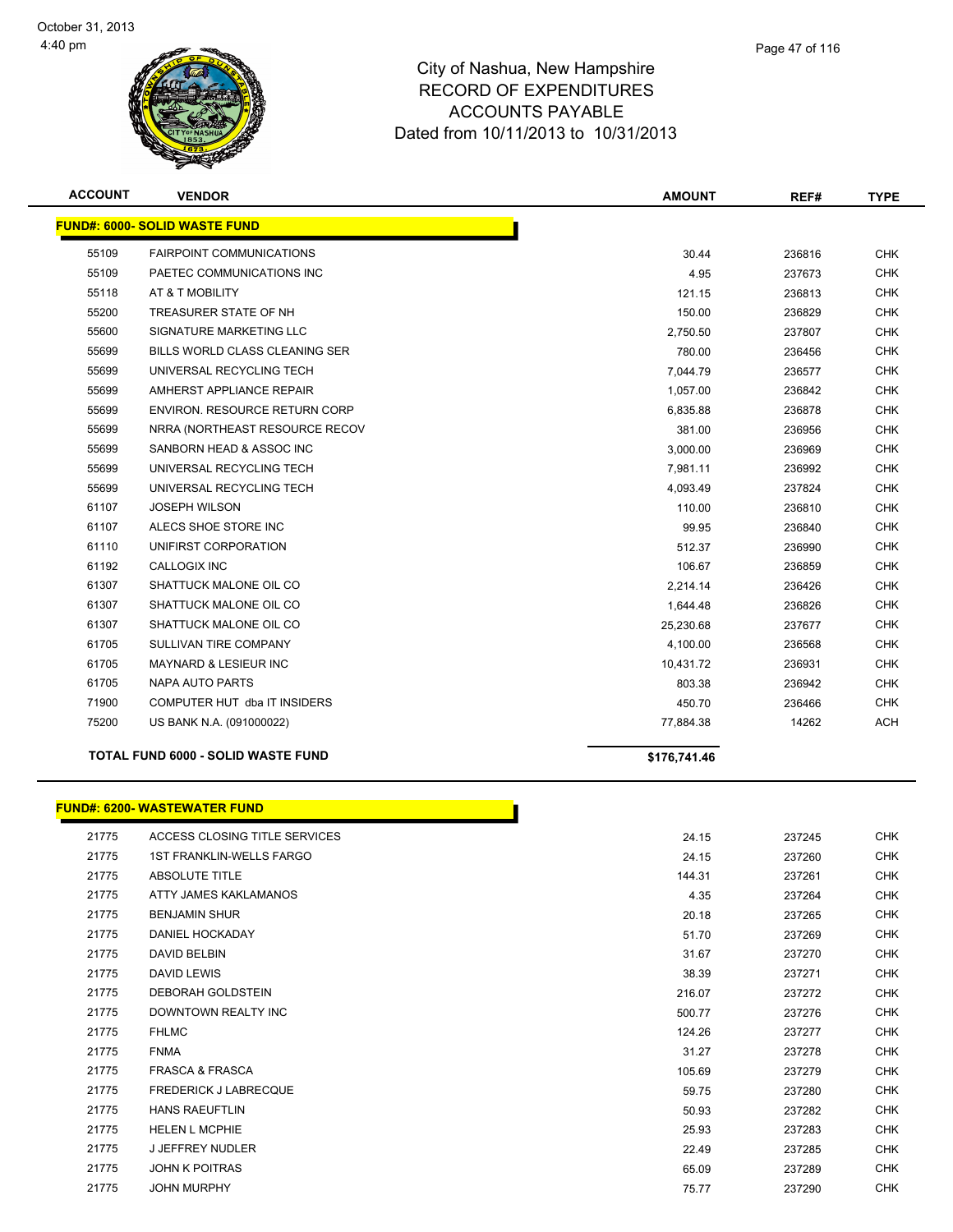City of Nashua, New Hampshire
RECORD OF EXPENDITURES
ACCOUNTS PAYABLE
Dated from 10/11/2013 to 10/31/2013

| ACCOUNT | VENDOR | AMOUNT | REF# | TYPE |
|---|---|---|---|---|
| **FUND#: 6000- SOLID WASTE FUND** | | | | |
| 55109 | FAIRPOINT COMMUNICATIONS | 30.44 | 236816 | CHK |
| 55109 | PAETEC COMMUNICATIONS INC | 4.95 | 237673 | CHK |
| 55118 | AT & T MOBILITY | 121.15 | 236813 | CHK |
| 55200 | TREASURER STATE OF NH | 150.00 | 236829 | CHK |
| 55600 | SIGNATURE MARKETING LLC | 2,750.50 | 237807 | CHK |
| 55699 | BILLS WORLD CLASS CLEANING SER | 780.00 | 236456 | CHK |
| 55699 | UNIVERSAL RECYCLING TECH | 7,044.79 | 236577 | CHK |
| 55699 | AMHERST APPLIANCE REPAIR | 1,057.00 | 236842 | CHK |
| 55699 | ENVIRON. RESOURCE RETURN CORP | 6,835.88 | 236878 | CHK |
| 55699 | NRRA (NORTHEAST RESOURCE RECOV | 381.00 | 236956 | CHK |
| 55699 | SANBORN HEAD & ASSOC INC | 3,000.00 | 236969 | CHK |
| 55699 | UNIVERSAL RECYCLING TECH | 7,981.11 | 236992 | CHK |
| 55699 | UNIVERSAL RECYCLING TECH | 4,093.49 | 237824 | CHK |
| 61107 | JOSEPH WILSON | 110.00 | 236810 | CHK |
| 61107 | ALECS SHOE STORE INC | 99.95 | 236840 | CHK |
| 61110 | UNIFIRST CORPORATION | 512.37 | 236990 | CHK |
| 61192 | CALLOGIX INC | 106.67 | 236859 | CHK |
| 61307 | SHATTUCK MALONE OIL CO | 2,214.14 | 236426 | CHK |
| 61307 | SHATTUCK MALONE OIL CO | 1,644.48 | 236826 | CHK |
| 61307 | SHATTUCK MALONE OIL CO | 25,230.68 | 237677 | CHK |
| 61705 | SULLIVAN TIRE COMPANY | 4,100.00 | 236568 | CHK |
| 61705 | MAYNARD & LESIEUR INC | 10,431.72 | 236931 | CHK |
| 61705 | NAPA AUTO PARTS | 803.38 | 236942 | CHK |
| 71900 | COMPUTER HUT dba IT INSIDERS | 450.70 | 236466 | CHK |
| 75200 | US BANK N.A. (091000022) | 77,884.38 | 14262 | ACH |
| **TOTAL FUND 6000 - SOLID WASTE FUND** | | **$176,741.46** | | |

| ACCOUNT | VENDOR | AMOUNT | REF# | TYPE |
|---|---|---|---|---|
| **FUND#: 6200- WASTEWATER FUND** | | | | |
| 21775 | ACCESS CLOSING TITLE SERVICES | 24.15 | 237245 | CHK |
| 21775 | 1ST FRANKLIN-WELLS FARGO | 24.15 | 237260 | CHK |
| 21775 | ABSOLUTE TITLE | 144.31 | 237261 | CHK |
| 21775 | ATTY JAMES KAKLAMANOS | 4.35 | 237264 | CHK |
| 21775 | BENJAMIN SHUR | 20.18 | 237265 | CHK |
| 21775 | DANIEL HOCKADAY | 51.70 | 237269 | CHK |
| 21775 | DAVID BELBIN | 31.67 | 237270 | CHK |
| 21775 | DAVID LEWIS | 38.39 | 237271 | CHK |
| 21775 | DEBORAH GOLDSTEIN | 216.07 | 237272 | CHK |
| 21775 | DOWNTOWN REALTY INC | 500.77 | 237276 | CHK |
| 21775 | FHLMC | 124.26 | 237277 | CHK |
| 21775 | FNMA | 31.27 | 237278 | CHK |
| 21775 | FRASCA & FRASCA | 105.69 | 237279 | CHK |
| 21775 | FREDERICK J LABRECQUE | 59.75 | 237280 | CHK |
| 21775 | HANS RAEUFTLIN | 50.93 | 237282 | CHK |
| 21775 | HELEN L MCPHIE | 25.93 | 237283 | CHK |
| 21775 | J JEFFREY NUDLER | 22.49 | 237285 | CHK |
| 21775 | JOHN K POITRAS | 65.09 | 237289 | CHK |
| 21775 | JOHN MURPHY | 75.77 | 237290 | CHK |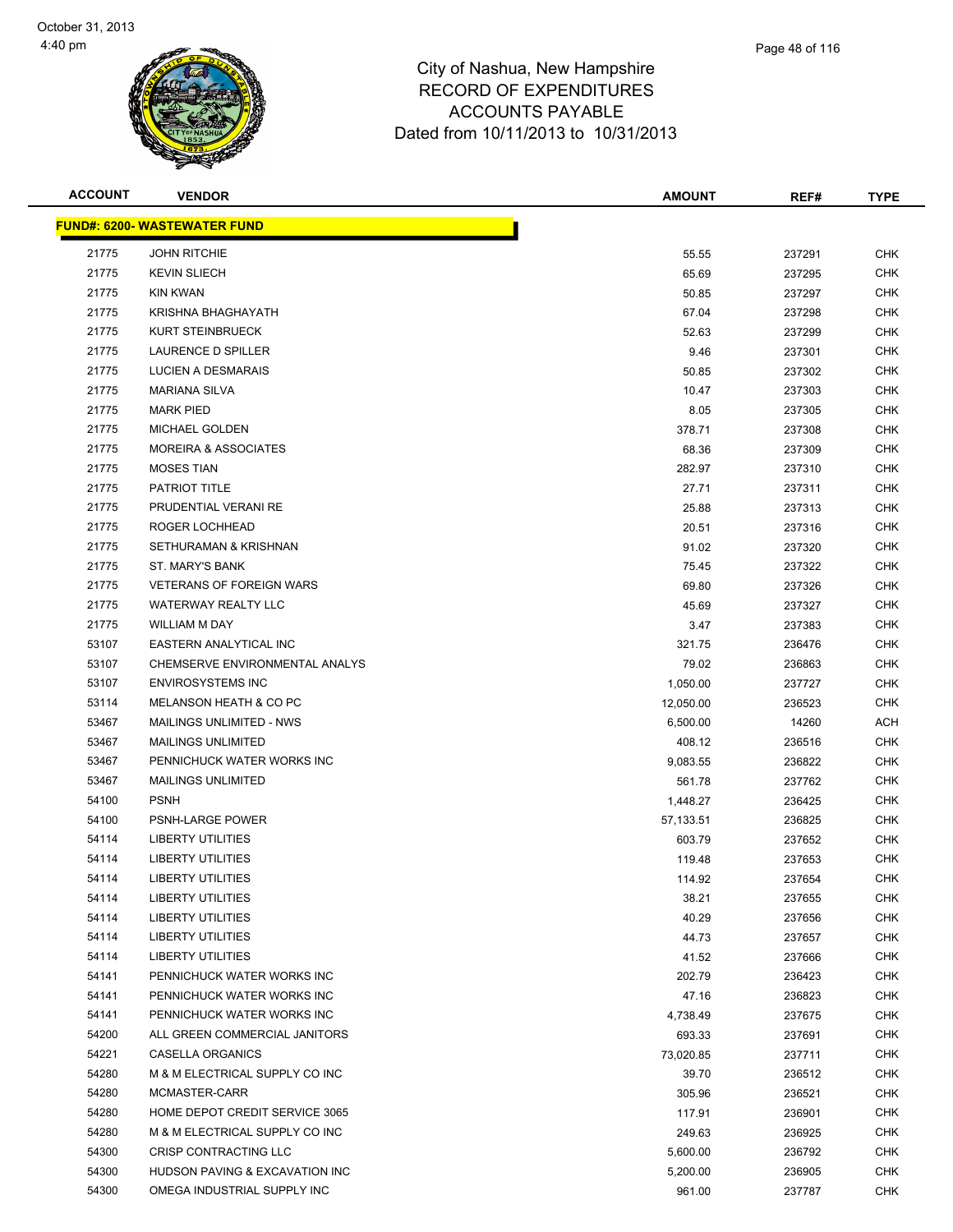City of Nashua, New Hampshire
RECORD OF EXPENDITURES
ACCOUNTS PAYABLE
Dated from 10/11/2013 to 10/31/2013

| ACCOUNT | VENDOR | AMOUNT | REF# | TYPE |
|---|---|---|---|---|
| **FUND#: 6200- WASTEWATER FUND** | | | | |
| 21775 | JOHN RITCHIE | 55.55 | 237291 | CHK |
| 21775 | KEVIN SLIECH | 65.69 | 237295 | CHK |
| 21775 | KIN KWAN | 50.85 | 237297 | CHK |
| 21775 | KRISHNA BHAGHAYATH | 67.04 | 237298 | CHK |
| 21775 | KURT STEINBRUECK | 52.63 | 237299 | CHK |
| 21775 | LAURENCE D SPILLER | 9.46 | 237301 | CHK |
| 21775 | LUCIEN A DESMARAIS | 50.85 | 237302 | CHK |
| 21775 | MARIANA SILVA | 10.47 | 237303 | CHK |
| 21775 | MARK PIED | 8.05 | 237305 | CHK |
| 21775 | MICHAEL GOLDEN | 378.71 | 237308 | CHK |
| 21775 | MOREIRA & ASSOCIATES | 68.36 | 237309 | CHK |
| 21775 | MOSES TIAN | 282.97 | 237310 | CHK |
| 21775 | PATRIOT TITLE | 27.71 | 237311 | CHK |
| 21775 | PRUDENTIAL VERANI RE | 25.88 | 237313 | CHK |
| 21775 | ROGER LOCHHEAD | 20.51 | 237316 | CHK |
| 21775 | SETHURAMAN & KRISHNAN | 91.02 | 237320 | CHK |
| 21775 | ST. MARY'S BANK | 75.45 | 237322 | CHK |
| 21775 | VETERANS OF FOREIGN WARS | 69.80 | 237326 | CHK |
| 21775 | WATERWAY REALTY LLC | 45.69 | 237327 | CHK |
| 21775 | WILLIAM M DAY | 3.47 | 237383 | CHK |
| 53107 | EASTERN ANALYTICAL INC | 321.75 | 236476 | CHK |
| 53107 | CHEMSERVE ENVIRONMENTAL ANALYS | 79.02 | 236863 | CHK |
| 53107 | ENVIROSYSTEMS INC | 1,050.00 | 237727 | CHK |
| 53114 | MELANSON HEATH & CO PC | 12,050.00 | 236523 | CHK |
| 53467 | MAILINGS UNLIMITED - NWS | 6,500.00 | 14260 | ACH |
| 53467 | MAILINGS UNLIMITED | 408.12 | 236516 | CHK |
| 53467 | PENNICHUCK WATER WORKS INC | 9,083.55 | 236822 | CHK |
| 53467 | MAILINGS UNLIMITED | 561.78 | 237762 | CHK |
| 54100 | PSNH | 1,448.27 | 236425 | CHK |
| 54100 | PSNH-LARGE POWER | 57,133.51 | 236825 | CHK |
| 54114 | LIBERTY UTILITIES | 603.79 | 237652 | CHK |
| 54114 | LIBERTY UTILITIES | 119.48 | 237653 | CHK |
| 54114 | LIBERTY UTILITIES | 114.92 | 237654 | CHK |
| 54114 | LIBERTY UTILITIES | 38.21 | 237655 | CHK |
| 54114 | LIBERTY UTILITIES | 40.29 | 237656 | CHK |
| 54114 | LIBERTY UTILITIES | 44.73 | 237657 | CHK |
| 54114 | LIBERTY UTILITIES | 41.52 | 237666 | CHK |
| 54141 | PENNICHUCK WATER WORKS INC | 202.79 | 236423 | CHK |
| 54141 | PENNICHUCK WATER WORKS INC | 47.16 | 236823 | CHK |
| 54141 | PENNICHUCK WATER WORKS INC | 4,738.49 | 237675 | CHK |
| 54200 | ALL GREEN COMMERCIAL JANITORS | 693.33 | 237691 | CHK |
| 54221 | CASELLA ORGANICS | 73,020.85 | 237711 | CHK |
| 54280 | M & M ELECTRICAL SUPPLY CO INC | 39.70 | 236512 | CHK |
| 54280 | MCMASTER-CARR | 305.96 | 236521 | CHK |
| 54280 | HOME DEPOT CREDIT SERVICE 3065 | 117.91 | 236901 | CHK |
| 54280 | M & M ELECTRICAL SUPPLY CO INC | 249.63 | 236925 | CHK |
| 54300 | CRISP CONTRACTING LLC | 5,600.00 | 236792 | CHK |
| 54300 | HUDSON PAVING & EXCAVATION INC | 5,200.00 | 236905 | CHK |
| 54300 | OMEGA INDUSTRIAL SUPPLY INC | 961.00 | 237787 | CHK |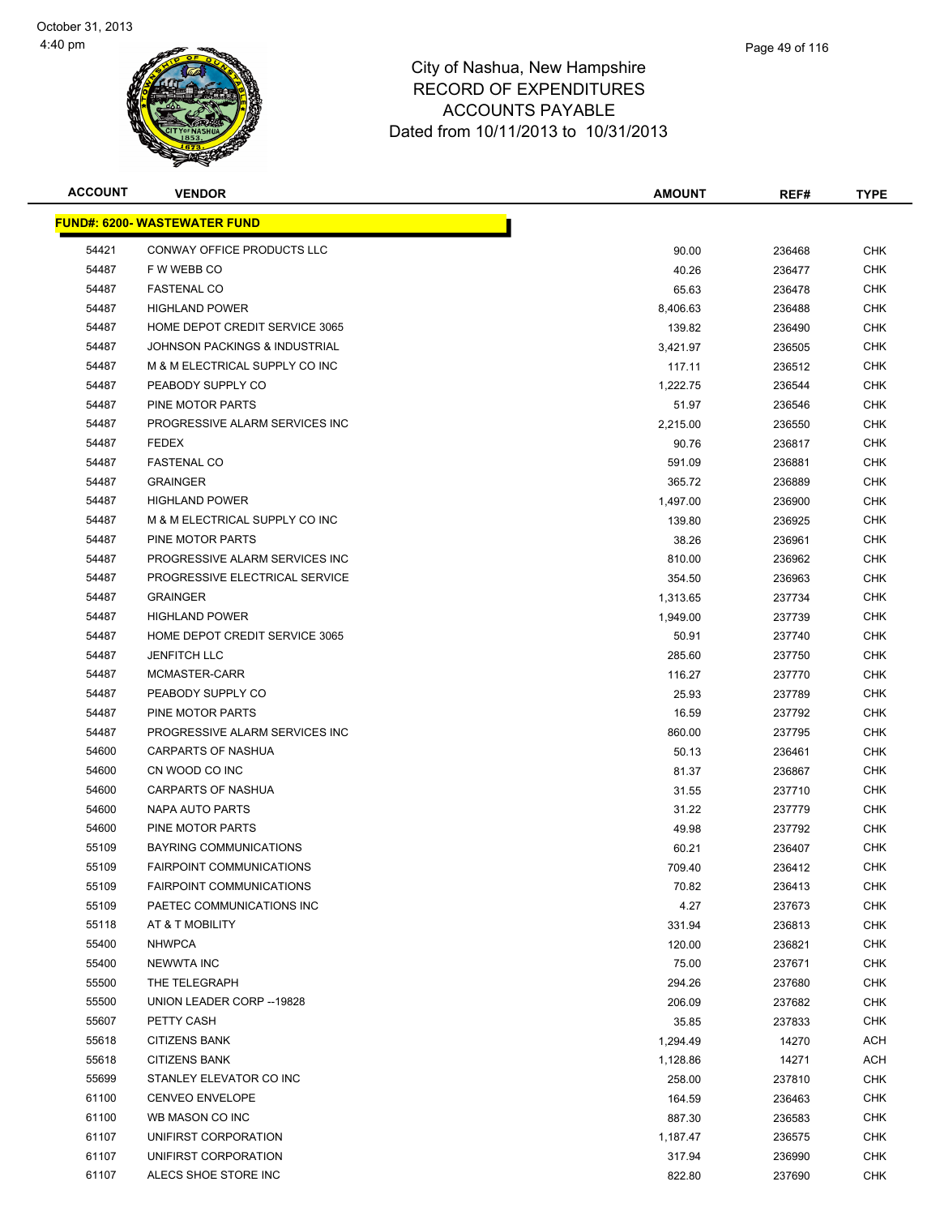# City of Nashua, New Hampshire
## RECORD OF EXPENDITURES
## ACCOUNTS PAYABLE
## Dated from 10/11/2013 to 10/31/2013

| ACCOUNT | VENDOR | AMOUNT | REF# | TYPE |
|---|---|---|---|---|
| **FUND#: 6200- WASTEWATER FUND** | | | | |
| 54421 | CONWAY OFFICE PRODUCTS LLC | 90.00 | 236468 | CHK |
| 54487 | F W WEBB CO | 40.26 | 236477 | CHK |
| 54487 | FASTENAL CO | 65.63 | 236478 | CHK |
| 54487 | HIGHLAND POWER | 8,406.63 | 236488 | CHK |
| 54487 | HOME DEPOT CREDIT SERVICE 3065 | 139.82 | 236490 | CHK |
| 54487 | JOHNSON PACKINGS & INDUSTRIAL | 3,421.97 | 236505 | CHK |
| 54487 | M & M ELECTRICAL SUPPLY CO INC | 117.11 | 236512 | CHK |
| 54487 | PEABODY SUPPLY CO | 1,222.75 | 236544 | CHK |
| 54487 | PINE MOTOR PARTS | 51.97 | 236546 | CHK |
| 54487 | PROGRESSIVE ALARM SERVICES INC | 2,215.00 | 236550 | CHK |
| 54487 | FEDEX | 90.76 | 236817 | CHK |
| 54487 | FASTENAL CO | 591.09 | 236881 | CHK |
| 54487 | GRAINGER | 365.72 | 236889 | CHK |
| 54487 | HIGHLAND POWER | 1,497.00 | 236900 | CHK |
| 54487 | M & M ELECTRICAL SUPPLY CO INC | 139.80 | 236925 | CHK |
| 54487 | PINE MOTOR PARTS | 38.26 | 236961 | CHK |
| 54487 | PROGRESSIVE ALARM SERVICES INC | 810.00 | 236962 | CHK |
| 54487 | PROGRESSIVE ELECTRICAL SERVICE | 354.50 | 236963 | CHK |
| 54487 | GRAINGER | 1,313.65 | 237734 | CHK |
| 54487 | HIGHLAND POWER | 1,949.00 | 237739 | CHK |
| 54487 | HOME DEPOT CREDIT SERVICE 3065 | 50.91 | 237740 | CHK |
| 54487 | JENFITCH LLC | 285.60 | 237750 | CHK |
| 54487 | MCMASTER-CARR | 116.27 | 237770 | CHK |
| 54487 | PEABODY SUPPLY CO | 25.93 | 237789 | CHK |
| 54487 | PINE MOTOR PARTS | 16.59 | 237792 | CHK |
| 54487 | PROGRESSIVE ALARM SERVICES INC | 860.00 | 237795 | CHK |
| 54600 | CARPARTS OF NASHUA | 50.13 | 236461 | CHK |
| 54600 | CN WOOD CO INC | 81.37 | 236867 | CHK |
| 54600 | CARPARTS OF NASHUA | 31.55 | 237710 | CHK |
| 54600 | NAPA AUTO PARTS | 31.22 | 237779 | CHK |
| 54600 | PINE MOTOR PARTS | 49.98 | 237792 | CHK |
| 55109 | BAYRING COMMUNICATIONS | 60.21 | 236407 | CHK |
| 55109 | FAIRPOINT COMMUNICATIONS | 709.40 | 236412 | CHK |
| 55109 | FAIRPOINT COMMUNICATIONS | 70.82 | 236413 | CHK |
| 55109 | PAETEC COMMUNICATIONS INC | 4.27 | 237673 | CHK |
| 55118 | AT & T MOBILITY | 331.94 | 236813 | CHK |
| 55400 | NHWPCA | 120.00 | 236821 | CHK |
| 55400 | NEWWTA INC | 75.00 | 237671 | CHK |
| 55500 | THE TELEGRAPH | 294.26 | 237680 | CHK |
| 55500 | UNION LEADER CORP --19828 | 206.09 | 237682 | CHK |
| 55607 | PETTY CASH | 35.85 | 237833 | CHK |
| 55618 | CITIZENS BANK | 1,294.49 | 14270 | ACH |
| 55618 | CITIZENS BANK | 1,128.86 | 14271 | ACH |
| 55699 | STANLEY ELEVATOR CO INC | 258.00 | 237810 | CHK |
| 61100 | CENVEO ENVELOPE | 164.59 | 236463 | CHK |
| 61100 | WB MASON CO INC | 887.30 | 236583 | CHK |
| 61107 | UNIFIRST CORPORATION | 1,187.47 | 236575 | CHK |
| 61107 | UNIFIRST CORPORATION | 317.94 | 236990 | CHK |
| 61107 | ALECS SHOE STORE INC | 822.80 | 237690 | CHK |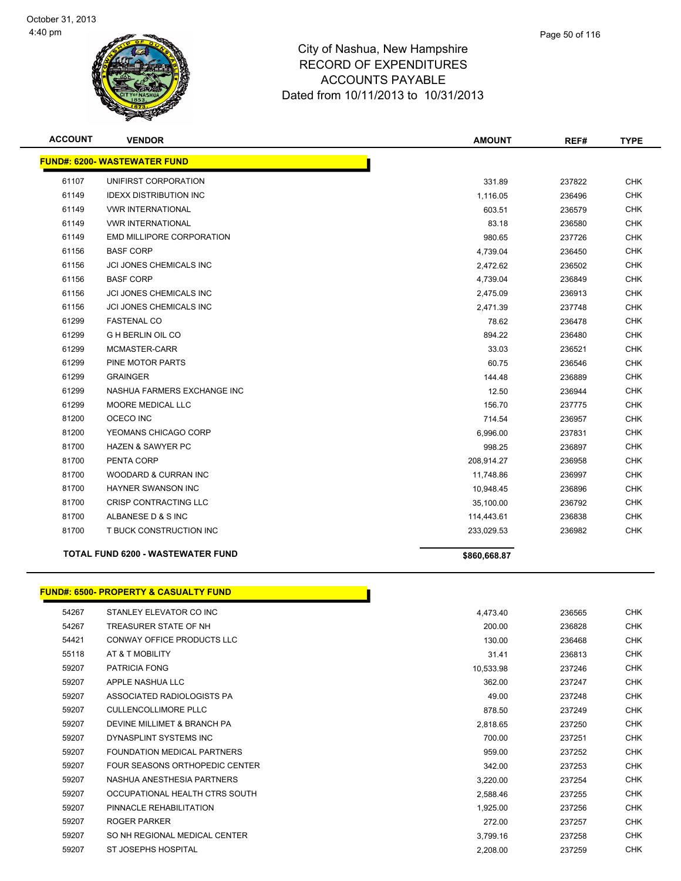City of Nashua, New Hampshire
RECORD OF EXPENDITURES
ACCOUNTS PAYABLE
Dated from 10/11/2013 to 10/31/2013

| ACCOUNT | VENDOR | AMOUNT | REF# | TYPE |
|---|---|---|---|---|
| **FUND#: 6200- WASTEWATER FUND** | | | | |
| 61107 | UNIFIRST CORPORATION | 331.89 | 237822 | CHK |
| 61149 | IDEXX DISTRIBUTION INC | 1,116.05 | 236496 | CHK |
| 61149 | VWR INTERNATIONAL | 603.51 | 236579 | CHK |
| 61149 | VWR INTERNATIONAL | 83.18 | 236580 | CHK |
| 61149 | EMD MILLIPORE CORPORATION | 980.65 | 237726 | CHK |
| 61156 | BASF CORP | 4,739.04 | 236450 | CHK |
| 61156 | JCI JONES CHEMICALS INC | 2,472.62 | 236502 | CHK |
| 61156 | BASF CORP | 4,739.04 | 236849 | CHK |
| 61156 | JCI JONES CHEMICALS INC | 2,475.09 | 236913 | CHK |
| 61156 | JCI JONES CHEMICALS INC | 2,471.39 | 237748 | CHK |
| 61299 | FASTENAL CO | 78.62 | 236478 | CHK |
| 61299 | G H BERLIN OIL CO | 894.22 | 236480 | CHK |
| 61299 | MCMASTER-CARR | 33.03 | 236521 | CHK |
| 61299 | PINE MOTOR PARTS | 60.75 | 236546 | CHK |
| 61299 | GRAINGER | 144.48 | 236889 | CHK |
| 61299 | NASHUA FARMERS EXCHANGE INC | 12.50 | 236944 | CHK |
| 61299 | MOORE MEDICAL LLC | 156.70 | 237775 | CHK |
| 81200 | OCECO INC | 714.54 | 236957 | CHK |
| 81200 | YEOMANS CHICAGO CORP | 6,996.00 | 237831 | CHK |
| 81700 | HAZEN & SAWYER PC | 998.25 | 236897 | CHK |
| 81700 | PENTA CORP | 208,914.27 | 236958 | CHK |
| 81700 | WOODARD & CURRAN INC | 11,748.86 | 236997 | CHK |
| 81700 | HAYNER SWANSON INC | 10,948.45 | 236896 | CHK |
| 81700 | CRISP CONTRACTING LLC | 35,100.00 | 236792 | CHK |
| 81700 | ALBANESE D & S INC | 114,443.61 | 236838 | CHK |
| 81700 | T BUCK CONSTRUCTION INC | 233,029.53 | 236982 | CHK |
| **TOTAL FUND 6200 - WASTEWATER FUND** | | **$860,668.87** | | |

| ACCOUNT | VENDOR | AMOUNT | REF# | TYPE |
|---|---|---|---|---|
| **FUND#: 6500- PROPERTY & CASUALTY FUND** | | | | |
| 54267 | STANLEY ELEVATOR CO INC | 4,473.40 | 236565 | CHK |
| 54267 | TREASURER STATE OF NH | 200.00 | 236828 | CHK |
| 54421 | CONWAY OFFICE PRODUCTS LLC | 130.00 | 236468 | CHK |
| 55118 | AT & T MOBILITY | 31.41 | 236813 | CHK |
| 59207 | PATRICIA FONG | 10,533.98 | 237246 | CHK |
| 59207 | APPLE NASHUA LLC | 362.00 | 237247 | CHK |
| 59207 | ASSOCIATED RADIOLOGISTS PA | 49.00 | 237248 | CHK |
| 59207 | CULLENCOLLIMORE PLLC | 878.50 | 237249 | CHK |
| 59207 | DEVINE MILLIMET & BRANCH PA | 2,818.65 | 237250 | CHK |
| 59207 | DYNASPLINT SYSTEMS INC | 700.00 | 237251 | CHK |
| 59207 | FOUNDATION MEDICAL PARTNERS | 959.00 | 237252 | CHK |
| 59207 | FOUR SEASONS ORTHOPEDIC CENTER | 342.00 | 237253 | CHK |
| 59207 | NASHUA ANESTHESIA PARTNERS | 3,220.00 | 237254 | CHK |
| 59207 | OCCUPATIONAL HEALTH CTRS SOUTH | 2,588.46 | 237255 | CHK |
| 59207 | PINNACLE REHABILITATION | 1,925.00 | 237256 | CHK |
| 59207 | ROGER PARKER | 272.00 | 237257 | CHK |
| 59207 | SO NH REGIONAL MEDICAL CENTER | 3,799.16 | 237258 | CHK |
| 59207 | ST JOSEPHS HOSPITAL | 2,208.00 | 237259 | CHK |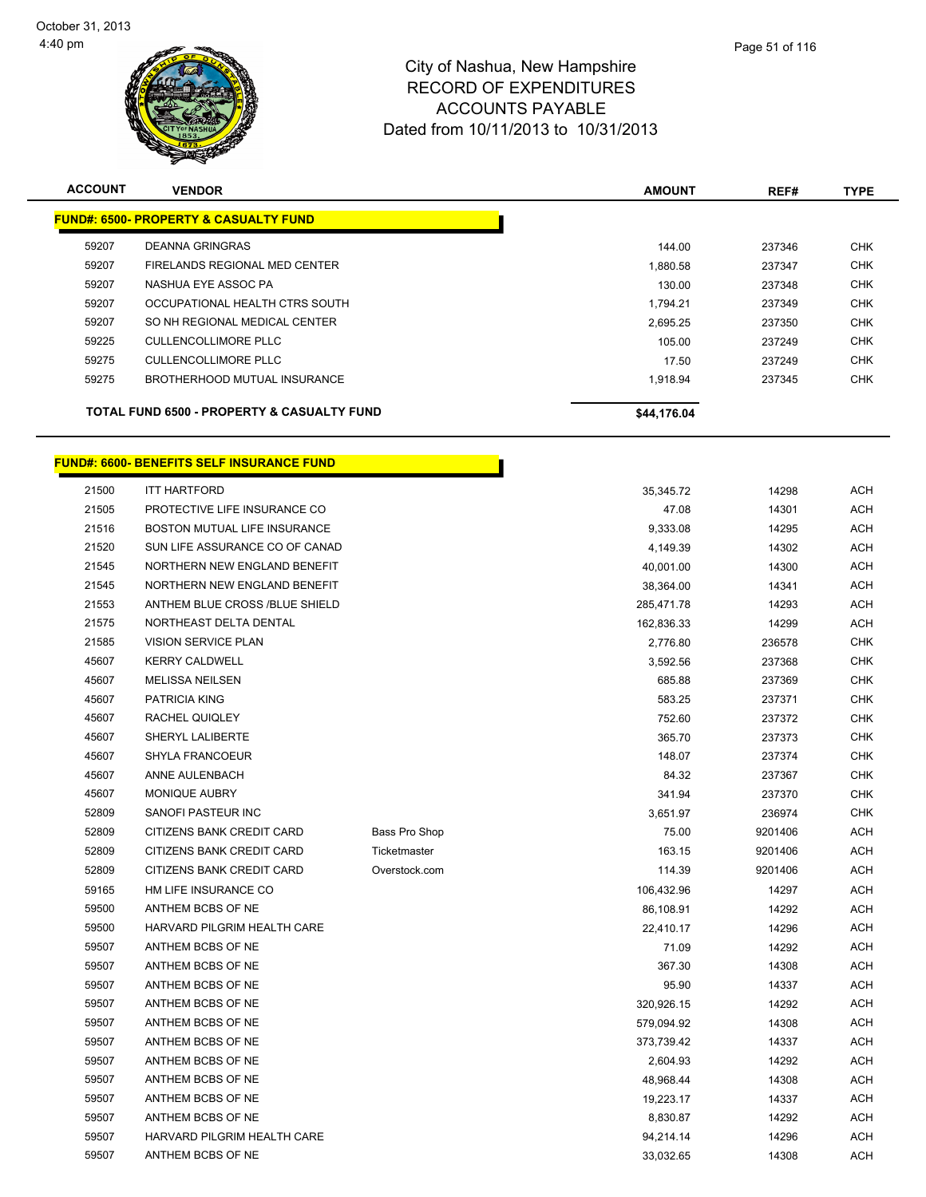# City of Nashua, New Hampshire
## RECORD OF EXPENDITURES
## ACCOUNTS PAYABLE
## Dated from 10/11/2013 to 10/31/2013

October 31, 2013
4:40 pm

| ACCOUNT | VENDOR | | AMOUNT | REF# | TYPE |
|---|---|---|---|---|---|
| **FUND#: 6500- PROPERTY & CASUALTY FUND** | | | | | |
| 59207 | DEANNA GRINGRAS | | 144.00 | 237346 | CHK |
| 59207 | FIRELANDS REGIONAL MED CENTER | | 1,880.58 | 237347 | CHK |
| 59207 | NASHUA EYE ASSOC PA | | 130.00 | 237348 | CHK |
| 59207 | OCCUPATIONAL HEALTH CTRS SOUTH | | 1,794.21 | 237349 | CHK |
| 59207 | SO NH REGIONAL MEDICAL CENTER | | 2,695.25 | 237350 | CHK |
| 59225 | CULLENCOLLIMORE PLLC | | 105.00 | 237249 | CHK |
| 59275 | CULLENCOLLIMORE PLLC | | 17.50 | 237249 | CHK |
| 59275 | BROTHERHOOD MUTUAL INSURANCE | | 1,918.94 | 237345 | CHK |
| **TOTAL FUND 6500 - PROPERTY & CASUALTY FUND** | | | **$44,176.04** | | |

| ACCOUNT | VENDOR | | AMOUNT | REF# | TYPE |
|---|---|---|---|---|---|
| **FUND#: 6600- BENEFITS SELF INSURANCE FUND** | | | | | |
| 21500 | ITT HARTFORD | | 35,345.72 | 14298 | ACH |
| 21505 | PROTECTIVE LIFE INSURANCE CO | | 47.08 | 14301 | ACH |
| 21516 | BOSTON MUTUAL LIFE INSURANCE | | 9,333.08 | 14295 | ACH |
| 21520 | SUN LIFE ASSURANCE CO OF CANAD | | 4,149.39 | 14302 | ACH |
| 21545 | NORTHERN NEW ENGLAND BENEFIT | | 40,001.00 | 14300 | ACH |
| 21545 | NORTHERN NEW ENGLAND BENEFIT | | 38,364.00 | 14341 | ACH |
| 21553 | ANTHEM BLUE CROSS /BLUE SHIELD | | 285,471.78 | 14293 | ACH |
| 21575 | NORTHEAST DELTA DENTAL | | 162,836.33 | 14299 | ACH |
| 21585 | VISION SERVICE PLAN | | 2,776.80 | 236578 | CHK |
| 45607 | KERRY CALDWELL | | 3,592.56 | 237368 | CHK |
| 45607 | MELISSA NEILSEN | | 685.88 | 237369 | CHK |
| 45607 | PATRICIA KING | | 583.25 | 237371 | CHK |
| 45607 | RACHEL QUIQLEY | | 752.60 | 237372 | CHK |
| 45607 | SHERYL LALIBERTE | | 365.70 | 237373 | CHK |
| 45607 | SHYLA FRANCOEUR | | 148.07 | 237374 | CHK |
| 45607 | ANNE AULENBACH | | 84.32 | 237367 | CHK |
| 45607 | MONIQUE AUBRY | | 341.94 | 237370 | CHK |
| 52809 | SANOFI PASTEUR INC | | 3,651.97 | 236974 | CHK |
| 52809 | CITIZENS BANK CREDIT CARD | Bass Pro Shop | 75.00 | 9201406 | ACH |
| 52809 | CITIZENS BANK CREDIT CARD | Ticketmaster | 163.15 | 9201406 | ACH |
| 52809 | CITIZENS BANK CREDIT CARD | Overstock.com | 114.39 | 9201406 | ACH |
| 59165 | HM LIFE INSURANCE CO | | 106,432.96 | 14297 | ACH |
| 59500 | ANTHEM BCBS OF NE | | 86,108.91 | 14292 | ACH |
| 59500 | HARVARD PILGRIM HEALTH CARE | | 22,410.17 | 14296 | ACH |
| 59507 | ANTHEM BCBS OF NE | | 71.09 | 14292 | ACH |
| 59507 | ANTHEM BCBS OF NE | | 367.30 | 14308 | ACH |
| 59507 | ANTHEM BCBS OF NE | | 95.90 | 14337 | ACH |
| 59507 | ANTHEM BCBS OF NE | | 320,926.15 | 14292 | ACH |
| 59507 | ANTHEM BCBS OF NE | | 579,094.92 | 14308 | ACH |
| 59507 | ANTHEM BCBS OF NE | | 373,739.42 | 14337 | ACH |
| 59507 | ANTHEM BCBS OF NE | | 2,604.93 | 14292 | ACH |
| 59507 | ANTHEM BCBS OF NE | | 48,968.44 | 14308 | ACH |
| 59507 | ANTHEM BCBS OF NE | | 19,223.17 | 14337 | ACH |
| 59507 | ANTHEM BCBS OF NE | | 8,830.87 | 14292 | ACH |
| 59507 | HARVARD PILGRIM HEALTH CARE | | 94,214.14 | 14296 | ACH |
| 59507 | ANTHEM BCBS OF NE | | 33,032.65 | 14308 | ACH |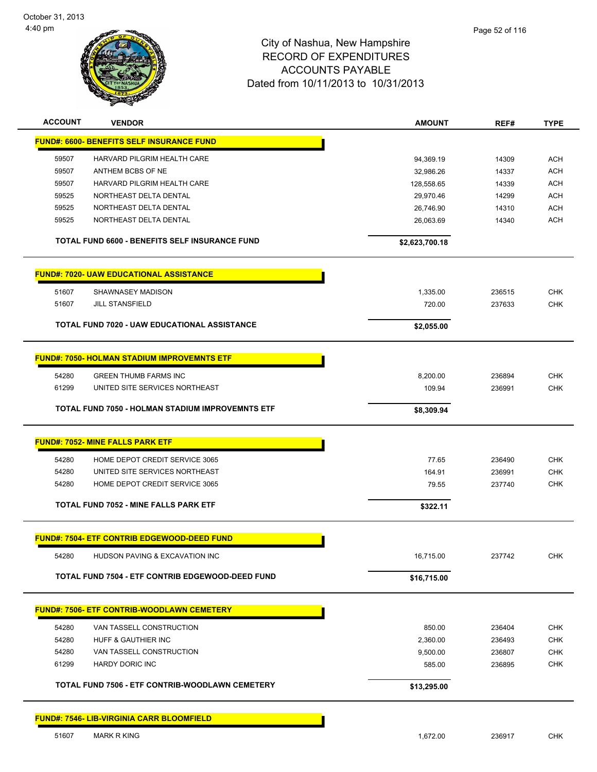City of Nashua, New Hampshire
RECORD OF EXPENDITURES
ACCOUNTS PAYABLE
Dated from 10/11/2013 to 10/31/2013

| ACCOUNT | VENDOR | AMOUNT | REF# | TYPE |
|---|---|---|---|---|
| **FUND#: 6600- BENEFITS SELF INSURANCE FUND** | | | | |
| 59507 | HARVARD PILGRIM HEALTH CARE | 94,369.19 | 14309 | ACH |
| 59507 | ANTHEM BCBS OF NE | 32,986.26 | 14337 | ACH |
| 59507 | HARVARD PILGRIM HEALTH CARE | 128,558.65 | 14339 | ACH |
| 59525 | NORTHEAST DELTA DENTAL | 29,970.46 | 14299 | ACH |
| 59525 | NORTHEAST DELTA DENTAL | 26,746.90 | 14310 | ACH |
| 59525 | NORTHEAST DELTA DENTAL | 26,063.69 | 14340 | ACH |
| | **TOTAL FUND 6600 - BENEFITS SELF INSURANCE FUND** | **$2,623,700.18** | | |
| **FUND#: 7020- UAW EDUCATIONAL ASSISTANCE** | | | | |
| 51607 | SHAWNASEY MADISON | 1,335.00 | 236515 | CHK |
| 51607 | JILL STANSFIELD | 720.00 | 237633 | CHK |
| | **TOTAL FUND 7020 - UAW EDUCATIONAL ASSISTANCE** | **$2,055.00** | | |
| **FUND#: 7050- HOLMAN STADIUM IMPROVEMNTS ETF** | | | | |
| 54280 | GREEN THUMB FARMS INC | 8,200.00 | 236894 | CHK |
| 61299 | UNITED SITE SERVICES NORTHEAST | 109.94 | 236991 | CHK |
| | **TOTAL FUND 7050 - HOLMAN STADIUM IMPROVEMNTS ETF** | **$8,309.94** | | |
| **FUND#: 7052- MINE FALLS PARK ETF** | | | | |
| 54280 | HOME DEPOT CREDIT SERVICE 3065 | 77.65 | 236490 | CHK |
| 54280 | UNITED SITE SERVICES NORTHEAST | 164.91 | 236991 | CHK |
| 54280 | HOME DEPOT CREDIT SERVICE 3065 | 79.55 | 237740 | CHK |
| | **TOTAL FUND 7052 - MINE FALLS PARK ETF** | **$322.11** | | |
| **FUND#: 7504- ETF CONTRIB EDGEWOOD-DEED FUND** | | | | |
| 54280 | HUDSON PAVING & EXCAVATION INC | 16,715.00 | 237742 | CHK |
| | **TOTAL FUND 7504 - ETF CONTRIB EDGEWOOD-DEED FUND** | **$16,715.00** | | |
| **FUND#: 7506- ETF CONTRIB-WOODLAWN CEMETERY** | | | | |
| 54280 | VAN TASSELL CONSTRUCTION | 850.00 | 236404 | CHK |
| 54280 | HUFF & GAUTHIER INC | 2,360.00 | 236493 | CHK |
| 54280 | VAN TASSELL CONSTRUCTION | 9,500.00 | 236807 | CHK |
| 61299 | HARDY DORIC INC | 585.00 | 236895 | CHK |
| | **TOTAL FUND 7506 - ETF CONTRIB-WOODLAWN CEMETERY** | **$13,295.00** | | |
| **FUND#: 7546- LIB-VIRGINIA CARR BLOOMFIELD** | | | | |
| 51607 | MARK R KING | 1,672.00 | 236917 | CHK |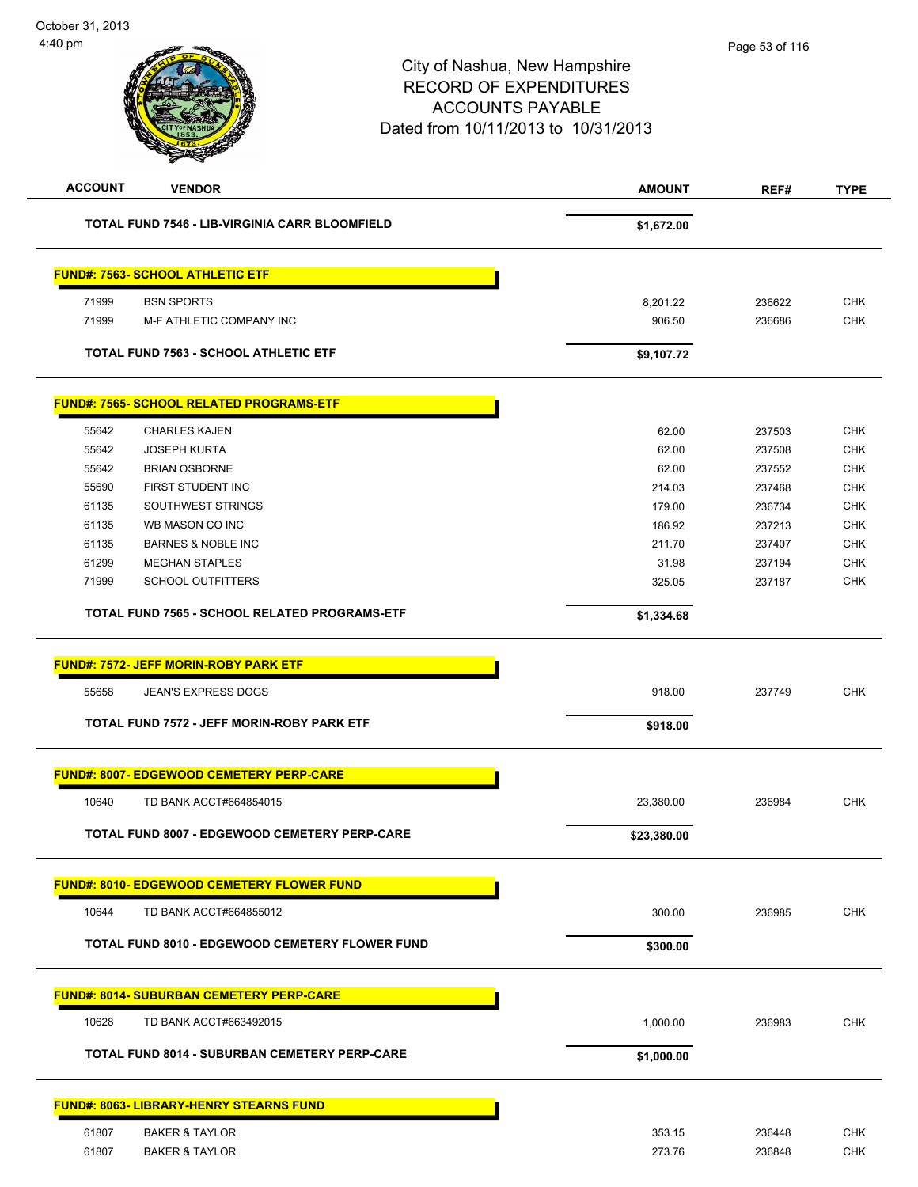City of Nashua, New Hampshire
RECORD OF EXPENDITURES
ACCOUNTS PAYABLE
Dated from 10/11/2013 to 10/31/2013

| ACCOUNT | VENDOR | AMOUNT | REF# | TYPE |
|---|---|---|---|---|
| | **TOTAL FUND 7546 - LIB-VIRGINIA CARR BLOOMFIELD** | **$1,672.00** | | |
| **FUND#: 7563- SCHOOL ATHLETIC ETF** | | | | |
| 71999 | BSN SPORTS | 8,201.22 | 236622 | CHK |
| 71999 | M-F ATHLETIC COMPANY INC | 906.50 | 236686 | CHK |
| | **TOTAL FUND 7563 - SCHOOL ATHLETIC ETF** | **$9,107.72** | | |
| **FUND#: 7565- SCHOOL RELATED PROGRAMS-ETF** | | | | |
| 55642 | CHARLES KAJEN | 62.00 | 237503 | CHK |
| 55642 | JOSEPH KURTA | 62.00 | 237508 | CHK |
| 55642 | BRIAN OSBORNE | 62.00 | 237552 | CHK |
| 55690 | FIRST STUDENT INC | 214.03 | 237468 | CHK |
| 61135 | SOUTHWEST STRINGS | 179.00 | 236734 | CHK |
| 61135 | WB MASON CO INC | 186.92 | 237213 | CHK |
| 61135 | BARNES & NOBLE INC | 211.70 | 237407 | CHK |
| 61299 | MEGHAN STAPLES | 31.98 | 237194 | CHK |
| 71999 | SCHOOL OUTFITTERS | 325.05 | 237187 | CHK |
| | **TOTAL FUND 7565 - SCHOOL RELATED PROGRAMS-ETF** | **$1,334.68** | | |
| **FUND#: 7572- JEFF MORIN-ROBY PARK ETF** | | | | |
| 55658 | JEAN'S EXPRESS DOGS | 918.00 | 237749 | CHK |
| | **TOTAL FUND 7572 - JEFF MORIN-ROBY PARK ETF** | **$918.00** | | |
| **FUND#: 8007- EDGEWOOD CEMETERY PERP-CARE** | | | | |
| 10640 | TD BANK ACCT#664854015 | 23,380.00 | 236984 | CHK |
| | **TOTAL FUND 8007 - EDGEWOOD CEMETERY PERP-CARE** | **$23,380.00** | | |
| **FUND#: 8010- EDGEWOOD CEMETERY FLOWER FUND** | | | | |
| 10644 | TD BANK ACCT#664855012 | 300.00 | 236985 | CHK |
| | **TOTAL FUND 8010 - EDGEWOOD CEMETERY FLOWER FUND** | **$300.00** | | |
| **FUND#: 8014- SUBURBAN CEMETERY PERP-CARE** | | | | |
| 10628 | TD BANK ACCT#663492015 | 1,000.00 | 236983 | CHK |
| | **TOTAL FUND 8014 - SUBURBAN CEMETERY PERP-CARE** | **$1,000.00** | | |
| **FUND#: 8063- LIBRARY-HENRY STEARNS FUND** | | | | |
| 61807 | BAKER & TAYLOR | 353.15 | 236448 | CHK |
| 61807 | BAKER & TAYLOR | 273.76 | 236848 | CHK |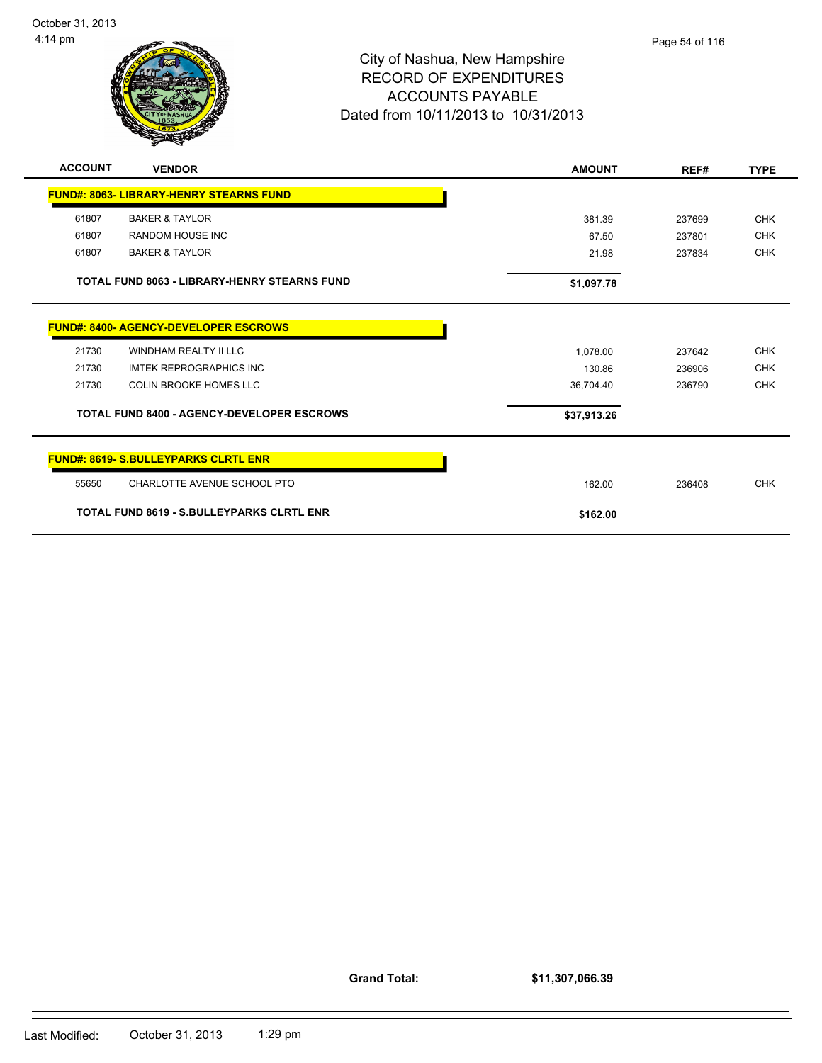City of Nashua, New Hampshire
RECORD OF EXPENDITURES
ACCOUNTS PAYABLE
Dated from 10/11/2013 to 10/31/2013

| ACCOUNT | VENDOR | AMOUNT | REF# | TYPE |
|---|---|---|---|---|
| **FUND#: 8063- LIBRARY-HENRY STEARNS FUND** | | | | |
| 61807 | BAKER & TAYLOR | 381.39 | 237699 | CHK |
| 61807 | RANDOM HOUSE INC | 67.50 | 237801 | CHK |
| 61807 | BAKER & TAYLOR | 21.98 | 237834 | CHK |
| | **TOTAL FUND 8063 - LIBRARY-HENRY STEARNS FUND** | **$1,097.78** | | |
| **FUND#: 8400- AGENCY-DEVELOPER ESCROWS** | | | | |
| 21730 | WINDHAM REALTY II LLC | 1,078.00 | 237642 | CHK |
| 21730 | IMTEK REPROGRAPHICS INC | 130.86 | 236906 | CHK |
| 21730 | COLIN BROOKE HOMES LLC | 36,704.40 | 236790 | CHK |
| | **TOTAL FUND 8400 - AGENCY-DEVELOPER ESCROWS** | **$37,913.26** | | |
| **FUND#: 8619- S.BULLEYPARKS CLRTL ENR** | | | | |
| 55650 | CHARLOTTE AVENUE SCHOOL PTO | 162.00 | 236408 | CHK |
| | **TOTAL FUND 8619 - S.BULLEYPARKS CLRTL ENR** | **$162.00** | | |

**Grand Total:** **$11,307,066.39**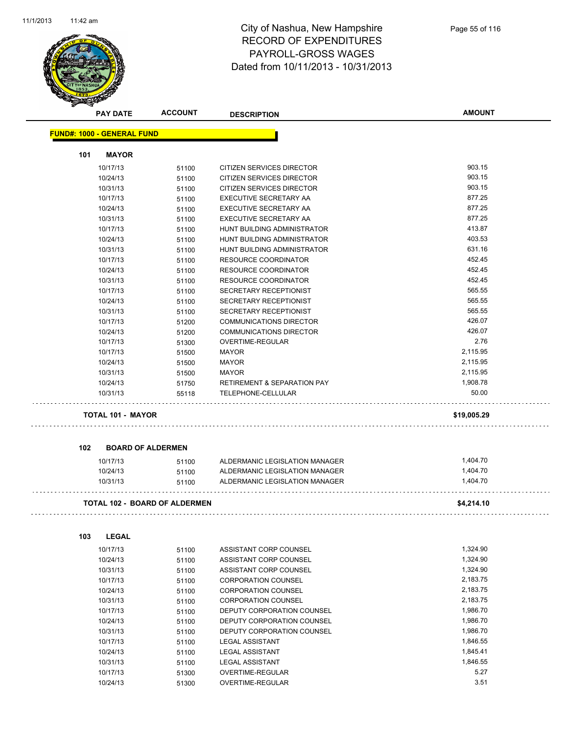# City of Nashua, New Hampshire
# RECORD OF EXPENDITURES
# PAYROLL-GROSS WAGES
# Dated from 10/11/2013 - 10/31/2013

**FUND#: 1000 - GENERAL FUND**

### 101 MAYOR

| PAY DATE | ACCOUNT | DESCRIPTION | AMOUNT |
|---|---|---|---|
| 10/17/13 | 51100 | CITIZEN SERVICES DIRECTOR | 903.15 |
| 10/24/13 | 51100 | CITIZEN SERVICES DIRECTOR | 903.15 |
| 10/31/13 | 51100 | CITIZEN SERVICES DIRECTOR | 903.15 |
| 10/17/13 | 51100 | EXECUTIVE SECRETARY AA | 877.25 |
| 10/24/13 | 51100 | EXECUTIVE SECRETARY AA | 877.25 |
| 10/31/13 | 51100 | EXECUTIVE SECRETARY AA | 877.25 |
| 10/17/13 | 51100 | HUNT BUILDING ADMINISTRATOR | 413.87 |
| 10/24/13 | 51100 | HUNT BUILDING ADMINISTRATOR | 403.53 |
| 10/31/13 | 51100 | HUNT BUILDING ADMINISTRATOR | 631.16 |
| 10/17/13 | 51100 | RESOURCE COORDINATOR | 452.45 |
| 10/24/13 | 51100 | RESOURCE COORDINATOR | 452.45 |
| 10/31/13 | 51100 | RESOURCE COORDINATOR | 452.45 |
| 10/17/13 | 51100 | SECRETARY RECEPTIONIST | 565.55 |
| 10/24/13 | 51100 | SECRETARY RECEPTIONIST | 565.55 |
| 10/31/13 | 51100 | SECRETARY RECEPTIONIST | 565.55 |
| 10/17/13 | 51200 | COMMUNICATIONS DIRECTOR | 426.07 |
| 10/24/13 | 51200 | COMMUNICATIONS DIRECTOR | 426.07 |
| 10/17/13 | 51300 | OVERTIME-REGULAR | 2.76 |
| 10/17/13 | 51500 | MAYOR | 2,115.95 |
| 10/24/13 | 51500 | MAYOR | 2,115.95 |
| 10/31/13 | 51500 | MAYOR | 2,115.95 |
| 10/24/13 | 51750 | RETIREMENT & SEPARATION PAY | 1,908.78 |
| 10/31/13 | 55118 | TELEPHONE-CELLULAR | 50.00 |

**TOTAL 101 - MAYOR** **$19,005.29**

### 102 BOARD OF ALDERMEN

| PAY DATE | ACCOUNT | DESCRIPTION | AMOUNT |
|---|---|---|---|
| 10/17/13 | 51100 | ALDERMANIC LEGISLATION MANAGER | 1,404.70 |
| 10/24/13 | 51100 | ALDERMANIC LEGISLATION MANAGER | 1,404.70 |
| 10/31/13 | 51100 | ALDERMANIC LEGISLATION MANAGER | 1,404.70 |

**TOTAL 102 - BOARD OF ALDERMEN** **$4,214.10**

### 103 LEGAL

| PAY DATE | ACCOUNT | DESCRIPTION | AMOUNT |
|---|---|---|---|
| 10/17/13 | 51100 | ASSISTANT CORP COUNSEL | 1,324.90 |
| 10/24/13 | 51100 | ASSISTANT CORP COUNSEL | 1,324.90 |
| 10/31/13 | 51100 | ASSISTANT CORP COUNSEL | 1,324.90 |
| 10/17/13 | 51100 | CORPORATION COUNSEL | 2,183.75 |
| 10/24/13 | 51100 | CORPORATION COUNSEL | 2,183.75 |
| 10/31/13 | 51100 | CORPORATION COUNSEL | 2,183.75 |
| 10/17/13 | 51100 | DEPUTY CORPORATION COUNSEL | 1,986.70 |
| 10/24/13 | 51100 | DEPUTY CORPORATION COUNSEL | 1,986.70 |
| 10/31/13 | 51100 | DEPUTY CORPORATION COUNSEL | 1,986.70 |
| 10/17/13 | 51100 | LEGAL ASSISTANT | 1,846.55 |
| 10/24/13 | 51100 | LEGAL ASSISTANT | 1,845.41 |
| 10/31/13 | 51100 | LEGAL ASSISTANT | 1,846.55 |
| 10/17/13 | 51300 | OVERTIME-REGULAR | 5.27 |
| 10/24/13 | 51300 | OVERTIME-REGULAR | 3.51 |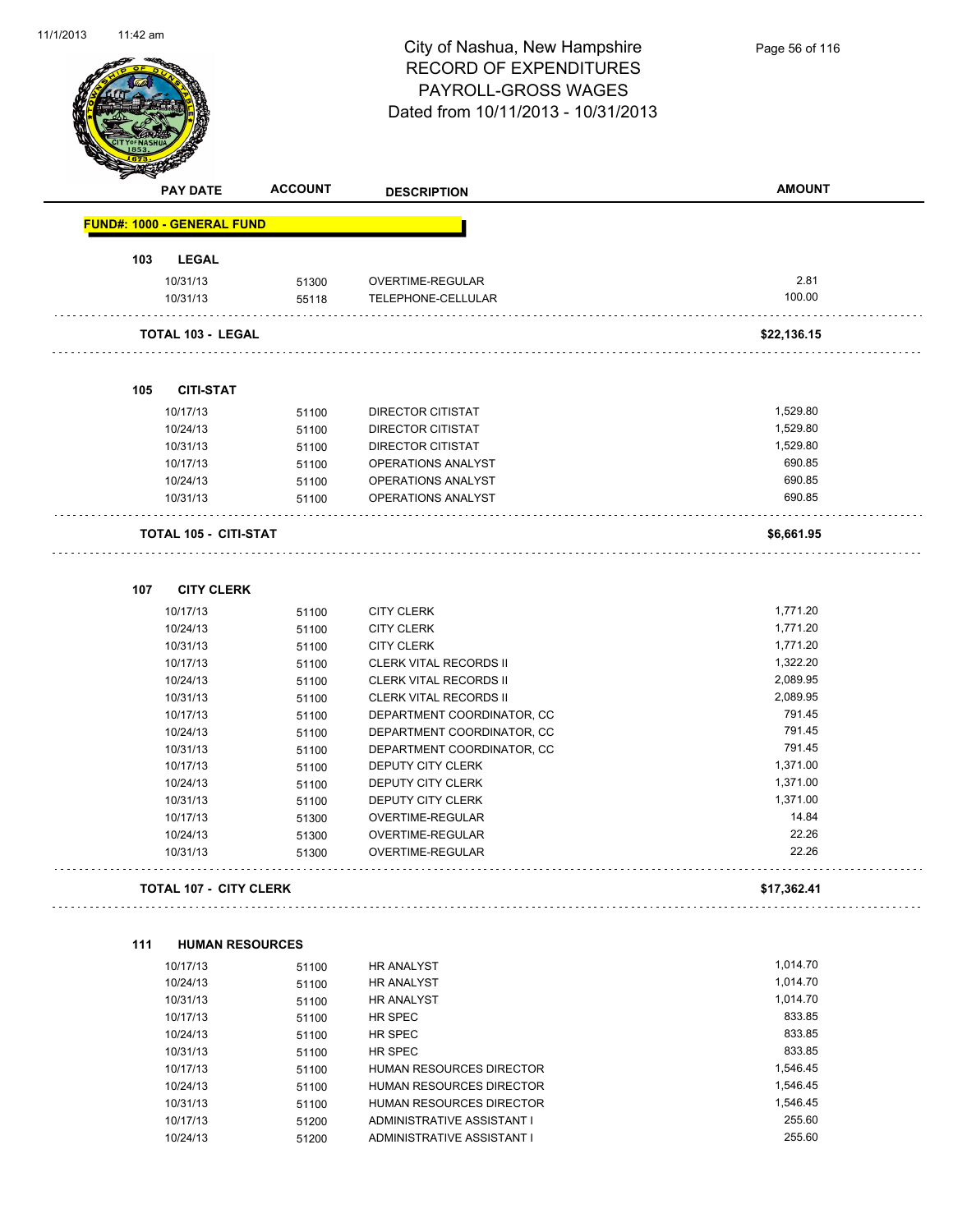# City of Nashua, New Hampshire
## RECORD OF EXPENDITURES
## PAYROLL-GROSS WAGES
## Dated from 10/11/2013 - 10/31/2013

| PAY DATE | ACCOUNT | DESCRIPTION | AMOUNT |
|---|---|---|---|
| **FUND#: 1000 - GENERAL FUND** | | | |
| **103 LEGAL** | | | |
| 10/31/13 | 51300 | OVERTIME-REGULAR | 2.81 |
| 10/31/13 | 55118 | TELEPHONE-CELLULAR | 100.00 |
| **TOTAL 103 - LEGAL** | | | **$22,136.15** |
| **105 CITI-STAT** | | | |
| 10/17/13 | 51100 | DIRECTOR CITISTAT | 1,529.80 |
| 10/24/13 | 51100 | DIRECTOR CITISTAT | 1,529.80 |
| 10/31/13 | 51100 | DIRECTOR CITISTAT | 1,529.80 |
| 10/17/13 | 51100 | OPERATIONS ANALYST | 690.85 |
| 10/24/13 | 51100 | OPERATIONS ANALYST | 690.85 |
| 10/31/13 | 51100 | OPERATIONS ANALYST | 690.85 |
| **TOTAL 105 - CITI-STAT** | | | **$6,661.95** |
| **107 CITY CLERK** | | | |
| 10/17/13 | 51100 | CITY CLERK | 1,771.20 |
| 10/24/13 | 51100 | CITY CLERK | 1,771.20 |
| 10/31/13 | 51100 | CITY CLERK | 1,771.20 |
| 10/17/13 | 51100 | CLERK VITAL RECORDS II | 1,322.20 |
| 10/24/13 | 51100 | CLERK VITAL RECORDS II | 2,089.95 |
| 10/31/13 | 51100 | CLERK VITAL RECORDS II | 2,089.95 |
| 10/17/13 | 51100 | DEPARTMENT COORDINATOR, CC | 791.45 |
| 10/24/13 | 51100 | DEPARTMENT COORDINATOR, CC | 791.45 |
| 10/31/13 | 51100 | DEPARTMENT COORDINATOR, CC | 791.45 |
| 10/17/13 | 51100 | DEPUTY CITY CLERK | 1,371.00 |
| 10/24/13 | 51100 | DEPUTY CITY CLERK | 1,371.00 |
| 10/31/13 | 51100 | DEPUTY CITY CLERK | 1,371.00 |
| 10/17/13 | 51300 | OVERTIME-REGULAR | 14.84 |
| 10/24/13 | 51300 | OVERTIME-REGULAR | 22.26 |
| 10/31/13 | 51300 | OVERTIME-REGULAR | 22.26 |
| **TOTAL 107 - CITY CLERK** | | | **$17,362.41** |
| **111 HUMAN RESOURCES** | | | |
| 10/17/13 | 51100 | HR ANALYST | 1,014.70 |
| 10/24/13 | 51100 | HR ANALYST | 1,014.70 |
| 10/31/13 | 51100 | HR ANALYST | 1,014.70 |
| 10/17/13 | 51100 | HR SPEC | 833.85 |
| 10/24/13 | 51100 | HR SPEC | 833.85 |
| 10/31/13 | 51100 | HR SPEC | 833.85 |
| 10/17/13 | 51100 | HUMAN RESOURCES DIRECTOR | 1,546.45 |
| 10/24/13 | 51100 | HUMAN RESOURCES DIRECTOR | 1,546.45 |
| 10/31/13 | 51100 | HUMAN RESOURCES DIRECTOR | 1,546.45 |
| 10/17/13 | 51200 | ADMINISTRATIVE ASSISTANT I | 255.60 |
| 10/24/13 | 51200 | ADMINISTRATIVE ASSISTANT I | 255.60 |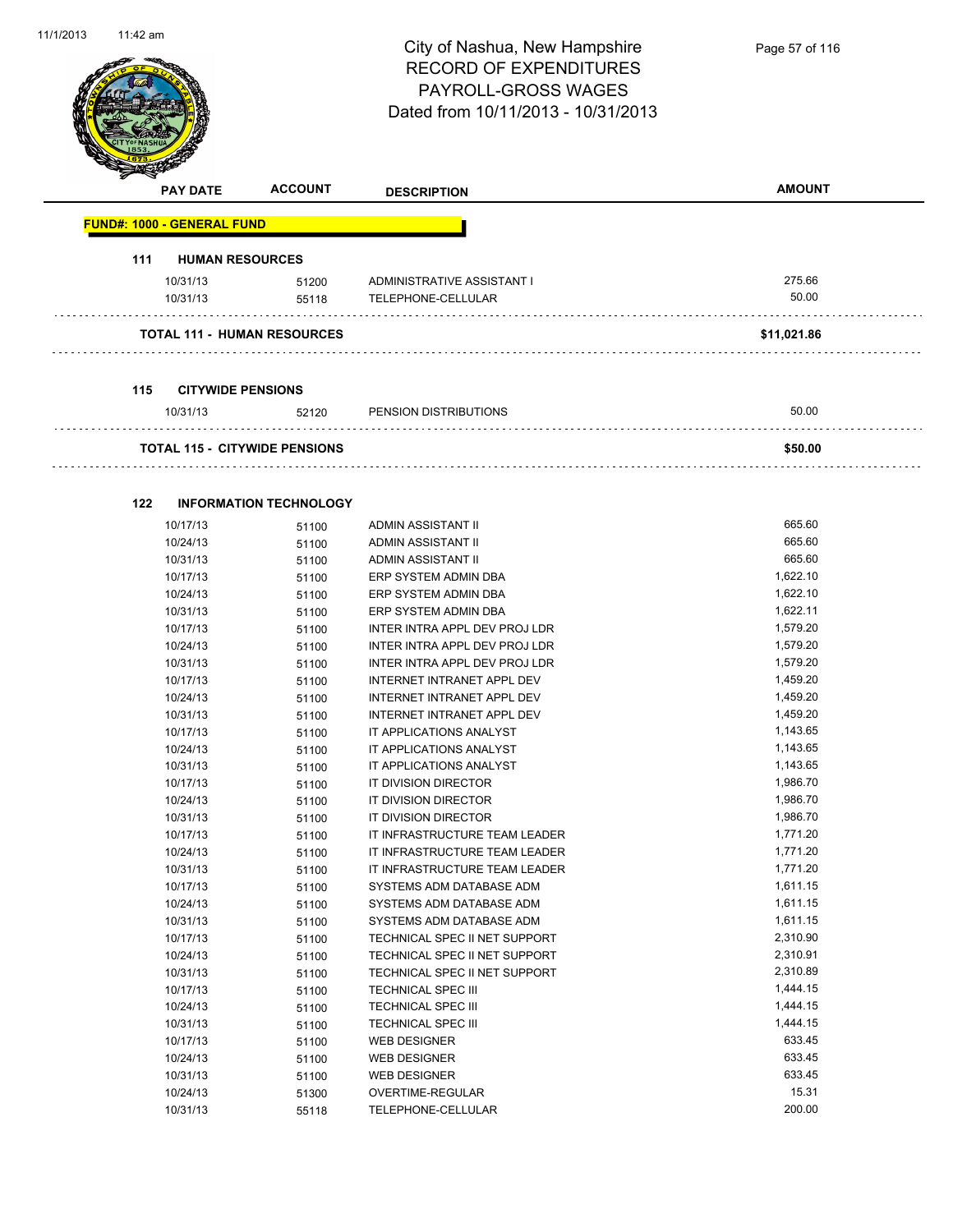City of Nashua, New Hampshire
RECORD OF EXPENDITURES
PAYROLL-GROSS WAGES
Dated from 10/11/2013 - 10/31/2013

| PAY DATE | ACCOUNT | DESCRIPTION | AMOUNT |
|---|---|---|---|

**FUND#: 1000 - GENERAL FUND**

**111 HUMAN RESOURCES**

| PAY DATE | ACCOUNT | DESCRIPTION | AMOUNT |
|---|---|---|---|
| 10/31/13 | 51200 | ADMINISTRATIVE ASSISTANT I | 275.66 |
| 10/31/13 | 55118 | TELEPHONE-CELLULAR | 50.00 |

**TOTAL 111 - HUMAN RESOURCES** **$11,021.86**

**115 CITYWIDE PENSIONS**

| PAY DATE | ACCOUNT | DESCRIPTION | AMOUNT |
|---|---|---|---|
| 10/31/13 | 52120 | PENSION DISTRIBUTIONS | 50.00 |

**TOTAL 115 - CITYWIDE PENSIONS** **$50.00**

**122 INFORMATION TECHNOLOGY**

| PAY DATE | ACCOUNT | DESCRIPTION | AMOUNT |
|---|---|---|---|
| 10/17/13 | 51100 | ADMIN ASSISTANT II | 665.60 |
| 10/24/13 | 51100 | ADMIN ASSISTANT II | 665.60 |
| 10/31/13 | 51100 | ADMIN ASSISTANT II | 665.60 |
| 10/17/13 | 51100 | ERP SYSTEM ADMIN DBA | 1,622.10 |
| 10/24/13 | 51100 | ERP SYSTEM ADMIN DBA | 1,622.10 |
| 10/31/13 | 51100 | ERP SYSTEM ADMIN DBA | 1,622.11 |
| 10/17/13 | 51100 | INTER INTRA APPL DEV PROJ LDR | 1,579.20 |
| 10/24/13 | 51100 | INTER INTRA APPL DEV PROJ LDR | 1,579.20 |
| 10/31/13 | 51100 | INTER INTRA APPL DEV PROJ LDR | 1,579.20 |
| 10/17/13 | 51100 | INTERNET INTRANET APPL DEV | 1,459.20 |
| 10/24/13 | 51100 | INTERNET INTRANET APPL DEV | 1,459.20 |
| 10/31/13 | 51100 | INTERNET INTRANET APPL DEV | 1,459.20 |
| 10/17/13 | 51100 | IT APPLICATIONS ANALYST | 1,143.65 |
| 10/24/13 | 51100 | IT APPLICATIONS ANALYST | 1,143.65 |
| 10/31/13 | 51100 | IT APPLICATIONS ANALYST | 1,143.65 |
| 10/17/13 | 51100 | IT DIVISION DIRECTOR | 1,986.70 |
| 10/24/13 | 51100 | IT DIVISION DIRECTOR | 1,986.70 |
| 10/31/13 | 51100 | IT DIVISION DIRECTOR | 1,986.70 |
| 10/17/13 | 51100 | IT INFRASTRUCTURE TEAM LEADER | 1,771.20 |
| 10/24/13 | 51100 | IT INFRASTRUCTURE TEAM LEADER | 1,771.20 |
| 10/31/13 | 51100 | IT INFRASTRUCTURE TEAM LEADER | 1,771.20 |
| 10/17/13 | 51100 | SYSTEMS ADM DATABASE ADM | 1,611.15 |
| 10/24/13 | 51100 | SYSTEMS ADM DATABASE ADM | 1,611.15 |
| 10/31/13 | 51100 | SYSTEMS ADM DATABASE ADM | 1,611.15 |
| 10/17/13 | 51100 | TECHNICAL SPEC II NET SUPPORT | 2,310.90 |
| 10/24/13 | 51100 | TECHNICAL SPEC II NET SUPPORT | 2,310.91 |
| 10/31/13 | 51100 | TECHNICAL SPEC II NET SUPPORT | 2,310.89 |
| 10/17/13 | 51100 | TECHNICAL SPEC III | 1,444.15 |
| 10/24/13 | 51100 | TECHNICAL SPEC III | 1,444.15 |
| 10/31/13 | 51100 | TECHNICAL SPEC III | 1,444.15 |
| 10/17/13 | 51100 | WEB DESIGNER | 633.45 |
| 10/24/13 | 51100 | WEB DESIGNER | 633.45 |
| 10/31/13 | 51100 | WEB DESIGNER | 633.45 |
| 10/24/13 | 51300 | OVERTIME-REGULAR | 15.31 |
| 10/31/13 | 55118 | TELEPHONE-CELLULAR | 200.00 |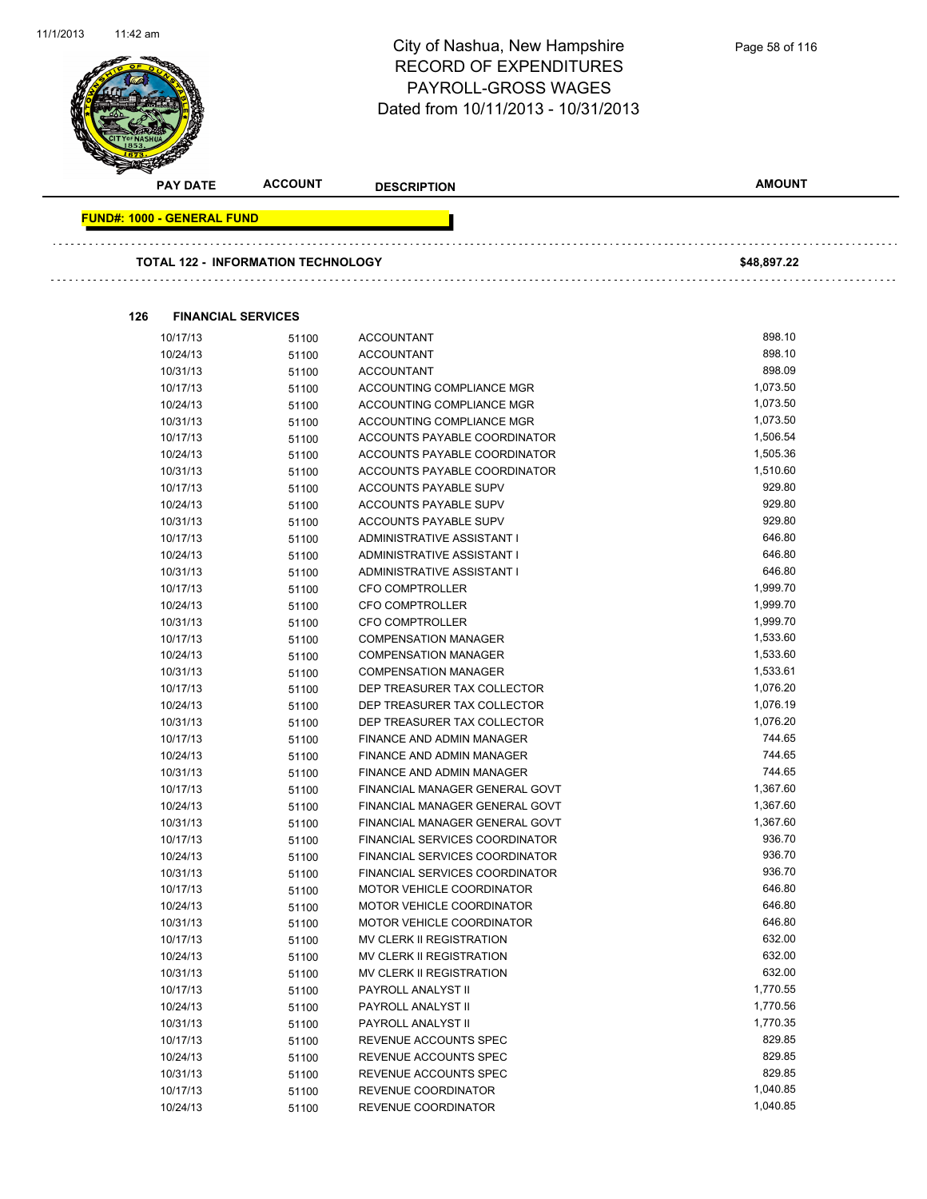# City of Nashua, New Hampshire
## RECORD OF EXPENDITURES
## PAYROLL-GROSS WAGES
## Dated from 10/11/2013 - 10/31/2013

| PAY DATE | ACCOUNT | DESCRIPTION | AMOUNT |
|---|---|---|---|

**FUND#: 1000 - GENERAL FUND**

**TOTAL 122 - INFORMATION TECHNOLOGY** **$48,897.22**

**126 FINANCIAL SERVICES**

| PAY DATE | ACCOUNT | DESCRIPTION | AMOUNT |
|---|---|---|---|
| 10/17/13 | 51100 | ACCOUNTANT | 898.10 |
| 10/24/13 | 51100 | ACCOUNTANT | 898.10 |
| 10/31/13 | 51100 | ACCOUNTANT | 898.09 |
| 10/17/13 | 51100 | ACCOUNTING COMPLIANCE MGR | 1,073.50 |
| 10/24/13 | 51100 | ACCOUNTING COMPLIANCE MGR | 1,073.50 |
| 10/31/13 | 51100 | ACCOUNTING COMPLIANCE MGR | 1,073.50 |
| 10/17/13 | 51100 | ACCOUNTS PAYABLE COORDINATOR | 1,506.54 |
| 10/24/13 | 51100 | ACCOUNTS PAYABLE COORDINATOR | 1,505.36 |
| 10/31/13 | 51100 | ACCOUNTS PAYABLE COORDINATOR | 1,510.60 |
| 10/17/13 | 51100 | ACCOUNTS PAYABLE SUPV | 929.80 |
| 10/24/13 | 51100 | ACCOUNTS PAYABLE SUPV | 929.80 |
| 10/31/13 | 51100 | ACCOUNTS PAYABLE SUPV | 929.80 |
| 10/17/13 | 51100 | ADMINISTRATIVE ASSISTANT I | 646.80 |
| 10/24/13 | 51100 | ADMINISTRATIVE ASSISTANT I | 646.80 |
| 10/31/13 | 51100 | ADMINISTRATIVE ASSISTANT I | 646.80 |
| 10/17/13 | 51100 | CFO COMPTROLLER | 1,999.70 |
| 10/24/13 | 51100 | CFO COMPTROLLER | 1,999.70 |
| 10/31/13 | 51100 | CFO COMPTROLLER | 1,999.70 |
| 10/17/13 | 51100 | COMPENSATION MANAGER | 1,533.60 |
| 10/24/13 | 51100 | COMPENSATION MANAGER | 1,533.60 |
| 10/31/13 | 51100 | COMPENSATION MANAGER | 1,533.61 |
| 10/17/13 | 51100 | DEP TREASURER TAX COLLECTOR | 1,076.20 |
| 10/24/13 | 51100 | DEP TREASURER TAX COLLECTOR | 1,076.19 |
| 10/31/13 | 51100 | DEP TREASURER TAX COLLECTOR | 1,076.20 |
| 10/17/13 | 51100 | FINANCE AND ADMIN MANAGER | 744.65 |
| 10/24/13 | 51100 | FINANCE AND ADMIN MANAGER | 744.65 |
| 10/31/13 | 51100 | FINANCE AND ADMIN MANAGER | 744.65 |
| 10/17/13 | 51100 | FINANCIAL MANAGER GENERAL GOVT | 1,367.60 |
| 10/24/13 | 51100 | FINANCIAL MANAGER GENERAL GOVT | 1,367.60 |
| 10/31/13 | 51100 | FINANCIAL MANAGER GENERAL GOVT | 1,367.60 |
| 10/17/13 | 51100 | FINANCIAL SERVICES COORDINATOR | 936.70 |
| 10/24/13 | 51100 | FINANCIAL SERVICES COORDINATOR | 936.70 |
| 10/31/13 | 51100 | FINANCIAL SERVICES COORDINATOR | 936.70 |
| 10/17/13 | 51100 | MOTOR VEHICLE COORDINATOR | 646.80 |
| 10/24/13 | 51100 | MOTOR VEHICLE COORDINATOR | 646.80 |
| 10/31/13 | 51100 | MOTOR VEHICLE COORDINATOR | 646.80 |
| 10/17/13 | 51100 | MV CLERK II REGISTRATION | 632.00 |
| 10/24/13 | 51100 | MV CLERK II REGISTRATION | 632.00 |
| 10/31/13 | 51100 | MV CLERK II REGISTRATION | 632.00 |
| 10/17/13 | 51100 | PAYROLL ANALYST II | 1,770.55 |
| 10/24/13 | 51100 | PAYROLL ANALYST II | 1,770.56 |
| 10/31/13 | 51100 | PAYROLL ANALYST II | 1,770.35 |
| 10/17/13 | 51100 | REVENUE ACCOUNTS SPEC | 829.85 |
| 10/24/13 | 51100 | REVENUE ACCOUNTS SPEC | 829.85 |
| 10/31/13 | 51100 | REVENUE ACCOUNTS SPEC | 829.85 |
| 10/17/13 | 51100 | REVENUE COORDINATOR | 1,040.85 |
| 10/24/13 | 51100 | REVENUE COORDINATOR | 1,040.85 |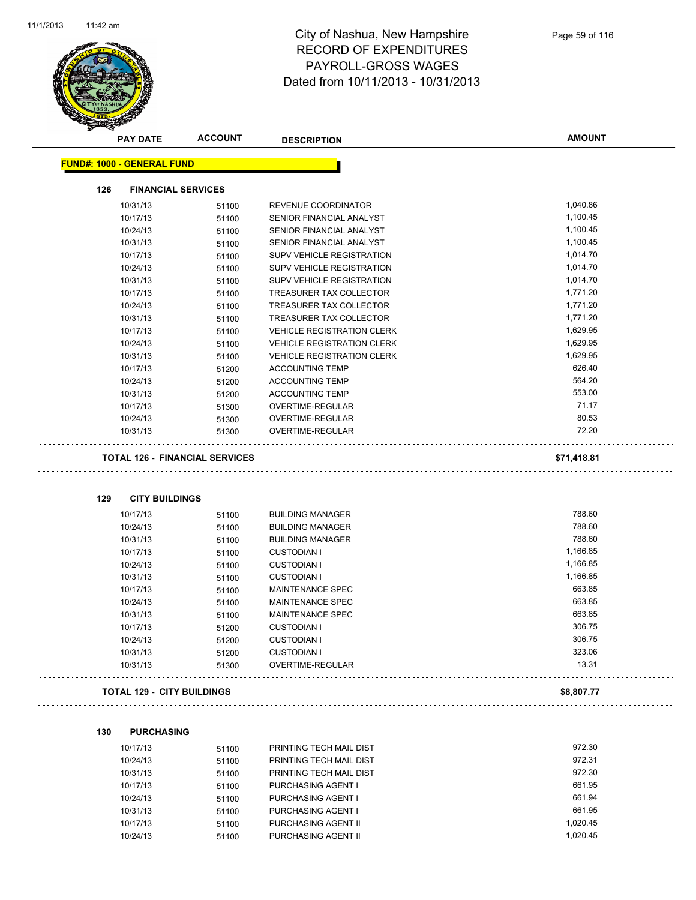# City of Nashua, New Hampshire
# RECORD OF EXPENDITURES
# PAYROLL-GROSS WAGES
# Dated from 10/11/2013 - 10/31/2013

**FUND#: 1000 - GENERAL FUND**

### 126 FINANCIAL SERVICES

| PAY DATE | ACCOUNT | DESCRIPTION | AMOUNT |
|---|---|---|---|
| 10/31/13 | 51100 | REVENUE COORDINATOR | 1,040.86 |
| 10/17/13 | 51100 | SENIOR FINANCIAL ANALYST | 1,100.45 |
| 10/24/13 | 51100 | SENIOR FINANCIAL ANALYST | 1,100.45 |
| 10/31/13 | 51100 | SENIOR FINANCIAL ANALYST | 1,100.45 |
| 10/17/13 | 51100 | SUPV VEHICLE REGISTRATION | 1,014.70 |
| 10/24/13 | 51100 | SUPV VEHICLE REGISTRATION | 1,014.70 |
| 10/31/13 | 51100 | SUPV VEHICLE REGISTRATION | 1,014.70 |
| 10/17/13 | 51100 | TREASURER TAX COLLECTOR | 1,771.20 |
| 10/24/13 | 51100 | TREASURER TAX COLLECTOR | 1,771.20 |
| 10/31/13 | 51100 | TREASURER TAX COLLECTOR | 1,771.20 |
| 10/17/13 | 51100 | VEHICLE REGISTRATION CLERK | 1,629.95 |
| 10/24/13 | 51100 | VEHICLE REGISTRATION CLERK | 1,629.95 |
| 10/31/13 | 51100 | VEHICLE REGISTRATION CLERK | 1,629.95 |
| 10/17/13 | 51200 | ACCOUNTING TEMP | 626.40 |
| 10/24/13 | 51200 | ACCOUNTING TEMP | 564.20 |
| 10/31/13 | 51200 | ACCOUNTING TEMP | 553.00 |
| 10/17/13 | 51300 | OVERTIME-REGULAR | 71.17 |
| 10/24/13 | 51300 | OVERTIME-REGULAR | 80.53 |
| 10/31/13 | 51300 | OVERTIME-REGULAR | 72.20 |

**TOTAL 126 - FINANCIAL SERVICES** **$71,418.81**

### 129 CITY BUILDINGS

| PAY DATE | ACCOUNT | DESCRIPTION | AMOUNT |
|---|---|---|---|
| 10/17/13 | 51100 | BUILDING MANAGER | 788.60 |
| 10/24/13 | 51100 | BUILDING MANAGER | 788.60 |
| 10/31/13 | 51100 | BUILDING MANAGER | 788.60 |
| 10/17/13 | 51100 | CUSTODIAN I | 1,166.85 |
| 10/24/13 | 51100 | CUSTODIAN I | 1,166.85 |
| 10/31/13 | 51100 | CUSTODIAN I | 1,166.85 |
| 10/17/13 | 51100 | MAINTENANCE SPEC | 663.85 |
| 10/24/13 | 51100 | MAINTENANCE SPEC | 663.85 |
| 10/31/13 | 51100 | MAINTENANCE SPEC | 663.85 |
| 10/17/13 | 51200 | CUSTODIAN I | 306.75 |
| 10/24/13 | 51200 | CUSTODIAN I | 306.75 |
| 10/31/13 | 51200 | CUSTODIAN I | 323.06 |
| 10/31/13 | 51300 | OVERTIME-REGULAR | 13.31 |

**TOTAL 129 - CITY BUILDINGS** **$8,807.77**

### 130 PURCHASING

| PAY DATE | ACCOUNT | DESCRIPTION | AMOUNT |
|---|---|---|---|
| 10/17/13 | 51100 | PRINTING TECH MAIL DIST | 972.30 |
| 10/24/13 | 51100 | PRINTING TECH MAIL DIST | 972.31 |
| 10/31/13 | 51100 | PRINTING TECH MAIL DIST | 972.30 |
| 10/17/13 | 51100 | PURCHASING AGENT I | 661.95 |
| 10/24/13 | 51100 | PURCHASING AGENT I | 661.94 |
| 10/31/13 | 51100 | PURCHASING AGENT I | 661.95 |
| 10/17/13 | 51100 | PURCHASING AGENT II | 1,020.45 |
| 10/24/13 | 51100 | PURCHASING AGENT II | 1,020.45 |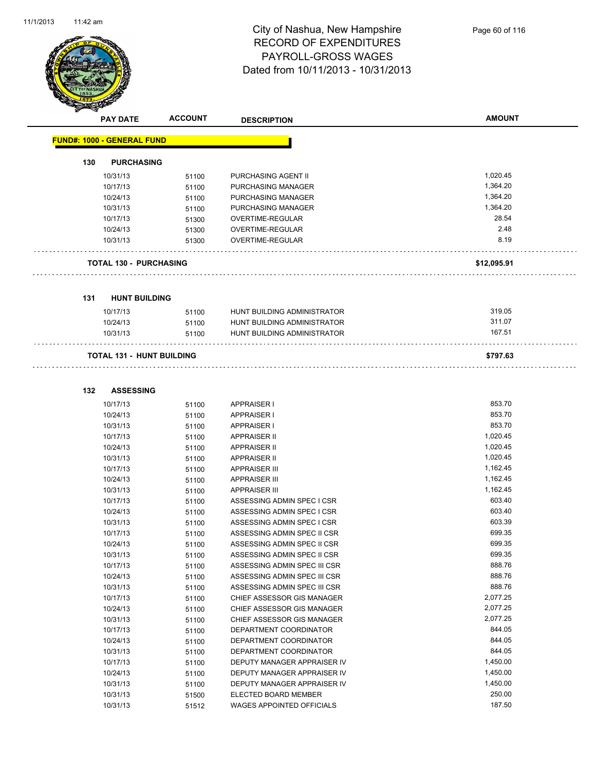# City of Nashua, New Hampshire
## RECORD OF EXPENDITURES
## PAYROLL-GROSS WAGES
## Dated from 10/11/2013 - 10/31/2013

| PAY DATE | ACCOUNT | DESCRIPTION | AMOUNT |
|---|---|---|---|
| **FUND#: 1000 - GENERAL FUND** | | | |
| **130 PURCHASING** | | | |
| 10/31/13 | 51100 | PURCHASING AGENT II | 1,020.45 |
| 10/17/13 | 51100 | PURCHASING MANAGER | 1,364.20 |
| 10/24/13 | 51100 | PURCHASING MANAGER | 1,364.20 |
| 10/31/13 | 51100 | PURCHASING MANAGER | 1,364.20 |
| 10/17/13 | 51300 | OVERTIME-REGULAR | 28.54 |
| 10/24/13 | 51300 | OVERTIME-REGULAR | 2.48 |
| 10/31/13 | 51300 | OVERTIME-REGULAR | 8.19 |
| **TOTAL 130 - PURCHASING** | | | **$12,095.91** |
| **131 HUNT BUILDING** | | | |
| 10/17/13 | 51100 | HUNT BUILDING ADMINISTRATOR | 319.05 |
| 10/24/13 | 51100 | HUNT BUILDING ADMINISTRATOR | 311.07 |
| 10/31/13 | 51100 | HUNT BUILDING ADMINISTRATOR | 167.51 |
| **TOTAL 131 - HUNT BUILDING** | | | **$797.63** |
| **132 ASSESSING** | | | |
| 10/17/13 | 51100 | APPRAISER I | 853.70 |
| 10/24/13 | 51100 | APPRAISER I | 853.70 |
| 10/31/13 | 51100 | APPRAISER I | 853.70 |
| 10/17/13 | 51100 | APPRAISER II | 1,020.45 |
| 10/24/13 | 51100 | APPRAISER II | 1,020.45 |
| 10/31/13 | 51100 | APPRAISER II | 1,020.45 |
| 10/17/13 | 51100 | APPRAISER III | 1,162.45 |
| 10/24/13 | 51100 | APPRAISER III | 1,162.45 |
| 10/31/13 | 51100 | APPRAISER III | 1,162.45 |
| 10/17/13 | 51100 | ASSESSING ADMIN SPEC I CSR | 603.40 |
| 10/24/13 | 51100 | ASSESSING ADMIN SPEC I CSR | 603.40 |
| 10/31/13 | 51100 | ASSESSING ADMIN SPEC I CSR | 603.39 |
| 10/17/13 | 51100 | ASSESSING ADMIN SPEC II CSR | 699.35 |
| 10/24/13 | 51100 | ASSESSING ADMIN SPEC II CSR | 699.35 |
| 10/31/13 | 51100 | ASSESSING ADMIN SPEC II CSR | 699.35 |
| 10/17/13 | 51100 | ASSESSING ADMIN SPEC III CSR | 888.76 |
| 10/24/13 | 51100 | ASSESSING ADMIN SPEC III CSR | 888.76 |
| 10/31/13 | 51100 | ASSESSING ADMIN SPEC III CSR | 888.76 |
| 10/17/13 | 51100 | CHIEF ASSESSOR GIS MANAGER | 2,077.25 |
| 10/24/13 | 51100 | CHIEF ASSESSOR GIS MANAGER | 2,077.25 |
| 10/31/13 | 51100 | CHIEF ASSESSOR GIS MANAGER | 2,077.25 |
| 10/17/13 | 51100 | DEPARTMENT COORDINATOR | 844.05 |
| 10/24/13 | 51100 | DEPARTMENT COORDINATOR | 844.05 |
| 10/31/13 | 51100 | DEPARTMENT COORDINATOR | 844.05 |
| 10/17/13 | 51100 | DEPUTY MANAGER APPRAISER IV | 1,450.00 |
| 10/24/13 | 51100 | DEPUTY MANAGER APPRAISER IV | 1,450.00 |
| 10/31/13 | 51100 | DEPUTY MANAGER APPRAISER IV | 1,450.00 |
| 10/31/13 | 51500 | ELECTED BOARD MEMBER | 250.00 |
| 10/31/13 | 51512 | WAGES APPOINTED OFFICIALS | 187.50 |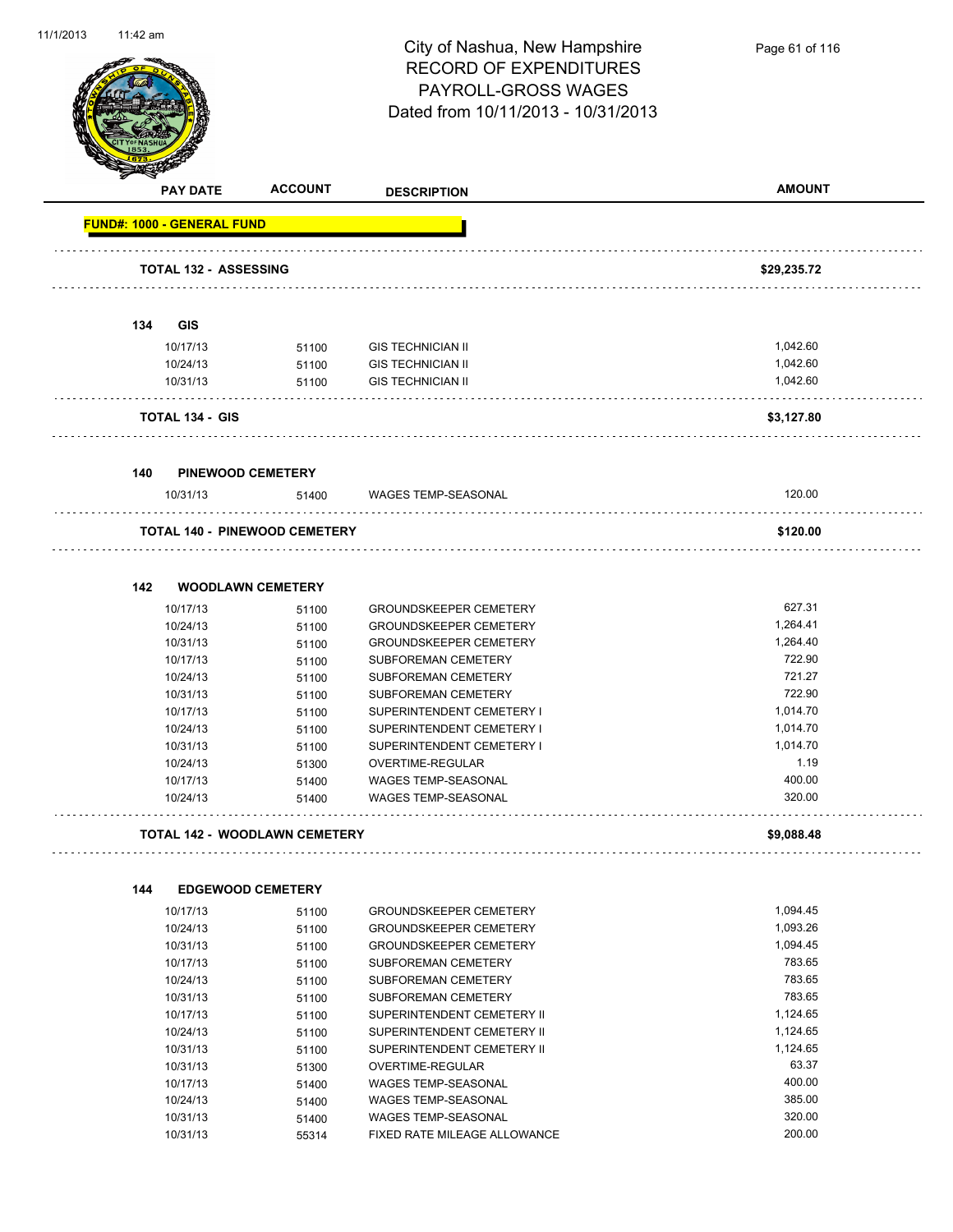City of Nashua, New Hampshire
RECORD OF EXPENDITURES
PAYROLL-GROSS WAGES
Dated from 10/11/2013 - 10/31/2013

| PAY DATE | ACCOUNT | DESCRIPTION | AMOUNT |
|---|---|---|---|
| **FUND#: 1000 - GENERAL FUND** | | | |
| **TOTAL 132 - ASSESSING** | | | **$29,235.72** |
| **134 GIS** | | | |
| 10/17/13 | 51100 | GIS TECHNICIAN II | 1,042.60 |
| 10/24/13 | 51100 | GIS TECHNICIAN II | 1,042.60 |
| 10/31/13 | 51100 | GIS TECHNICIAN II | 1,042.60 |
| **TOTAL 134 - GIS** | | | **$3,127.80** |
| **140 PINEWOOD CEMETERY** | | | |
| 10/31/13 | 51400 | WAGES TEMP-SEASONAL | 120.00 |
| **TOTAL 140 - PINEWOOD CEMETERY** | | | **$120.00** |
| **142 WOODLAWN CEMETERY** | | | |
| 10/17/13 | 51100 | GROUNDSKEEPER CEMETERY | 627.31 |
| 10/24/13 | 51100 | GROUNDSKEEPER CEMETERY | 1,264.41 |
| 10/31/13 | 51100 | GROUNDSKEEPER CEMETERY | 1,264.40 |
| 10/17/13 | 51100 | SUBFOREMAN CEMETERY | 722.90 |
| 10/24/13 | 51100 | SUBFOREMAN CEMETERY | 721.27 |
| 10/31/13 | 51100 | SUBFOREMAN CEMETERY | 722.90 |
| 10/17/13 | 51100 | SUPERINTENDENT CEMETERY I | 1,014.70 |
| 10/24/13 | 51100 | SUPERINTENDENT CEMETERY I | 1,014.70 |
| 10/31/13 | 51100 | SUPERINTENDENT CEMETERY I | 1,014.70 |
| 10/24/13 | 51300 | OVERTIME-REGULAR | 1.19 |
| 10/17/13 | 51400 | WAGES TEMP-SEASONAL | 400.00 |
| 10/24/13 | 51400 | WAGES TEMP-SEASONAL | 320.00 |
| **TOTAL 142 - WOODLAWN CEMETERY** | | | **$9,088.48** |
| **144 EDGEWOOD CEMETERY** | | | |
| 10/17/13 | 51100 | GROUNDSKEEPER CEMETERY | 1,094.45 |
| 10/24/13 | 51100 | GROUNDSKEEPER CEMETERY | 1,093.26 |
| 10/31/13 | 51100 | GROUNDSKEEPER CEMETERY | 1,094.45 |
| 10/17/13 | 51100 | SUBFOREMAN CEMETERY | 783.65 |
| 10/24/13 | 51100 | SUBFOREMAN CEMETERY | 783.65 |
| 10/31/13 | 51100 | SUBFOREMAN CEMETERY | 783.65 |
| 10/17/13 | 51100 | SUPERINTENDENT CEMETERY II | 1,124.65 |
| 10/24/13 | 51100 | SUPERINTENDENT CEMETERY II | 1,124.65 |
| 10/31/13 | 51100 | SUPERINTENDENT CEMETERY II | 1,124.65 |
| 10/31/13 | 51300 | OVERTIME-REGULAR | 63.37 |
| 10/17/13 | 51400 | WAGES TEMP-SEASONAL | 400.00 |
| 10/24/13 | 51400 | WAGES TEMP-SEASONAL | 385.00 |
| 10/31/13 | 51400 | WAGES TEMP-SEASONAL | 320.00 |
| 10/31/13 | 55314 | FIXED RATE MILEAGE ALLOWANCE | 200.00 |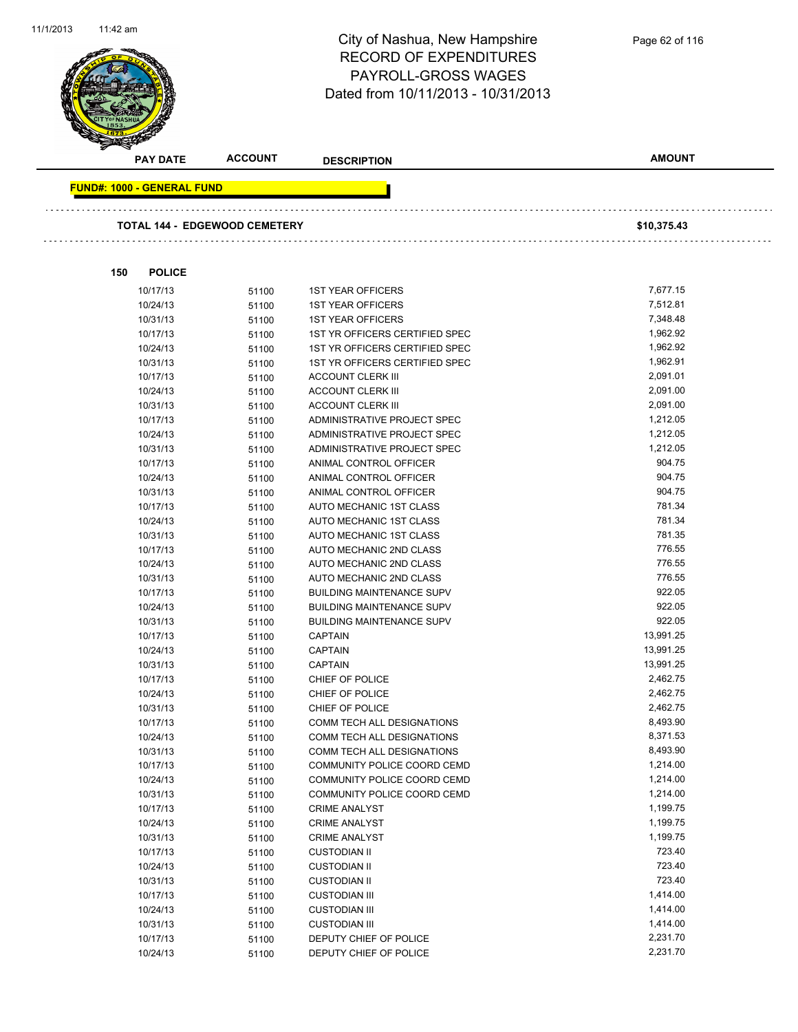# City of Nashua, New Hampshire
## RECORD OF EXPENDITURES
## PAYROLL-GROSS WAGES
## Dated from 10/11/2013 - 10/31/2013

| PAY DATE | ACCOUNT | DESCRIPTION | AMOUNT |
|---|---|---|---|

**FUND#: 1000 - GENERAL FUND**

**TOTAL 144 - EDGEWOOD CEMETERY** **$10,375.43**

**150 POLICE**

| PAY DATE | ACCOUNT | DESCRIPTION | AMOUNT |
|---|---|---|---|
| 10/17/13 | 51100 | 1ST YEAR OFFICERS | 7,677.15 |
| 10/24/13 | 51100 | 1ST YEAR OFFICERS | 7,512.81 |
| 10/31/13 | 51100 | 1ST YEAR OFFICERS | 7,348.48 |
| 10/17/13 | 51100 | 1ST YR OFFICERS CERTIFIED SPEC | 1,962.92 |
| 10/24/13 | 51100 | 1ST YR OFFICERS CERTIFIED SPEC | 1,962.92 |
| 10/31/13 | 51100 | 1ST YR OFFICERS CERTIFIED SPEC | 1,962.91 |
| 10/17/13 | 51100 | ACCOUNT CLERK III | 2,091.01 |
| 10/24/13 | 51100 | ACCOUNT CLERK III | 2,091.00 |
| 10/31/13 | 51100 | ACCOUNT CLERK III | 2,091.00 |
| 10/17/13 | 51100 | ADMINISTRATIVE PROJECT SPEC | 1,212.05 |
| 10/24/13 | 51100 | ADMINISTRATIVE PROJECT SPEC | 1,212.05 |
| 10/31/13 | 51100 | ADMINISTRATIVE PROJECT SPEC | 1,212.05 |
| 10/17/13 | 51100 | ANIMAL CONTROL OFFICER | 904.75 |
| 10/24/13 | 51100 | ANIMAL CONTROL OFFICER | 904.75 |
| 10/31/13 | 51100 | ANIMAL CONTROL OFFICER | 904.75 |
| 10/17/13 | 51100 | AUTO MECHANIC 1ST CLASS | 781.34 |
| 10/24/13 | 51100 | AUTO MECHANIC 1ST CLASS | 781.34 |
| 10/31/13 | 51100 | AUTO MECHANIC 1ST CLASS | 781.35 |
| 10/17/13 | 51100 | AUTO MECHANIC 2ND CLASS | 776.55 |
| 10/24/13 | 51100 | AUTO MECHANIC 2ND CLASS | 776.55 |
| 10/31/13 | 51100 | AUTO MECHANIC 2ND CLASS | 776.55 |
| 10/17/13 | 51100 | BUILDING MAINTENANCE SUPV | 922.05 |
| 10/24/13 | 51100 | BUILDING MAINTENANCE SUPV | 922.05 |
| 10/31/13 | 51100 | BUILDING MAINTENANCE SUPV | 922.05 |
| 10/17/13 | 51100 | CAPTAIN | 13,991.25 |
| 10/24/13 | 51100 | CAPTAIN | 13,991.25 |
| 10/31/13 | 51100 | CAPTAIN | 13,991.25 |
| 10/17/13 | 51100 | CHIEF OF POLICE | 2,462.75 |
| 10/24/13 | 51100 | CHIEF OF POLICE | 2,462.75 |
| 10/31/13 | 51100 | CHIEF OF POLICE | 2,462.75 |
| 10/17/13 | 51100 | COMM TECH ALL DESIGNATIONS | 8,493.90 |
| 10/24/13 | 51100 | COMM TECH ALL DESIGNATIONS | 8,371.53 |
| 10/31/13 | 51100 | COMM TECH ALL DESIGNATIONS | 8,493.90 |
| 10/17/13 | 51100 | COMMUNITY POLICE COORD CEMD | 1,214.00 |
| 10/24/13 | 51100 | COMMUNITY POLICE COORD CEMD | 1,214.00 |
| 10/31/13 | 51100 | COMMUNITY POLICE COORD CEMD | 1,214.00 |
| 10/17/13 | 51100 | CRIME ANALYST | 1,199.75 |
| 10/24/13 | 51100 | CRIME ANALYST | 1,199.75 |
| 10/31/13 | 51100 | CRIME ANALYST | 1,199.75 |
| 10/17/13 | 51100 | CUSTODIAN II | 723.40 |
| 10/24/13 | 51100 | CUSTODIAN II | 723.40 |
| 10/31/13 | 51100 | CUSTODIAN II | 723.40 |
| 10/17/13 | 51100 | CUSTODIAN III | 1,414.00 |
| 10/24/13 | 51100 | CUSTODIAN III | 1,414.00 |
| 10/31/13 | 51100 | CUSTODIAN III | 1,414.00 |
| 10/17/13 | 51100 | DEPUTY CHIEF OF POLICE | 2,231.70 |
| 10/24/13 | 51100 | DEPUTY CHIEF OF POLICE | 2,231.70 |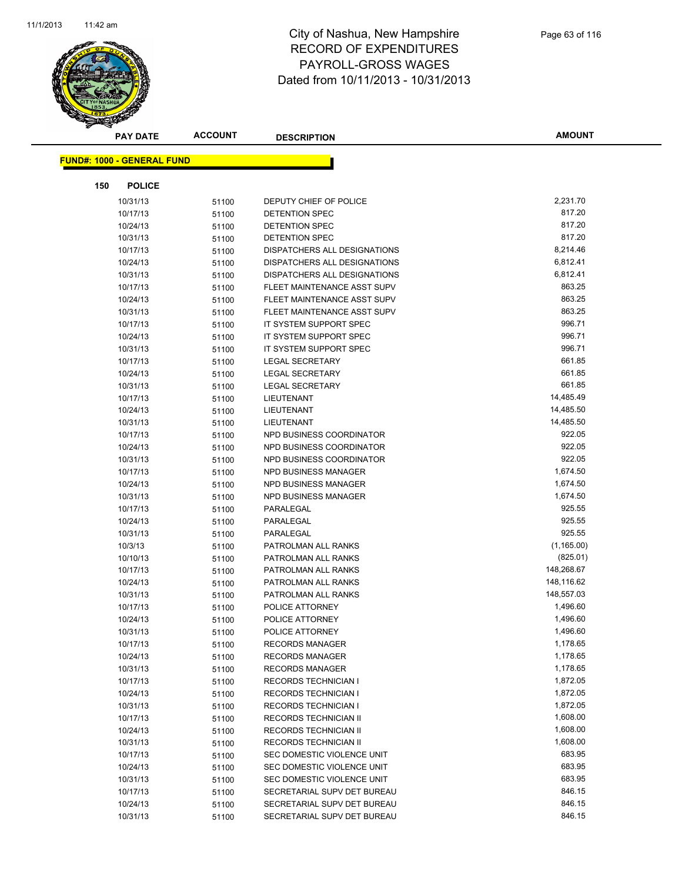# City of Nashua, New Hampshire
# RECORD OF EXPENDITURES
# PAYROLL-GROSS WAGES
# Dated from 10/11/2013 - 10/31/2013

| PAY DATE | ACCOUNT | DESCRIPTION | AMOUNT |
|---|---|---|---|

**FUND#: 1000 - GENERAL FUND**

**150 POLICE**

| PAY DATE | ACCOUNT | DESCRIPTION | AMOUNT |
|---|---|---|---|
| 10/31/13 | 51100 | DEPUTY CHIEF OF POLICE | 2,231.70 |
| 10/17/13 | 51100 | DETENTION SPEC | 817.20 |
| 10/24/13 | 51100 | DETENTION SPEC | 817.20 |
| 10/31/13 | 51100 | DETENTION SPEC | 817.20 |
| 10/17/13 | 51100 | DISPATCHERS ALL DESIGNATIONS | 8,214.46 |
| 10/24/13 | 51100 | DISPATCHERS ALL DESIGNATIONS | 6,812.41 |
| 10/31/13 | 51100 | DISPATCHERS ALL DESIGNATIONS | 6,812.41 |
| 10/17/13 | 51100 | FLEET MAINTENANCE ASST SUPV | 863.25 |
| 10/24/13 | 51100 | FLEET MAINTENANCE ASST SUPV | 863.25 |
| 10/31/13 | 51100 | FLEET MAINTENANCE ASST SUPV | 863.25 |
| 10/17/13 | 51100 | IT SYSTEM SUPPORT SPEC | 996.71 |
| 10/24/13 | 51100 | IT SYSTEM SUPPORT SPEC | 996.71 |
| 10/31/13 | 51100 | IT SYSTEM SUPPORT SPEC | 996.71 |
| 10/17/13 | 51100 | LEGAL SECRETARY | 661.85 |
| 10/24/13 | 51100 | LEGAL SECRETARY | 661.85 |
| 10/31/13 | 51100 | LEGAL SECRETARY | 661.85 |
| 10/17/13 | 51100 | LIEUTENANT | 14,485.49 |
| 10/24/13 | 51100 | LIEUTENANT | 14,485.50 |
| 10/31/13 | 51100 | LIEUTENANT | 14,485.50 |
| 10/17/13 | 51100 | NPD BUSINESS COORDINATOR | 922.05 |
| 10/24/13 | 51100 | NPD BUSINESS COORDINATOR | 922.05 |
| 10/31/13 | 51100 | NPD BUSINESS COORDINATOR | 922.05 |
| 10/17/13 | 51100 | NPD BUSINESS MANAGER | 1,674.50 |
| 10/24/13 | 51100 | NPD BUSINESS MANAGER | 1,674.50 |
| 10/31/13 | 51100 | NPD BUSINESS MANAGER | 1,674.50 |
| 10/17/13 | 51100 | PARALEGAL | 925.55 |
| 10/24/13 | 51100 | PARALEGAL | 925.55 |
| 10/31/13 | 51100 | PARALEGAL | 925.55 |
| 10/3/13 | 51100 | PATROLMAN ALL RANKS | (1,165.00) |
| 10/10/13 | 51100 | PATROLMAN ALL RANKS | (825.01) |
| 10/17/13 | 51100 | PATROLMAN ALL RANKS | 148,268.67 |
| 10/24/13 | 51100 | PATROLMAN ALL RANKS | 148,116.62 |
| 10/31/13 | 51100 | PATROLMAN ALL RANKS | 148,557.03 |
| 10/17/13 | 51100 | POLICE ATTORNEY | 1,496.60 |
| 10/24/13 | 51100 | POLICE ATTORNEY | 1,496.60 |
| 10/31/13 | 51100 | POLICE ATTORNEY | 1,496.60 |
| 10/17/13 | 51100 | RECORDS MANAGER | 1,178.65 |
| 10/24/13 | 51100 | RECORDS MANAGER | 1,178.65 |
| 10/31/13 | 51100 | RECORDS MANAGER | 1,178.65 |
| 10/17/13 | 51100 | RECORDS TECHNICIAN I | 1,872.05 |
| 10/24/13 | 51100 | RECORDS TECHNICIAN I | 1,872.05 |
| 10/31/13 | 51100 | RECORDS TECHNICIAN I | 1,872.05 |
| 10/17/13 | 51100 | RECORDS TECHNICIAN II | 1,608.00 |
| 10/24/13 | 51100 | RECORDS TECHNICIAN II | 1,608.00 |
| 10/31/13 | 51100 | RECORDS TECHNICIAN II | 1,608.00 |
| 10/17/13 | 51100 | SEC DOMESTIC VIOLENCE UNIT | 683.95 |
| 10/24/13 | 51100 | SEC DOMESTIC VIOLENCE UNIT | 683.95 |
| 10/31/13 | 51100 | SEC DOMESTIC VIOLENCE UNIT | 683.95 |
| 10/17/13 | 51100 | SECRETARIAL SUPV DET BUREAU | 846.15 |
| 10/24/13 | 51100 | SECRETARIAL SUPV DET BUREAU | 846.15 |
| 10/31/13 | 51100 | SECRETARIAL SUPV DET BUREAU | 846.15 |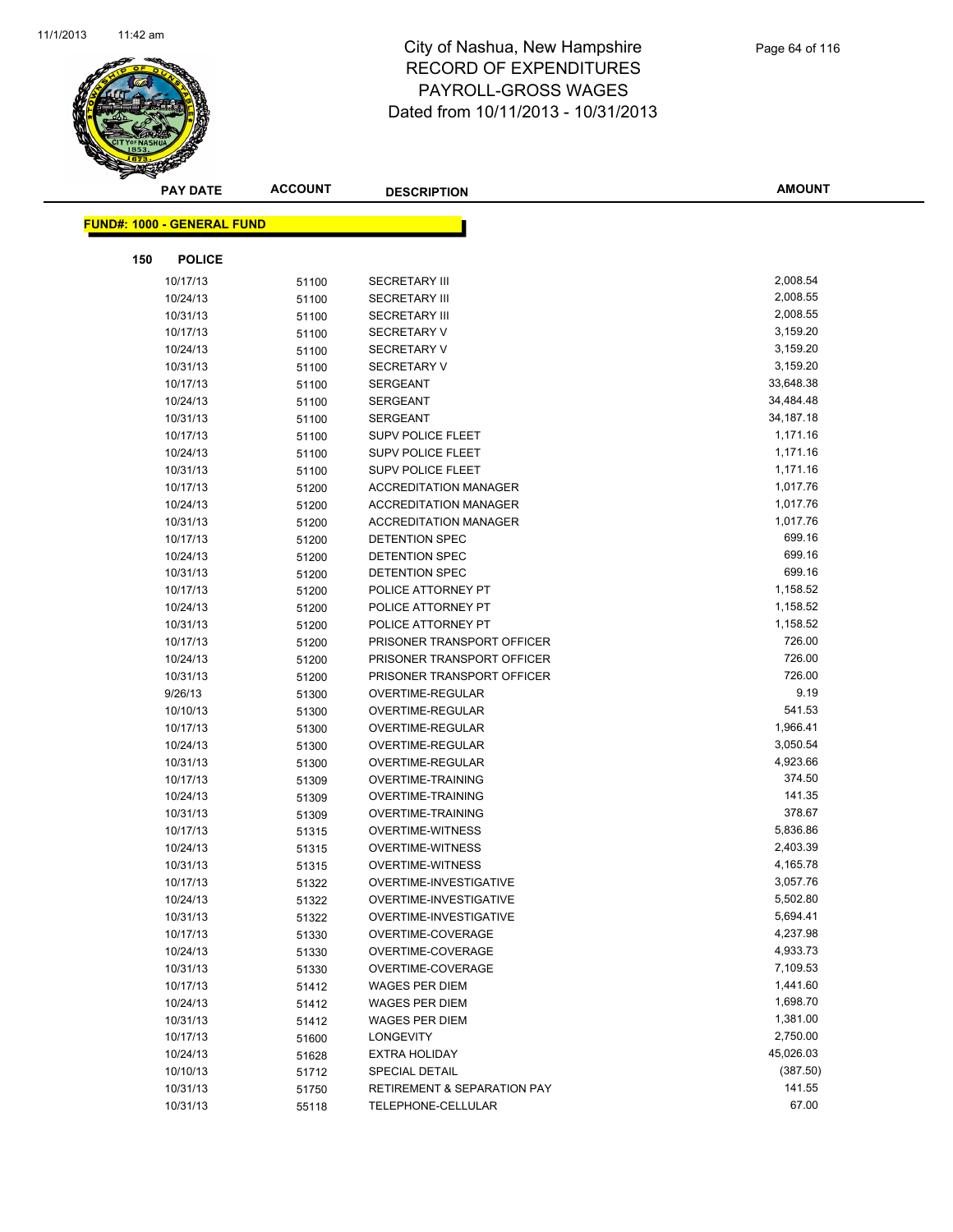# City of Nashua, New Hampshire
## RECORD OF EXPENDITURES
## PAYROLL-GROSS WAGES
## Dated from 10/11/2013 - 10/31/2013

| PAY DATE | ACCOUNT | DESCRIPTION | AMOUNT |
|---|---|---|---|

**FUND#: 1000 - GENERAL FUND**

**150 POLICE**

| PAY DATE | ACCOUNT | DESCRIPTION | AMOUNT |
|---|---|---|---|
| 10/17/13 | 51100 | SECRETARY III | 2,008.54 |
| 10/24/13 | 51100 | SECRETARY III | 2,008.55 |
| 10/31/13 | 51100 | SECRETARY III | 2,008.55 |
| 10/17/13 | 51100 | SECRETARY V | 3,159.20 |
| 10/24/13 | 51100 | SECRETARY V | 3,159.20 |
| 10/31/13 | 51100 | SECRETARY V | 3,159.20 |
| 10/17/13 | 51100 | SERGEANT | 33,648.38 |
| 10/24/13 | 51100 | SERGEANT | 34,484.48 |
| 10/31/13 | 51100 | SERGEANT | 34,187.18 |
| 10/17/13 | 51100 | SUPV POLICE FLEET | 1,171.16 |
| 10/24/13 | 51100 | SUPV POLICE FLEET | 1,171.16 |
| 10/31/13 | 51100 | SUPV POLICE FLEET | 1,171.16 |
| 10/17/13 | 51200 | ACCREDITATION MANAGER | 1,017.76 |
| 10/24/13 | 51200 | ACCREDITATION MANAGER | 1,017.76 |
| 10/31/13 | 51200 | ACCREDITATION MANAGER | 1,017.76 |
| 10/17/13 | 51200 | DETENTION SPEC | 699.16 |
| 10/24/13 | 51200 | DETENTION SPEC | 699.16 |
| 10/31/13 | 51200 | DETENTION SPEC | 699.16 |
| 10/17/13 | 51200 | POLICE ATTORNEY PT | 1,158.52 |
| 10/24/13 | 51200 | POLICE ATTORNEY PT | 1,158.52 |
| 10/31/13 | 51200 | POLICE ATTORNEY PT | 1,158.52 |
| 10/17/13 | 51200 | PRISONER TRANSPORT OFFICER | 726.00 |
| 10/24/13 | 51200 | PRISONER TRANSPORT OFFICER | 726.00 |
| 10/31/13 | 51200 | PRISONER TRANSPORT OFFICER | 726.00 |
| 9/26/13 | 51300 | OVERTIME-REGULAR | 9.19 |
| 10/10/13 | 51300 | OVERTIME-REGULAR | 541.53 |
| 10/17/13 | 51300 | OVERTIME-REGULAR | 1,966.41 |
| 10/24/13 | 51300 | OVERTIME-REGULAR | 3,050.54 |
| 10/31/13 | 51300 | OVERTIME-REGULAR | 4,923.66 |
| 10/17/13 | 51309 | OVERTIME-TRAINING | 374.50 |
| 10/24/13 | 51309 | OVERTIME-TRAINING | 141.35 |
| 10/31/13 | 51309 | OVERTIME-TRAINING | 378.67 |
| 10/17/13 | 51315 | OVERTIME-WITNESS | 5,836.86 |
| 10/24/13 | 51315 | OVERTIME-WITNESS | 2,403.39 |
| 10/31/13 | 51315 | OVERTIME-WITNESS | 4,165.78 |
| 10/17/13 | 51322 | OVERTIME-INVESTIGATIVE | 3,057.76 |
| 10/24/13 | 51322 | OVERTIME-INVESTIGATIVE | 5,502.80 |
| 10/31/13 | 51322 | OVERTIME-INVESTIGATIVE | 5,694.41 |
| 10/17/13 | 51330 | OVERTIME-COVERAGE | 4,237.98 |
| 10/24/13 | 51330 | OVERTIME-COVERAGE | 4,933.73 |
| 10/31/13 | 51330 | OVERTIME-COVERAGE | 7,109.53 |
| 10/17/13 | 51412 | WAGES PER DIEM | 1,441.60 |
| 10/24/13 | 51412 | WAGES PER DIEM | 1,698.70 |
| 10/31/13 | 51412 | WAGES PER DIEM | 1,381.00 |
| 10/17/13 | 51600 | LONGEVITY | 2,750.00 |
| 10/24/13 | 51628 | EXTRA HOLIDAY | 45,026.03 |
| 10/10/13 | 51712 | SPECIAL DETAIL | (387.50) |
| 10/31/13 | 51750 | RETIREMENT & SEPARATION PAY | 141.55 |
| 10/31/13 | 55118 | TELEPHONE-CELLULAR | 67.00 |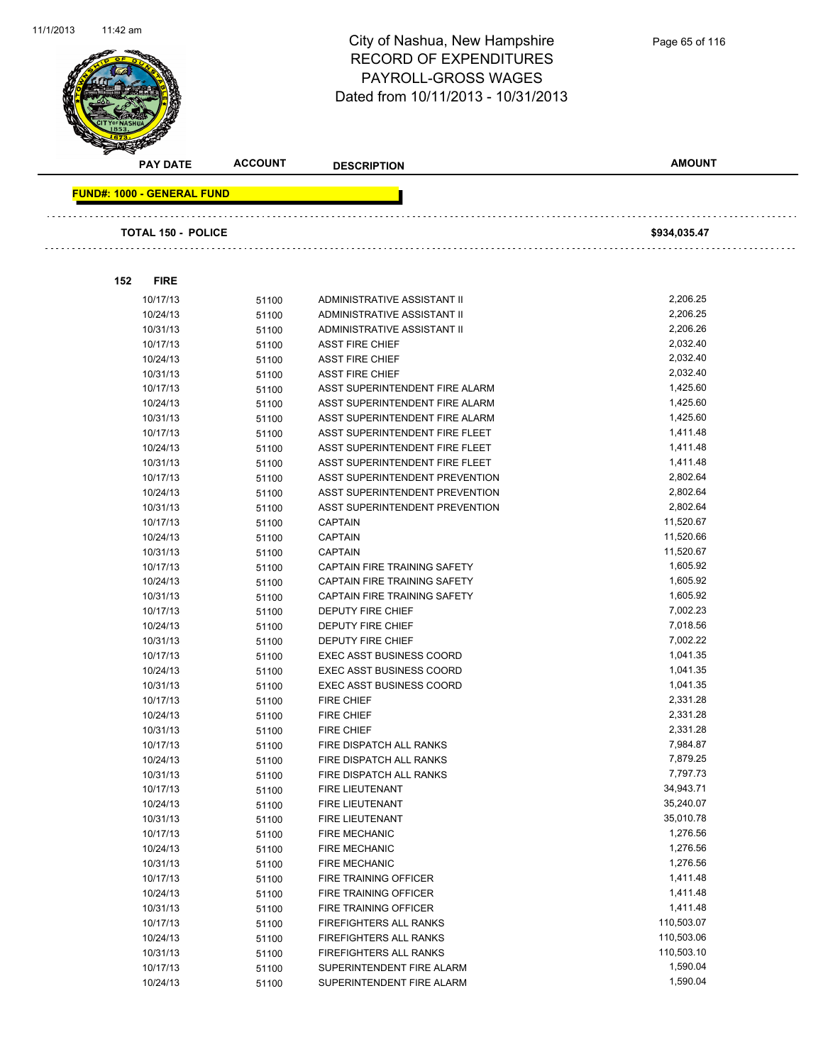# City of Nashua, New Hampshire
## RECORD OF EXPENDITURES
## PAYROLL-GROSS WAGES
### Dated from 10/11/2013 - 10/31/2013

| PAY DATE | ACCOUNT | DESCRIPTION | AMOUNT |
|---|---|---|---|

**FUND#: 1000 - GENERAL FUND**

**TOTAL 150 - POLICE** **$934,035.47**

**152 FIRE**

| PAY DATE | ACCOUNT | DESCRIPTION | AMOUNT |
|---|---|---|---|
| 10/17/13 | 51100 | ADMINISTRATIVE ASSISTANT II | 2,206.25 |
| 10/24/13 | 51100 | ADMINISTRATIVE ASSISTANT II | 2,206.25 |
| 10/31/13 | 51100 | ADMINISTRATIVE ASSISTANT II | 2,206.26 |
| 10/17/13 | 51100 | ASST FIRE CHIEF | 2,032.40 |
| 10/24/13 | 51100 | ASST FIRE CHIEF | 2,032.40 |
| 10/31/13 | 51100 | ASST FIRE CHIEF | 2,032.40 |
| 10/17/13 | 51100 | ASST SUPERINTENDENT FIRE ALARM | 1,425.60 |
| 10/24/13 | 51100 | ASST SUPERINTENDENT FIRE ALARM | 1,425.60 |
| 10/31/13 | 51100 | ASST SUPERINTENDENT FIRE ALARM | 1,425.60 |
| 10/17/13 | 51100 | ASST SUPERINTENDENT FIRE FLEET | 1,411.48 |
| 10/24/13 | 51100 | ASST SUPERINTENDENT FIRE FLEET | 1,411.48 |
| 10/31/13 | 51100 | ASST SUPERINTENDENT FIRE FLEET | 1,411.48 |
| 10/17/13 | 51100 | ASST SUPERINTENDENT PREVENTION | 2,802.64 |
| 10/24/13 | 51100 | ASST SUPERINTENDENT PREVENTION | 2,802.64 |
| 10/31/13 | 51100 | ASST SUPERINTENDENT PREVENTION | 2,802.64 |
| 10/17/13 | 51100 | CAPTAIN | 11,520.67 |
| 10/24/13 | 51100 | CAPTAIN | 11,520.66 |
| 10/31/13 | 51100 | CAPTAIN | 11,520.67 |
| 10/17/13 | 51100 | CAPTAIN FIRE TRAINING SAFETY | 1,605.92 |
| 10/24/13 | 51100 | CAPTAIN FIRE TRAINING SAFETY | 1,605.92 |
| 10/31/13 | 51100 | CAPTAIN FIRE TRAINING SAFETY | 1,605.92 |
| 10/17/13 | 51100 | DEPUTY FIRE CHIEF | 7,002.23 |
| 10/24/13 | 51100 | DEPUTY FIRE CHIEF | 7,018.56 |
| 10/31/13 | 51100 | DEPUTY FIRE CHIEF | 7,002.22 |
| 10/17/13 | 51100 | EXEC ASST BUSINESS COORD | 1,041.35 |
| 10/24/13 | 51100 | EXEC ASST BUSINESS COORD | 1,041.35 |
| 10/31/13 | 51100 | EXEC ASST BUSINESS COORD | 1,041.35 |
| 10/17/13 | 51100 | FIRE CHIEF | 2,331.28 |
| 10/24/13 | 51100 | FIRE CHIEF | 2,331.28 |
| 10/31/13 | 51100 | FIRE CHIEF | 2,331.28 |
| 10/17/13 | 51100 | FIRE DISPATCH ALL RANKS | 7,984.87 |
| 10/24/13 | 51100 | FIRE DISPATCH ALL RANKS | 7,879.25 |
| 10/31/13 | 51100 | FIRE DISPATCH ALL RANKS | 7,797.73 |
| 10/17/13 | 51100 | FIRE LIEUTENANT | 34,943.71 |
| 10/24/13 | 51100 | FIRE LIEUTENANT | 35,240.07 |
| 10/31/13 | 51100 | FIRE LIEUTENANT | 35,010.78 |
| 10/17/13 | 51100 | FIRE MECHANIC | 1,276.56 |
| 10/24/13 | 51100 | FIRE MECHANIC | 1,276.56 |
| 10/31/13 | 51100 | FIRE MECHANIC | 1,276.56 |
| 10/17/13 | 51100 | FIRE TRAINING OFFICER | 1,411.48 |
| 10/24/13 | 51100 | FIRE TRAINING OFFICER | 1,411.48 |
| 10/31/13 | 51100 | FIRE TRAINING OFFICER | 1,411.48 |
| 10/17/13 | 51100 | FIREFIGHTERS ALL RANKS | 110,503.07 |
| 10/24/13 | 51100 | FIREFIGHTERS ALL RANKS | 110,503.06 |
| 10/31/13 | 51100 | FIREFIGHTERS ALL RANKS | 110,503.10 |
| 10/17/13 | 51100 | SUPERINTENDENT FIRE ALARM | 1,590.04 |
| 10/24/13 | 51100 | SUPERINTENDENT FIRE ALARM | 1,590.04 |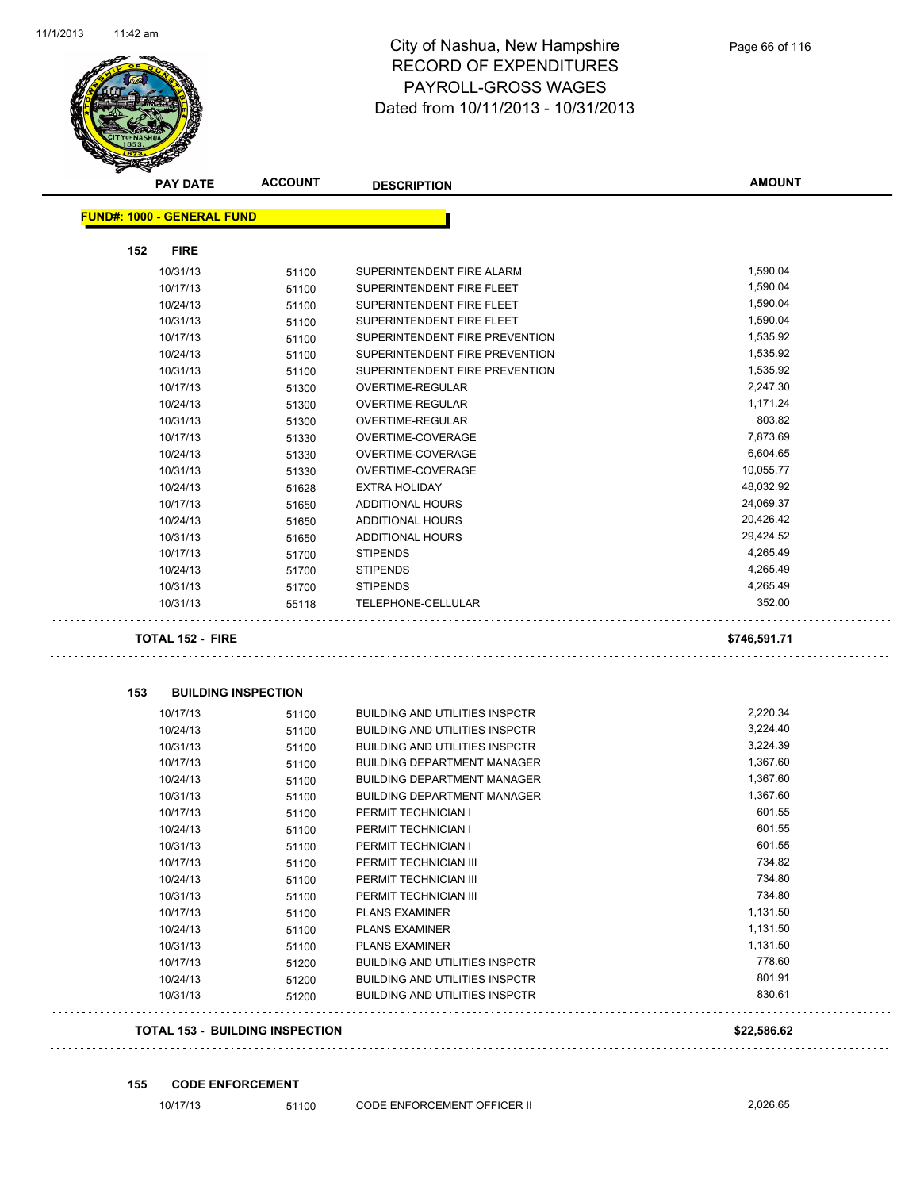City of Nashua, New Hampshire
RECORD OF EXPENDITURES
PAYROLL-GROSS WAGES
Dated from 10/11/2013 - 10/31/2013

| PAY DATE | ACCOUNT | DESCRIPTION | AMOUNT |
|---|---|---|---|

**FUND#: 1000 - GENERAL FUND**

**152 FIRE**

| PAY DATE | ACCOUNT | DESCRIPTION | AMOUNT |
|---|---|---|---|
| 10/31/13 | 51100 | SUPERINTENDENT FIRE ALARM | 1,590.04 |
| 10/17/13 | 51100 | SUPERINTENDENT FIRE FLEET | 1,590.04 |
| 10/24/13 | 51100 | SUPERINTENDENT FIRE FLEET | 1,590.04 |
| 10/31/13 | 51100 | SUPERINTENDENT FIRE FLEET | 1,590.04 |
| 10/17/13 | 51100 | SUPERINTENDENT FIRE PREVENTION | 1,535.92 |
| 10/24/13 | 51100 | SUPERINTENDENT FIRE PREVENTION | 1,535.92 |
| 10/31/13 | 51100 | SUPERINTENDENT FIRE PREVENTION | 1,535.92 |
| 10/17/13 | 51300 | OVERTIME-REGULAR | 2,247.30 |
| 10/24/13 | 51300 | OVERTIME-REGULAR | 1,171.24 |
| 10/31/13 | 51300 | OVERTIME-REGULAR | 803.82 |
| 10/17/13 | 51330 | OVERTIME-COVERAGE | 7,873.69 |
| 10/24/13 | 51330 | OVERTIME-COVERAGE | 6,604.65 |
| 10/31/13 | 51330 | OVERTIME-COVERAGE | 10,055.77 |
| 10/24/13 | 51628 | EXTRA HOLIDAY | 48,032.92 |
| 10/17/13 | 51650 | ADDITIONAL HOURS | 24,069.37 |
| 10/24/13 | 51650 | ADDITIONAL HOURS | 20,426.42 |
| 10/31/13 | 51650 | ADDITIONAL HOURS | 29,424.52 |
| 10/17/13 | 51700 | STIPENDS | 4,265.49 |
| 10/24/13 | 51700 | STIPENDS | 4,265.49 |
| 10/31/13 | 51700 | STIPENDS | 4,265.49 |
| 10/31/13 | 55118 | TELEPHONE-CELLULAR | 352.00 |

**TOTAL 152 - FIRE** **$746,591.71**

**153 BUILDING INSPECTION**

| PAY DATE | ACCOUNT | DESCRIPTION | AMOUNT |
|---|---|---|---|
| 10/17/13 | 51100 | BUILDING AND UTILITIES INSPCTR | 2,220.34 |
| 10/24/13 | 51100 | BUILDING AND UTILITIES INSPCTR | 3,224.40 |
| 10/31/13 | 51100 | BUILDING AND UTILITIES INSPCTR | 3,224.39 |
| 10/17/13 | 51100 | BUILDING DEPARTMENT MANAGER | 1,367.60 |
| 10/24/13 | 51100 | BUILDING DEPARTMENT MANAGER | 1,367.60 |
| 10/31/13 | 51100 | BUILDING DEPARTMENT MANAGER | 1,367.60 |
| 10/17/13 | 51100 | PERMIT TECHNICIAN I | 601.55 |
| 10/24/13 | 51100 | PERMIT TECHNICIAN I | 601.55 |
| 10/31/13 | 51100 | PERMIT TECHNICIAN I | 601.55 |
| 10/17/13 | 51100 | PERMIT TECHNICIAN III | 734.82 |
| 10/24/13 | 51100 | PERMIT TECHNICIAN III | 734.80 |
| 10/31/13 | 51100 | PERMIT TECHNICIAN III | 734.80 |
| 10/17/13 | 51100 | PLANS EXAMINER | 1,131.50 |
| 10/24/13 | 51100 | PLANS EXAMINER | 1,131.50 |
| 10/31/13 | 51100 | PLANS EXAMINER | 1,131.50 |
| 10/17/13 | 51200 | BUILDING AND UTILITIES INSPCTR | 778.60 |
| 10/24/13 | 51200 | BUILDING AND UTILITIES INSPCTR | 801.91 |
| 10/31/13 | 51200 | BUILDING AND UTILITIES INSPCTR | 830.61 |

**TOTAL 153 - BUILDING INSPECTION** **$22,586.62**

**155 CODE ENFORCEMENT**

| PAY DATE | ACCOUNT | DESCRIPTION | AMOUNT |
|---|---|---|---|
| 10/17/13 | 51100 | CODE ENFORCEMENT OFFICER II | 2,026.65 |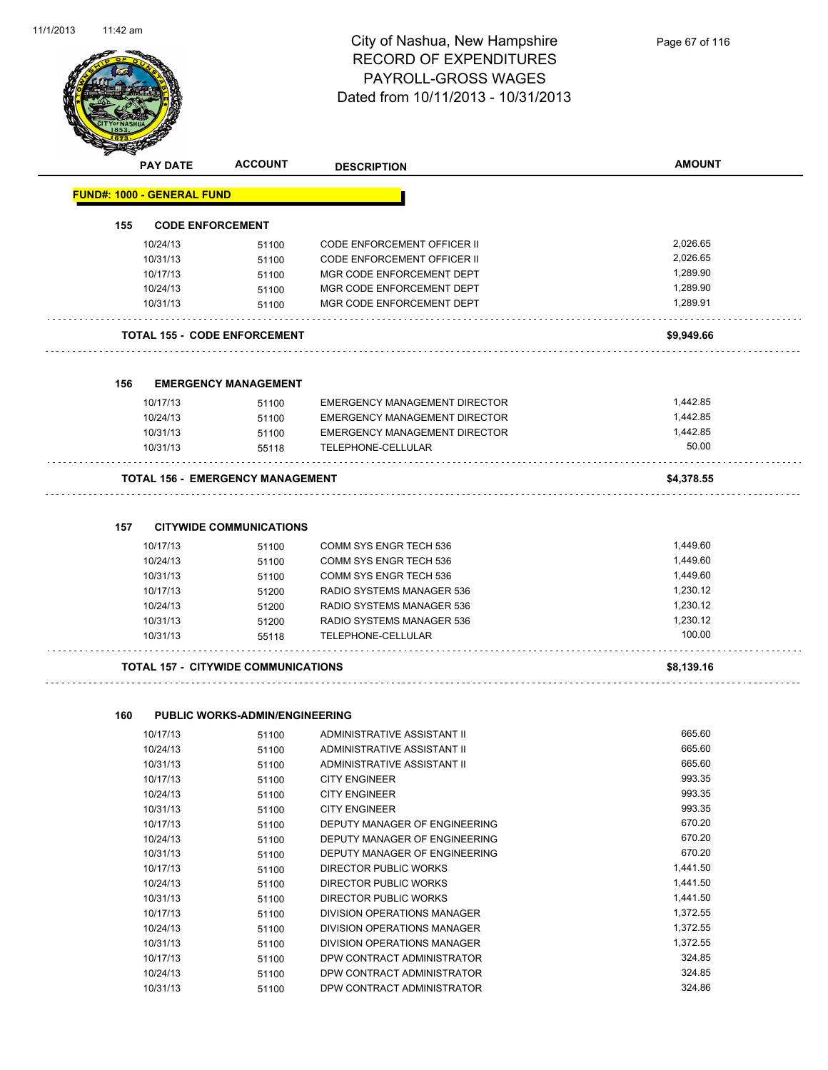# City of Nashua, New Hampshire
## RECORD OF EXPENDITURES
## PAYROLL-GROSS WAGES
## Dated from 10/11/2013 - 10/31/2013

| PAY DATE | ACCOUNT | DESCRIPTION | AMOUNT |
|---|---|---|---|
| **FUND#: 1000 - GENERAL FUND** | | | |
| **155 CODE ENFORCEMENT** | | | |
| 10/24/13 | 51100 | CODE ENFORCEMENT OFFICER II | 2,026.65 |
| 10/31/13 | 51100 | CODE ENFORCEMENT OFFICER II | 2,026.65 |
| 10/17/13 | 51100 | MGR CODE ENFORCEMENT DEPT | 1,289.90 |
| 10/24/13 | 51100 | MGR CODE ENFORCEMENT DEPT | 1,289.90 |
| 10/31/13 | 51100 | MGR CODE ENFORCEMENT DEPT | 1,289.91 |
| **TOTAL 155 - CODE ENFORCEMENT** | | | **$9,949.66** |
| **156 EMERGENCY MANAGEMENT** | | | |
| 10/17/13 | 51100 | EMERGENCY MANAGEMENT DIRECTOR | 1,442.85 |
| 10/24/13 | 51100 | EMERGENCY MANAGEMENT DIRECTOR | 1,442.85 |
| 10/31/13 | 51100 | EMERGENCY MANAGEMENT DIRECTOR | 1,442.85 |
| 10/31/13 | 55118 | TELEPHONE-CELLULAR | 50.00 |
| **TOTAL 156 - EMERGENCY MANAGEMENT** | | | **$4,378.55** |
| **157 CITYWIDE COMMUNICATIONS** | | | |
| 10/17/13 | 51100 | COMM SYS ENGR TECH 536 | 1,449.60 |
| 10/24/13 | 51100 | COMM SYS ENGR TECH 536 | 1,449.60 |
| 10/31/13 | 51100 | COMM SYS ENGR TECH 536 | 1,449.60 |
| 10/17/13 | 51200 | RADIO SYSTEMS MANAGER 536 | 1,230.12 |
| 10/24/13 | 51200 | RADIO SYSTEMS MANAGER 536 | 1,230.12 |
| 10/31/13 | 51200 | RADIO SYSTEMS MANAGER 536 | 1,230.12 |
| 10/31/13 | 55118 | TELEPHONE-CELLULAR | 100.00 |
| **TOTAL 157 - CITYWIDE COMMUNICATIONS** | | | **$8,139.16** |
| **160 PUBLIC WORKS-ADMIN/ENGINEERING** | | | |
| 10/17/13 | 51100 | ADMINISTRATIVE ASSISTANT II | 665.60 |
| 10/24/13 | 51100 | ADMINISTRATIVE ASSISTANT II | 665.60 |
| 10/31/13 | 51100 | ADMINISTRATIVE ASSISTANT II | 665.60 |
| 10/17/13 | 51100 | CITY ENGINEER | 993.35 |
| 10/24/13 | 51100 | CITY ENGINEER | 993.35 |
| 10/31/13 | 51100 | CITY ENGINEER | 993.35 |
| 10/17/13 | 51100 | DEPUTY MANAGER OF ENGINEERING | 670.20 |
| 10/24/13 | 51100 | DEPUTY MANAGER OF ENGINEERING | 670.20 |
| 10/31/13 | 51100 | DEPUTY MANAGER OF ENGINEERING | 670.20 |
| 10/17/13 | 51100 | DIRECTOR PUBLIC WORKS | 1,441.50 |
| 10/24/13 | 51100 | DIRECTOR PUBLIC WORKS | 1,441.50 |
| 10/31/13 | 51100 | DIRECTOR PUBLIC WORKS | 1,441.50 |
| 10/17/13 | 51100 | DIVISION OPERATIONS MANAGER | 1,372.55 |
| 10/24/13 | 51100 | DIVISION OPERATIONS MANAGER | 1,372.55 |
| 10/31/13 | 51100 | DIVISION OPERATIONS MANAGER | 1,372.55 |
| 10/17/13 | 51100 | DPW CONTRACT ADMINISTRATOR | 324.85 |
| 10/24/13 | 51100 | DPW CONTRACT ADMINISTRATOR | 324.85 |
| 10/31/13 | 51100 | DPW CONTRACT ADMINISTRATOR | 324.86 |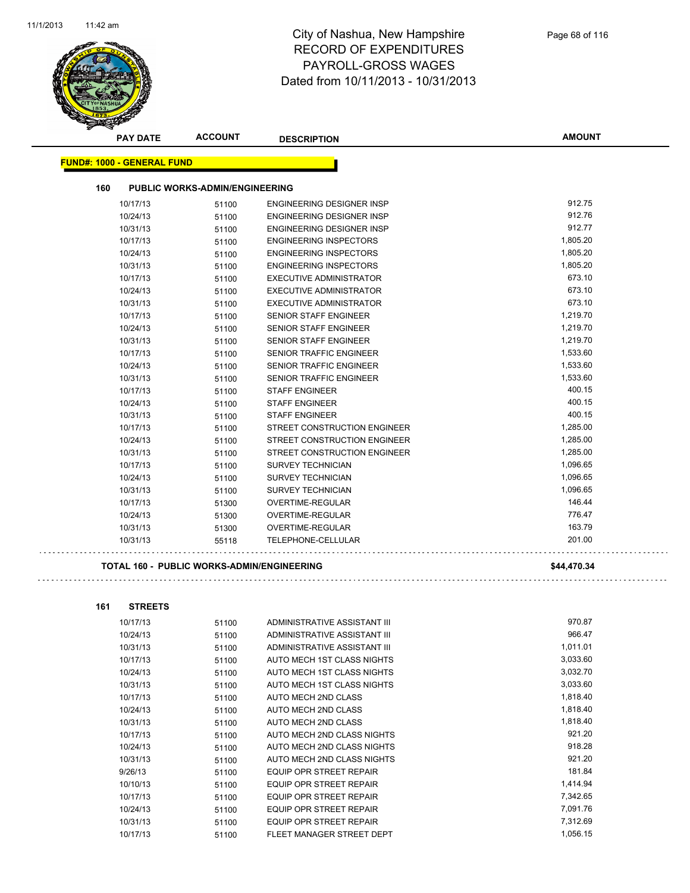# City of Nashua, New Hampshire
## RECORD OF EXPENDITURES
## PAYROLL-GROSS WAGES
## Dated from 10/11/2013 - 10/31/2013

| PAY DATE | ACCOUNT | DESCRIPTION | AMOUNT |
|---|---|---|---|

**FUND#: 1000 - GENERAL FUND**

**160 PUBLIC WORKS-ADMIN/ENGINEERING**

| PAY DATE | ACCOUNT | DESCRIPTION | AMOUNT |
|---|---|---|---|
| 10/17/13 | 51100 | ENGINEERING DESIGNER INSP | 912.75 |
| 10/24/13 | 51100 | ENGINEERING DESIGNER INSP | 912.76 |
| 10/31/13 | 51100 | ENGINEERING DESIGNER INSP | 912.77 |
| 10/17/13 | 51100 | ENGINEERING INSPECTORS | 1,805.20 |
| 10/24/13 | 51100 | ENGINEERING INSPECTORS | 1,805.20 |
| 10/31/13 | 51100 | ENGINEERING INSPECTORS | 1,805.20 |
| 10/17/13 | 51100 | EXECUTIVE ADMINISTRATOR | 673.10 |
| 10/24/13 | 51100 | EXECUTIVE ADMINISTRATOR | 673.10 |
| 10/31/13 | 51100 | EXECUTIVE ADMINISTRATOR | 673.10 |
| 10/17/13 | 51100 | SENIOR STAFF ENGINEER | 1,219.70 |
| 10/24/13 | 51100 | SENIOR STAFF ENGINEER | 1,219.70 |
| 10/31/13 | 51100 | SENIOR STAFF ENGINEER | 1,219.70 |
| 10/17/13 | 51100 | SENIOR TRAFFIC ENGINEER | 1,533.60 |
| 10/24/13 | 51100 | SENIOR TRAFFIC ENGINEER | 1,533.60 |
| 10/31/13 | 51100 | SENIOR TRAFFIC ENGINEER | 1,533.60 |
| 10/17/13 | 51100 | STAFF ENGINEER | 400.15 |
| 10/24/13 | 51100 | STAFF ENGINEER | 400.15 |
| 10/31/13 | 51100 | STAFF ENGINEER | 400.15 |
| 10/17/13 | 51100 | STREET CONSTRUCTION ENGINEER | 1,285.00 |
| 10/24/13 | 51100 | STREET CONSTRUCTION ENGINEER | 1,285.00 |
| 10/31/13 | 51100 | STREET CONSTRUCTION ENGINEER | 1,285.00 |
| 10/17/13 | 51100 | SURVEY TECHNICIAN | 1,096.65 |
| 10/24/13 | 51100 | SURVEY TECHNICIAN | 1,096.65 |
| 10/31/13 | 51100 | SURVEY TECHNICIAN | 1,096.65 |
| 10/17/13 | 51300 | OVERTIME-REGULAR | 146.44 |
| 10/24/13 | 51300 | OVERTIME-REGULAR | 776.47 |
| 10/31/13 | 51300 | OVERTIME-REGULAR | 163.79 |
| 10/31/13 | 55118 | TELEPHONE-CELLULAR | 201.00 |

**TOTAL 160 - PUBLIC WORKS-ADMIN/ENGINEERING** **$44,470.34**

**161 STREETS**

| PAY DATE | ACCOUNT | DESCRIPTION | AMOUNT |
|---|---|---|---|
| 10/17/13 | 51100 | ADMINISTRATIVE ASSISTANT III | 970.87 |
| 10/24/13 | 51100 | ADMINISTRATIVE ASSISTANT III | 966.47 |
| 10/31/13 | 51100 | ADMINISTRATIVE ASSISTANT III | 1,011.01 |
| 10/17/13 | 51100 | AUTO MECH 1ST CLASS NIGHTS | 3,033.60 |
| 10/24/13 | 51100 | AUTO MECH 1ST CLASS NIGHTS | 3,032.70 |
| 10/31/13 | 51100 | AUTO MECH 1ST CLASS NIGHTS | 3,033.60 |
| 10/17/13 | 51100 | AUTO MECH 2ND CLASS | 1,818.40 |
| 10/24/13 | 51100 | AUTO MECH 2ND CLASS | 1,818.40 |
| 10/31/13 | 51100 | AUTO MECH 2ND CLASS | 1,818.40 |
| 10/17/13 | 51100 | AUTO MECH 2ND CLASS NIGHTS | 921.20 |
| 10/24/13 | 51100 | AUTO MECH 2ND CLASS NIGHTS | 918.28 |
| 10/31/13 | 51100 | AUTO MECH 2ND CLASS NIGHTS | 921.20 |
| 9/26/13 | 51100 | EQUIP OPR STREET REPAIR | 181.84 |
| 10/10/13 | 51100 | EQUIP OPR STREET REPAIR | 1,414.94 |
| 10/17/13 | 51100 | EQUIP OPR STREET REPAIR | 7,342.65 |
| 10/24/13 | 51100 | EQUIP OPR STREET REPAIR | 7,091.76 |
| 10/31/13 | 51100 | EQUIP OPR STREET REPAIR | 7,312.69 |
| 10/17/13 | 51100 | FLEET MANAGER STREET DEPT | 1,056.15 |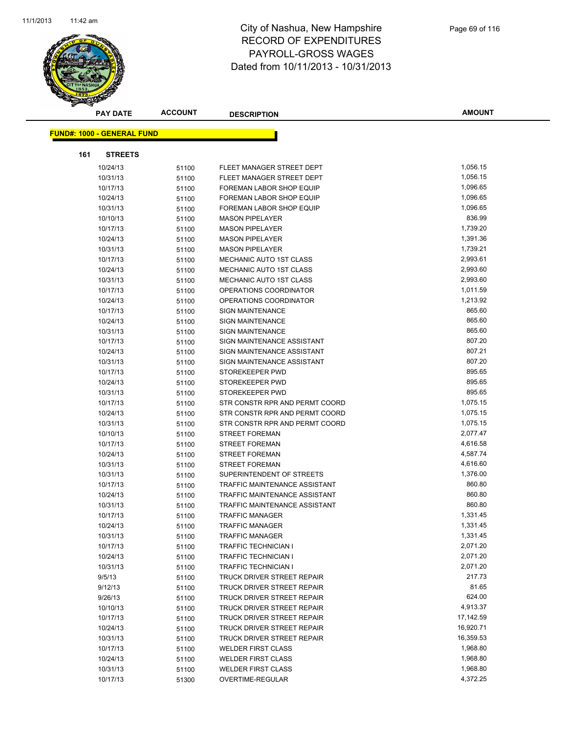# City of Nashua, New Hampshire
## RECORD OF EXPENDITURES
## PAYROLL-GROSS WAGES
### Dated from 10/11/2013 - 10/31/2013

**FUND#: 1000 - GENERAL FUND**

**161 STREETS**

| PAY DATE | ACCOUNT | DESCRIPTION | AMOUNT |
|---|---|---|---|
| 10/24/13 | 51100 | FLEET MANAGER STREET DEPT | 1,056.15 |
| 10/31/13 | 51100 | FLEET MANAGER STREET DEPT | 1,056.15 |
| 10/17/13 | 51100 | FOREMAN LABOR SHOP EQUIP | 1,096.65 |
| 10/24/13 | 51100 | FOREMAN LABOR SHOP EQUIP | 1,096.65 |
| 10/31/13 | 51100 | FOREMAN LABOR SHOP EQUIP | 1,096.65 |
| 10/10/13 | 51100 | MASON PIPELAYER | 836.99 |
| 10/17/13 | 51100 | MASON PIPELAYER | 1,739.20 |
| 10/24/13 | 51100 | MASON PIPELAYER | 1,391.36 |
| 10/31/13 | 51100 | MASON PIPELAYER | 1,739.21 |
| 10/17/13 | 51100 | MECHANIC AUTO 1ST CLASS | 2,993.61 |
| 10/24/13 | 51100 | MECHANIC AUTO 1ST CLASS | 2,993.60 |
| 10/31/13 | 51100 | MECHANIC AUTO 1ST CLASS | 2,993.60 |
| 10/17/13 | 51100 | OPERATIONS COORDINATOR | 1,011.59 |
| 10/24/13 | 51100 | OPERATIONS COORDINATOR | 1,213.92 |
| 10/17/13 | 51100 | SIGN MAINTENANCE | 865.60 |
| 10/24/13 | 51100 | SIGN MAINTENANCE | 865.60 |
| 10/31/13 | 51100 | SIGN MAINTENANCE | 865.60 |
| 10/17/13 | 51100 | SIGN MAINTENANCE ASSISTANT | 807.20 |
| 10/24/13 | 51100 | SIGN MAINTENANCE ASSISTANT | 807.21 |
| 10/31/13 | 51100 | SIGN MAINTENANCE ASSISTANT | 807.20 |
| 10/17/13 | 51100 | STOREKEEPER PWD | 895.65 |
| 10/24/13 | 51100 | STOREKEEPER PWD | 895.65 |
| 10/31/13 | 51100 | STOREKEEPER PWD | 895.65 |
| 10/17/13 | 51100 | STR CONSTR RPR AND PERMT COORD | 1,075.15 |
| 10/24/13 | 51100 | STR CONSTR RPR AND PERMT COORD | 1,075.15 |
| 10/31/13 | 51100 | STR CONSTR RPR AND PERMT COORD | 1,075.15 |
| 10/10/13 | 51100 | STREET FOREMAN | 2,077.47 |
| 10/17/13 | 51100 | STREET FOREMAN | 4,616.58 |
| 10/24/13 | 51100 | STREET FOREMAN | 4,587.74 |
| 10/31/13 | 51100 | STREET FOREMAN | 4,616.60 |
| 10/31/13 | 51100 | SUPERINTENDENT OF STREETS | 1,376.00 |
| 10/17/13 | 51100 | TRAFFIC MAINTENANCE ASSISTANT | 860.80 |
| 10/24/13 | 51100 | TRAFFIC MAINTENANCE ASSISTANT | 860.80 |
| 10/31/13 | 51100 | TRAFFIC MAINTENANCE ASSISTANT | 860.80 |
| 10/17/13 | 51100 | TRAFFIC MANAGER | 1,331.45 |
| 10/24/13 | 51100 | TRAFFIC MANAGER | 1,331.45 |
| 10/31/13 | 51100 | TRAFFIC MANAGER | 1,331.45 |
| 10/17/13 | 51100 | TRAFFIC TECHNICIAN I | 2,071.20 |
| 10/24/13 | 51100 | TRAFFIC TECHNICIAN I | 2,071.20 |
| 10/31/13 | 51100 | TRAFFIC TECHNICIAN I | 2,071.20 |
| 9/5/13 | 51100 | TRUCK DRIVER STREET REPAIR | 217.73 |
| 9/12/13 | 51100 | TRUCK DRIVER STREET REPAIR | 81.65 |
| 9/26/13 | 51100 | TRUCK DRIVER STREET REPAIR | 624.00 |
| 10/10/13 | 51100 | TRUCK DRIVER STREET REPAIR | 4,913.37 |
| 10/17/13 | 51100 | TRUCK DRIVER STREET REPAIR | 17,142.59 |
| 10/24/13 | 51100 | TRUCK DRIVER STREET REPAIR | 16,920.71 |
| 10/31/13 | 51100 | TRUCK DRIVER STREET REPAIR | 16,359.53 |
| 10/17/13 | 51100 | WELDER FIRST CLASS | 1,968.80 |
| 10/24/13 | 51100 | WELDER FIRST CLASS | 1,968.80 |
| 10/31/13 | 51100 | WELDER FIRST CLASS | 1,968.80 |
| 10/17/13 | 51300 | OVERTIME-REGULAR | 4,372.25 |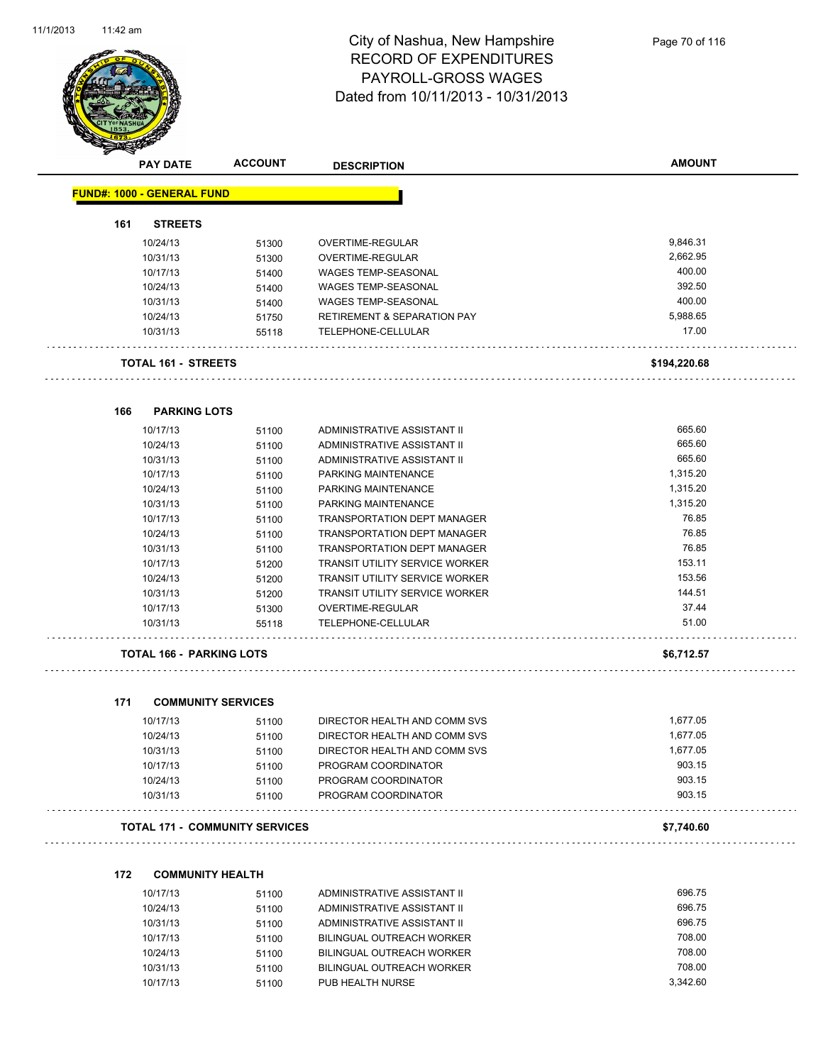# City of Nashua, New Hampshire
## RECORD OF EXPENDITURES
## PAYROLL-GROSS WAGES
## Dated from 10/11/2013 - 10/31/2013

| PAY DATE | ACCOUNT | DESCRIPTION | AMOUNT |
|---|---|---|---|
| **FUND#: 1000 - GENERAL FUND** | | | |
| **161 STREETS** | | | |
| 10/24/13 | 51300 | OVERTIME-REGULAR | 9,846.31 |
| 10/31/13 | 51300 | OVERTIME-REGULAR | 2,662.95 |
| 10/17/13 | 51400 | WAGES TEMP-SEASONAL | 400.00 |
| 10/24/13 | 51400 | WAGES TEMP-SEASONAL | 392.50 |
| 10/31/13 | 51400 | WAGES TEMP-SEASONAL | 400.00 |
| 10/24/13 | 51750 | RETIREMENT & SEPARATION PAY | 5,988.65 |
| 10/31/13 | 55118 | TELEPHONE-CELLULAR | 17.00 |
| **TOTAL 161 - STREETS** | | | **$194,220.68** |
| **166 PARKING LOTS** | | | |
| 10/17/13 | 51100 | ADMINISTRATIVE ASSISTANT II | 665.60 |
| 10/24/13 | 51100 | ADMINISTRATIVE ASSISTANT II | 665.60 |
| 10/31/13 | 51100 | ADMINISTRATIVE ASSISTANT II | 665.60 |
| 10/17/13 | 51100 | PARKING MAINTENANCE | 1,315.20 |
| 10/24/13 | 51100 | PARKING MAINTENANCE | 1,315.20 |
| 10/31/13 | 51100 | PARKING MAINTENANCE | 1,315.20 |
| 10/17/13 | 51100 | TRANSPORTATION DEPT MANAGER | 76.85 |
| 10/24/13 | 51100 | TRANSPORTATION DEPT MANAGER | 76.85 |
| 10/31/13 | 51100 | TRANSPORTATION DEPT MANAGER | 76.85 |
| 10/17/13 | 51200 | TRANSIT UTILITY SERVICE WORKER | 153.11 |
| 10/24/13 | 51200 | TRANSIT UTILITY SERVICE WORKER | 153.56 |
| 10/31/13 | 51200 | TRANSIT UTILITY SERVICE WORKER | 144.51 |
| 10/17/13 | 51300 | OVERTIME-REGULAR | 37.44 |
| 10/31/13 | 55118 | TELEPHONE-CELLULAR | 51.00 |
| **TOTAL 166 - PARKING LOTS** | | | **$6,712.57** |
| **171 COMMUNITY SERVICES** | | | |
| 10/17/13 | 51100 | DIRECTOR HEALTH AND COMM SVS | 1,677.05 |
| 10/24/13 | 51100 | DIRECTOR HEALTH AND COMM SVS | 1,677.05 |
| 10/31/13 | 51100 | DIRECTOR HEALTH AND COMM SVS | 1,677.05 |
| 10/17/13 | 51100 | PROGRAM COORDINATOR | 903.15 |
| 10/24/13 | 51100 | PROGRAM COORDINATOR | 903.15 |
| 10/31/13 | 51100 | PROGRAM COORDINATOR | 903.15 |
| **TOTAL 171 - COMMUNITY SERVICES** | | | **$7,740.60** |
| **172 COMMUNITY HEALTH** | | | |
| 10/17/13 | 51100 | ADMINISTRATIVE ASSISTANT II | 696.75 |
| 10/24/13 | 51100 | ADMINISTRATIVE ASSISTANT II | 696.75 |
| 10/31/13 | 51100 | ADMINISTRATIVE ASSISTANT II | 696.75 |
| 10/17/13 | 51100 | BILINGUAL OUTREACH WORKER | 708.00 |
| 10/24/13 | 51100 | BILINGUAL OUTREACH WORKER | 708.00 |
| 10/31/13 | 51100 | BILINGUAL OUTREACH WORKER | 708.00 |
| 10/17/13 | 51100 | PUB HEALTH NURSE | 3,342.60 |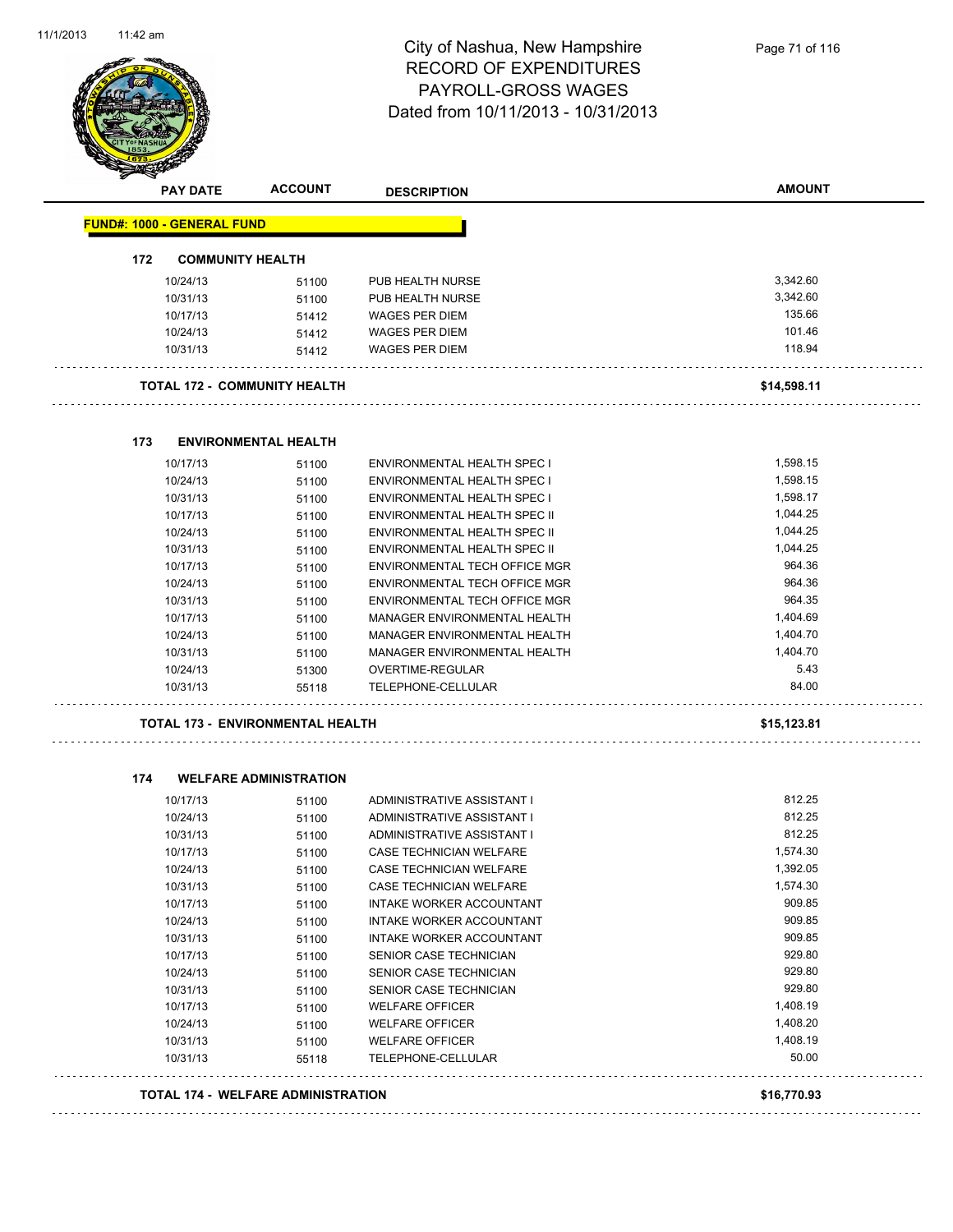# City of Nashua, New Hampshire
## RECORD OF EXPENDITURES
## PAYROLL-GROSS WAGES
## Dated from 10/11/2013 - 10/31/2013

| PAY DATE | ACCOUNT | DESCRIPTION | AMOUNT |
|---|---|---|---|
| **FUND#: 1000 - GENERAL FUND** | | | |
| **172 COMMUNITY HEALTH** | | | |
| 10/24/13 | 51100 | PUB HEALTH NURSE | 3,342.60 |
| 10/31/13 | 51100 | PUB HEALTH NURSE | 3,342.60 |
| 10/17/13 | 51412 | WAGES PER DIEM | 135.66 |
| 10/24/13 | 51412 | WAGES PER DIEM | 101.46 |
| 10/31/13 | 51412 | WAGES PER DIEM | 118.94 |
| **TOTAL 172 - COMMUNITY HEALTH** | | | **$14,598.11** |
| **173 ENVIRONMENTAL HEALTH** | | | |
| 10/17/13 | 51100 | ENVIRONMENTAL HEALTH SPEC I | 1,598.15 |
| 10/24/13 | 51100 | ENVIRONMENTAL HEALTH SPEC I | 1,598.15 |
| 10/31/13 | 51100 | ENVIRONMENTAL HEALTH SPEC I | 1,598.17 |
| 10/17/13 | 51100 | ENVIRONMENTAL HEALTH SPEC II | 1,044.25 |
| 10/24/13 | 51100 | ENVIRONMENTAL HEALTH SPEC II | 1,044.25 |
| 10/31/13 | 51100 | ENVIRONMENTAL HEALTH SPEC II | 1,044.25 |
| 10/17/13 | 51100 | ENVIRONMENTAL TECH OFFICE MGR | 964.36 |
| 10/24/13 | 51100 | ENVIRONMENTAL TECH OFFICE MGR | 964.36 |
| 10/31/13 | 51100 | ENVIRONMENTAL TECH OFFICE MGR | 964.35 |
| 10/17/13 | 51100 | MANAGER ENVIRONMENTAL HEALTH | 1,404.69 |
| 10/24/13 | 51100 | MANAGER ENVIRONMENTAL HEALTH | 1,404.70 |
| 10/31/13 | 51100 | MANAGER ENVIRONMENTAL HEALTH | 1,404.70 |
| 10/24/13 | 51300 | OVERTIME-REGULAR | 5.43 |
| 10/31/13 | 55118 | TELEPHONE-CELLULAR | 84.00 |
| **TOTAL 173 - ENVIRONMENTAL HEALTH** | | | **$15,123.81** |
| **174 WELFARE ADMINISTRATION** | | | |
| 10/17/13 | 51100 | ADMINISTRATIVE ASSISTANT I | 812.25 |
| 10/24/13 | 51100 | ADMINISTRATIVE ASSISTANT I | 812.25 |
| 10/31/13 | 51100 | ADMINISTRATIVE ASSISTANT I | 812.25 |
| 10/17/13 | 51100 | CASE TECHNICIAN WELFARE | 1,574.30 |
| 10/24/13 | 51100 | CASE TECHNICIAN WELFARE | 1,392.05 |
| 10/31/13 | 51100 | CASE TECHNICIAN WELFARE | 1,574.30 |
| 10/17/13 | 51100 | INTAKE WORKER ACCOUNTANT | 909.85 |
| 10/24/13 | 51100 | INTAKE WORKER ACCOUNTANT | 909.85 |
| 10/31/13 | 51100 | INTAKE WORKER ACCOUNTANT | 909.85 |
| 10/17/13 | 51100 | SENIOR CASE TECHNICIAN | 929.80 |
| 10/24/13 | 51100 | SENIOR CASE TECHNICIAN | 929.80 |
| 10/31/13 | 51100 | SENIOR CASE TECHNICIAN | 929.80 |
| 10/17/13 | 51100 | WELFARE OFFICER | 1,408.19 |
| 10/24/13 | 51100 | WELFARE OFFICER | 1,408.20 |
| 10/31/13 | 51100 | WELFARE OFFICER | 1,408.19 |
| 10/31/13 | 55118 | TELEPHONE-CELLULAR | 50.00 |
| **TOTAL 174 - WELFARE ADMINISTRATION** | | | **$16,770.93** |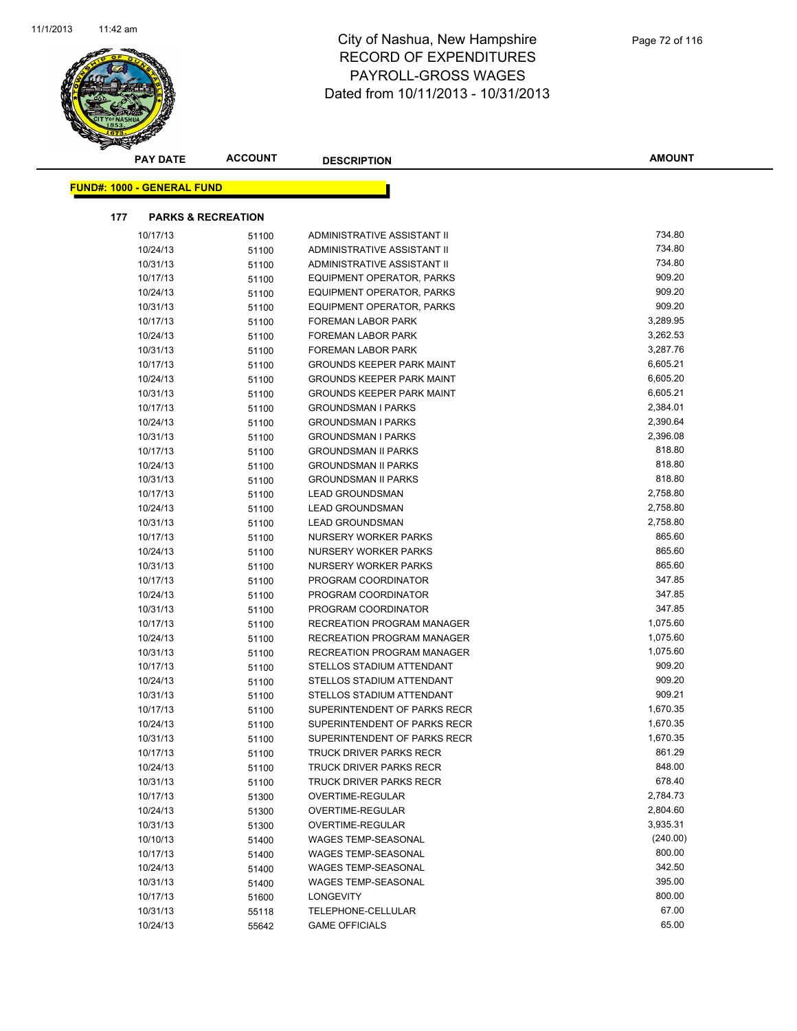# City of Nashua, New Hampshire
## RECORD OF EXPENDITURES
## PAYROLL-GROSS WAGES
## Dated from 10/11/2013 - 10/31/2013

| PAY DATE | ACCOUNT | DESCRIPTION | AMOUNT |
|---|---|---|---|

**FUND#: 1000 - GENERAL FUND**

**177 PARKS & RECREATION**

| PAY DATE | ACCOUNT | DESCRIPTION | AMOUNT |
|---|---|---|---|
| 10/17/13 | 51100 | ADMINISTRATIVE ASSISTANT II | 734.80 |
| 10/24/13 | 51100 | ADMINISTRATIVE ASSISTANT II | 734.80 |
| 10/31/13 | 51100 | ADMINISTRATIVE ASSISTANT II | 734.80 |
| 10/17/13 | 51100 | EQUIPMENT OPERATOR, PARKS | 909.20 |
| 10/24/13 | 51100 | EQUIPMENT OPERATOR, PARKS | 909.20 |
| 10/31/13 | 51100 | EQUIPMENT OPERATOR, PARKS | 909.20 |
| 10/17/13 | 51100 | FOREMAN LABOR PARK | 3,289.95 |
| 10/24/13 | 51100 | FOREMAN LABOR PARK | 3,262.53 |
| 10/31/13 | 51100 | FOREMAN LABOR PARK | 3,287.76 |
| 10/17/13 | 51100 | GROUNDS KEEPER PARK MAINT | 6,605.21 |
| 10/24/13 | 51100 | GROUNDS KEEPER PARK MAINT | 6,605.20 |
| 10/31/13 | 51100 | GROUNDS KEEPER PARK MAINT | 6,605.21 |
| 10/17/13 | 51100 | GROUNDSMAN I PARKS | 2,384.01 |
| 10/24/13 | 51100 | GROUNDSMAN I PARKS | 2,390.64 |
| 10/31/13 | 51100 | GROUNDSMAN I PARKS | 2,396.08 |
| 10/17/13 | 51100 | GROUNDSMAN II PARKS | 818.80 |
| 10/24/13 | 51100 | GROUNDSMAN II PARKS | 818.80 |
| 10/31/13 | 51100 | GROUNDSMAN II PARKS | 818.80 |
| 10/17/13 | 51100 | LEAD GROUNDSMAN | 2,758.80 |
| 10/24/13 | 51100 | LEAD GROUNDSMAN | 2,758.80 |
| 10/31/13 | 51100 | LEAD GROUNDSMAN | 2,758.80 |
| 10/17/13 | 51100 | NURSERY WORKER PARKS | 865.60 |
| 10/24/13 | 51100 | NURSERY WORKER PARKS | 865.60 |
| 10/31/13 | 51100 | NURSERY WORKER PARKS | 865.60 |
| 10/17/13 | 51100 | PROGRAM COORDINATOR | 347.85 |
| 10/24/13 | 51100 | PROGRAM COORDINATOR | 347.85 |
| 10/31/13 | 51100 | PROGRAM COORDINATOR | 347.85 |
| 10/17/13 | 51100 | RECREATION PROGRAM MANAGER | 1,075.60 |
| 10/24/13 | 51100 | RECREATION PROGRAM MANAGER | 1,075.60 |
| 10/31/13 | 51100 | RECREATION PROGRAM MANAGER | 1,075.60 |
| 10/17/13 | 51100 | STELLOS STADIUM ATTENDANT | 909.20 |
| 10/24/13 | 51100 | STELLOS STADIUM ATTENDANT | 909.20 |
| 10/31/13 | 51100 | STELLOS STADIUM ATTENDANT | 909.21 |
| 10/17/13 | 51100 | SUPERINTENDENT OF PARKS RECR | 1,670.35 |
| 10/24/13 | 51100 | SUPERINTENDENT OF PARKS RECR | 1,670.35 |
| 10/31/13 | 51100 | SUPERINTENDENT OF PARKS RECR | 1,670.35 |
| 10/17/13 | 51100 | TRUCK DRIVER PARKS RECR | 861.29 |
| 10/24/13 | 51100 | TRUCK DRIVER PARKS RECR | 848.00 |
| 10/31/13 | 51100 | TRUCK DRIVER PARKS RECR | 678.40 |
| 10/17/13 | 51300 | OVERTIME-REGULAR | 2,784.73 |
| 10/24/13 | 51300 | OVERTIME-REGULAR | 2,804.60 |
| 10/31/13 | 51300 | OVERTIME-REGULAR | 3,935.31 |
| 10/10/13 | 51400 | WAGES TEMP-SEASONAL | (240.00) |
| 10/17/13 | 51400 | WAGES TEMP-SEASONAL | 800.00 |
| 10/24/13 | 51400 | WAGES TEMP-SEASONAL | 342.50 |
| 10/31/13 | 51400 | WAGES TEMP-SEASONAL | 395.00 |
| 10/17/13 | 51600 | LONGEVITY | 800.00 |
| 10/31/13 | 55118 | TELEPHONE-CELLULAR | 67.00 |
| 10/24/13 | 55642 | GAME OFFICIALS | 65.00 |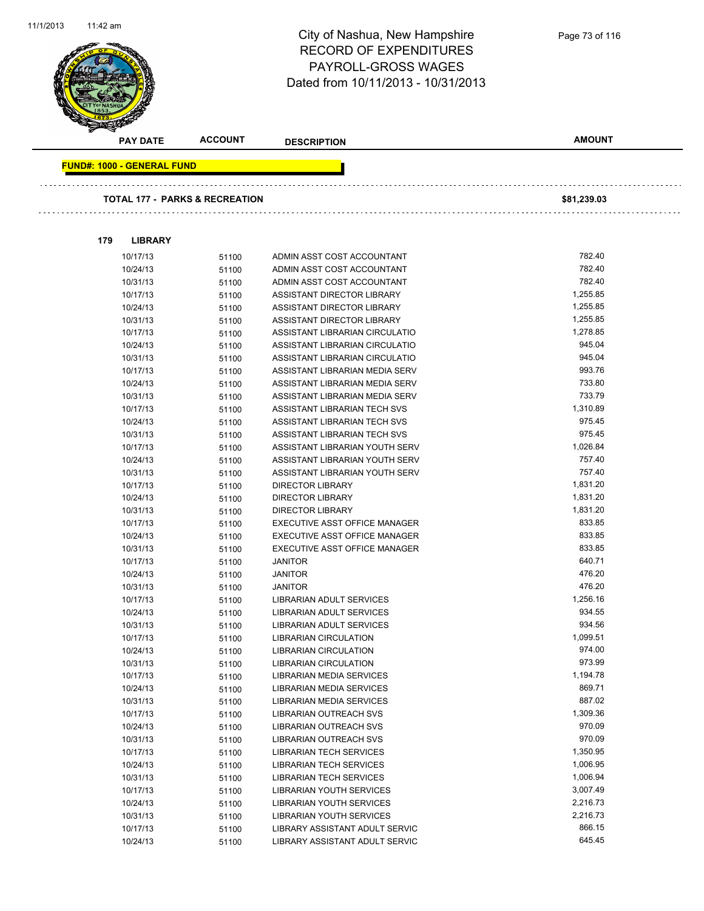# City of Nashua, New Hampshire
## RECORD OF EXPENDITURES
## PAYROLL-GROSS WAGES
## Dated from 10/11/2013 - 10/31/2013

| PAY DATE | ACCOUNT | DESCRIPTION | AMOUNT |
|---|---|---|---|

**FUND#: 1000 - GENERAL FUND**

**TOTAL 177 - PARKS & RECREATION** — **$81,239.03**

**179 LIBRARY**

| PAY DATE | ACCOUNT | DESCRIPTION | AMOUNT |
|---|---|---|---|
| 10/17/13 | 51100 | ADMIN ASST COST ACCOUNTANT | 782.40 |
| 10/24/13 | 51100 | ADMIN ASST COST ACCOUNTANT | 782.40 |
| 10/31/13 | 51100 | ADMIN ASST COST ACCOUNTANT | 782.40 |
| 10/17/13 | 51100 | ASSISTANT DIRECTOR LIBRARY | 1,255.85 |
| 10/24/13 | 51100 | ASSISTANT DIRECTOR LIBRARY | 1,255.85 |
| 10/31/13 | 51100 | ASSISTANT DIRECTOR LIBRARY | 1,255.85 |
| 10/17/13 | 51100 | ASSISTANT LIBRARIAN CIRCULATIO | 1,278.85 |
| 10/24/13 | 51100 | ASSISTANT LIBRARIAN CIRCULATIO | 945.04 |
| 10/31/13 | 51100 | ASSISTANT LIBRARIAN CIRCULATIO | 945.04 |
| 10/17/13 | 51100 | ASSISTANT LIBRARIAN MEDIA SERV | 993.76 |
| 10/24/13 | 51100 | ASSISTANT LIBRARIAN MEDIA SERV | 733.80 |
| 10/31/13 | 51100 | ASSISTANT LIBRARIAN MEDIA SERV | 733.79 |
| 10/17/13 | 51100 | ASSISTANT LIBRARIAN TECH SVS | 1,310.89 |
| 10/24/13 | 51100 | ASSISTANT LIBRARIAN TECH SVS | 975.45 |
| 10/31/13 | 51100 | ASSISTANT LIBRARIAN TECH SVS | 975.45 |
| 10/17/13 | 51100 | ASSISTANT LIBRARIAN YOUTH SERV | 1,026.84 |
| 10/24/13 | 51100 | ASSISTANT LIBRARIAN YOUTH SERV | 757.40 |
| 10/31/13 | 51100 | ASSISTANT LIBRARIAN YOUTH SERV | 757.40 |
| 10/17/13 | 51100 | DIRECTOR LIBRARY | 1,831.20 |
| 10/24/13 | 51100 | DIRECTOR LIBRARY | 1,831.20 |
| 10/31/13 | 51100 | DIRECTOR LIBRARY | 1,831.20 |
| 10/17/13 | 51100 | EXECUTIVE ASST OFFICE MANAGER | 833.85 |
| 10/24/13 | 51100 | EXECUTIVE ASST OFFICE MANAGER | 833.85 |
| 10/31/13 | 51100 | EXECUTIVE ASST OFFICE MANAGER | 833.85 |
| 10/17/13 | 51100 | JANITOR | 640.71 |
| 10/24/13 | 51100 | JANITOR | 476.20 |
| 10/31/13 | 51100 | JANITOR | 476.20 |
| 10/17/13 | 51100 | LIBRARIAN ADULT SERVICES | 1,256.16 |
| 10/24/13 | 51100 | LIBRARIAN ADULT SERVICES | 934.55 |
| 10/31/13 | 51100 | LIBRARIAN ADULT SERVICES | 934.56 |
| 10/17/13 | 51100 | LIBRARIAN CIRCULATION | 1,099.51 |
| 10/24/13 | 51100 | LIBRARIAN CIRCULATION | 974.00 |
| 10/31/13 | 51100 | LIBRARIAN CIRCULATION | 973.99 |
| 10/17/13 | 51100 | LIBRARIAN MEDIA SERVICES | 1,194.78 |
| 10/24/13 | 51100 | LIBRARIAN MEDIA SERVICES | 869.71 |
| 10/31/13 | 51100 | LIBRARIAN MEDIA SERVICES | 887.02 |
| 10/17/13 | 51100 | LIBRARIAN OUTREACH SVS | 1,309.36 |
| 10/24/13 | 51100 | LIBRARIAN OUTREACH SVS | 970.09 |
| 10/31/13 | 51100 | LIBRARIAN OUTREACH SVS | 970.09 |
| 10/17/13 | 51100 | LIBRARIAN TECH SERVICES | 1,350.95 |
| 10/24/13 | 51100 | LIBRARIAN TECH SERVICES | 1,006.95 |
| 10/31/13 | 51100 | LIBRARIAN TECH SERVICES | 1,006.94 |
| 10/17/13 | 51100 | LIBRARIAN YOUTH SERVICES | 3,007.49 |
| 10/24/13 | 51100 | LIBRARIAN YOUTH SERVICES | 2,216.73 |
| 10/31/13 | 51100 | LIBRARIAN YOUTH SERVICES | 2,216.73 |
| 10/17/13 | 51100 | LIBRARY ASSISTANT ADULT SERVIC | 866.15 |
| 10/24/13 | 51100 | LIBRARY ASSISTANT ADULT SERVIC | 645.45 |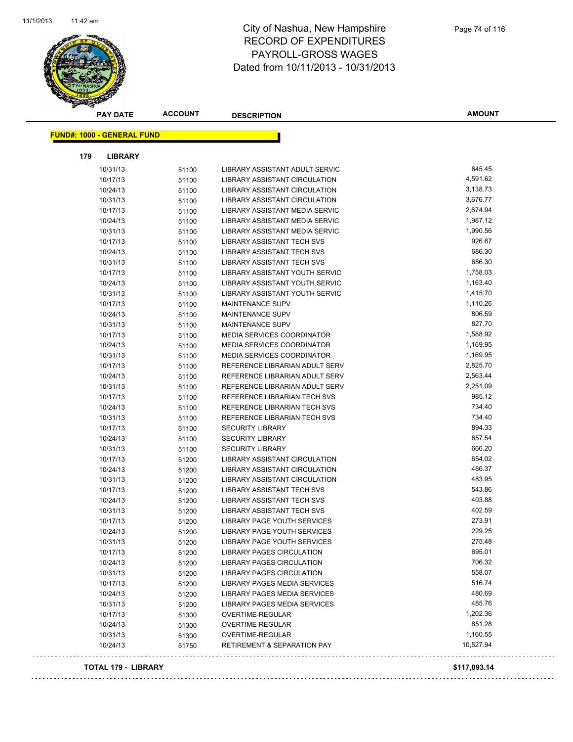# City of Nashua, New Hampshire
## RECORD OF EXPENDITURES
## PAYROLL-GROSS WAGES
## Dated from 10/11/2013 - 10/31/2013

| PAY DATE | ACCOUNT | DESCRIPTION | AMOUNT |
|---|---|---|---|
| **FUND#: 1000 - GENERAL FUND** | | | |
| **179 LIBRARY** | | | |
| 10/31/13 | 51100 | LIBRARY ASSISTANT ADULT SERVIC | 645.45 |
| 10/17/13 | 51100 | LIBRARY ASSISTANT CIRCULATION | 4,591.62 |
| 10/24/13 | 51100 | LIBRARY ASSISTANT CIRCULATION | 3,138.73 |
| 10/31/13 | 51100 | LIBRARY ASSISTANT CIRCULATION | 3,676.77 |
| 10/17/13 | 51100 | LIBRARY ASSISTANT MEDIA SERVIC | 2,674.94 |
| 10/24/13 | 51100 | LIBRARY ASSISTANT MEDIA SERVIC | 1,987.12 |
| 10/31/13 | 51100 | LIBRARY ASSISTANT MEDIA SERVIC | 1,990.56 |
| 10/17/13 | 51100 | LIBRARY ASSISTANT TECH SVS | 926.67 |
| 10/24/13 | 51100 | LIBRARY ASSISTANT TECH SVS | 686.30 |
| 10/31/13 | 51100 | LIBRARY ASSISTANT TECH SVS | 686.30 |
| 10/17/13 | 51100 | LIBRARY ASSISTANT YOUTH SERVIC | 1,758.03 |
| 10/24/13 | 51100 | LIBRARY ASSISTANT YOUTH SERVIC | 1,163.40 |
| 10/31/13 | 51100 | LIBRARY ASSISTANT YOUTH SERVIC | 1,415.70 |
| 10/17/13 | 51100 | MAINTENANCE SUPV | 1,110.26 |
| 10/24/13 | 51100 | MAINTENANCE SUPV | 806.59 |
| 10/31/13 | 51100 | MAINTENANCE SUPV | 827.70 |
| 10/17/13 | 51100 | MEDIA SERVICES COORDINATOR | 1,588.92 |
| 10/24/13 | 51100 | MEDIA SERVICES COORDINATOR | 1,169.95 |
| 10/31/13 | 51100 | MEDIA SERVICES COORDINATOR | 1,169.95 |
| 10/17/13 | 51100 | REFERENCE LIBRARIAN ADULT SERV | 2,825.70 |
| 10/24/13 | 51100 | REFERENCE LIBRARIAN ADULT SERV | 2,563.44 |
| 10/31/13 | 51100 | REFERENCE LIBRARIAN ADULT SERV | 2,251.09 |
| 10/17/13 | 51100 | REFERENCE LIBRARIAN TECH SVS | 985.12 |
| 10/24/13 | 51100 | REFERENCE LIBRARIAN TECH SVS | 734.40 |
| 10/31/13 | 51100 | REFERENCE LIBRARIAN TECH SVS | 734.40 |
| 10/17/13 | 51100 | SECURITY LIBRARY | 894.33 |
| 10/24/13 | 51100 | SECURITY LIBRARY | 657.54 |
| 10/31/13 | 51100 | SECURITY LIBRARY | 666.20 |
| 10/17/13 | 51200 | LIBRARY ASSISTANT CIRCULATION | 654.02 |
| 10/24/13 | 51200 | LIBRARY ASSISTANT CIRCULATION | 486.37 |
| 10/31/13 | 51200 | LIBRARY ASSISTANT CIRCULATION | 483.95 |
| 10/17/13 | 51200 | LIBRARY ASSISTANT TECH SVS | 543.86 |
| 10/24/13 | 51200 | LIBRARY ASSISTANT TECH SVS | 403.88 |
| 10/31/13 | 51200 | LIBRARY ASSISTANT TECH SVS | 402.59 |
| 10/17/13 | 51200 | LIBRARY PAGE YOUTH SERVICES | 273.91 |
| 10/24/13 | 51200 | LIBRARY PAGE YOUTH SERVICES | 229.25 |
| 10/31/13 | 51200 | LIBRARY PAGE YOUTH SERVICES | 275.48 |
| 10/17/13 | 51200 | LIBRARY PAGES CIRCULATION | 695.01 |
| 10/24/13 | 51200 | LIBRARY PAGES CIRCULATION | 706.32 |
| 10/31/13 | 51200 | LIBRARY PAGES CIRCULATION | 558.07 |
| 10/17/13 | 51200 | LIBRARY PAGES MEDIA SERVICES | 516.74 |
| 10/24/13 | 51200 | LIBRARY PAGES MEDIA SERVICES | 480.69 |
| 10/31/13 | 51200 | LIBRARY PAGES MEDIA SERVICES | 485.76 |
| 10/17/13 | 51300 | OVERTIME-REGULAR | 1,202.36 |
| 10/24/13 | 51300 | OVERTIME-REGULAR | 851.28 |
| 10/31/13 | 51300 | OVERTIME-REGULAR | 1,160.55 |
| 10/24/13 | 51750 | RETIREMENT & SEPARATION PAY | 10,527.94 |
| **TOTAL 179 - LIBRARY** | | | **$117,093.14** |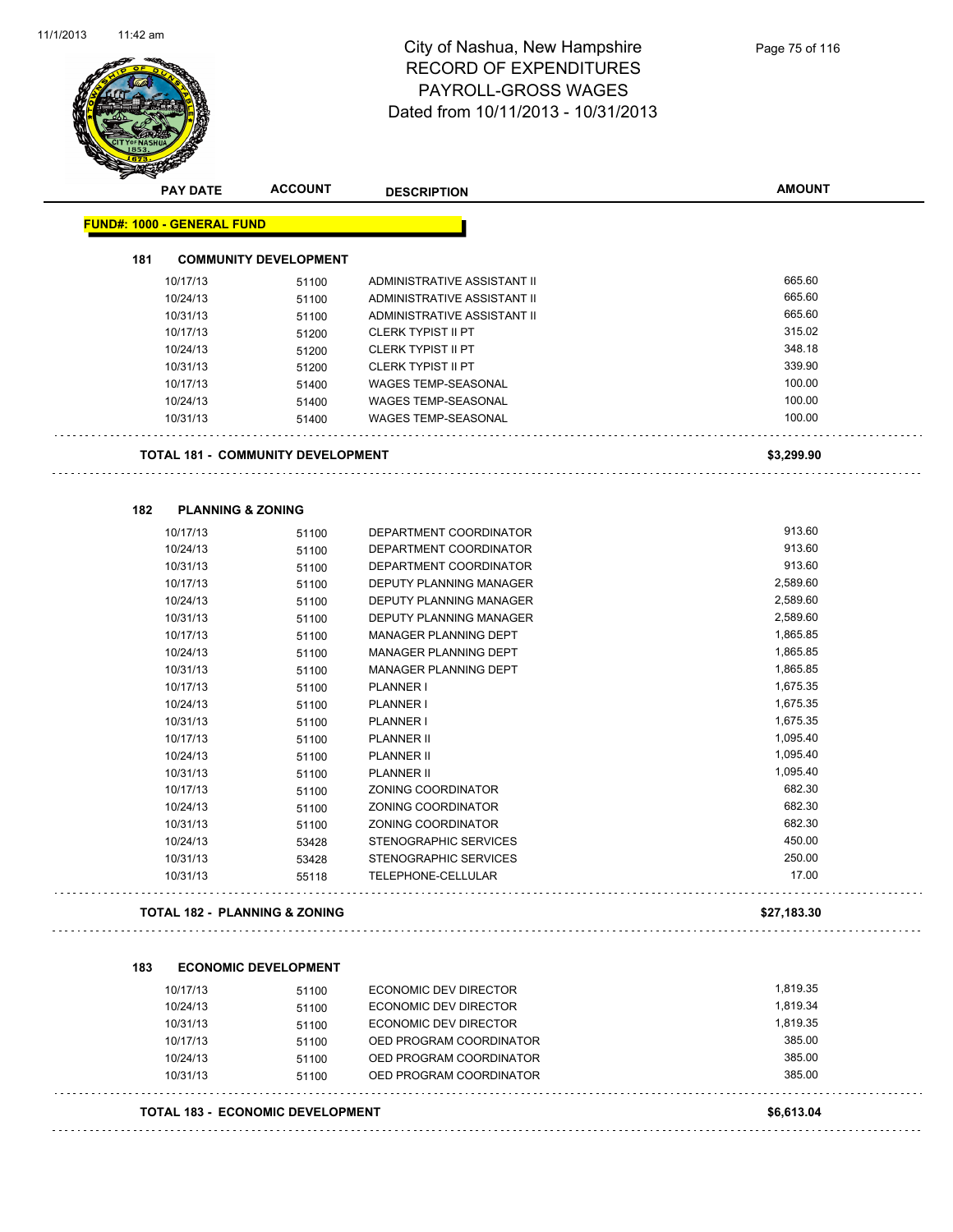# City of Nashua, New Hampshire
## RECORD OF EXPENDITURES
## PAYROLL-GROSS WAGES
## Dated from 10/11/2013 - 10/31/2013

**FUND#: 1000 - GENERAL FUND**

### 181 COMMUNITY DEVELOPMENT

| PAY DATE | ACCOUNT | DESCRIPTION | AMOUNT |
|---|---|---|---|
| 10/17/13 | 51100 | ADMINISTRATIVE ASSISTANT II | 665.60 |
| 10/24/13 | 51100 | ADMINISTRATIVE ASSISTANT II | 665.60 |
| 10/31/13 | 51100 | ADMINISTRATIVE ASSISTANT II | 665.60 |
| 10/17/13 | 51200 | CLERK TYPIST II PT | 315.02 |
| 10/24/13 | 51200 | CLERK TYPIST II PT | 348.18 |
| 10/31/13 | 51200 | CLERK TYPIST II PT | 339.90 |
| 10/17/13 | 51400 | WAGES TEMP-SEASONAL | 100.00 |
| 10/24/13 | 51400 | WAGES TEMP-SEASONAL | 100.00 |
| 10/31/13 | 51400 | WAGES TEMP-SEASONAL | 100.00 |

**TOTAL 181 - COMMUNITY DEVELOPMENT** **$3,299.90**

### 182 PLANNING & ZONING

| PAY DATE | ACCOUNT | DESCRIPTION | AMOUNT |
|---|---|---|---|
| 10/17/13 | 51100 | DEPARTMENT COORDINATOR | 913.60 |
| 10/24/13 | 51100 | DEPARTMENT COORDINATOR | 913.60 |
| 10/31/13 | 51100 | DEPARTMENT COORDINATOR | 913.60 |
| 10/17/13 | 51100 | DEPUTY PLANNING MANAGER | 2,589.60 |
| 10/24/13 | 51100 | DEPUTY PLANNING MANAGER | 2,589.60 |
| 10/31/13 | 51100 | DEPUTY PLANNING MANAGER | 2,589.60 |
| 10/17/13 | 51100 | MANAGER PLANNING DEPT | 1,865.85 |
| 10/24/13 | 51100 | MANAGER PLANNING DEPT | 1,865.85 |
| 10/31/13 | 51100 | MANAGER PLANNING DEPT | 1,865.85 |
| 10/17/13 | 51100 | PLANNER I | 1,675.35 |
| 10/24/13 | 51100 | PLANNER I | 1,675.35 |
| 10/31/13 | 51100 | PLANNER I | 1,675.35 |
| 10/17/13 | 51100 | PLANNER II | 1,095.40 |
| 10/24/13 | 51100 | PLANNER II | 1,095.40 |
| 10/31/13 | 51100 | PLANNER II | 1,095.40 |
| 10/17/13 | 51100 | ZONING COORDINATOR | 682.30 |
| 10/24/13 | 51100 | ZONING COORDINATOR | 682.30 |
| 10/31/13 | 51100 | ZONING COORDINATOR | 682.30 |
| 10/24/13 | 53428 | STENOGRAPHIC SERVICES | 450.00 |
| 10/31/13 | 53428 | STENOGRAPHIC SERVICES | 250.00 |
| 10/31/13 | 55118 | TELEPHONE-CELLULAR | 17.00 |

**TOTAL 182 - PLANNING & ZONING** **$27,183.30**

### 183 ECONOMIC DEVELOPMENT

| PAY DATE | ACCOUNT | DESCRIPTION | AMOUNT |
|---|---|---|---|
| 10/17/13 | 51100 | ECONOMIC DEV DIRECTOR | 1,819.35 |
| 10/24/13 | 51100 | ECONOMIC DEV DIRECTOR | 1,819.34 |
| 10/31/13 | 51100 | ECONOMIC DEV DIRECTOR | 1,819.35 |
| 10/17/13 | 51100 | OED PROGRAM COORDINATOR | 385.00 |
| 10/24/13 | 51100 | OED PROGRAM COORDINATOR | 385.00 |
| 10/31/13 | 51100 | OED PROGRAM COORDINATOR | 385.00 |

**TOTAL 183 - ECONOMIC DEVELOPMENT** **$6,613.04**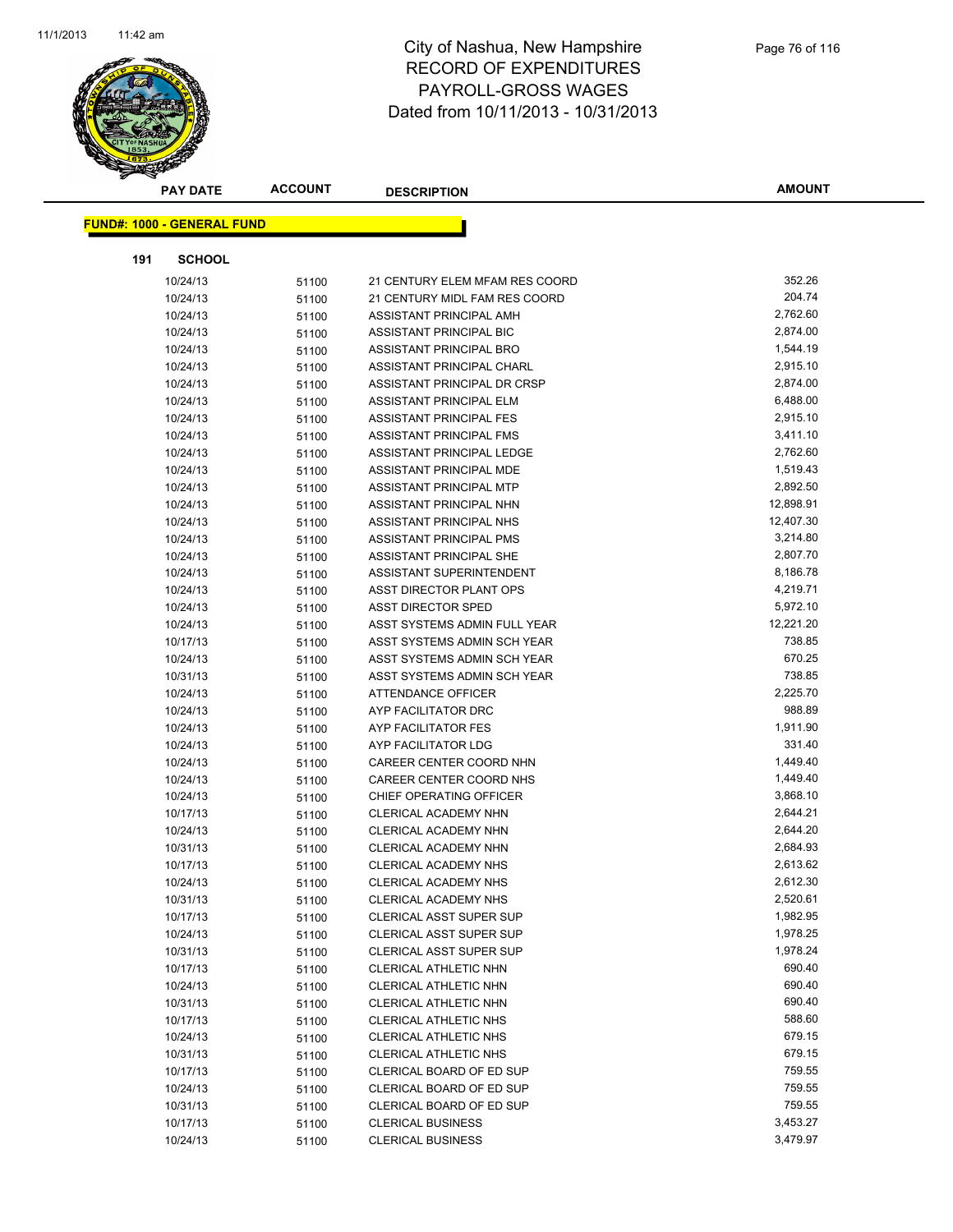# City of Nashua, New Hampshire
## RECORD OF EXPENDITURES
## PAYROLL-GROSS WAGES
## Dated from 10/11/2013 - 10/31/2013

**FUND#: 1000 - GENERAL FUND**

**191 SCHOOL**

| PAY DATE | ACCOUNT | DESCRIPTION | AMOUNT |
|---|---|---|---|
| 10/24/13 | 51100 | 21 CENTURY ELEM MFAM RES COORD | 352.26 |
| 10/24/13 | 51100 | 21 CENTURY MIDL FAM RES COORD | 204.74 |
| 10/24/13 | 51100 | ASSISTANT PRINCIPAL AMH | 2,762.60 |
| 10/24/13 | 51100 | ASSISTANT PRINCIPAL BIC | 2,874.00 |
| 10/24/13 | 51100 | ASSISTANT PRINCIPAL BRO | 1,544.19 |
| 10/24/13 | 51100 | ASSISTANT PRINCIPAL CHARL | 2,915.10 |
| 10/24/13 | 51100 | ASSISTANT PRINCIPAL DR CRSP | 2,874.00 |
| 10/24/13 | 51100 | ASSISTANT PRINCIPAL ELM | 6,488.00 |
| 10/24/13 | 51100 | ASSISTANT PRINCIPAL FES | 2,915.10 |
| 10/24/13 | 51100 | ASSISTANT PRINCIPAL FMS | 3,411.10 |
| 10/24/13 | 51100 | ASSISTANT PRINCIPAL LEDGE | 2,762.60 |
| 10/24/13 | 51100 | ASSISTANT PRINCIPAL MDE | 1,519.43 |
| 10/24/13 | 51100 | ASSISTANT PRINCIPAL MTP | 2,892.50 |
| 10/24/13 | 51100 | ASSISTANT PRINCIPAL NHN | 12,898.91 |
| 10/24/13 | 51100 | ASSISTANT PRINCIPAL NHS | 12,407.30 |
| 10/24/13 | 51100 | ASSISTANT PRINCIPAL PMS | 3,214.80 |
| 10/24/13 | 51100 | ASSISTANT PRINCIPAL SHE | 2,807.70 |
| 10/24/13 | 51100 | ASSISTANT SUPERINTENDENT | 8,186.78 |
| 10/24/13 | 51100 | ASST DIRECTOR PLANT OPS | 4,219.71 |
| 10/24/13 | 51100 | ASST DIRECTOR SPED | 5,972.10 |
| 10/24/13 | 51100 | ASST SYSTEMS ADMIN FULL YEAR | 12,221.20 |
| 10/17/13 | 51100 | ASST SYSTEMS ADMIN SCH YEAR | 738.85 |
| 10/24/13 | 51100 | ASST SYSTEMS ADMIN SCH YEAR | 670.25 |
| 10/31/13 | 51100 | ASST SYSTEMS ADMIN SCH YEAR | 738.85 |
| 10/24/13 | 51100 | ATTENDANCE OFFICER | 2,225.70 |
| 10/24/13 | 51100 | AYP FACILITATOR DRC | 988.89 |
| 10/24/13 | 51100 | AYP FACILITATOR FES | 1,911.90 |
| 10/24/13 | 51100 | AYP FACILITATOR LDG | 331.40 |
| 10/24/13 | 51100 | CAREER CENTER COORD NHN | 1,449.40 |
| 10/24/13 | 51100 | CAREER CENTER COORD NHS | 1,449.40 |
| 10/24/13 | 51100 | CHIEF OPERATING OFFICER | 3,868.10 |
| 10/17/13 | 51100 | CLERICAL ACADEMY NHN | 2,644.21 |
| 10/24/13 | 51100 | CLERICAL ACADEMY NHN | 2,644.20 |
| 10/31/13 | 51100 | CLERICAL ACADEMY NHN | 2,684.93 |
| 10/17/13 | 51100 | CLERICAL ACADEMY NHS | 2,613.62 |
| 10/24/13 | 51100 | CLERICAL ACADEMY NHS | 2,612.30 |
| 10/31/13 | 51100 | CLERICAL ACADEMY NHS | 2,520.61 |
| 10/17/13 | 51100 | CLERICAL ASST SUPER SUP | 1,982.95 |
| 10/24/13 | 51100 | CLERICAL ASST SUPER SUP | 1,978.25 |
| 10/31/13 | 51100 | CLERICAL ASST SUPER SUP | 1,978.24 |
| 10/17/13 | 51100 | CLERICAL ATHLETIC NHN | 690.40 |
| 10/24/13 | 51100 | CLERICAL ATHLETIC NHN | 690.40 |
| 10/31/13 | 51100 | CLERICAL ATHLETIC NHN | 690.40 |
| 10/17/13 | 51100 | CLERICAL ATHLETIC NHS | 588.60 |
| 10/24/13 | 51100 | CLERICAL ATHLETIC NHS | 679.15 |
| 10/31/13 | 51100 | CLERICAL ATHLETIC NHS | 679.15 |
| 10/17/13 | 51100 | CLERICAL BOARD OF ED SUP | 759.55 |
| 10/24/13 | 51100 | CLERICAL BOARD OF ED SUP | 759.55 |
| 10/31/13 | 51100 | CLERICAL BOARD OF ED SUP | 759.55 |
| 10/17/13 | 51100 | CLERICAL BUSINESS | 3,453.27 |
| 10/24/13 | 51100 | CLERICAL BUSINESS | 3,479.97 |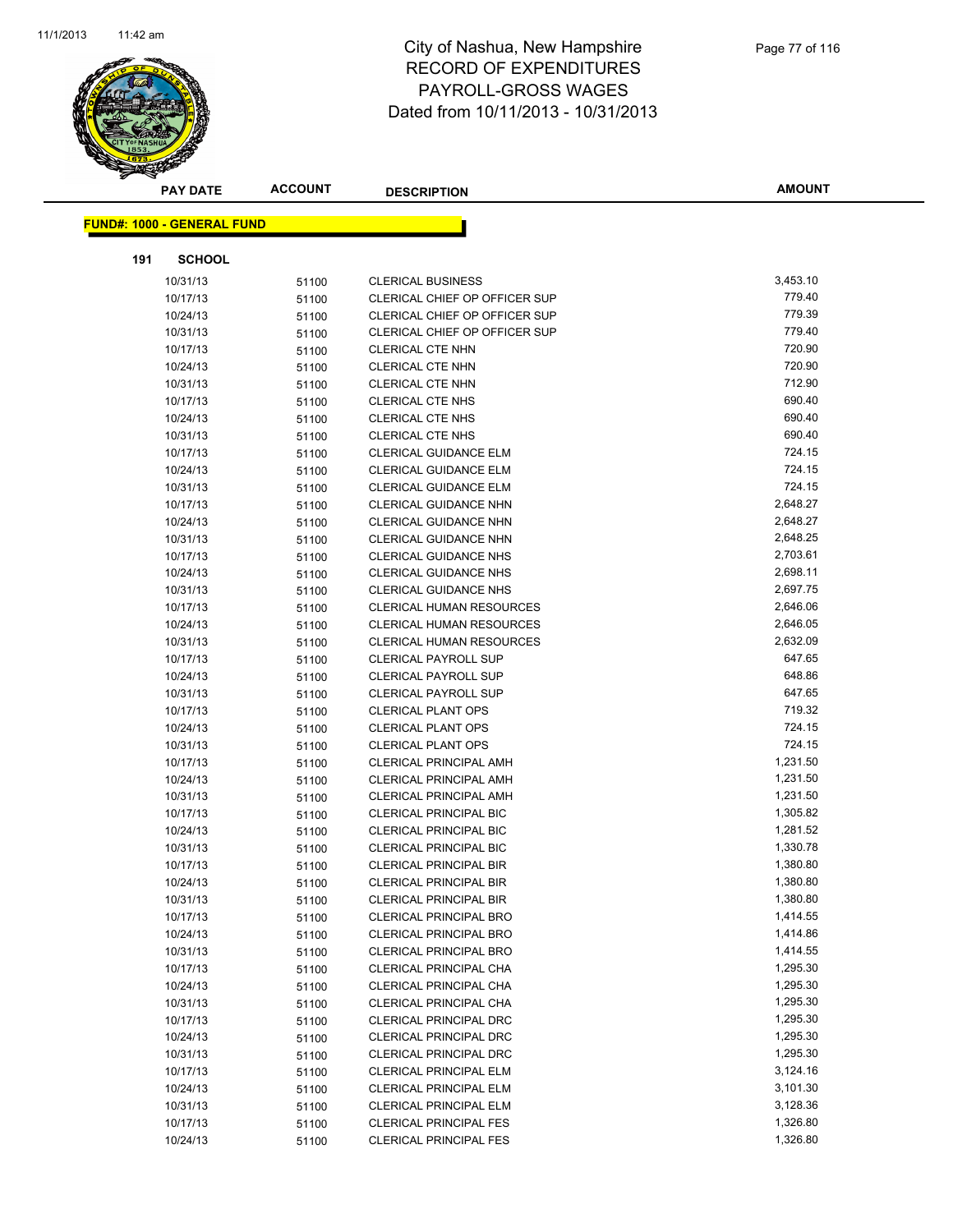# City of Nashua, New Hampshire
# RECORD OF EXPENDITURES
# PAYROLL-GROSS WAGES
# Dated from 10/11/2013 - 10/31/2013

**FUND#: 1000 - GENERAL FUND**

**191 SCHOOL**

| PAY DATE | ACCOUNT | DESCRIPTION | AMOUNT |
|---|---|---|---|
| 10/31/13 | 51100 | CLERICAL BUSINESS | 3,453.10 |
| 10/17/13 | 51100 | CLERICAL CHIEF OP OFFICER SUP | 779.40 |
| 10/24/13 | 51100 | CLERICAL CHIEF OP OFFICER SUP | 779.39 |
| 10/31/13 | 51100 | CLERICAL CHIEF OP OFFICER SUP | 779.40 |
| 10/17/13 | 51100 | CLERICAL CTE NHN | 720.90 |
| 10/24/13 | 51100 | CLERICAL CTE NHN | 720.90 |
| 10/31/13 | 51100 | CLERICAL CTE NHN | 712.90 |
| 10/17/13 | 51100 | CLERICAL CTE NHS | 690.40 |
| 10/24/13 | 51100 | CLERICAL CTE NHS | 690.40 |
| 10/31/13 | 51100 | CLERICAL CTE NHS | 690.40 |
| 10/17/13 | 51100 | CLERICAL GUIDANCE ELM | 724.15 |
| 10/24/13 | 51100 | CLERICAL GUIDANCE ELM | 724.15 |
| 10/31/13 | 51100 | CLERICAL GUIDANCE ELM | 724.15 |
| 10/17/13 | 51100 | CLERICAL GUIDANCE NHN | 2,648.27 |
| 10/24/13 | 51100 | CLERICAL GUIDANCE NHN | 2,648.27 |
| 10/31/13 | 51100 | CLERICAL GUIDANCE NHN | 2,648.25 |
| 10/17/13 | 51100 | CLERICAL GUIDANCE NHS | 2,703.61 |
| 10/24/13 | 51100 | CLERICAL GUIDANCE NHS | 2,698.11 |
| 10/31/13 | 51100 | CLERICAL GUIDANCE NHS | 2,697.75 |
| 10/17/13 | 51100 | CLERICAL HUMAN RESOURCES | 2,646.06 |
| 10/24/13 | 51100 | CLERICAL HUMAN RESOURCES | 2,646.05 |
| 10/31/13 | 51100 | CLERICAL HUMAN RESOURCES | 2,632.09 |
| 10/17/13 | 51100 | CLERICAL PAYROLL SUP | 647.65 |
| 10/24/13 | 51100 | CLERICAL PAYROLL SUP | 648.86 |
| 10/31/13 | 51100 | CLERICAL PAYROLL SUP | 647.65 |
| 10/17/13 | 51100 | CLERICAL PLANT OPS | 719.32 |
| 10/24/13 | 51100 | CLERICAL PLANT OPS | 724.15 |
| 10/31/13 | 51100 | CLERICAL PLANT OPS | 724.15 |
| 10/17/13 | 51100 | CLERICAL PRINCIPAL AMH | 1,231.50 |
| 10/24/13 | 51100 | CLERICAL PRINCIPAL AMH | 1,231.50 |
| 10/31/13 | 51100 | CLERICAL PRINCIPAL AMH | 1,231.50 |
| 10/17/13 | 51100 | CLERICAL PRINCIPAL BIC | 1,305.82 |
| 10/24/13 | 51100 | CLERICAL PRINCIPAL BIC | 1,281.52 |
| 10/31/13 | 51100 | CLERICAL PRINCIPAL BIC | 1,330.78 |
| 10/17/13 | 51100 | CLERICAL PRINCIPAL BIR | 1,380.80 |
| 10/24/13 | 51100 | CLERICAL PRINCIPAL BIR | 1,380.80 |
| 10/31/13 | 51100 | CLERICAL PRINCIPAL BIR | 1,380.80 |
| 10/17/13 | 51100 | CLERICAL PRINCIPAL BRO | 1,414.55 |
| 10/24/13 | 51100 | CLERICAL PRINCIPAL BRO | 1,414.86 |
| 10/31/13 | 51100 | CLERICAL PRINCIPAL BRO | 1,414.55 |
| 10/17/13 | 51100 | CLERICAL PRINCIPAL CHA | 1,295.30 |
| 10/24/13 | 51100 | CLERICAL PRINCIPAL CHA | 1,295.30 |
| 10/31/13 | 51100 | CLERICAL PRINCIPAL CHA | 1,295.30 |
| 10/17/13 | 51100 | CLERICAL PRINCIPAL DRC | 1,295.30 |
| 10/24/13 | 51100 | CLERICAL PRINCIPAL DRC | 1,295.30 |
| 10/31/13 | 51100 | CLERICAL PRINCIPAL DRC | 1,295.30 |
| 10/17/13 | 51100 | CLERICAL PRINCIPAL ELM | 3,124.16 |
| 10/24/13 | 51100 | CLERICAL PRINCIPAL ELM | 3,101.30 |
| 10/31/13 | 51100 | CLERICAL PRINCIPAL ELM | 3,128.36 |
| 10/17/13 | 51100 | CLERICAL PRINCIPAL FES | 1,326.80 |
| 10/24/13 | 51100 | CLERICAL PRINCIPAL FES | 1,326.80 |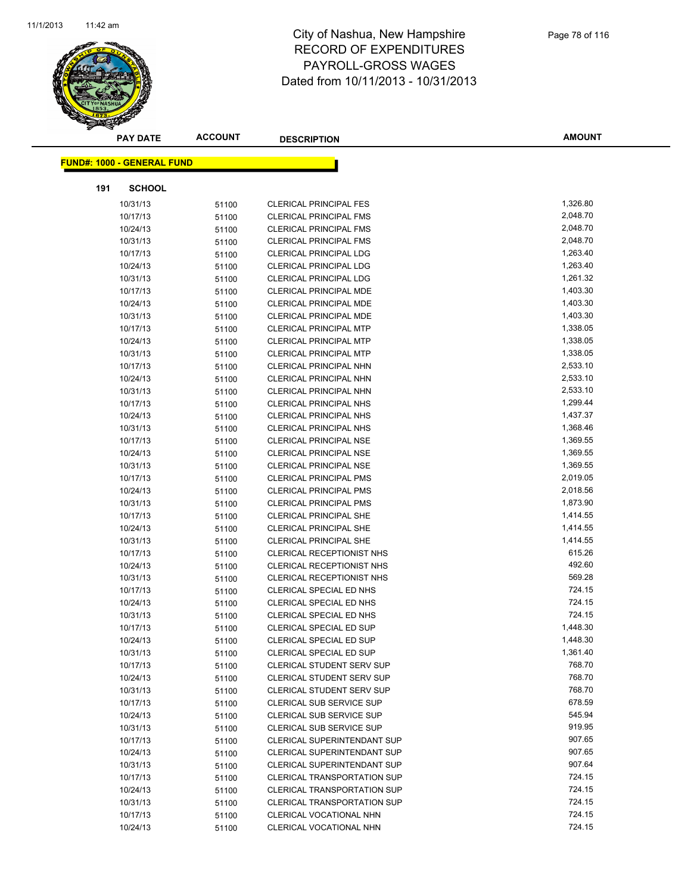# City of Nashua, New Hampshire
## RECORD OF EXPENDITURES
## PAYROLL-GROSS WAGES
## Dated from 10/11/2013 - 10/31/2013

**FUND#: 1000 - GENERAL FUND**

**191 SCHOOL**

| PAY DATE | ACCOUNT | DESCRIPTION | AMOUNT |
|---|---|---|---|
| 10/31/13 | 51100 | CLERICAL PRINCIPAL FES | 1,326.80 |
| 10/17/13 | 51100 | CLERICAL PRINCIPAL FMS | 2,048.70 |
| 10/24/13 | 51100 | CLERICAL PRINCIPAL FMS | 2,048.70 |
| 10/31/13 | 51100 | CLERICAL PRINCIPAL FMS | 2,048.70 |
| 10/17/13 | 51100 | CLERICAL PRINCIPAL LDG | 1,263.40 |
| 10/24/13 | 51100 | CLERICAL PRINCIPAL LDG | 1,263.40 |
| 10/31/13 | 51100 | CLERICAL PRINCIPAL LDG | 1,261.32 |
| 10/17/13 | 51100 | CLERICAL PRINCIPAL MDE | 1,403.30 |
| 10/24/13 | 51100 | CLERICAL PRINCIPAL MDE | 1,403.30 |
| 10/31/13 | 51100 | CLERICAL PRINCIPAL MDE | 1,403.30 |
| 10/17/13 | 51100 | CLERICAL PRINCIPAL MTP | 1,338.05 |
| 10/24/13 | 51100 | CLERICAL PRINCIPAL MTP | 1,338.05 |
| 10/31/13 | 51100 | CLERICAL PRINCIPAL MTP | 1,338.05 |
| 10/17/13 | 51100 | CLERICAL PRINCIPAL NHN | 2,533.10 |
| 10/24/13 | 51100 | CLERICAL PRINCIPAL NHN | 2,533.10 |
| 10/31/13 | 51100 | CLERICAL PRINCIPAL NHN | 2,533.10 |
| 10/17/13 | 51100 | CLERICAL PRINCIPAL NHS | 1,299.44 |
| 10/24/13 | 51100 | CLERICAL PRINCIPAL NHS | 1,437.37 |
| 10/31/13 | 51100 | CLERICAL PRINCIPAL NHS | 1,368.46 |
| 10/17/13 | 51100 | CLERICAL PRINCIPAL NSE | 1,369.55 |
| 10/24/13 | 51100 | CLERICAL PRINCIPAL NSE | 1,369.55 |
| 10/31/13 | 51100 | CLERICAL PRINCIPAL NSE | 1,369.55 |
| 10/17/13 | 51100 | CLERICAL PRINCIPAL PMS | 2,019.05 |
| 10/24/13 | 51100 | CLERICAL PRINCIPAL PMS | 2,018.56 |
| 10/31/13 | 51100 | CLERICAL PRINCIPAL PMS | 1,873.90 |
| 10/17/13 | 51100 | CLERICAL PRINCIPAL SHE | 1,414.55 |
| 10/24/13 | 51100 | CLERICAL PRINCIPAL SHE | 1,414.55 |
| 10/31/13 | 51100 | CLERICAL PRINCIPAL SHE | 1,414.55 |
| 10/17/13 | 51100 | CLERICAL RECEPTIONIST NHS | 615.26 |
| 10/24/13 | 51100 | CLERICAL RECEPTIONIST NHS | 492.60 |
| 10/31/13 | 51100 | CLERICAL RECEPTIONIST NHS | 569.28 |
| 10/17/13 | 51100 | CLERICAL SPECIAL ED NHS | 724.15 |
| 10/24/13 | 51100 | CLERICAL SPECIAL ED NHS | 724.15 |
| 10/31/13 | 51100 | CLERICAL SPECIAL ED NHS | 724.15 |
| 10/17/13 | 51100 | CLERICAL SPECIAL ED SUP | 1,448.30 |
| 10/24/13 | 51100 | CLERICAL SPECIAL ED SUP | 1,448.30 |
| 10/31/13 | 51100 | CLERICAL SPECIAL ED SUP | 1,361.40 |
| 10/17/13 | 51100 | CLERICAL STUDENT SERV SUP | 768.70 |
| 10/24/13 | 51100 | CLERICAL STUDENT SERV SUP | 768.70 |
| 10/31/13 | 51100 | CLERICAL STUDENT SERV SUP | 768.70 |
| 10/17/13 | 51100 | CLERICAL SUB SERVICE SUP | 678.59 |
| 10/24/13 | 51100 | CLERICAL SUB SERVICE SUP | 545.94 |
| 10/31/13 | 51100 | CLERICAL SUB SERVICE SUP | 919.95 |
| 10/17/13 | 51100 | CLERICAL SUPERINTENDANT SUP | 907.65 |
| 10/24/13 | 51100 | CLERICAL SUPERINTENDANT SUP | 907.65 |
| 10/31/13 | 51100 | CLERICAL SUPERINTENDANT SUP | 907.64 |
| 10/17/13 | 51100 | CLERICAL TRANSPORTATION SUP | 724.15 |
| 10/24/13 | 51100 | CLERICAL TRANSPORTATION SUP | 724.15 |
| 10/31/13 | 51100 | CLERICAL TRANSPORTATION SUP | 724.15 |
| 10/17/13 | 51100 | CLERICAL VOCATIONAL NHN | 724.15 |
| 10/24/13 | 51100 | CLERICAL VOCATIONAL NHN | 724.15 |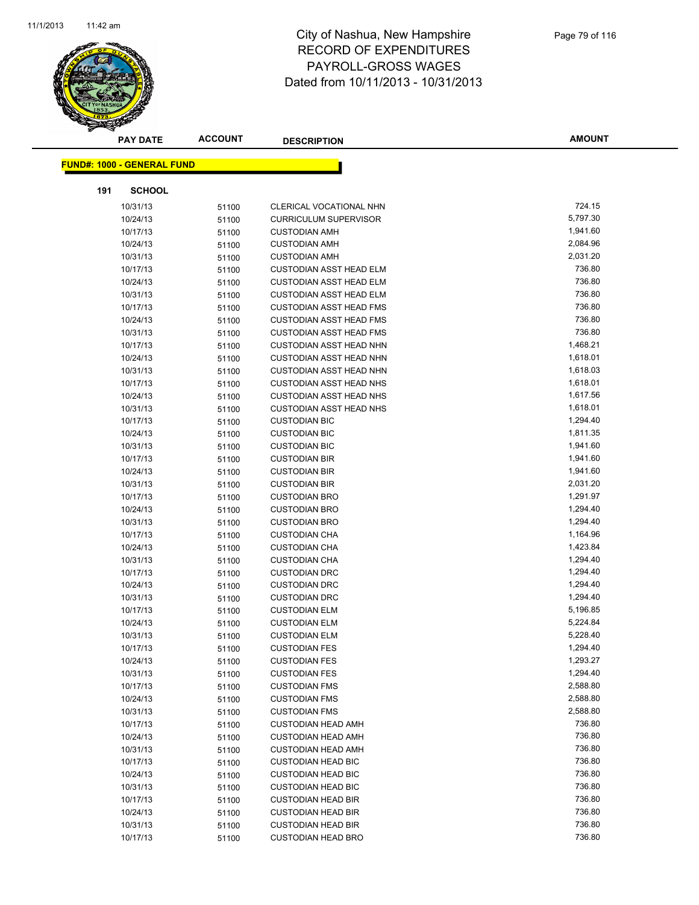# City of Nashua, New Hampshire
## RECORD OF EXPENDITURES
## PAYROLL-GROSS WAGES
## Dated from 10/11/2013 - 10/31/2013

**FUND#: 1000 - GENERAL FUND**

**191 SCHOOL**

| PAY DATE | ACCOUNT | DESCRIPTION | AMOUNT |
|---|---|---|---|
| 10/31/13 | 51100 | CLERICAL VOCATIONAL NHN | 724.15 |
| 10/24/13 | 51100 | CURRICULUM SUPERVISOR | 5,797.30 |
| 10/17/13 | 51100 | CUSTODIAN AMH | 1,941.60 |
| 10/24/13 | 51100 | CUSTODIAN AMH | 2,084.96 |
| 10/31/13 | 51100 | CUSTODIAN AMH | 2,031.20 |
| 10/17/13 | 51100 | CUSTODIAN ASST HEAD ELM | 736.80 |
| 10/24/13 | 51100 | CUSTODIAN ASST HEAD ELM | 736.80 |
| 10/31/13 | 51100 | CUSTODIAN ASST HEAD ELM | 736.80 |
| 10/17/13 | 51100 | CUSTODIAN ASST HEAD FMS | 736.80 |
| 10/24/13 | 51100 | CUSTODIAN ASST HEAD FMS | 736.80 |
| 10/31/13 | 51100 | CUSTODIAN ASST HEAD FMS | 736.80 |
| 10/17/13 | 51100 | CUSTODIAN ASST HEAD NHN | 1,468.21 |
| 10/24/13 | 51100 | CUSTODIAN ASST HEAD NHN | 1,618.01 |
| 10/31/13 | 51100 | CUSTODIAN ASST HEAD NHN | 1,618.03 |
| 10/17/13 | 51100 | CUSTODIAN ASST HEAD NHS | 1,618.01 |
| 10/24/13 | 51100 | CUSTODIAN ASST HEAD NHS | 1,617.56 |
| 10/31/13 | 51100 | CUSTODIAN ASST HEAD NHS | 1,618.01 |
| 10/17/13 | 51100 | CUSTODIAN BIC | 1,294.40 |
| 10/24/13 | 51100 | CUSTODIAN BIC | 1,811.35 |
| 10/31/13 | 51100 | CUSTODIAN BIC | 1,941.60 |
| 10/17/13 | 51100 | CUSTODIAN BIR | 1,941.60 |
| 10/24/13 | 51100 | CUSTODIAN BIR | 1,941.60 |
| 10/31/13 | 51100 | CUSTODIAN BIR | 2,031.20 |
| 10/17/13 | 51100 | CUSTODIAN BRO | 1,291.97 |
| 10/24/13 | 51100 | CUSTODIAN BRO | 1,294.40 |
| 10/31/13 | 51100 | CUSTODIAN BRO | 1,294.40 |
| 10/17/13 | 51100 | CUSTODIAN CHA | 1,164.96 |
| 10/24/13 | 51100 | CUSTODIAN CHA | 1,423.84 |
| 10/31/13 | 51100 | CUSTODIAN CHA | 1,294.40 |
| 10/17/13 | 51100 | CUSTODIAN DRC | 1,294.40 |
| 10/24/13 | 51100 | CUSTODIAN DRC | 1,294.40 |
| 10/31/13 | 51100 | CUSTODIAN DRC | 1,294.40 |
| 10/17/13 | 51100 | CUSTODIAN ELM | 5,196.85 |
| 10/24/13 | 51100 | CUSTODIAN ELM | 5,224.84 |
| 10/31/13 | 51100 | CUSTODIAN ELM | 5,228.40 |
| 10/17/13 | 51100 | CUSTODIAN FES | 1,294.40 |
| 10/24/13 | 51100 | CUSTODIAN FES | 1,293.27 |
| 10/31/13 | 51100 | CUSTODIAN FES | 1,294.40 |
| 10/17/13 | 51100 | CUSTODIAN FMS | 2,588.80 |
| 10/24/13 | 51100 | CUSTODIAN FMS | 2,588.80 |
| 10/31/13 | 51100 | CUSTODIAN FMS | 2,588.80 |
| 10/17/13 | 51100 | CUSTODIAN HEAD AMH | 736.80 |
| 10/24/13 | 51100 | CUSTODIAN HEAD AMH | 736.80 |
| 10/31/13 | 51100 | CUSTODIAN HEAD AMH | 736.80 |
| 10/17/13 | 51100 | CUSTODIAN HEAD BIC | 736.80 |
| 10/24/13 | 51100 | CUSTODIAN HEAD BIC | 736.80 |
| 10/31/13 | 51100 | CUSTODIAN HEAD BIC | 736.80 |
| 10/17/13 | 51100 | CUSTODIAN HEAD BIR | 736.80 |
| 10/24/13 | 51100 | CUSTODIAN HEAD BIR | 736.80 |
| 10/31/13 | 51100 | CUSTODIAN HEAD BIR | 736.80 |
| 10/17/13 | 51100 | CUSTODIAN HEAD BRO | 736.80 |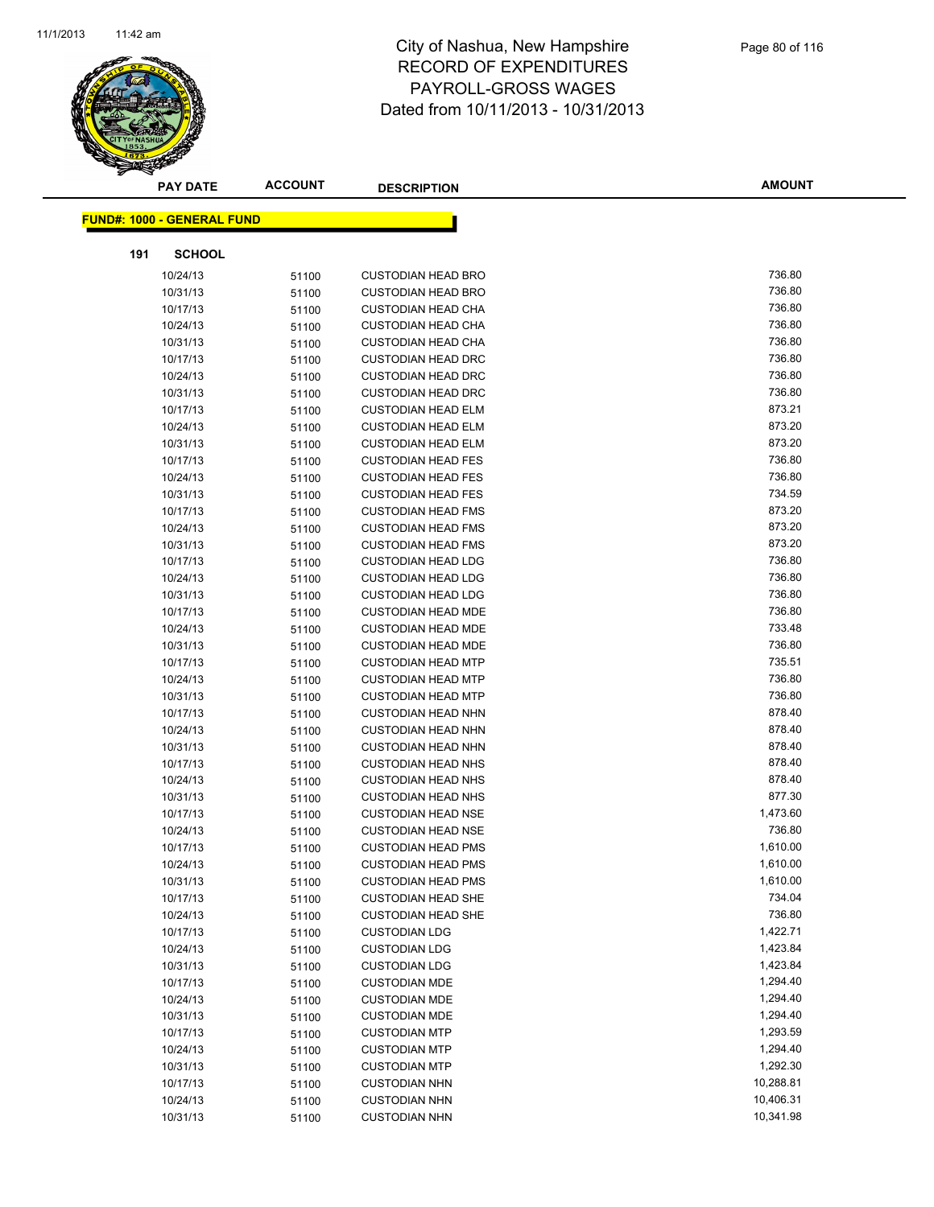# City of Nashua, New Hampshire
## RECORD OF EXPENDITURES
## PAYROLL-GROSS WAGES
## Dated from 10/11/2013 - 10/31/2013

**FUND#: 1000 - GENERAL FUND**

**191 SCHOOL**

| PAY DATE | ACCOUNT | DESCRIPTION | AMOUNT |
|---|---|---|---|
| 10/24/13 | 51100 | CUSTODIAN HEAD BRO | 736.80 |
| 10/31/13 | 51100 | CUSTODIAN HEAD BRO | 736.80 |
| 10/17/13 | 51100 | CUSTODIAN HEAD CHA | 736.80 |
| 10/24/13 | 51100 | CUSTODIAN HEAD CHA | 736.80 |
| 10/31/13 | 51100 | CUSTODIAN HEAD CHA | 736.80 |
| 10/17/13 | 51100 | CUSTODIAN HEAD DRC | 736.80 |
| 10/24/13 | 51100 | CUSTODIAN HEAD DRC | 736.80 |
| 10/31/13 | 51100 | CUSTODIAN HEAD DRC | 736.80 |
| 10/17/13 | 51100 | CUSTODIAN HEAD ELM | 873.21 |
| 10/24/13 | 51100 | CUSTODIAN HEAD ELM | 873.20 |
| 10/31/13 | 51100 | CUSTODIAN HEAD ELM | 873.20 |
| 10/17/13 | 51100 | CUSTODIAN HEAD FES | 736.80 |
| 10/24/13 | 51100 | CUSTODIAN HEAD FES | 736.80 |
| 10/31/13 | 51100 | CUSTODIAN HEAD FES | 734.59 |
| 10/17/13 | 51100 | CUSTODIAN HEAD FMS | 873.20 |
| 10/24/13 | 51100 | CUSTODIAN HEAD FMS | 873.20 |
| 10/31/13 | 51100 | CUSTODIAN HEAD FMS | 873.20 |
| 10/17/13 | 51100 | CUSTODIAN HEAD LDG | 736.80 |
| 10/24/13 | 51100 | CUSTODIAN HEAD LDG | 736.80 |
| 10/31/13 | 51100 | CUSTODIAN HEAD LDG | 736.80 |
| 10/17/13 | 51100 | CUSTODIAN HEAD MDE | 736.80 |
| 10/24/13 | 51100 | CUSTODIAN HEAD MDE | 733.48 |
| 10/31/13 | 51100 | CUSTODIAN HEAD MDE | 736.80 |
| 10/17/13 | 51100 | CUSTODIAN HEAD MTP | 735.51 |
| 10/24/13 | 51100 | CUSTODIAN HEAD MTP | 736.80 |
| 10/31/13 | 51100 | CUSTODIAN HEAD MTP | 736.80 |
| 10/17/13 | 51100 | CUSTODIAN HEAD NHN | 878.40 |
| 10/24/13 | 51100 | CUSTODIAN HEAD NHN | 878.40 |
| 10/31/13 | 51100 | CUSTODIAN HEAD NHN | 878.40 |
| 10/17/13 | 51100 | CUSTODIAN HEAD NHS | 878.40 |
| 10/24/13 | 51100 | CUSTODIAN HEAD NHS | 878.40 |
| 10/31/13 | 51100 | CUSTODIAN HEAD NHS | 877.30 |
| 10/17/13 | 51100 | CUSTODIAN HEAD NSE | 1,473.60 |
| 10/24/13 | 51100 | CUSTODIAN HEAD NSE | 736.80 |
| 10/17/13 | 51100 | CUSTODIAN HEAD PMS | 1,610.00 |
| 10/24/13 | 51100 | CUSTODIAN HEAD PMS | 1,610.00 |
| 10/31/13 | 51100 | CUSTODIAN HEAD PMS | 1,610.00 |
| 10/17/13 | 51100 | CUSTODIAN HEAD SHE | 734.04 |
| 10/24/13 | 51100 | CUSTODIAN HEAD SHE | 736.80 |
| 10/17/13 | 51100 | CUSTODIAN LDG | 1,422.71 |
| 10/24/13 | 51100 | CUSTODIAN LDG | 1,423.84 |
| 10/31/13 | 51100 | CUSTODIAN LDG | 1,423.84 |
| 10/17/13 | 51100 | CUSTODIAN MDE | 1,294.40 |
| 10/24/13 | 51100 | CUSTODIAN MDE | 1,294.40 |
| 10/31/13 | 51100 | CUSTODIAN MDE | 1,294.40 |
| 10/17/13 | 51100 | CUSTODIAN MTP | 1,293.59 |
| 10/24/13 | 51100 | CUSTODIAN MTP | 1,294.40 |
| 10/31/13 | 51100 | CUSTODIAN MTP | 1,292.30 |
| 10/17/13 | 51100 | CUSTODIAN NHN | 10,288.81 |
| 10/24/13 | 51100 | CUSTODIAN NHN | 10,406.31 |
| 10/31/13 | 51100 | CUSTODIAN NHN | 10,341.98 |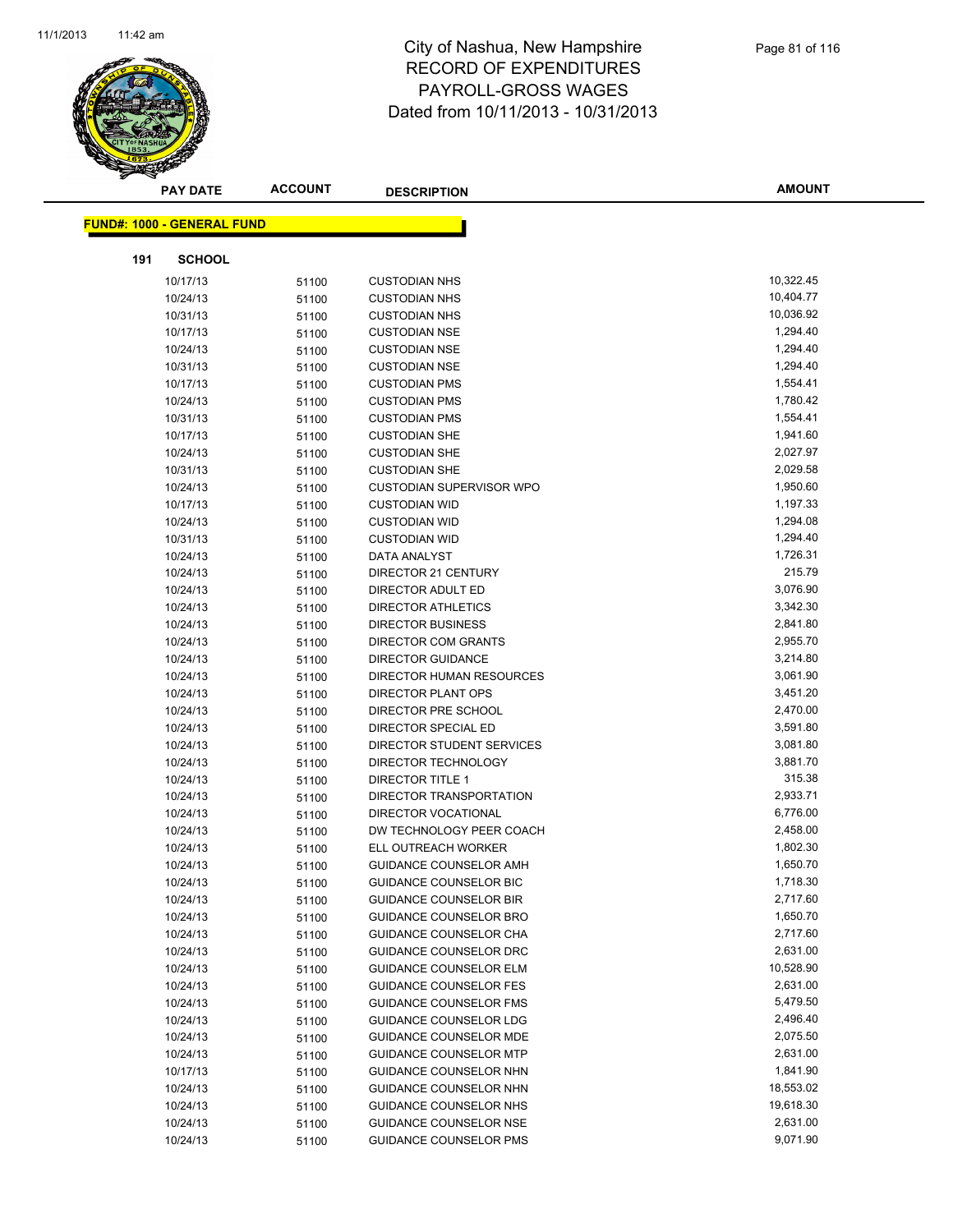# City of Nashua, New Hampshire
# RECORD OF EXPENDITURES
# PAYROLL-GROSS WAGES
# Dated from 10/11/2013 - 10/31/2013

**FUND#: 1000 - GENERAL FUND**

**191 SCHOOL**

| PAY DATE | ACCOUNT | DESCRIPTION | AMOUNT |
|---|---|---|---|
| 10/17/13 | 51100 | CUSTODIAN NHS | 10,322.45 |
| 10/24/13 | 51100 | CUSTODIAN NHS | 10,404.77 |
| 10/31/13 | 51100 | CUSTODIAN NHS | 10,036.92 |
| 10/17/13 | 51100 | CUSTODIAN NSE | 1,294.40 |
| 10/24/13 | 51100 | CUSTODIAN NSE | 1,294.40 |
| 10/31/13 | 51100 | CUSTODIAN NSE | 1,294.40 |
| 10/17/13 | 51100 | CUSTODIAN PMS | 1,554.41 |
| 10/24/13 | 51100 | CUSTODIAN PMS | 1,780.42 |
| 10/31/13 | 51100 | CUSTODIAN PMS | 1,554.41 |
| 10/17/13 | 51100 | CUSTODIAN SHE | 1,941.60 |
| 10/24/13 | 51100 | CUSTODIAN SHE | 2,027.97 |
| 10/31/13 | 51100 | CUSTODIAN SHE | 2,029.58 |
| 10/24/13 | 51100 | CUSTODIAN SUPERVISOR WPO | 1,950.60 |
| 10/17/13 | 51100 | CUSTODIAN WID | 1,197.33 |
| 10/24/13 | 51100 | CUSTODIAN WID | 1,294.08 |
| 10/31/13 | 51100 | CUSTODIAN WID | 1,294.40 |
| 10/24/13 | 51100 | DATA ANALYST | 1,726.31 |
| 10/24/13 | 51100 | DIRECTOR 21 CENTURY | 215.79 |
| 10/24/13 | 51100 | DIRECTOR ADULT ED | 3,076.90 |
| 10/24/13 | 51100 | DIRECTOR ATHLETICS | 3,342.30 |
| 10/24/13 | 51100 | DIRECTOR BUSINESS | 2,841.80 |
| 10/24/13 | 51100 | DIRECTOR COM GRANTS | 2,955.70 |
| 10/24/13 | 51100 | DIRECTOR GUIDANCE | 3,214.80 |
| 10/24/13 | 51100 | DIRECTOR HUMAN RESOURCES | 3,061.90 |
| 10/24/13 | 51100 | DIRECTOR PLANT OPS | 3,451.20 |
| 10/24/13 | 51100 | DIRECTOR PRE SCHOOL | 2,470.00 |
| 10/24/13 | 51100 | DIRECTOR SPECIAL ED | 3,591.80 |
| 10/24/13 | 51100 | DIRECTOR STUDENT SERVICES | 3,081.80 |
| 10/24/13 | 51100 | DIRECTOR TECHNOLOGY | 3,881.70 |
| 10/24/13 | 51100 | DIRECTOR TITLE 1 | 315.38 |
| 10/24/13 | 51100 | DIRECTOR TRANSPORTATION | 2,933.71 |
| 10/24/13 | 51100 | DIRECTOR VOCATIONAL | 6,776.00 |
| 10/24/13 | 51100 | DW TECHNOLOGY PEER COACH | 2,458.00 |
| 10/24/13 | 51100 | ELL OUTREACH WORKER | 1,802.30 |
| 10/24/13 | 51100 | GUIDANCE COUNSELOR AMH | 1,650.70 |
| 10/24/13 | 51100 | GUIDANCE COUNSELOR BIC | 1,718.30 |
| 10/24/13 | 51100 | GUIDANCE COUNSELOR BIR | 2,717.60 |
| 10/24/13 | 51100 | GUIDANCE COUNSELOR BRO | 1,650.70 |
| 10/24/13 | 51100 | GUIDANCE COUNSELOR CHA | 2,717.60 |
| 10/24/13 | 51100 | GUIDANCE COUNSELOR DRC | 2,631.00 |
| 10/24/13 | 51100 | GUIDANCE COUNSELOR ELM | 10,528.90 |
| 10/24/13 | 51100 | GUIDANCE COUNSELOR FES | 2,631.00 |
| 10/24/13 | 51100 | GUIDANCE COUNSELOR FMS | 5,479.50 |
| 10/24/13 | 51100 | GUIDANCE COUNSELOR LDG | 2,496.40 |
| 10/24/13 | 51100 | GUIDANCE COUNSELOR MDE | 2,075.50 |
| 10/24/13 | 51100 | GUIDANCE COUNSELOR MTP | 2,631.00 |
| 10/17/13 | 51100 | GUIDANCE COUNSELOR NHN | 1,841.90 |
| 10/24/13 | 51100 | GUIDANCE COUNSELOR NHN | 18,553.02 |
| 10/24/13 | 51100 | GUIDANCE COUNSELOR NHS | 19,618.30 |
| 10/24/13 | 51100 | GUIDANCE COUNSELOR NSE | 2,631.00 |
| 10/24/13 | 51100 | GUIDANCE COUNSELOR PMS | 9,071.90 |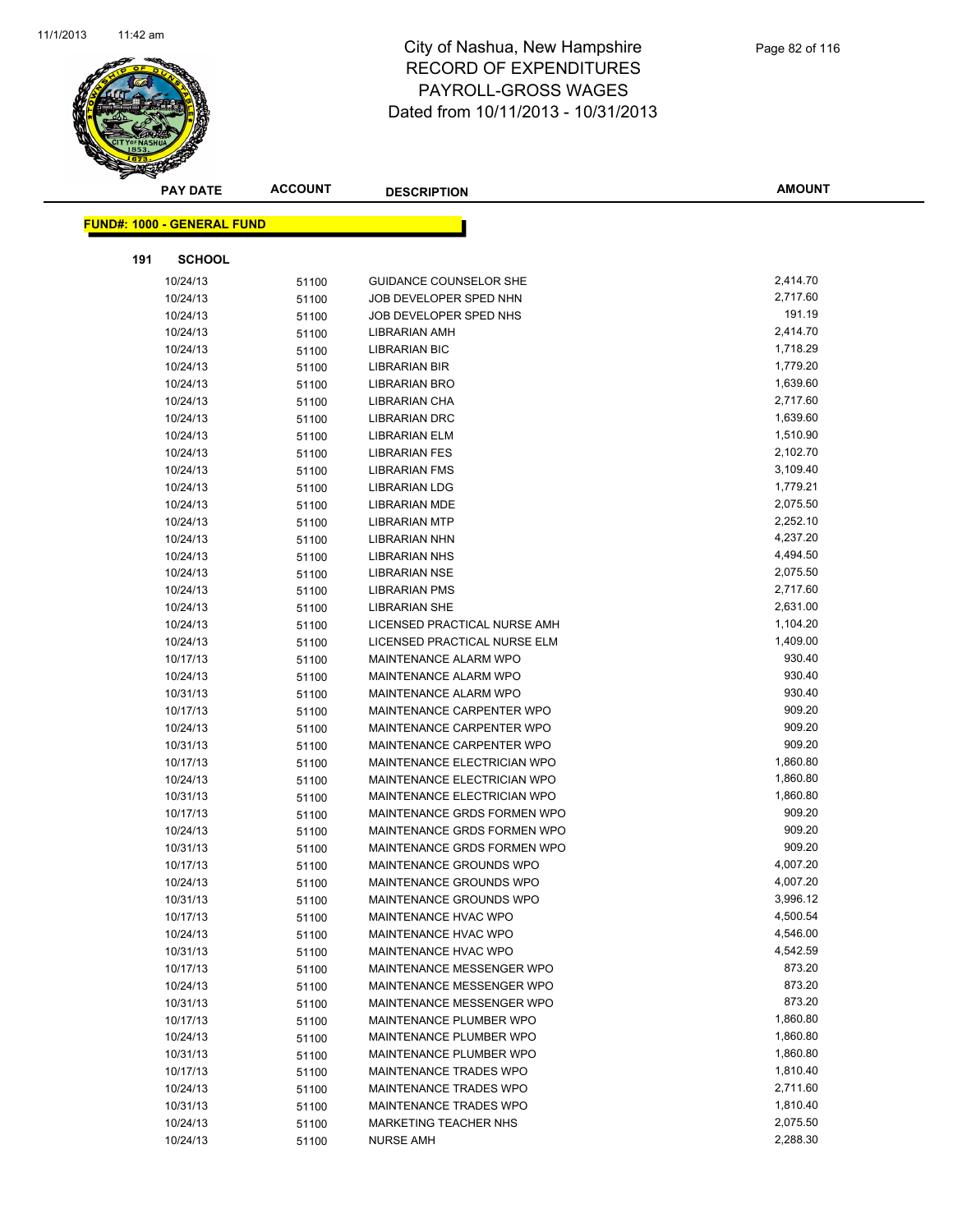# City of Nashua, New Hampshire
## RECORD OF EXPENDITURES
## PAYROLL-GROSS WAGES
## Dated from 10/11/2013 - 10/31/2013

**FUND#: 1000 - GENERAL FUND**

**191 SCHOOL**

| PAY DATE | ACCOUNT | DESCRIPTION | AMOUNT |
|---|---|---|---|
| 10/24/13 | 51100 | GUIDANCE COUNSELOR SHE | 2,414.70 |
| 10/24/13 | 51100 | JOB DEVELOPER SPED NHN | 2,717.60 |
| 10/24/13 | 51100 | JOB DEVELOPER SPED NHS | 191.19 |
| 10/24/13 | 51100 | LIBRARIAN AMH | 2,414.70 |
| 10/24/13 | 51100 | LIBRARIAN BIC | 1,718.29 |
| 10/24/13 | 51100 | LIBRARIAN BIR | 1,779.20 |
| 10/24/13 | 51100 | LIBRARIAN BRO | 1,639.60 |
| 10/24/13 | 51100 | LIBRARIAN CHA | 2,717.60 |
| 10/24/13 | 51100 | LIBRARIAN DRC | 1,639.60 |
| 10/24/13 | 51100 | LIBRARIAN ELM | 1,510.90 |
| 10/24/13 | 51100 | LIBRARIAN FES | 2,102.70 |
| 10/24/13 | 51100 | LIBRARIAN FMS | 3,109.40 |
| 10/24/13 | 51100 | LIBRARIAN LDG | 1,779.21 |
| 10/24/13 | 51100 | LIBRARIAN MDE | 2,075.50 |
| 10/24/13 | 51100 | LIBRARIAN MTP | 2,252.10 |
| 10/24/13 | 51100 | LIBRARIAN NHN | 4,237.20 |
| 10/24/13 | 51100 | LIBRARIAN NHS | 4,494.50 |
| 10/24/13 | 51100 | LIBRARIAN NSE | 2,075.50 |
| 10/24/13 | 51100 | LIBRARIAN PMS | 2,717.60 |
| 10/24/13 | 51100 | LIBRARIAN SHE | 2,631.00 |
| 10/24/13 | 51100 | LICENSED PRACTICAL NURSE AMH | 1,104.20 |
| 10/24/13 | 51100 | LICENSED PRACTICAL NURSE ELM | 1,409.00 |
| 10/17/13 | 51100 | MAINTENANCE ALARM WPO | 930.40 |
| 10/24/13 | 51100 | MAINTENANCE ALARM WPO | 930.40 |
| 10/31/13 | 51100 | MAINTENANCE ALARM WPO | 930.40 |
| 10/17/13 | 51100 | MAINTENANCE CARPENTER WPO | 909.20 |
| 10/24/13 | 51100 | MAINTENANCE CARPENTER WPO | 909.20 |
| 10/31/13 | 51100 | MAINTENANCE CARPENTER WPO | 909.20 |
| 10/17/13 | 51100 | MAINTENANCE ELECTRICIAN WPO | 1,860.80 |
| 10/24/13 | 51100 | MAINTENANCE ELECTRICIAN WPO | 1,860.80 |
| 10/31/13 | 51100 | MAINTENANCE ELECTRICIAN WPO | 1,860.80 |
| 10/17/13 | 51100 | MAINTENANCE GRDS FORMEN WPO | 909.20 |
| 10/24/13 | 51100 | MAINTENANCE GRDS FORMEN WPO | 909.20 |
| 10/31/13 | 51100 | MAINTENANCE GRDS FORMEN WPO | 909.20 |
| 10/17/13 | 51100 | MAINTENANCE GROUNDS WPO | 4,007.20 |
| 10/24/13 | 51100 | MAINTENANCE GROUNDS WPO | 4,007.20 |
| 10/31/13 | 51100 | MAINTENANCE GROUNDS WPO | 3,996.12 |
| 10/17/13 | 51100 | MAINTENANCE HVAC WPO | 4,500.54 |
| 10/24/13 | 51100 | MAINTENANCE HVAC WPO | 4,546.00 |
| 10/31/13 | 51100 | MAINTENANCE HVAC WPO | 4,542.59 |
| 10/17/13 | 51100 | MAINTENANCE MESSENGER WPO | 873.20 |
| 10/24/13 | 51100 | MAINTENANCE MESSENGER WPO | 873.20 |
| 10/31/13 | 51100 | MAINTENANCE MESSENGER WPO | 873.20 |
| 10/17/13 | 51100 | MAINTENANCE PLUMBER WPO | 1,860.80 |
| 10/24/13 | 51100 | MAINTENANCE PLUMBER WPO | 1,860.80 |
| 10/31/13 | 51100 | MAINTENANCE PLUMBER WPO | 1,860.80 |
| 10/17/13 | 51100 | MAINTENANCE TRADES WPO | 1,810.40 |
| 10/24/13 | 51100 | MAINTENANCE TRADES WPO | 2,711.60 |
| 10/31/13 | 51100 | MAINTENANCE TRADES WPO | 1,810.40 |
| 10/24/13 | 51100 | MARKETING TEACHER NHS | 2,075.50 |
| 10/24/13 | 51100 | NURSE AMH | 2,288.30 |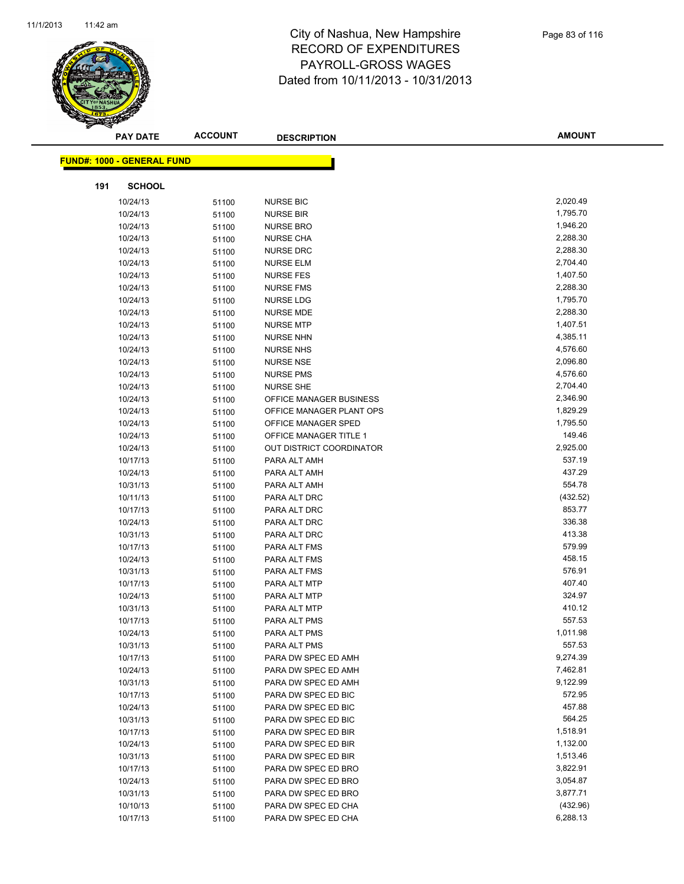# City of Nashua, New Hampshire
## RECORD OF EXPENDITURES
## PAYROLL-GROSS WAGES
## Dated from 10/11/2013 - 10/31/2013

**FUND#: 1000 - GENERAL FUND**

**191 SCHOOL**

| PAY DATE | ACCOUNT | DESCRIPTION | AMOUNT |
|---|---|---|---|
| 10/24/13 | 51100 | NURSE BIC | 2,020.49 |
| 10/24/13 | 51100 | NURSE BIR | 1,795.70 |
| 10/24/13 | 51100 | NURSE BRO | 1,946.20 |
| 10/24/13 | 51100 | NURSE CHA | 2,288.30 |
| 10/24/13 | 51100 | NURSE DRC | 2,288.30 |
| 10/24/13 | 51100 | NURSE ELM | 2,704.40 |
| 10/24/13 | 51100 | NURSE FES | 1,407.50 |
| 10/24/13 | 51100 | NURSE FMS | 2,288.30 |
| 10/24/13 | 51100 | NURSE LDG | 1,795.70 |
| 10/24/13 | 51100 | NURSE MDE | 2,288.30 |
| 10/24/13 | 51100 | NURSE MTP | 1,407.51 |
| 10/24/13 | 51100 | NURSE NHN | 4,385.11 |
| 10/24/13 | 51100 | NURSE NHS | 4,576.60 |
| 10/24/13 | 51100 | NURSE NSE | 2,096.80 |
| 10/24/13 | 51100 | NURSE PMS | 4,576.60 |
| 10/24/13 | 51100 | NURSE SHE | 2,704.40 |
| 10/24/13 | 51100 | OFFICE MANAGER BUSINESS | 2,346.90 |
| 10/24/13 | 51100 | OFFICE MANAGER PLANT OPS | 1,829.29 |
| 10/24/13 | 51100 | OFFICE MANAGER SPED | 1,795.50 |
| 10/24/13 | 51100 | OFFICE MANAGER TITLE 1 | 149.46 |
| 10/24/13 | 51100 | OUT DISTRICT COORDINATOR | 2,925.00 |
| 10/17/13 | 51100 | PARA ALT AMH | 537.19 |
| 10/24/13 | 51100 | PARA ALT AMH | 437.29 |
| 10/31/13 | 51100 | PARA ALT AMH | 554.78 |
| 10/11/13 | 51100 | PARA ALT DRC | (432.52) |
| 10/17/13 | 51100 | PARA ALT DRC | 853.77 |
| 10/24/13 | 51100 | PARA ALT DRC | 336.38 |
| 10/31/13 | 51100 | PARA ALT DRC | 413.38 |
| 10/17/13 | 51100 | PARA ALT FMS | 579.99 |
| 10/24/13 | 51100 | PARA ALT FMS | 458.15 |
| 10/31/13 | 51100 | PARA ALT FMS | 576.91 |
| 10/17/13 | 51100 | PARA ALT MTP | 407.40 |
| 10/24/13 | 51100 | PARA ALT MTP | 324.97 |
| 10/31/13 | 51100 | PARA ALT MTP | 410.12 |
| 10/17/13 | 51100 | PARA ALT PMS | 557.53 |
| 10/24/13 | 51100 | PARA ALT PMS | 1,011.98 |
| 10/31/13 | 51100 | PARA ALT PMS | 557.53 |
| 10/17/13 | 51100 | PARA DW SPEC ED AMH | 9,274.39 |
| 10/24/13 | 51100 | PARA DW SPEC ED AMH | 7,462.81 |
| 10/31/13 | 51100 | PARA DW SPEC ED AMH | 9,122.99 |
| 10/17/13 | 51100 | PARA DW SPEC ED BIC | 572.95 |
| 10/24/13 | 51100 | PARA DW SPEC ED BIC | 457.88 |
| 10/31/13 | 51100 | PARA DW SPEC ED BIC | 564.25 |
| 10/17/13 | 51100 | PARA DW SPEC ED BIR | 1,518.91 |
| 10/24/13 | 51100 | PARA DW SPEC ED BIR | 1,132.00 |
| 10/31/13 | 51100 | PARA DW SPEC ED BIR | 1,513.46 |
| 10/17/13 | 51100 | PARA DW SPEC ED BRO | 3,822.91 |
| 10/24/13 | 51100 | PARA DW SPEC ED BRO | 3,054.87 |
| 10/31/13 | 51100 | PARA DW SPEC ED BRO | 3,877.71 |
| 10/10/13 | 51100 | PARA DW SPEC ED CHA | (432.96) |
| 10/17/13 | 51100 | PARA DW SPEC ED CHA | 6,288.13 |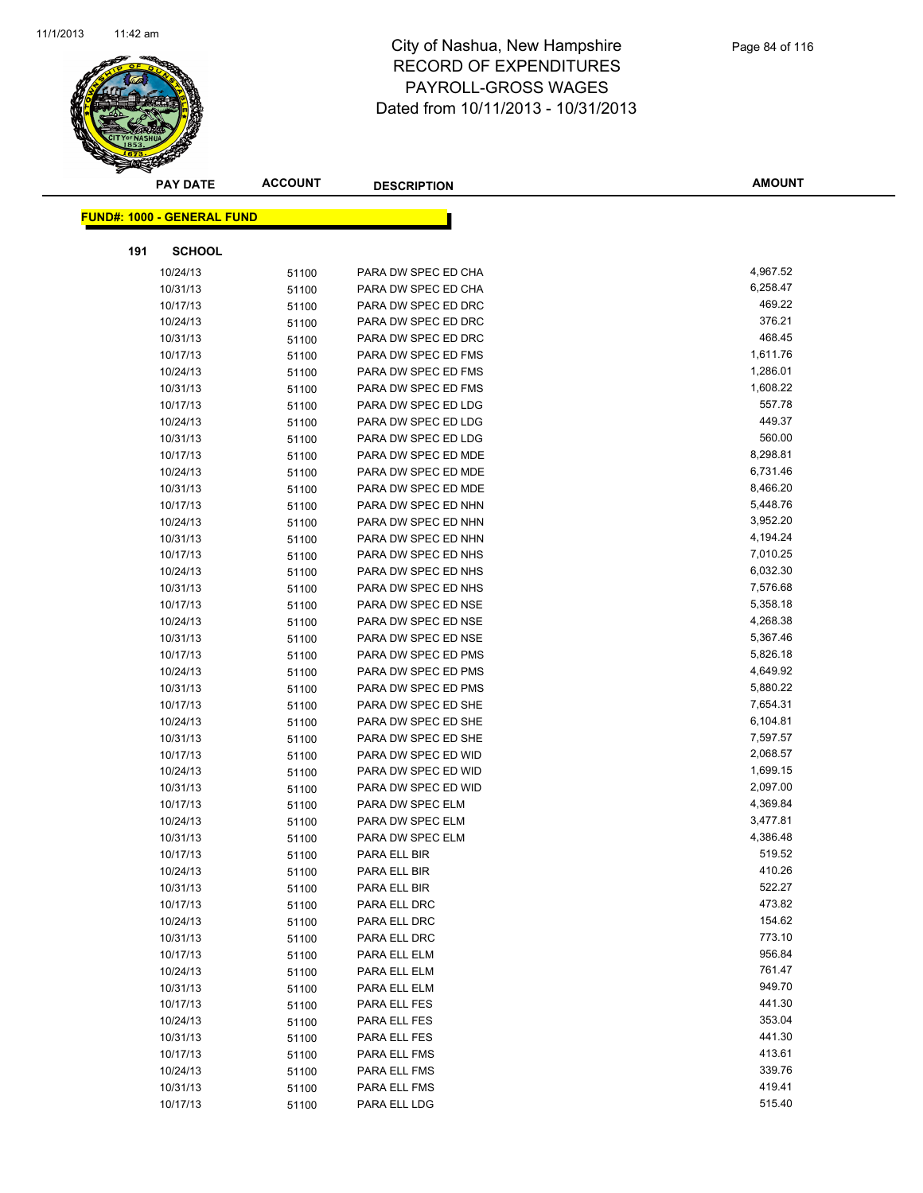# City of Nashua, New Hampshire
# RECORD OF EXPENDITURES
# PAYROLL-GROSS WAGES
# Dated from 10/11/2013 - 10/31/2013

**FUND#: 1000 - GENERAL FUND**

**191 SCHOOL**

| PAY DATE | ACCOUNT | DESCRIPTION | AMOUNT |
|---|---|---|---|
| 10/24/13 | 51100 | PARA DW SPEC ED CHA | 4,967.52 |
| 10/31/13 | 51100 | PARA DW SPEC ED CHA | 6,258.47 |
| 10/17/13 | 51100 | PARA DW SPEC ED DRC | 469.22 |
| 10/24/13 | 51100 | PARA DW SPEC ED DRC | 376.21 |
| 10/31/13 | 51100 | PARA DW SPEC ED DRC | 468.45 |
| 10/17/13 | 51100 | PARA DW SPEC ED FMS | 1,611.76 |
| 10/24/13 | 51100 | PARA DW SPEC ED FMS | 1,286.01 |
| 10/31/13 | 51100 | PARA DW SPEC ED FMS | 1,608.22 |
| 10/17/13 | 51100 | PARA DW SPEC ED LDG | 557.78 |
| 10/24/13 | 51100 | PARA DW SPEC ED LDG | 449.37 |
| 10/31/13 | 51100 | PARA DW SPEC ED LDG | 560.00 |
| 10/17/13 | 51100 | PARA DW SPEC ED MDE | 8,298.81 |
| 10/24/13 | 51100 | PARA DW SPEC ED MDE | 6,731.46 |
| 10/31/13 | 51100 | PARA DW SPEC ED MDE | 8,466.20 |
| 10/17/13 | 51100 | PARA DW SPEC ED NHN | 5,448.76 |
| 10/24/13 | 51100 | PARA DW SPEC ED NHN | 3,952.20 |
| 10/31/13 | 51100 | PARA DW SPEC ED NHN | 4,194.24 |
| 10/17/13 | 51100 | PARA DW SPEC ED NHS | 7,010.25 |
| 10/24/13 | 51100 | PARA DW SPEC ED NHS | 6,032.30 |
| 10/31/13 | 51100 | PARA DW SPEC ED NHS | 7,576.68 |
| 10/17/13 | 51100 | PARA DW SPEC ED NSE | 5,358.18 |
| 10/24/13 | 51100 | PARA DW SPEC ED NSE | 4,268.38 |
| 10/31/13 | 51100 | PARA DW SPEC ED NSE | 5,367.46 |
| 10/17/13 | 51100 | PARA DW SPEC ED PMS | 5,826.18 |
| 10/24/13 | 51100 | PARA DW SPEC ED PMS | 4,649.92 |
| 10/31/13 | 51100 | PARA DW SPEC ED PMS | 5,880.22 |
| 10/17/13 | 51100 | PARA DW SPEC ED SHE | 7,654.31 |
| 10/24/13 | 51100 | PARA DW SPEC ED SHE | 6,104.81 |
| 10/31/13 | 51100 | PARA DW SPEC ED SHE | 7,597.57 |
| 10/17/13 | 51100 | PARA DW SPEC ED WID | 2,068.57 |
| 10/24/13 | 51100 | PARA DW SPEC ED WID | 1,699.15 |
| 10/31/13 | 51100 | PARA DW SPEC ED WID | 2,097.00 |
| 10/17/13 | 51100 | PARA DW SPEC ELM | 4,369.84 |
| 10/24/13 | 51100 | PARA DW SPEC ELM | 3,477.81 |
| 10/31/13 | 51100 | PARA DW SPEC ELM | 4,386.48 |
| 10/17/13 | 51100 | PARA ELL BIR | 519.52 |
| 10/24/13 | 51100 | PARA ELL BIR | 410.26 |
| 10/31/13 | 51100 | PARA ELL BIR | 522.27 |
| 10/17/13 | 51100 | PARA ELL DRC | 473.82 |
| 10/24/13 | 51100 | PARA ELL DRC | 154.62 |
| 10/31/13 | 51100 | PARA ELL DRC | 773.10 |
| 10/17/13 | 51100 | PARA ELL ELM | 956.84 |
| 10/24/13 | 51100 | PARA ELL ELM | 761.47 |
| 10/31/13 | 51100 | PARA ELL ELM | 949.70 |
| 10/17/13 | 51100 | PARA ELL FES | 441.30 |
| 10/24/13 | 51100 | PARA ELL FES | 353.04 |
| 10/31/13 | 51100 | PARA ELL FES | 441.30 |
| 10/17/13 | 51100 | PARA ELL FMS | 413.61 |
| 10/24/13 | 51100 | PARA ELL FMS | 339.76 |
| 10/31/13 | 51100 | PARA ELL FMS | 419.41 |
| 10/17/13 | 51100 | PARA ELL LDG | 515.40 |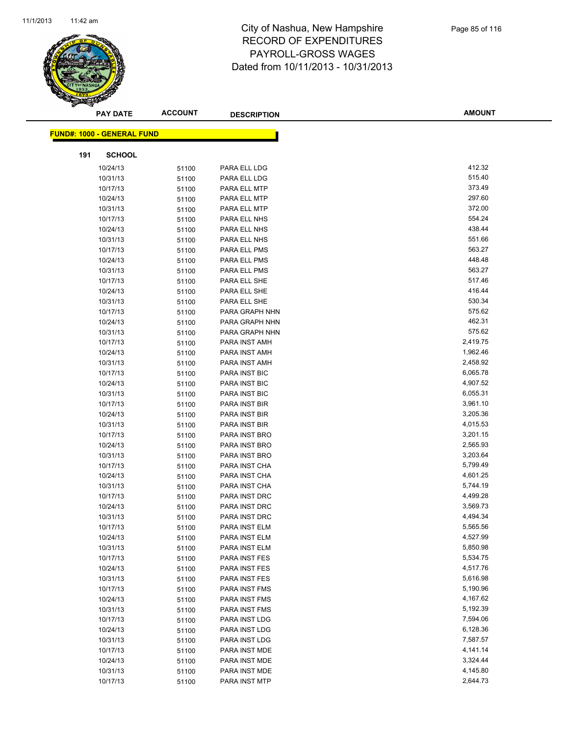# City of Nashua, New Hampshire
## RECORD OF EXPENDITURES
## PAYROLL-GROSS WAGES
## Dated from 10/11/2013 - 10/31/2013

**FUND#: 1000 - GENERAL FUND**

**191 SCHOOL**

| PAY DATE | ACCOUNT | DESCRIPTION | AMOUNT |
|---|---|---|---|
| 10/24/13 | 51100 | PARA ELL LDG | 412.32 |
| 10/31/13 | 51100 | PARA ELL LDG | 515.40 |
| 10/17/13 | 51100 | PARA ELL MTP | 373.49 |
| 10/24/13 | 51100 | PARA ELL MTP | 297.60 |
| 10/31/13 | 51100 | PARA ELL MTP | 372.00 |
| 10/17/13 | 51100 | PARA ELL NHS | 554.24 |
| 10/24/13 | 51100 | PARA ELL NHS | 438.44 |
| 10/31/13 | 51100 | PARA ELL NHS | 551.66 |
| 10/17/13 | 51100 | PARA ELL PMS | 563.27 |
| 10/24/13 | 51100 | PARA ELL PMS | 448.48 |
| 10/31/13 | 51100 | PARA ELL PMS | 563.27 |
| 10/17/13 | 51100 | PARA ELL SHE | 517.46 |
| 10/24/13 | 51100 | PARA ELL SHE | 416.44 |
| 10/31/13 | 51100 | PARA ELL SHE | 530.34 |
| 10/17/13 | 51100 | PARA GRAPH NHN | 575.62 |
| 10/24/13 | 51100 | PARA GRAPH NHN | 462.31 |
| 10/31/13 | 51100 | PARA GRAPH NHN | 575.62 |
| 10/17/13 | 51100 | PARA INST AMH | 2,419.75 |
| 10/24/13 | 51100 | PARA INST AMH | 1,962.46 |
| 10/31/13 | 51100 | PARA INST AMH | 2,458.92 |
| 10/17/13 | 51100 | PARA INST BIC | 6,065.78 |
| 10/24/13 | 51100 | PARA INST BIC | 4,907.52 |
| 10/31/13 | 51100 | PARA INST BIC | 6,055.31 |
| 10/17/13 | 51100 | PARA INST BIR | 3,961.10 |
| 10/24/13 | 51100 | PARA INST BIR | 3,205.36 |
| 10/31/13 | 51100 | PARA INST BIR | 4,015.53 |
| 10/17/13 | 51100 | PARA INST BRO | 3,201.15 |
| 10/24/13 | 51100 | PARA INST BRO | 2,565.93 |
| 10/31/13 | 51100 | PARA INST BRO | 3,203.64 |
| 10/17/13 | 51100 | PARA INST CHA | 5,799.49 |
| 10/24/13 | 51100 | PARA INST CHA | 4,601.25 |
| 10/31/13 | 51100 | PARA INST CHA | 5,744.19 |
| 10/17/13 | 51100 | PARA INST DRC | 4,499.28 |
| 10/24/13 | 51100 | PARA INST DRC | 3,569.73 |
| 10/31/13 | 51100 | PARA INST DRC | 4,494.34 |
| 10/17/13 | 51100 | PARA INST ELM | 5,565.56 |
| 10/24/13 | 51100 | PARA INST ELM | 4,527.99 |
| 10/31/13 | 51100 | PARA INST ELM | 5,850.98 |
| 10/17/13 | 51100 | PARA INST FES | 5,534.75 |
| 10/24/13 | 51100 | PARA INST FES | 4,517.76 |
| 10/31/13 | 51100 | PARA INST FES | 5,616.98 |
| 10/17/13 | 51100 | PARA INST FMS | 5,190.96 |
| 10/24/13 | 51100 | PARA INST FMS | 4,167.62 |
| 10/31/13 | 51100 | PARA INST FMS | 5,192.39 |
| 10/17/13 | 51100 | PARA INST LDG | 7,594.06 |
| 10/24/13 | 51100 | PARA INST LDG | 6,128.36 |
| 10/31/13 | 51100 | PARA INST LDG | 7,587.57 |
| 10/17/13 | 51100 | PARA INST MDE | 4,141.14 |
| 10/24/13 | 51100 | PARA INST MDE | 3,324.44 |
| 10/31/13 | 51100 | PARA INST MDE | 4,145.80 |
| 10/17/13 | 51100 | PARA INST MTP | 2,644.73 |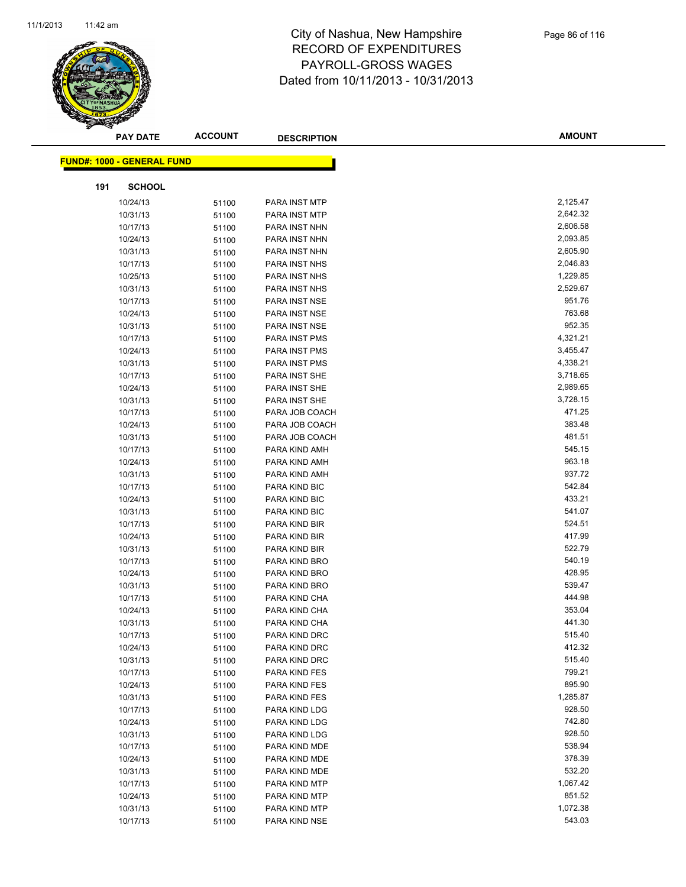# City of Nashua, New Hampshire
## RECORD OF EXPENDITURES
## PAYROLL-GROSS WAGES
## Dated from 10/11/2013 - 10/31/2013

**FUND#: 1000 - GENERAL FUND**

**191 SCHOOL**

| PAY DATE | ACCOUNT | DESCRIPTION | AMOUNT |
|---|---|---|---|
| 10/24/13 | 51100 | PARA INST MTP | 2,125.47 |
| 10/31/13 | 51100 | PARA INST MTP | 2,642.32 |
| 10/17/13 | 51100 | PARA INST NHN | 2,606.58 |
| 10/24/13 | 51100 | PARA INST NHN | 2,093.85 |
| 10/31/13 | 51100 | PARA INST NHN | 2,605.90 |
| 10/17/13 | 51100 | PARA INST NHS | 2,046.83 |
| 10/25/13 | 51100 | PARA INST NHS | 1,229.85 |
| 10/31/13 | 51100 | PARA INST NHS | 2,529.67 |
| 10/17/13 | 51100 | PARA INST NSE | 951.76 |
| 10/24/13 | 51100 | PARA INST NSE | 763.68 |
| 10/31/13 | 51100 | PARA INST NSE | 952.35 |
| 10/17/13 | 51100 | PARA INST PMS | 4,321.21 |
| 10/24/13 | 51100 | PARA INST PMS | 3,455.47 |
| 10/31/13 | 51100 | PARA INST PMS | 4,338.21 |
| 10/17/13 | 51100 | PARA INST SHE | 3,718.65 |
| 10/24/13 | 51100 | PARA INST SHE | 2,989.65 |
| 10/31/13 | 51100 | PARA INST SHE | 3,728.15 |
| 10/17/13 | 51100 | PARA JOB COACH | 471.25 |
| 10/24/13 | 51100 | PARA JOB COACH | 383.48 |
| 10/31/13 | 51100 | PARA JOB COACH | 481.51 |
| 10/17/13 | 51100 | PARA KIND AMH | 545.15 |
| 10/24/13 | 51100 | PARA KIND AMH | 963.18 |
| 10/31/13 | 51100 | PARA KIND AMH | 937.72 |
| 10/17/13 | 51100 | PARA KIND BIC | 542.84 |
| 10/24/13 | 51100 | PARA KIND BIC | 433.21 |
| 10/31/13 | 51100 | PARA KIND BIC | 541.07 |
| 10/17/13 | 51100 | PARA KIND BIR | 524.51 |
| 10/24/13 | 51100 | PARA KIND BIR | 417.99 |
| 10/31/13 | 51100 | PARA KIND BIR | 522.79 |
| 10/17/13 | 51100 | PARA KIND BRO | 540.19 |
| 10/24/13 | 51100 | PARA KIND BRO | 428.95 |
| 10/31/13 | 51100 | PARA KIND BRO | 539.47 |
| 10/17/13 | 51100 | PARA KIND CHA | 444.98 |
| 10/24/13 | 51100 | PARA KIND CHA | 353.04 |
| 10/31/13 | 51100 | PARA KIND CHA | 441.30 |
| 10/17/13 | 51100 | PARA KIND DRC | 515.40 |
| 10/24/13 | 51100 | PARA KIND DRC | 412.32 |
| 10/31/13 | 51100 | PARA KIND DRC | 515.40 |
| 10/17/13 | 51100 | PARA KIND FES | 799.21 |
| 10/24/13 | 51100 | PARA KIND FES | 895.90 |
| 10/31/13 | 51100 | PARA KIND FES | 1,285.87 |
| 10/17/13 | 51100 | PARA KIND LDG | 928.50 |
| 10/24/13 | 51100 | PARA KIND LDG | 742.80 |
| 10/31/13 | 51100 | PARA KIND LDG | 928.50 |
| 10/17/13 | 51100 | PARA KIND MDE | 538.94 |
| 10/24/13 | 51100 | PARA KIND MDE | 378.39 |
| 10/31/13 | 51100 | PARA KIND MDE | 532.20 |
| 10/17/13 | 51100 | PARA KIND MTP | 1,067.42 |
| 10/24/13 | 51100 | PARA KIND MTP | 851.52 |
| 10/31/13 | 51100 | PARA KIND MTP | 1,072.38 |
| 10/17/13 | 51100 | PARA KIND NSE | 543.03 |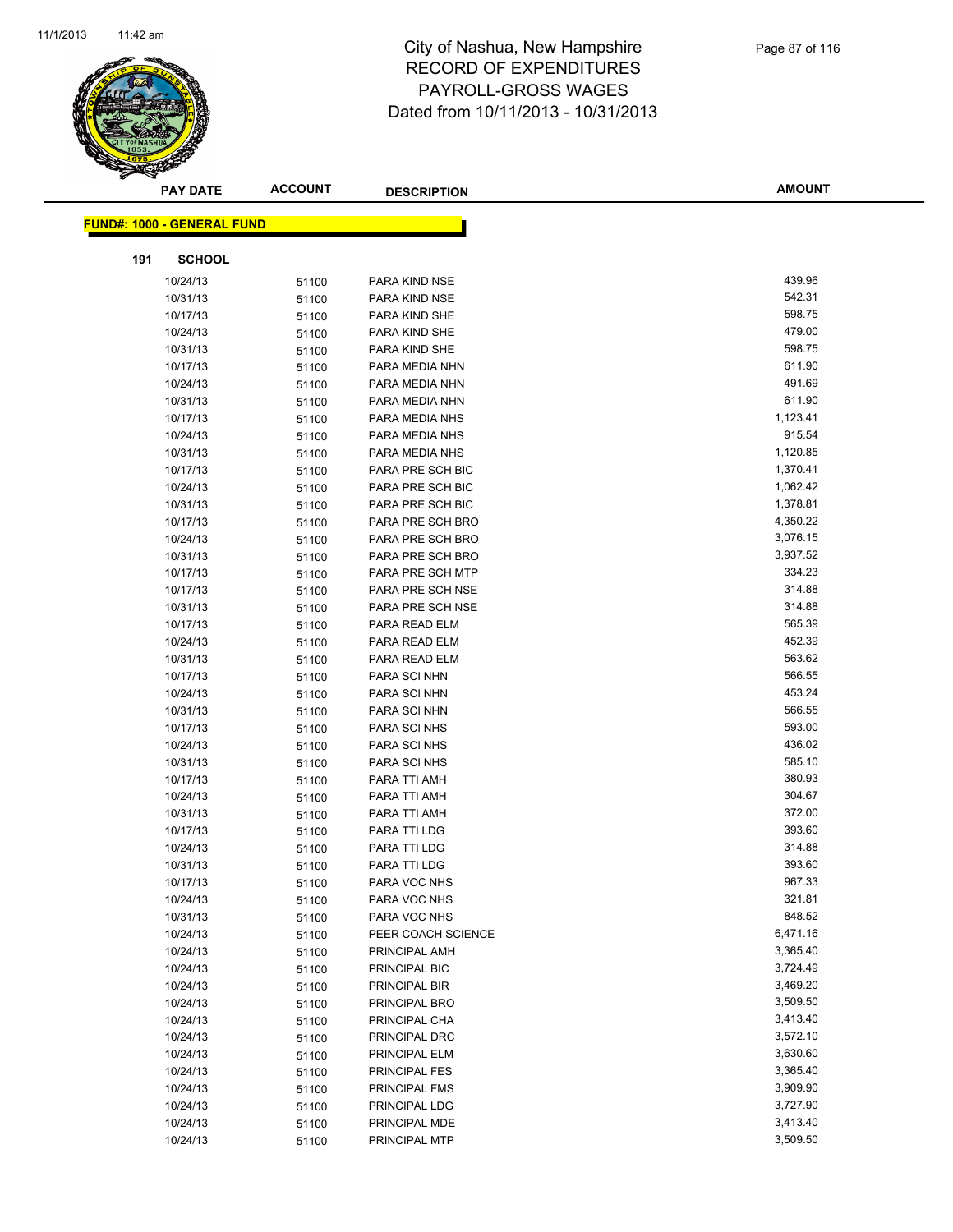# City of Nashua, New Hampshire
# RECORD OF EXPENDITURES
# PAYROLL-GROSS WAGES
# Dated from 10/11/2013 - 10/31/2013

**FUND#: 1000 - GENERAL FUND**

**191 SCHOOL**

| PAY DATE | ACCOUNT | DESCRIPTION | AMOUNT |
|---|---|---|---|
| 10/24/13 | 51100 | PARA KIND NSE | 439.96 |
| 10/31/13 | 51100 | PARA KIND NSE | 542.31 |
| 10/17/13 | 51100 | PARA KIND SHE | 598.75 |
| 10/24/13 | 51100 | PARA KIND SHE | 479.00 |
| 10/31/13 | 51100 | PARA KIND SHE | 598.75 |
| 10/17/13 | 51100 | PARA MEDIA NHN | 611.90 |
| 10/24/13 | 51100 | PARA MEDIA NHN | 491.69 |
| 10/31/13 | 51100 | PARA MEDIA NHN | 611.90 |
| 10/17/13 | 51100 | PARA MEDIA NHS | 1,123.41 |
| 10/24/13 | 51100 | PARA MEDIA NHS | 915.54 |
| 10/31/13 | 51100 | PARA MEDIA NHS | 1,120.85 |
| 10/17/13 | 51100 | PARA PRE SCH BIC | 1,370.41 |
| 10/24/13 | 51100 | PARA PRE SCH BIC | 1,062.42 |
| 10/31/13 | 51100 | PARA PRE SCH BIC | 1,378.81 |
| 10/17/13 | 51100 | PARA PRE SCH BRO | 4,350.22 |
| 10/24/13 | 51100 | PARA PRE SCH BRO | 3,076.15 |
| 10/31/13 | 51100 | PARA PRE SCH BRO | 3,937.52 |
| 10/17/13 | 51100 | PARA PRE SCH MTP | 334.23 |
| 10/17/13 | 51100 | PARA PRE SCH NSE | 314.88 |
| 10/31/13 | 51100 | PARA PRE SCH NSE | 314.88 |
| 10/17/13 | 51100 | PARA READ ELM | 565.39 |
| 10/24/13 | 51100 | PARA READ ELM | 452.39 |
| 10/31/13 | 51100 | PARA READ ELM | 563.62 |
| 10/17/13 | 51100 | PARA SCI NHN | 566.55 |
| 10/24/13 | 51100 | PARA SCI NHN | 453.24 |
| 10/31/13 | 51100 | PARA SCI NHN | 566.55 |
| 10/17/13 | 51100 | PARA SCI NHS | 593.00 |
| 10/24/13 | 51100 | PARA SCI NHS | 436.02 |
| 10/31/13 | 51100 | PARA SCI NHS | 585.10 |
| 10/17/13 | 51100 | PARA TTI AMH | 380.93 |
| 10/24/13 | 51100 | PARA TTI AMH | 304.67 |
| 10/31/13 | 51100 | PARA TTI AMH | 372.00 |
| 10/17/13 | 51100 | PARA TTI LDG | 393.60 |
| 10/24/13 | 51100 | PARA TTI LDG | 314.88 |
| 10/31/13 | 51100 | PARA TTI LDG | 393.60 |
| 10/17/13 | 51100 | PARA VOC NHS | 967.33 |
| 10/24/13 | 51100 | PARA VOC NHS | 321.81 |
| 10/31/13 | 51100 | PARA VOC NHS | 848.52 |
| 10/24/13 | 51100 | PEER COACH SCIENCE | 6,471.16 |
| 10/24/13 | 51100 | PRINCIPAL AMH | 3,365.40 |
| 10/24/13 | 51100 | PRINCIPAL BIC | 3,724.49 |
| 10/24/13 | 51100 | PRINCIPAL BIR | 3,469.20 |
| 10/24/13 | 51100 | PRINCIPAL BRO | 3,509.50 |
| 10/24/13 | 51100 | PRINCIPAL CHA | 3,413.40 |
| 10/24/13 | 51100 | PRINCIPAL DRC | 3,572.10 |
| 10/24/13 | 51100 | PRINCIPAL ELM | 3,630.60 |
| 10/24/13 | 51100 | PRINCIPAL FES | 3,365.40 |
| 10/24/13 | 51100 | PRINCIPAL FMS | 3,909.90 |
| 10/24/13 | 51100 | PRINCIPAL LDG | 3,727.90 |
| 10/24/13 | 51100 | PRINCIPAL MDE | 3,413.40 |
| 10/24/13 | 51100 | PRINCIPAL MTP | 3,509.50 |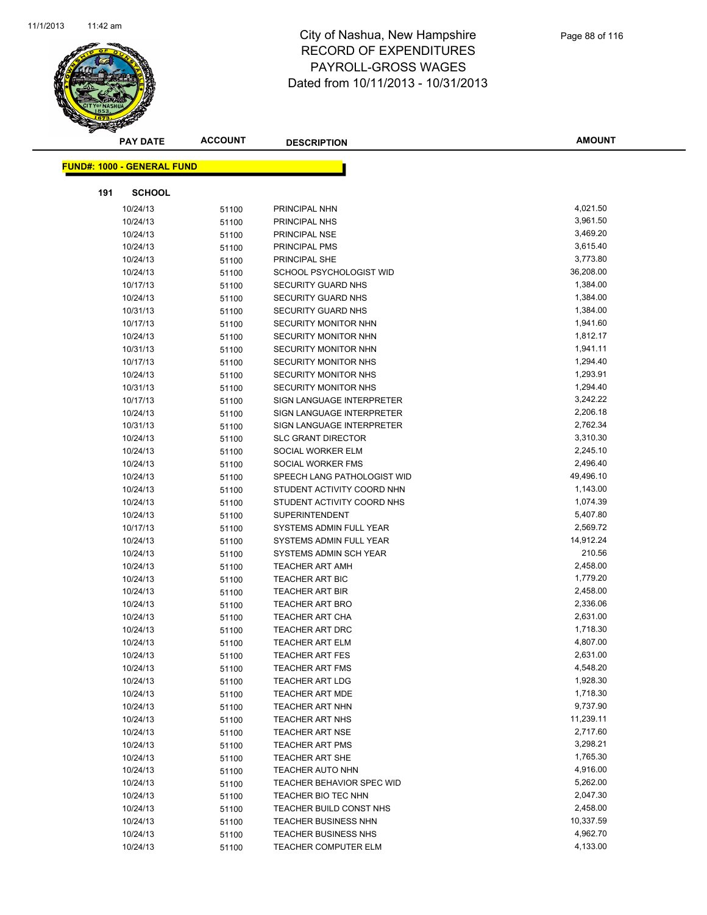# City of Nashua, New Hampshire
## RECORD OF EXPENDITURES
## PAYROLL-GROSS WAGES
## Dated from 10/11/2013 - 10/31/2013

**FUND#: 1000 - GENERAL FUND**

**191 SCHOOL**

| PAY DATE | ACCOUNT | DESCRIPTION | AMOUNT |
|---|---|---|---|
| 10/24/13 | 51100 | PRINCIPAL NHN | 4,021.50 |
| 10/24/13 | 51100 | PRINCIPAL NHS | 3,961.50 |
| 10/24/13 | 51100 | PRINCIPAL NSE | 3,469.20 |
| 10/24/13 | 51100 | PRINCIPAL PMS | 3,615.40 |
| 10/24/13 | 51100 | PRINCIPAL SHE | 3,773.80 |
| 10/24/13 | 51100 | SCHOOL PSYCHOLOGIST WID | 36,208.00 |
| 10/17/13 | 51100 | SECURITY GUARD NHS | 1,384.00 |
| 10/24/13 | 51100 | SECURITY GUARD NHS | 1,384.00 |
| 10/31/13 | 51100 | SECURITY GUARD NHS | 1,384.00 |
| 10/17/13 | 51100 | SECURITY MONITOR NHN | 1,941.60 |
| 10/24/13 | 51100 | SECURITY MONITOR NHN | 1,812.17 |
| 10/31/13 | 51100 | SECURITY MONITOR NHN | 1,941.11 |
| 10/17/13 | 51100 | SECURITY MONITOR NHS | 1,294.40 |
| 10/24/13 | 51100 | SECURITY MONITOR NHS | 1,293.91 |
| 10/31/13 | 51100 | SECURITY MONITOR NHS | 1,294.40 |
| 10/17/13 | 51100 | SIGN LANGUAGE INTERPRETER | 3,242.22 |
| 10/24/13 | 51100 | SIGN LANGUAGE INTERPRETER | 2,206.18 |
| 10/31/13 | 51100 | SIGN LANGUAGE INTERPRETER | 2,762.34 |
| 10/24/13 | 51100 | SLC GRANT DIRECTOR | 3,310.30 |
| 10/24/13 | 51100 | SOCIAL WORKER ELM | 2,245.10 |
| 10/24/13 | 51100 | SOCIAL WORKER FMS | 2,496.40 |
| 10/24/13 | 51100 | SPEECH LANG PATHOLOGIST WID | 49,496.10 |
| 10/24/13 | 51100 | STUDENT ACTIVITY COORD NHN | 1,143.00 |
| 10/24/13 | 51100 | STUDENT ACTIVITY COORD NHS | 1,074.39 |
| 10/24/13 | 51100 | SUPERINTENDENT | 5,407.80 |
| 10/17/13 | 51100 | SYSTEMS ADMIN FULL YEAR | 2,569.72 |
| 10/24/13 | 51100 | SYSTEMS ADMIN FULL YEAR | 14,912.24 |
| 10/24/13 | 51100 | SYSTEMS ADMIN SCH YEAR | 210.56 |
| 10/24/13 | 51100 | TEACHER ART AMH | 2,458.00 |
| 10/24/13 | 51100 | TEACHER ART BIC | 1,779.20 |
| 10/24/13 | 51100 | TEACHER ART BIR | 2,458.00 |
| 10/24/13 | 51100 | TEACHER ART BRO | 2,336.06 |
| 10/24/13 | 51100 | TEACHER ART CHA | 2,631.00 |
| 10/24/13 | 51100 | TEACHER ART DRC | 1,718.30 |
| 10/24/13 | 51100 | TEACHER ART ELM | 4,807.00 |
| 10/24/13 | 51100 | TEACHER ART FES | 2,631.00 |
| 10/24/13 | 51100 | TEACHER ART FMS | 4,548.20 |
| 10/24/13 | 51100 | TEACHER ART LDG | 1,928.30 |
| 10/24/13 | 51100 | TEACHER ART MDE | 1,718.30 |
| 10/24/13 | 51100 | TEACHER ART NHN | 9,737.90 |
| 10/24/13 | 51100 | TEACHER ART NHS | 11,239.11 |
| 10/24/13 | 51100 | TEACHER ART NSE | 2,717.60 |
| 10/24/13 | 51100 | TEACHER ART PMS | 3,298.21 |
| 10/24/13 | 51100 | TEACHER ART SHE | 1,765.30 |
| 10/24/13 | 51100 | TEACHER AUTO NHN | 4,916.00 |
| 10/24/13 | 51100 | TEACHER BEHAVIOR SPEC WID | 5,262.00 |
| 10/24/13 | 51100 | TEACHER BIO TEC NHN | 2,047.30 |
| 10/24/13 | 51100 | TEACHER BUILD CONST NHS | 2,458.00 |
| 10/24/13 | 51100 | TEACHER BUSINESS NHN | 10,337.59 |
| 10/24/13 | 51100 | TEACHER BUSINESS NHS | 4,962.70 |
| 10/24/13 | 51100 | TEACHER COMPUTER ELM | 4,133.00 |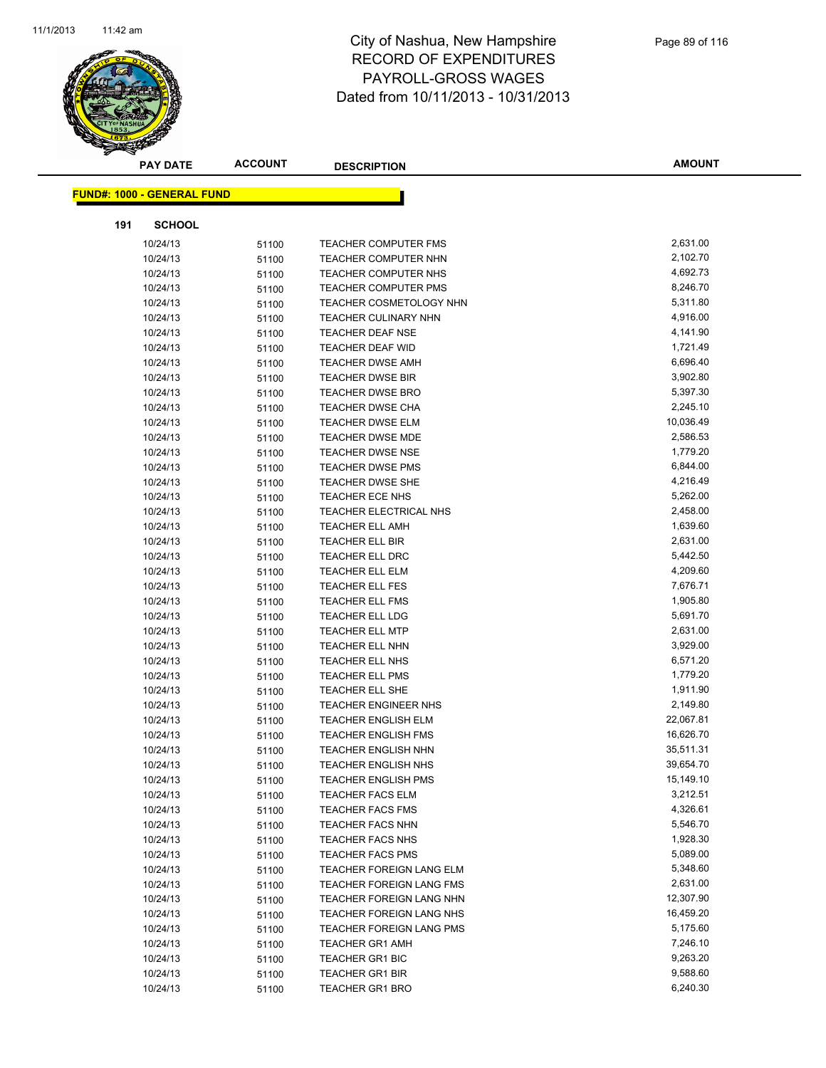# City of Nashua, New Hampshire
## RECORD OF EXPENDITURES
## PAYROLL-GROSS WAGES
## Dated from 10/11/2013 - 10/31/2013

**FUND#: 1000 - GENERAL FUND**

**191 SCHOOL**

| PAY DATE | ACCOUNT | DESCRIPTION | AMOUNT |
|---|---|---|---|
| 10/24/13 | 51100 | TEACHER COMPUTER FMS | 2,631.00 |
| 10/24/13 | 51100 | TEACHER COMPUTER NHN | 2,102.70 |
| 10/24/13 | 51100 | TEACHER COMPUTER NHS | 4,692.73 |
| 10/24/13 | 51100 | TEACHER COMPUTER PMS | 8,246.70 |
| 10/24/13 | 51100 | TEACHER COSMETOLOGY NHN | 5,311.80 |
| 10/24/13 | 51100 | TEACHER CULINARY NHN | 4,916.00 |
| 10/24/13 | 51100 | TEACHER DEAF NSE | 4,141.90 |
| 10/24/13 | 51100 | TEACHER DEAF WID | 1,721.49 |
| 10/24/13 | 51100 | TEACHER DWSE AMH | 6,696.40 |
| 10/24/13 | 51100 | TEACHER DWSE BIR | 3,902.80 |
| 10/24/13 | 51100 | TEACHER DWSE BRO | 5,397.30 |
| 10/24/13 | 51100 | TEACHER DWSE CHA | 2,245.10 |
| 10/24/13 | 51100 | TEACHER DWSE ELM | 10,036.49 |
| 10/24/13 | 51100 | TEACHER DWSE MDE | 2,586.53 |
| 10/24/13 | 51100 | TEACHER DWSE NSE | 1,779.20 |
| 10/24/13 | 51100 | TEACHER DWSE PMS | 6,844.00 |
| 10/24/13 | 51100 | TEACHER DWSE SHE | 4,216.49 |
| 10/24/13 | 51100 | TEACHER ECE NHS | 5,262.00 |
| 10/24/13 | 51100 | TEACHER ELECTRICAL NHS | 2,458.00 |
| 10/24/13 | 51100 | TEACHER ELL AMH | 1,639.60 |
| 10/24/13 | 51100 | TEACHER ELL BIR | 2,631.00 |
| 10/24/13 | 51100 | TEACHER ELL DRC | 5,442.50 |
| 10/24/13 | 51100 | TEACHER ELL ELM | 4,209.60 |
| 10/24/13 | 51100 | TEACHER ELL FES | 7,676.71 |
| 10/24/13 | 51100 | TEACHER ELL FMS | 1,905.80 |
| 10/24/13 | 51100 | TEACHER ELL LDG | 5,691.70 |
| 10/24/13 | 51100 | TEACHER ELL MTP | 2,631.00 |
| 10/24/13 | 51100 | TEACHER ELL NHN | 3,929.00 |
| 10/24/13 | 51100 | TEACHER ELL NHS | 6,571.20 |
| 10/24/13 | 51100 | TEACHER ELL PMS | 1,779.20 |
| 10/24/13 | 51100 | TEACHER ELL SHE | 1,911.90 |
| 10/24/13 | 51100 | TEACHER ENGINEER NHS | 2,149.80 |
| 10/24/13 | 51100 | TEACHER ENGLISH ELM | 22,067.81 |
| 10/24/13 | 51100 | TEACHER ENGLISH FMS | 16,626.70 |
| 10/24/13 | 51100 | TEACHER ENGLISH NHN | 35,511.31 |
| 10/24/13 | 51100 | TEACHER ENGLISH NHS | 39,654.70 |
| 10/24/13 | 51100 | TEACHER ENGLISH PMS | 15,149.10 |
| 10/24/13 | 51100 | TEACHER FACS ELM | 3,212.51 |
| 10/24/13 | 51100 | TEACHER FACS FMS | 4,326.61 |
| 10/24/13 | 51100 | TEACHER FACS NHN | 5,546.70 |
| 10/24/13 | 51100 | TEACHER FACS NHS | 1,928.30 |
| 10/24/13 | 51100 | TEACHER FACS PMS | 5,089.00 |
| 10/24/13 | 51100 | TEACHER FOREIGN LANG ELM | 5,348.60 |
| 10/24/13 | 51100 | TEACHER FOREIGN LANG FMS | 2,631.00 |
| 10/24/13 | 51100 | TEACHER FOREIGN LANG NHN | 12,307.90 |
| 10/24/13 | 51100 | TEACHER FOREIGN LANG NHS | 16,459.20 |
| 10/24/13 | 51100 | TEACHER FOREIGN LANG PMS | 5,175.60 |
| 10/24/13 | 51100 | TEACHER GR1 AMH | 7,246.10 |
| 10/24/13 | 51100 | TEACHER GR1 BIC | 9,263.20 |
| 10/24/13 | 51100 | TEACHER GR1 BIR | 9,588.60 |
| 10/24/13 | 51100 | TEACHER GR1 BRO | 6,240.30 |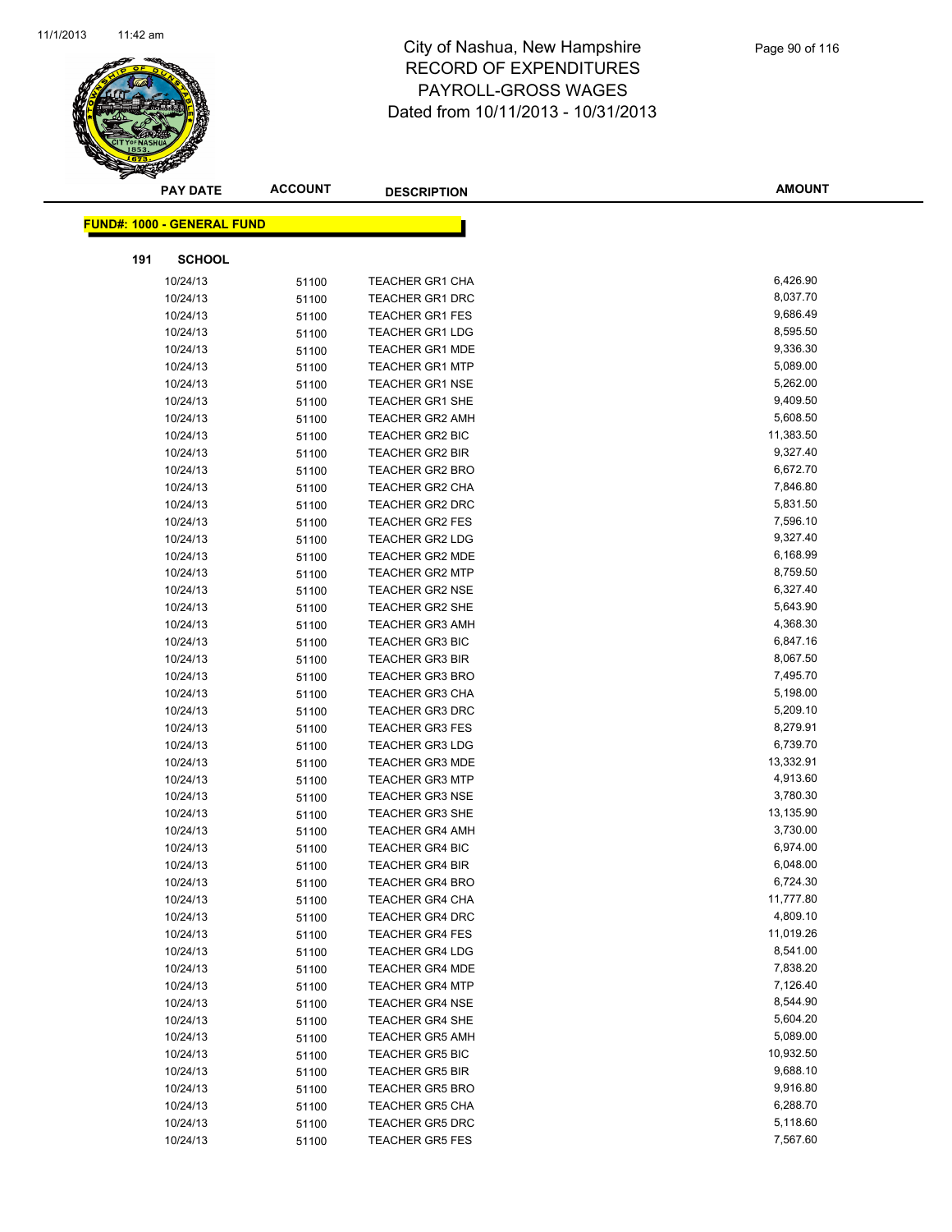# City of Nashua, New Hampshire
## RECORD OF EXPENDITURES
## PAYROLL-GROSS WAGES
## Dated from 10/11/2013 - 10/31/2013

**FUND#: 1000 - GENERAL FUND**

**191 SCHOOL**

| PAY DATE | ACCOUNT | DESCRIPTION | AMOUNT |
|---|---|---|---|
| 10/24/13 | 51100 | TEACHER GR1 CHA | 6,426.90 |
| 10/24/13 | 51100 | TEACHER GR1 DRC | 8,037.70 |
| 10/24/13 | 51100 | TEACHER GR1 FES | 9,686.49 |
| 10/24/13 | 51100 | TEACHER GR1 LDG | 8,595.50 |
| 10/24/13 | 51100 | TEACHER GR1 MDE | 9,336.30 |
| 10/24/13 | 51100 | TEACHER GR1 MTP | 5,089.00 |
| 10/24/13 | 51100 | TEACHER GR1 NSE | 5,262.00 |
| 10/24/13 | 51100 | TEACHER GR1 SHE | 9,409.50 |
| 10/24/13 | 51100 | TEACHER GR2 AMH | 5,608.50 |
| 10/24/13 | 51100 | TEACHER GR2 BIC | 11,383.50 |
| 10/24/13 | 51100 | TEACHER GR2 BIR | 9,327.40 |
| 10/24/13 | 51100 | TEACHER GR2 BRO | 6,672.70 |
| 10/24/13 | 51100 | TEACHER GR2 CHA | 7,846.80 |
| 10/24/13 | 51100 | TEACHER GR2 DRC | 5,831.50 |
| 10/24/13 | 51100 | TEACHER GR2 FES | 7,596.10 |
| 10/24/13 | 51100 | TEACHER GR2 LDG | 9,327.40 |
| 10/24/13 | 51100 | TEACHER GR2 MDE | 6,168.99 |
| 10/24/13 | 51100 | TEACHER GR2 MTP | 8,759.50 |
| 10/24/13 | 51100 | TEACHER GR2 NSE | 6,327.40 |
| 10/24/13 | 51100 | TEACHER GR2 SHE | 5,643.90 |
| 10/24/13 | 51100 | TEACHER GR3 AMH | 4,368.30 |
| 10/24/13 | 51100 | TEACHER GR3 BIC | 6,847.16 |
| 10/24/13 | 51100 | TEACHER GR3 BIR | 8,067.50 |
| 10/24/13 | 51100 | TEACHER GR3 BRO | 7,495.70 |
| 10/24/13 | 51100 | TEACHER GR3 CHA | 5,198.00 |
| 10/24/13 | 51100 | TEACHER GR3 DRC | 5,209.10 |
| 10/24/13 | 51100 | TEACHER GR3 FES | 8,279.91 |
| 10/24/13 | 51100 | TEACHER GR3 LDG | 6,739.70 |
| 10/24/13 | 51100 | TEACHER GR3 MDE | 13,332.91 |
| 10/24/13 | 51100 | TEACHER GR3 MTP | 4,913.60 |
| 10/24/13 | 51100 | TEACHER GR3 NSE | 3,780.30 |
| 10/24/13 | 51100 | TEACHER GR3 SHE | 13,135.90 |
| 10/24/13 | 51100 | TEACHER GR4 AMH | 3,730.00 |
| 10/24/13 | 51100 | TEACHER GR4 BIC | 6,974.00 |
| 10/24/13 | 51100 | TEACHER GR4 BIR | 6,048.00 |
| 10/24/13 | 51100 | TEACHER GR4 BRO | 6,724.30 |
| 10/24/13 | 51100 | TEACHER GR4 CHA | 11,777.80 |
| 10/24/13 | 51100 | TEACHER GR4 DRC | 4,809.10 |
| 10/24/13 | 51100 | TEACHER GR4 FES | 11,019.26 |
| 10/24/13 | 51100 | TEACHER GR4 LDG | 8,541.00 |
| 10/24/13 | 51100 | TEACHER GR4 MDE | 7,838.20 |
| 10/24/13 | 51100 | TEACHER GR4 MTP | 7,126.40 |
| 10/24/13 | 51100 | TEACHER GR4 NSE | 8,544.90 |
| 10/24/13 | 51100 | TEACHER GR4 SHE | 5,604.20 |
| 10/24/13 | 51100 | TEACHER GR5 AMH | 5,089.00 |
| 10/24/13 | 51100 | TEACHER GR5 BIC | 10,932.50 |
| 10/24/13 | 51100 | TEACHER GR5 BIR | 9,688.10 |
| 10/24/13 | 51100 | TEACHER GR5 BRO | 9,916.80 |
| 10/24/13 | 51100 | TEACHER GR5 CHA | 6,288.70 |
| 10/24/13 | 51100 | TEACHER GR5 DRC | 5,118.60 |
| 10/24/13 | 51100 | TEACHER GR5 FES | 7,567.60 |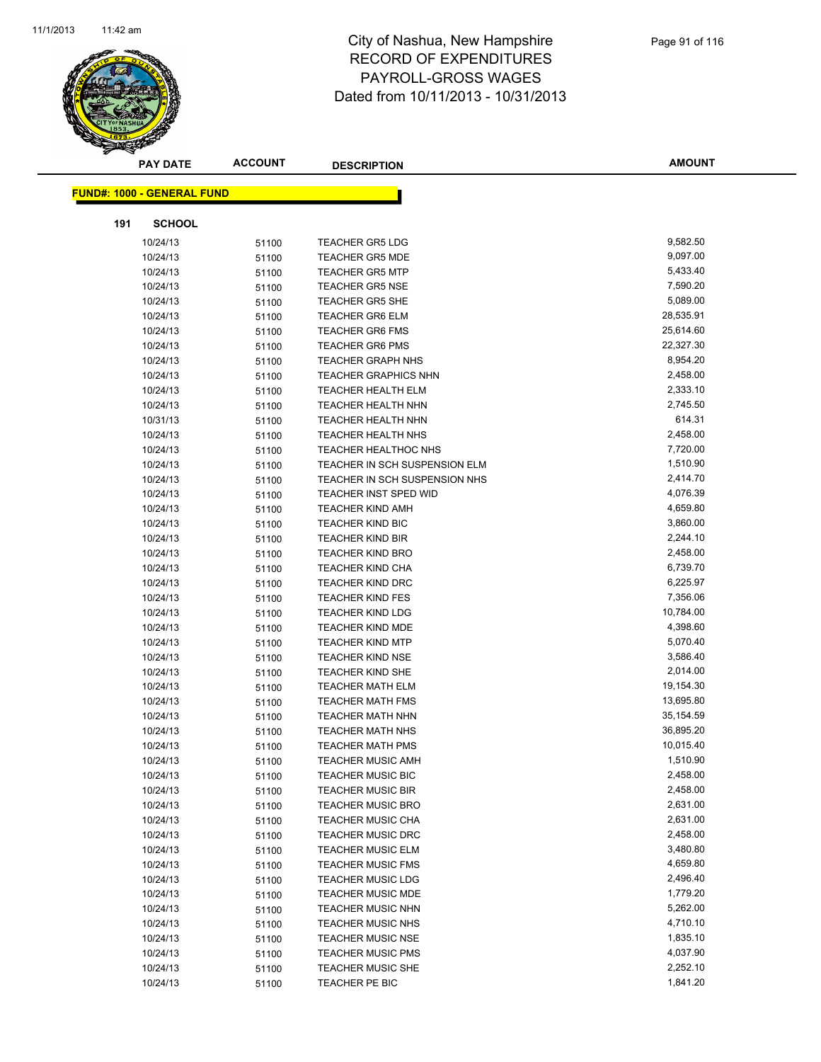# City of Nashua, New Hampshire
# RECORD OF EXPENDITURES
# PAYROLL-GROSS WAGES
# Dated from 10/11/2013 - 10/31/2013

**FUND#: 1000 - GENERAL FUND**

**191 SCHOOL**

| PAY DATE | ACCOUNT | DESCRIPTION | AMOUNT |
|---|---|---|---|
| 10/24/13 | 51100 | TEACHER GR5 LDG | 9,582.50 |
| 10/24/13 | 51100 | TEACHER GR5 MDE | 9,097.00 |
| 10/24/13 | 51100 | TEACHER GR5 MTP | 5,433.40 |
| 10/24/13 | 51100 | TEACHER GR5 NSE | 7,590.20 |
| 10/24/13 | 51100 | TEACHER GR5 SHE | 5,089.00 |
| 10/24/13 | 51100 | TEACHER GR6 ELM | 28,535.91 |
| 10/24/13 | 51100 | TEACHER GR6 FMS | 25,614.60 |
| 10/24/13 | 51100 | TEACHER GR6 PMS | 22,327.30 |
| 10/24/13 | 51100 | TEACHER GRAPH NHS | 8,954.20 |
| 10/24/13 | 51100 | TEACHER GRAPHICS NHN | 2,458.00 |
| 10/24/13 | 51100 | TEACHER HEALTH ELM | 2,333.10 |
| 10/24/13 | 51100 | TEACHER HEALTH NHN | 2,745.50 |
| 10/31/13 | 51100 | TEACHER HEALTH NHN | 614.31 |
| 10/24/13 | 51100 | TEACHER HEALTH NHS | 2,458.00 |
| 10/24/13 | 51100 | TEACHER HEALTHOC NHS | 7,720.00 |
| 10/24/13 | 51100 | TEACHER IN SCH SUSPENSION ELM | 1,510.90 |
| 10/24/13 | 51100 | TEACHER IN SCH SUSPENSION NHS | 2,414.70 |
| 10/24/13 | 51100 | TEACHER INST SPED WID | 4,076.39 |
| 10/24/13 | 51100 | TEACHER KIND AMH | 4,659.80 |
| 10/24/13 | 51100 | TEACHER KIND BIC | 3,860.00 |
| 10/24/13 | 51100 | TEACHER KIND BIR | 2,244.10 |
| 10/24/13 | 51100 | TEACHER KIND BRO | 2,458.00 |
| 10/24/13 | 51100 | TEACHER KIND CHA | 6,739.70 |
| 10/24/13 | 51100 | TEACHER KIND DRC | 6,225.97 |
| 10/24/13 | 51100 | TEACHER KIND FES | 7,356.06 |
| 10/24/13 | 51100 | TEACHER KIND LDG | 10,784.00 |
| 10/24/13 | 51100 | TEACHER KIND MDE | 4,398.60 |
| 10/24/13 | 51100 | TEACHER KIND MTP | 5,070.40 |
| 10/24/13 | 51100 | TEACHER KIND NSE | 3,586.40 |
| 10/24/13 | 51100 | TEACHER KIND SHE | 2,014.00 |
| 10/24/13 | 51100 | TEACHER MATH ELM | 19,154.30 |
| 10/24/13 | 51100 | TEACHER MATH FMS | 13,695.80 |
| 10/24/13 | 51100 | TEACHER MATH NHN | 35,154.59 |
| 10/24/13 | 51100 | TEACHER MATH NHS | 36,895.20 |
| 10/24/13 | 51100 | TEACHER MATH PMS | 10,015.40 |
| 10/24/13 | 51100 | TEACHER MUSIC AMH | 1,510.90 |
| 10/24/13 | 51100 | TEACHER MUSIC BIC | 2,458.00 |
| 10/24/13 | 51100 | TEACHER MUSIC BIR | 2,458.00 |
| 10/24/13 | 51100 | TEACHER MUSIC BRO | 2,631.00 |
| 10/24/13 | 51100 | TEACHER MUSIC CHA | 2,631.00 |
| 10/24/13 | 51100 | TEACHER MUSIC DRC | 2,458.00 |
| 10/24/13 | 51100 | TEACHER MUSIC ELM | 3,480.80 |
| 10/24/13 | 51100 | TEACHER MUSIC FMS | 4,659.80 |
| 10/24/13 | 51100 | TEACHER MUSIC LDG | 2,496.40 |
| 10/24/13 | 51100 | TEACHER MUSIC MDE | 1,779.20 |
| 10/24/13 | 51100 | TEACHER MUSIC NHN | 5,262.00 |
| 10/24/13 | 51100 | TEACHER MUSIC NHS | 4,710.10 |
| 10/24/13 | 51100 | TEACHER MUSIC NSE | 1,835.10 |
| 10/24/13 | 51100 | TEACHER MUSIC PMS | 4,037.90 |
| 10/24/13 | 51100 | TEACHER MUSIC SHE | 2,252.10 |
| 10/24/13 | 51100 | TEACHER PE BIC | 1,841.20 |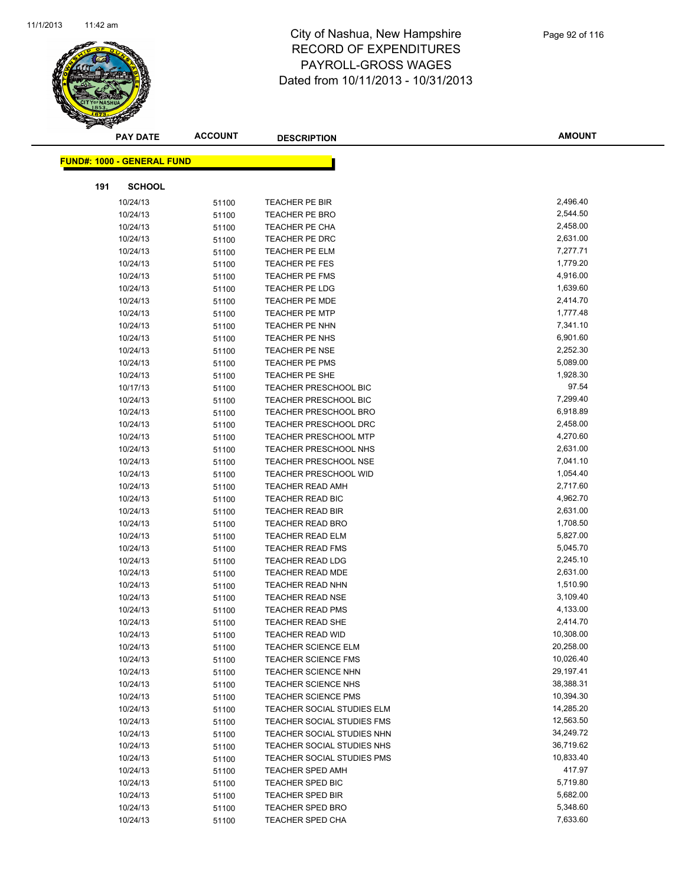# City of Nashua, New Hampshire
# RECORD OF EXPENDITURES
# PAYROLL-GROSS WAGES
# Dated from 10/11/2013 - 10/31/2013

**FUND#: 1000 - GENERAL FUND**

**191 SCHOOL**

| PAY DATE | ACCOUNT | DESCRIPTION | AMOUNT |
|---|---|---|---|
| 10/24/13 | 51100 | TEACHER PE BIR | 2,496.40 |
| 10/24/13 | 51100 | TEACHER PE BRO | 2,544.50 |
| 10/24/13 | 51100 | TEACHER PE CHA | 2,458.00 |
| 10/24/13 | 51100 | TEACHER PE DRC | 2,631.00 |
| 10/24/13 | 51100 | TEACHER PE ELM | 7,277.71 |
| 10/24/13 | 51100 | TEACHER PE FES | 1,779.20 |
| 10/24/13 | 51100 | TEACHER PE FMS | 4,916.00 |
| 10/24/13 | 51100 | TEACHER PE LDG | 1,639.60 |
| 10/24/13 | 51100 | TEACHER PE MDE | 2,414.70 |
| 10/24/13 | 51100 | TEACHER PE MTP | 1,777.48 |
| 10/24/13 | 51100 | TEACHER PE NHN | 7,341.10 |
| 10/24/13 | 51100 | TEACHER PE NHS | 6,901.60 |
| 10/24/13 | 51100 | TEACHER PE NSE | 2,252.30 |
| 10/24/13 | 51100 | TEACHER PE PMS | 5,089.00 |
| 10/24/13 | 51100 | TEACHER PE SHE | 1,928.30 |
| 10/17/13 | 51100 | TEACHER PRESCHOOL BIC | 97.54 |
| 10/24/13 | 51100 | TEACHER PRESCHOOL BIC | 7,299.40 |
| 10/24/13 | 51100 | TEACHER PRESCHOOL BRO | 6,918.89 |
| 10/24/13 | 51100 | TEACHER PRESCHOOL DRC | 2,458.00 |
| 10/24/13 | 51100 | TEACHER PRESCHOOL MTP | 4,270.60 |
| 10/24/13 | 51100 | TEACHER PRESCHOOL NHS | 2,631.00 |
| 10/24/13 | 51100 | TEACHER PRESCHOOL NSE | 7,041.10 |
| 10/24/13 | 51100 | TEACHER PRESCHOOL WID | 1,054.40 |
| 10/24/13 | 51100 | TEACHER READ AMH | 2,717.60 |
| 10/24/13 | 51100 | TEACHER READ BIC | 4,962.70 |
| 10/24/13 | 51100 | TEACHER READ BIR | 2,631.00 |
| 10/24/13 | 51100 | TEACHER READ BRO | 1,708.50 |
| 10/24/13 | 51100 | TEACHER READ ELM | 5,827.00 |
| 10/24/13 | 51100 | TEACHER READ FMS | 5,045.70 |
| 10/24/13 | 51100 | TEACHER READ LDG | 2,245.10 |
| 10/24/13 | 51100 | TEACHER READ MDE | 2,631.00 |
| 10/24/13 | 51100 | TEACHER READ NHN | 1,510.90 |
| 10/24/13 | 51100 | TEACHER READ NSE | 3,109.40 |
| 10/24/13 | 51100 | TEACHER READ PMS | 4,133.00 |
| 10/24/13 | 51100 | TEACHER READ SHE | 2,414.70 |
| 10/24/13 | 51100 | TEACHER READ WID | 10,308.00 |
| 10/24/13 | 51100 | TEACHER SCIENCE ELM | 20,258.00 |
| 10/24/13 | 51100 | TEACHER SCIENCE FMS | 10,026.40 |
| 10/24/13 | 51100 | TEACHER SCIENCE NHN | 29,197.41 |
| 10/24/13 | 51100 | TEACHER SCIENCE NHS | 38,388.31 |
| 10/24/13 | 51100 | TEACHER SCIENCE PMS | 10,394.30 |
| 10/24/13 | 51100 | TEACHER SOCIAL STUDIES ELM | 14,285.20 |
| 10/24/13 | 51100 | TEACHER SOCIAL STUDIES FMS | 12,563.50 |
| 10/24/13 | 51100 | TEACHER SOCIAL STUDIES NHN | 34,249.72 |
| 10/24/13 | 51100 | TEACHER SOCIAL STUDIES NHS | 36,719.62 |
| 10/24/13 | 51100 | TEACHER SOCIAL STUDIES PMS | 10,833.40 |
| 10/24/13 | 51100 | TEACHER SPED AMH | 417.97 |
| 10/24/13 | 51100 | TEACHER SPED BIC | 5,719.80 |
| 10/24/13 | 51100 | TEACHER SPED BIR | 5,682.00 |
| 10/24/13 | 51100 | TEACHER SPED BRO | 5,348.60 |
| 10/24/13 | 51100 | TEACHER SPED CHA | 7,633.60 |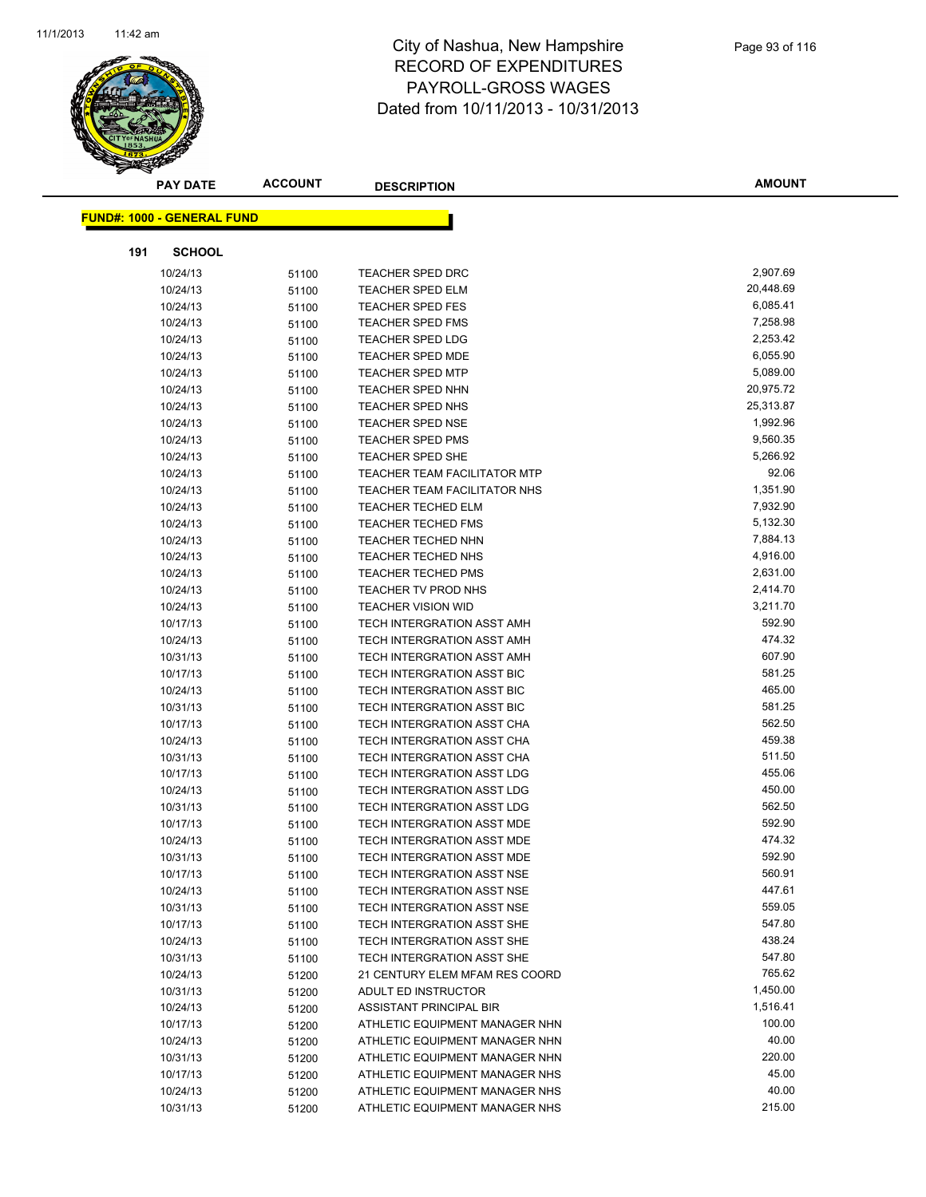# City of Nashua, New Hampshire
## RECORD OF EXPENDITURES
## PAYROLL-GROSS WAGES
## Dated from 10/11/2013 - 10/31/2013

| PAY DATE | ACCOUNT | DESCRIPTION | AMOUNT |
|---|---|---|---|

**FUND#: 1000 - GENERAL FUND**

**191 SCHOOL**

| PAY DATE | ACCOUNT | DESCRIPTION | AMOUNT |
|---|---|---|---|
| 10/24/13 | 51100 | TEACHER SPED DRC | 2,907.69 |
| 10/24/13 | 51100 | TEACHER SPED ELM | 20,448.69 |
| 10/24/13 | 51100 | TEACHER SPED FES | 6,085.41 |
| 10/24/13 | 51100 | TEACHER SPED FMS | 7,258.98 |
| 10/24/13 | 51100 | TEACHER SPED LDG | 2,253.42 |
| 10/24/13 | 51100 | TEACHER SPED MDE | 6,055.90 |
| 10/24/13 | 51100 | TEACHER SPED MTP | 5,089.00 |
| 10/24/13 | 51100 | TEACHER SPED NHN | 20,975.72 |
| 10/24/13 | 51100 | TEACHER SPED NHS | 25,313.87 |
| 10/24/13 | 51100 | TEACHER SPED NSE | 1,992.96 |
| 10/24/13 | 51100 | TEACHER SPED PMS | 9,560.35 |
| 10/24/13 | 51100 | TEACHER SPED SHE | 5,266.92 |
| 10/24/13 | 51100 | TEACHER TEAM FACILITATOR MTP | 92.06 |
| 10/24/13 | 51100 | TEACHER TEAM FACILITATOR NHS | 1,351.90 |
| 10/24/13 | 51100 | TEACHER TECHED ELM | 7,932.90 |
| 10/24/13 | 51100 | TEACHER TECHED FMS | 5,132.30 |
| 10/24/13 | 51100 | TEACHER TECHED NHN | 7,884.13 |
| 10/24/13 | 51100 | TEACHER TECHED NHS | 4,916.00 |
| 10/24/13 | 51100 | TEACHER TECHED PMS | 2,631.00 |
| 10/24/13 | 51100 | TEACHER TV PROD NHS | 2,414.70 |
| 10/24/13 | 51100 | TEACHER VISION WID | 3,211.70 |
| 10/17/13 | 51100 | TECH INTERGRATION ASST AMH | 592.90 |
| 10/24/13 | 51100 | TECH INTERGRATION ASST AMH | 474.32 |
| 10/31/13 | 51100 | TECH INTERGRATION ASST AMH | 607.90 |
| 10/17/13 | 51100 | TECH INTERGRATION ASST BIC | 581.25 |
| 10/24/13 | 51100 | TECH INTERGRATION ASST BIC | 465.00 |
| 10/31/13 | 51100 | TECH INTERGRATION ASST BIC | 581.25 |
| 10/17/13 | 51100 | TECH INTERGRATION ASST CHA | 562.50 |
| 10/24/13 | 51100 | TECH INTERGRATION ASST CHA | 459.38 |
| 10/31/13 | 51100 | TECH INTERGRATION ASST CHA | 511.50 |
| 10/17/13 | 51100 | TECH INTERGRATION ASST LDG | 455.06 |
| 10/24/13 | 51100 | TECH INTERGRATION ASST LDG | 450.00 |
| 10/31/13 | 51100 | TECH INTERGRATION ASST LDG | 562.50 |
| 10/17/13 | 51100 | TECH INTERGRATION ASST MDE | 592.90 |
| 10/24/13 | 51100 | TECH INTERGRATION ASST MDE | 474.32 |
| 10/31/13 | 51100 | TECH INTERGRATION ASST MDE | 592.90 |
| 10/17/13 | 51100 | TECH INTERGRATION ASST NSE | 560.91 |
| 10/24/13 | 51100 | TECH INTERGRATION ASST NSE | 447.61 |
| 10/31/13 | 51100 | TECH INTERGRATION ASST NSE | 559.05 |
| 10/17/13 | 51100 | TECH INTERGRATION ASST SHE | 547.80 |
| 10/24/13 | 51100 | TECH INTERGRATION ASST SHE | 438.24 |
| 10/31/13 | 51100 | TECH INTERGRATION ASST SHE | 547.80 |
| 10/24/13 | 51200 | 21 CENTURY ELEM MFAM RES COORD | 765.62 |
| 10/31/13 | 51200 | ADULT ED INSTRUCTOR | 1,450.00 |
| 10/24/13 | 51200 | ASSISTANT PRINCIPAL BIR | 1,516.41 |
| 10/17/13 | 51200 | ATHLETIC EQUIPMENT MANAGER NHN | 100.00 |
| 10/24/13 | 51200 | ATHLETIC EQUIPMENT MANAGER NHN | 40.00 |
| 10/31/13 | 51200 | ATHLETIC EQUIPMENT MANAGER NHN | 220.00 |
| 10/17/13 | 51200 | ATHLETIC EQUIPMENT MANAGER NHS | 45.00 |
| 10/24/13 | 51200 | ATHLETIC EQUIPMENT MANAGER NHS | 40.00 |
| 10/31/13 | 51200 | ATHLETIC EQUIPMENT MANAGER NHS | 215.00 |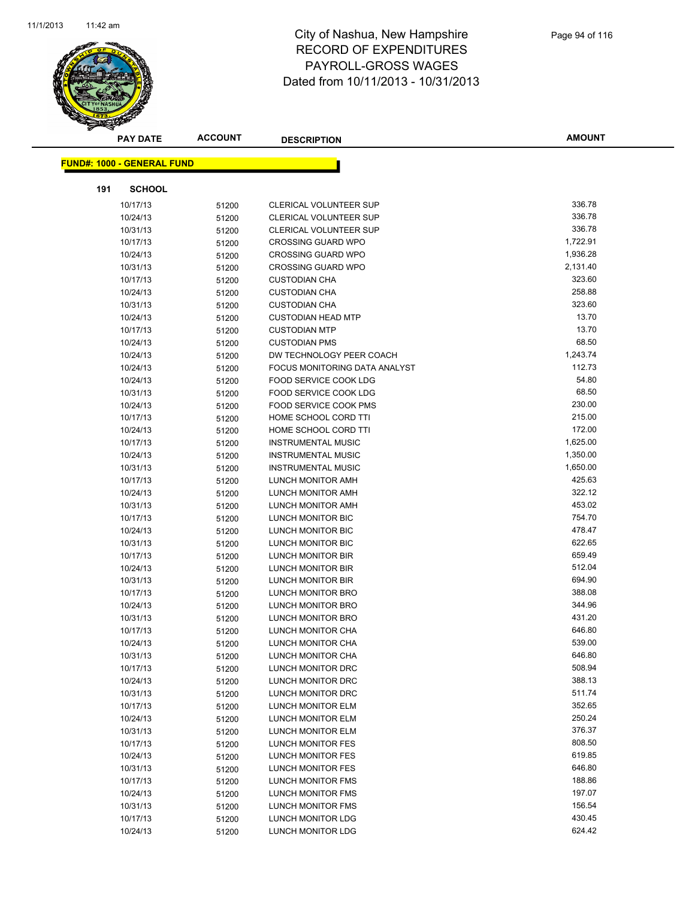# City of Nashua, New Hampshire
## RECORD OF EXPENDITURES
## PAYROLL-GROSS WAGES
## Dated from 10/11/2013 - 10/31/2013

**FUND#: 1000 - GENERAL FUND**

**191 SCHOOL**

| PAY DATE | ACCOUNT | DESCRIPTION | AMOUNT |
|---|---|---|---|
| 10/17/13 | 51200 | CLERICAL VOLUNTEER SUP | 336.78 |
| 10/24/13 | 51200 | CLERICAL VOLUNTEER SUP | 336.78 |
| 10/31/13 | 51200 | CLERICAL VOLUNTEER SUP | 336.78 |
| 10/17/13 | 51200 | CROSSING GUARD WPO | 1,722.91 |
| 10/24/13 | 51200 | CROSSING GUARD WPO | 1,936.28 |
| 10/31/13 | 51200 | CROSSING GUARD WPO | 2,131.40 |
| 10/17/13 | 51200 | CUSTODIAN CHA | 323.60 |
| 10/24/13 | 51200 | CUSTODIAN CHA | 258.88 |
| 10/31/13 | 51200 | CUSTODIAN CHA | 323.60 |
| 10/24/13 | 51200 | CUSTODIAN HEAD MTP | 13.70 |
| 10/17/13 | 51200 | CUSTODIAN MTP | 13.70 |
| 10/24/13 | 51200 | CUSTODIAN PMS | 68.50 |
| 10/24/13 | 51200 | DW TECHNOLOGY PEER COACH | 1,243.74 |
| 10/24/13 | 51200 | FOCUS MONITORING DATA ANALYST | 112.73 |
| 10/24/13 | 51200 | FOOD SERVICE COOK LDG | 54.80 |
| 10/31/13 | 51200 | FOOD SERVICE COOK LDG | 68.50 |
| 10/24/13 | 51200 | FOOD SERVICE COOK PMS | 230.00 |
| 10/17/13 | 51200 | HOME SCHOOL CORD TTI | 215.00 |
| 10/24/13 | 51200 | HOME SCHOOL CORD TTI | 172.00 |
| 10/17/13 | 51200 | INSTRUMENTAL MUSIC | 1,625.00 |
| 10/24/13 | 51200 | INSTRUMENTAL MUSIC | 1,350.00 |
| 10/31/13 | 51200 | INSTRUMENTAL MUSIC | 1,650.00 |
| 10/17/13 | 51200 | LUNCH MONITOR AMH | 425.63 |
| 10/24/13 | 51200 | LUNCH MONITOR AMH | 322.12 |
| 10/31/13 | 51200 | LUNCH MONITOR AMH | 453.02 |
| 10/17/13 | 51200 | LUNCH MONITOR BIC | 754.70 |
| 10/24/13 | 51200 | LUNCH MONITOR BIC | 478.47 |
| 10/31/13 | 51200 | LUNCH MONITOR BIC | 622.65 |
| 10/17/13 | 51200 | LUNCH MONITOR BIR | 659.49 |
| 10/24/13 | 51200 | LUNCH MONITOR BIR | 512.04 |
| 10/31/13 | 51200 | LUNCH MONITOR BIR | 694.90 |
| 10/17/13 | 51200 | LUNCH MONITOR BRO | 388.08 |
| 10/24/13 | 51200 | LUNCH MONITOR BRO | 344.96 |
| 10/31/13 | 51200 | LUNCH MONITOR BRO | 431.20 |
| 10/17/13 | 51200 | LUNCH MONITOR CHA | 646.80 |
| 10/24/13 | 51200 | LUNCH MONITOR CHA | 539.00 |
| 10/31/13 | 51200 | LUNCH MONITOR CHA | 646.80 |
| 10/17/13 | 51200 | LUNCH MONITOR DRC | 508.94 |
| 10/24/13 | 51200 | LUNCH MONITOR DRC | 388.13 |
| 10/31/13 | 51200 | LUNCH MONITOR DRC | 511.74 |
| 10/17/13 | 51200 | LUNCH MONITOR ELM | 352.65 |
| 10/24/13 | 51200 | LUNCH MONITOR ELM | 250.24 |
| 10/31/13 | 51200 | LUNCH MONITOR ELM | 376.37 |
| 10/17/13 | 51200 | LUNCH MONITOR FES | 808.50 |
| 10/24/13 | 51200 | LUNCH MONITOR FES | 619.85 |
| 10/31/13 | 51200 | LUNCH MONITOR FES | 646.80 |
| 10/17/13 | 51200 | LUNCH MONITOR FMS | 188.86 |
| 10/24/13 | 51200 | LUNCH MONITOR FMS | 197.07 |
| 10/31/13 | 51200 | LUNCH MONITOR FMS | 156.54 |
| 10/17/13 | 51200 | LUNCH MONITOR LDG | 430.45 |
| 10/24/13 | 51200 | LUNCH MONITOR LDG | 624.42 |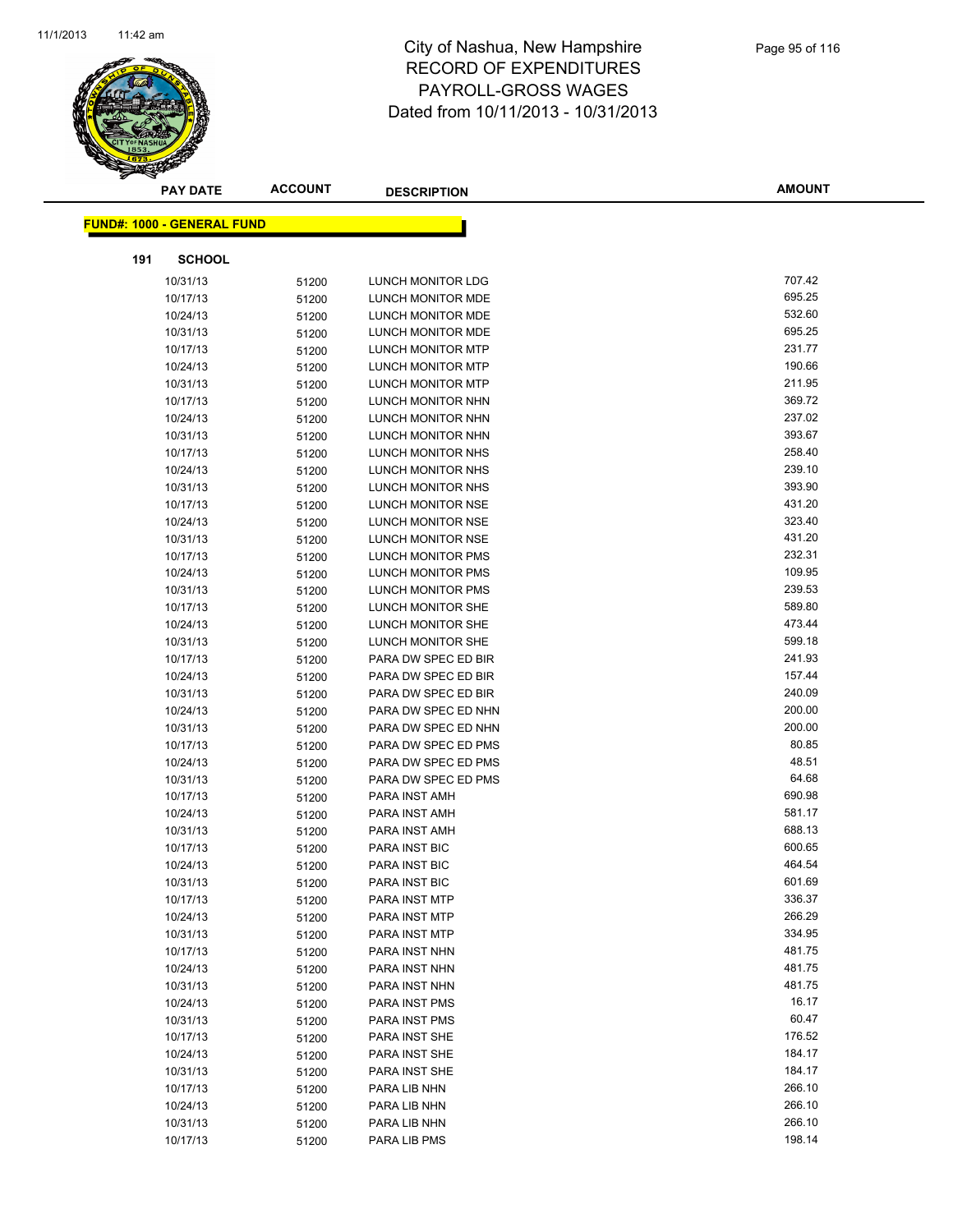# City of Nashua, New Hampshire
## RECORD OF EXPENDITURES
## PAYROLL-GROSS WAGES
## Dated from 10/11/2013 - 10/31/2013

**FUND#: 1000 - GENERAL FUND**

**191 SCHOOL**

| PAY DATE | ACCOUNT | DESCRIPTION | AMOUNT |
|---|---|---|---|
| 10/31/13 | 51200 | LUNCH MONITOR LDG | 707.42 |
| 10/17/13 | 51200 | LUNCH MONITOR MDE | 695.25 |
| 10/24/13 | 51200 | LUNCH MONITOR MDE | 532.60 |
| 10/31/13 | 51200 | LUNCH MONITOR MDE | 695.25 |
| 10/17/13 | 51200 | LUNCH MONITOR MTP | 231.77 |
| 10/24/13 | 51200 | LUNCH MONITOR MTP | 190.66 |
| 10/31/13 | 51200 | LUNCH MONITOR MTP | 211.95 |
| 10/17/13 | 51200 | LUNCH MONITOR NHN | 369.72 |
| 10/24/13 | 51200 | LUNCH MONITOR NHN | 237.02 |
| 10/31/13 | 51200 | LUNCH MONITOR NHN | 393.67 |
| 10/17/13 | 51200 | LUNCH MONITOR NHS | 258.40 |
| 10/24/13 | 51200 | LUNCH MONITOR NHS | 239.10 |
| 10/31/13 | 51200 | LUNCH MONITOR NHS | 393.90 |
| 10/17/13 | 51200 | LUNCH MONITOR NSE | 431.20 |
| 10/24/13 | 51200 | LUNCH MONITOR NSE | 323.40 |
| 10/31/13 | 51200 | LUNCH MONITOR NSE | 431.20 |
| 10/17/13 | 51200 | LUNCH MONITOR PMS | 232.31 |
| 10/24/13 | 51200 | LUNCH MONITOR PMS | 109.95 |
| 10/31/13 | 51200 | LUNCH MONITOR PMS | 239.53 |
| 10/17/13 | 51200 | LUNCH MONITOR SHE | 589.80 |
| 10/24/13 | 51200 | LUNCH MONITOR SHE | 473.44 |
| 10/31/13 | 51200 | LUNCH MONITOR SHE | 599.18 |
| 10/17/13 | 51200 | PARA DW SPEC ED BIR | 241.93 |
| 10/24/13 | 51200 | PARA DW SPEC ED BIR | 157.44 |
| 10/31/13 | 51200 | PARA DW SPEC ED BIR | 240.09 |
| 10/24/13 | 51200 | PARA DW SPEC ED NHN | 200.00 |
| 10/31/13 | 51200 | PARA DW SPEC ED NHN | 200.00 |
| 10/17/13 | 51200 | PARA DW SPEC ED PMS | 80.85 |
| 10/24/13 | 51200 | PARA DW SPEC ED PMS | 48.51 |
| 10/31/13 | 51200 | PARA DW SPEC ED PMS | 64.68 |
| 10/17/13 | 51200 | PARA INST AMH | 690.98 |
| 10/24/13 | 51200 | PARA INST AMH | 581.17 |
| 10/31/13 | 51200 | PARA INST AMH | 688.13 |
| 10/17/13 | 51200 | PARA INST BIC | 600.65 |
| 10/24/13 | 51200 | PARA INST BIC | 464.54 |
| 10/31/13 | 51200 | PARA INST BIC | 601.69 |
| 10/17/13 | 51200 | PARA INST MTP | 336.37 |
| 10/24/13 | 51200 | PARA INST MTP | 266.29 |
| 10/31/13 | 51200 | PARA INST MTP | 334.95 |
| 10/17/13 | 51200 | PARA INST NHN | 481.75 |
| 10/24/13 | 51200 | PARA INST NHN | 481.75 |
| 10/31/13 | 51200 | PARA INST NHN | 481.75 |
| 10/24/13 | 51200 | PARA INST PMS | 16.17 |
| 10/31/13 | 51200 | PARA INST PMS | 60.47 |
| 10/17/13 | 51200 | PARA INST SHE | 176.52 |
| 10/24/13 | 51200 | PARA INST SHE | 184.17 |
| 10/31/13 | 51200 | PARA INST SHE | 184.17 |
| 10/17/13 | 51200 | PARA LIB NHN | 266.10 |
| 10/24/13 | 51200 | PARA LIB NHN | 266.10 |
| 10/31/13 | 51200 | PARA LIB NHN | 266.10 |
| 10/17/13 | 51200 | PARA LIB PMS | 198.14 |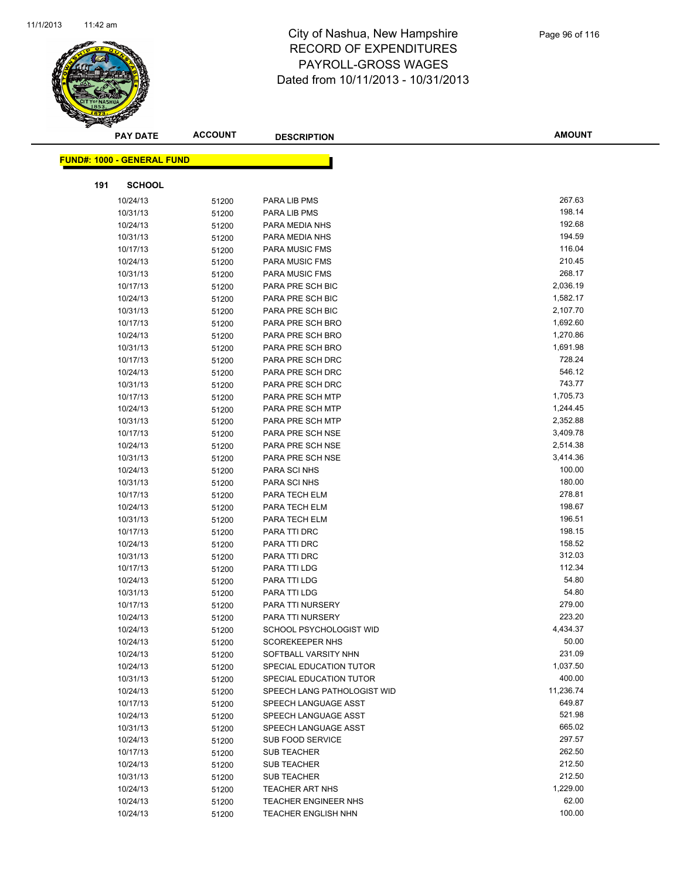# City of Nashua, New Hampshire
## RECORD OF EXPENDITURES
## PAYROLL-GROSS WAGES
### Dated from 10/11/2013 - 10/31/2013

**FUND#: 1000 - GENERAL FUND**

**191 SCHOOL**

| PAY DATE | ACCOUNT | DESCRIPTION | AMOUNT |
|---|---|---|---|
| 10/24/13 | 51200 | PARA LIB PMS | 267.63 |
| 10/31/13 | 51200 | PARA LIB PMS | 198.14 |
| 10/24/13 | 51200 | PARA MEDIA NHS | 192.68 |
| 10/31/13 | 51200 | PARA MEDIA NHS | 194.59 |
| 10/17/13 | 51200 | PARA MUSIC FMS | 116.04 |
| 10/24/13 | 51200 | PARA MUSIC FMS | 210.45 |
| 10/31/13 | 51200 | PARA MUSIC FMS | 268.17 |
| 10/17/13 | 51200 | PARA PRE SCH BIC | 2,036.19 |
| 10/24/13 | 51200 | PARA PRE SCH BIC | 1,582.17 |
| 10/31/13 | 51200 | PARA PRE SCH BIC | 2,107.70 |
| 10/17/13 | 51200 | PARA PRE SCH BRO | 1,692.60 |
| 10/24/13 | 51200 | PARA PRE SCH BRO | 1,270.86 |
| 10/31/13 | 51200 | PARA PRE SCH BRO | 1,691.98 |
| 10/17/13 | 51200 | PARA PRE SCH DRC | 728.24 |
| 10/24/13 | 51200 | PARA PRE SCH DRC | 546.12 |
| 10/31/13 | 51200 | PARA PRE SCH DRC | 743.77 |
| 10/17/13 | 51200 | PARA PRE SCH MTP | 1,705.73 |
| 10/24/13 | 51200 | PARA PRE SCH MTP | 1,244.45 |
| 10/31/13 | 51200 | PARA PRE SCH MTP | 2,352.88 |
| 10/17/13 | 51200 | PARA PRE SCH NSE | 3,409.78 |
| 10/24/13 | 51200 | PARA PRE SCH NSE | 2,514.38 |
| 10/31/13 | 51200 | PARA PRE SCH NSE | 3,414.36 |
| 10/24/13 | 51200 | PARA SCI NHS | 100.00 |
| 10/31/13 | 51200 | PARA SCI NHS | 180.00 |
| 10/17/13 | 51200 | PARA TECH ELM | 278.81 |
| 10/24/13 | 51200 | PARA TECH ELM | 198.67 |
| 10/31/13 | 51200 | PARA TECH ELM | 196.51 |
| 10/17/13 | 51200 | PARA TTI DRC | 198.15 |
| 10/24/13 | 51200 | PARA TTI DRC | 158.52 |
| 10/31/13 | 51200 | PARA TTI DRC | 312.03 |
| 10/17/13 | 51200 | PARA TTI LDG | 112.34 |
| 10/24/13 | 51200 | PARA TTI LDG | 54.80 |
| 10/31/13 | 51200 | PARA TTI LDG | 54.80 |
| 10/17/13 | 51200 | PARA TTI NURSERY | 279.00 |
| 10/24/13 | 51200 | PARA TTI NURSERY | 223.20 |
| 10/24/13 | 51200 | SCHOOL PSYCHOLOGIST WID | 4,434.37 |
| 10/24/13 | 51200 | SCOREKEEPER NHS | 50.00 |
| 10/24/13 | 51200 | SOFTBALL VARSITY NHN | 231.09 |
| 10/24/13 | 51200 | SPECIAL EDUCATION TUTOR | 1,037.50 |
| 10/31/13 | 51200 | SPECIAL EDUCATION TUTOR | 400.00 |
| 10/24/13 | 51200 | SPEECH LANG PATHOLOGIST WID | 11,236.74 |
| 10/17/13 | 51200 | SPEECH LANGUAGE ASST | 649.87 |
| 10/24/13 | 51200 | SPEECH LANGUAGE ASST | 521.98 |
| 10/31/13 | 51200 | SPEECH LANGUAGE ASST | 665.02 |
| 10/24/13 | 51200 | SUB FOOD SERVICE | 297.57 |
| 10/17/13 | 51200 | SUB TEACHER | 262.50 |
| 10/24/13 | 51200 | SUB TEACHER | 212.50 |
| 10/31/13 | 51200 | SUB TEACHER | 212.50 |
| 10/24/13 | 51200 | TEACHER ART NHS | 1,229.00 |
| 10/24/13 | 51200 | TEACHER ENGINEER NHS | 62.00 |
| 10/24/13 | 51200 | TEACHER ENGLISH NHN | 100.00 |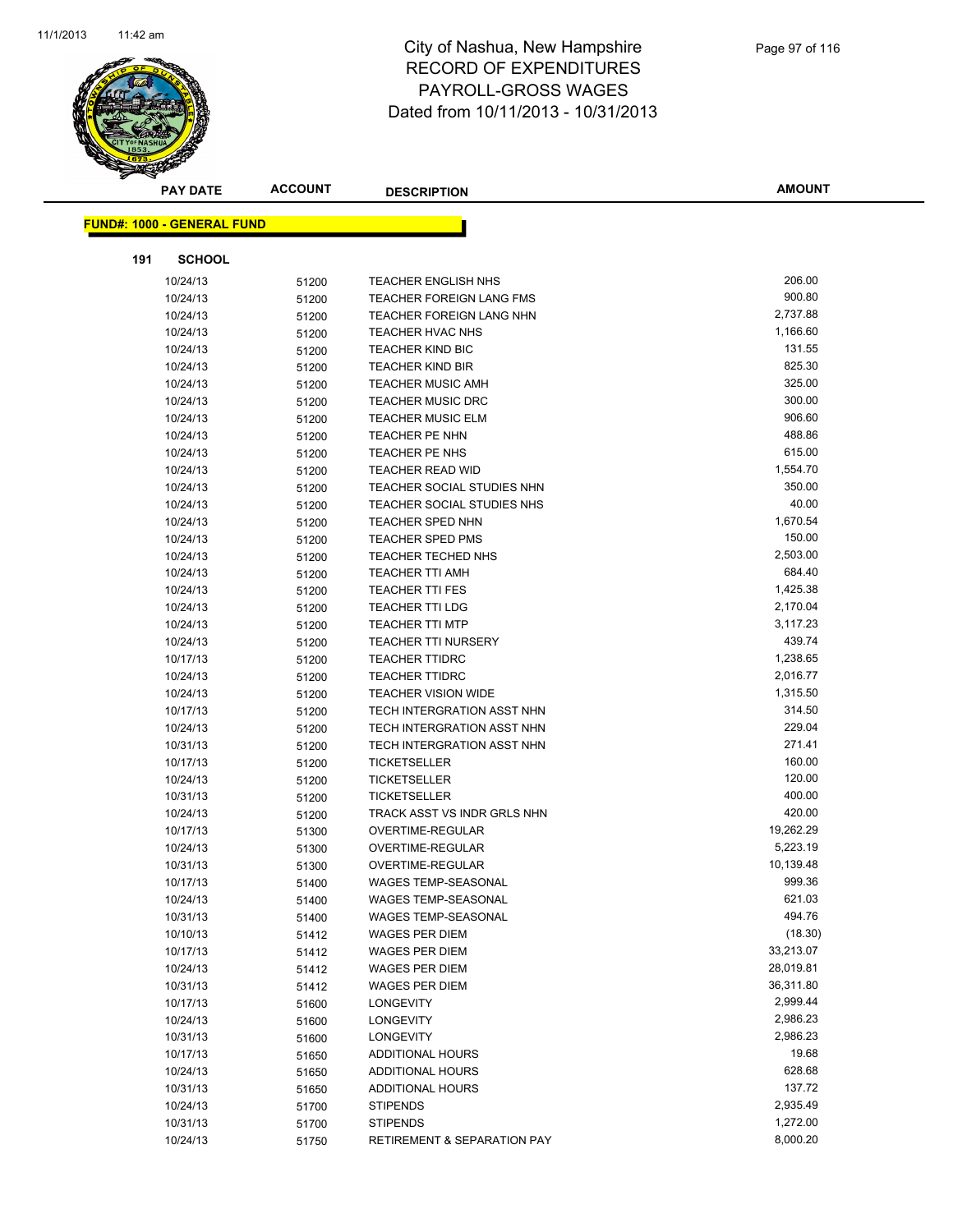# City of Nashua, New Hampshire
## RECORD OF EXPENDITURES
## PAYROLL-GROSS WAGES
## Dated from 10/11/2013 - 10/31/2013

**FUND#: 1000 - GENERAL FUND**

**191 SCHOOL**

| PAY DATE | ACCOUNT | DESCRIPTION | AMOUNT |
|---|---|---|---|
| 10/24/13 | 51200 | TEACHER ENGLISH NHS | 206.00 |
| 10/24/13 | 51200 | TEACHER FOREIGN LANG FMS | 900.80 |
| 10/24/13 | 51200 | TEACHER FOREIGN LANG NHN | 2,737.88 |
| 10/24/13 | 51200 | TEACHER HVAC NHS | 1,166.60 |
| 10/24/13 | 51200 | TEACHER KIND BIC | 131.55 |
| 10/24/13 | 51200 | TEACHER KIND BIR | 825.30 |
| 10/24/13 | 51200 | TEACHER MUSIC AMH | 325.00 |
| 10/24/13 | 51200 | TEACHER MUSIC DRC | 300.00 |
| 10/24/13 | 51200 | TEACHER MUSIC ELM | 906.60 |
| 10/24/13 | 51200 | TEACHER PE NHN | 488.86 |
| 10/24/13 | 51200 | TEACHER PE NHS | 615.00 |
| 10/24/13 | 51200 | TEACHER READ WID | 1,554.70 |
| 10/24/13 | 51200 | TEACHER SOCIAL STUDIES NHN | 350.00 |
| 10/24/13 | 51200 | TEACHER SOCIAL STUDIES NHS | 40.00 |
| 10/24/13 | 51200 | TEACHER SPED NHN | 1,670.54 |
| 10/24/13 | 51200 | TEACHER SPED PMS | 150.00 |
| 10/24/13 | 51200 | TEACHER TECHED NHS | 2,503.00 |
| 10/24/13 | 51200 | TEACHER TTI AMH | 684.40 |
| 10/24/13 | 51200 | TEACHER TTI FES | 1,425.38 |
| 10/24/13 | 51200 | TEACHER TTI LDG | 2,170.04 |
| 10/24/13 | 51200 | TEACHER TTI MTP | 3,117.23 |
| 10/24/13 | 51200 | TEACHER TTI NURSERY | 439.74 |
| 10/17/13 | 51200 | TEACHER TTIDRC | 1,238.65 |
| 10/24/13 | 51200 | TEACHER TTIDRC | 2,016.77 |
| 10/24/13 | 51200 | TEACHER VISION WIDE | 1,315.50 |
| 10/17/13 | 51200 | TECH INTERGRATION ASST NHN | 314.50 |
| 10/24/13 | 51200 | TECH INTERGRATION ASST NHN | 229.04 |
| 10/31/13 | 51200 | TECH INTERGRATION ASST NHN | 271.41 |
| 10/17/13 | 51200 | TICKETSELLER | 160.00 |
| 10/24/13 | 51200 | TICKETSELLER | 120.00 |
| 10/31/13 | 51200 | TICKETSELLER | 400.00 |
| 10/24/13 | 51200 | TRACK ASST VS INDR GRLS NHN | 420.00 |
| 10/17/13 | 51300 | OVERTIME-REGULAR | 19,262.29 |
| 10/24/13 | 51300 | OVERTIME-REGULAR | 5,223.19 |
| 10/31/13 | 51300 | OVERTIME-REGULAR | 10,139.48 |
| 10/17/13 | 51400 | WAGES TEMP-SEASONAL | 999.36 |
| 10/24/13 | 51400 | WAGES TEMP-SEASONAL | 621.03 |
| 10/31/13 | 51400 | WAGES TEMP-SEASONAL | 494.76 |
| 10/10/13 | 51412 | WAGES PER DIEM | (18.30) |
| 10/17/13 | 51412 | WAGES PER DIEM | 33,213.07 |
| 10/24/13 | 51412 | WAGES PER DIEM | 28,019.81 |
| 10/31/13 | 51412 | WAGES PER DIEM | 36,311.80 |
| 10/17/13 | 51600 | LONGEVITY | 2,999.44 |
| 10/24/13 | 51600 | LONGEVITY | 2,986.23 |
| 10/31/13 | 51600 | LONGEVITY | 2,986.23 |
| 10/17/13 | 51650 | ADDITIONAL HOURS | 19.68 |
| 10/24/13 | 51650 | ADDITIONAL HOURS | 628.68 |
| 10/31/13 | 51650 | ADDITIONAL HOURS | 137.72 |
| 10/24/13 | 51700 | STIPENDS | 2,935.49 |
| 10/31/13 | 51700 | STIPENDS | 1,272.00 |
| 10/24/13 | 51750 | RETIREMENT & SEPARATION PAY | 8,000.20 |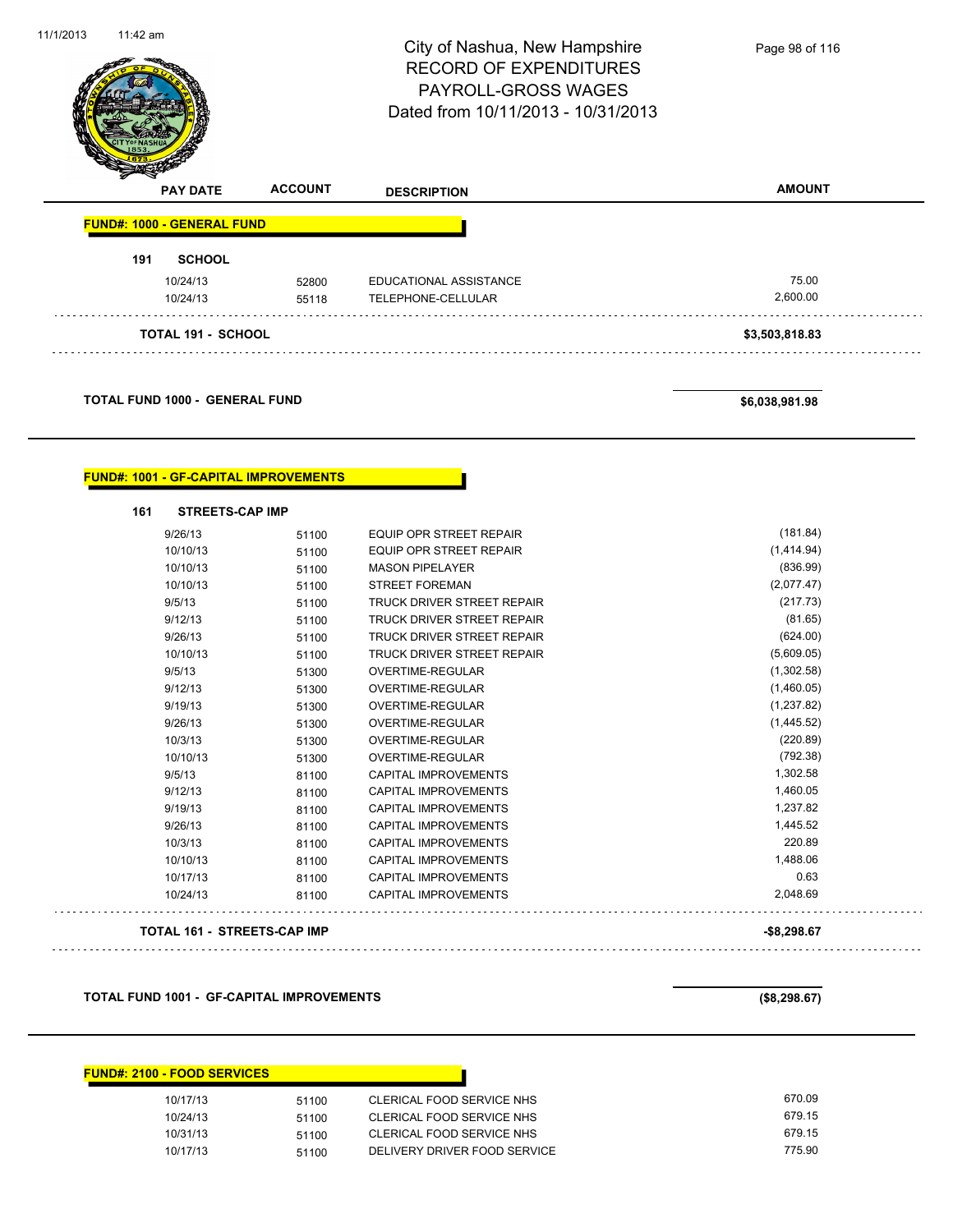# City of Nashua, New Hampshire
## RECORD OF EXPENDITURES
## PAYROLL-GROSS WAGES
### Dated from 10/11/2013 - 10/31/2013

| PAY DATE | ACCOUNT | DESCRIPTION | AMOUNT |
|---|---|---|---|
| **FUND#: 1000 - GENERAL FUND** | | | |
| **191 SCHOOL** | | | |
| 10/24/13 | 52800 | EDUCATIONAL ASSISTANCE | 75.00 |
| 10/24/13 | 55118 | TELEPHONE-CELLULAR | 2,600.00 |
| **TOTAL 191 - SCHOOL** | | | **$3,503,818.83** |
| **TOTAL FUND 1000 - GENERAL FUND** | | | **$6,038,981.98** |

| PAY DATE | ACCOUNT | DESCRIPTION | AMOUNT |
|---|---|---|---|
| **FUND#: 1001 - GF-CAPITAL IMPROVEMENTS** | | | |
| **161 STREETS-CAP IMP** | | | |
| 9/26/13 | 51100 | EQUIP OPR STREET REPAIR | (181.84) |
| 10/10/13 | 51100 | EQUIP OPR STREET REPAIR | (1,414.94) |
| 10/10/13 | 51100 | MASON PIPELAYER | (836.99) |
| 10/10/13 | 51100 | STREET FOREMAN | (2,077.47) |
| 9/5/13 | 51100 | TRUCK DRIVER STREET REPAIR | (217.73) |
| 9/12/13 | 51100 | TRUCK DRIVER STREET REPAIR | (81.65) |
| 9/26/13 | 51100 | TRUCK DRIVER STREET REPAIR | (624.00) |
| 10/10/13 | 51100 | TRUCK DRIVER STREET REPAIR | (5,609.05) |
| 9/5/13 | 51300 | OVERTIME-REGULAR | (1,302.58) |
| 9/12/13 | 51300 | OVERTIME-REGULAR | (1,460.05) |
| 9/19/13 | 51300 | OVERTIME-REGULAR | (1,237.82) |
| 9/26/13 | 51300 | OVERTIME-REGULAR | (1,445.52) |
| 10/3/13 | 51300 | OVERTIME-REGULAR | (220.89) |
| 10/10/13 | 51300 | OVERTIME-REGULAR | (792.38) |
| 9/5/13 | 81100 | CAPITAL IMPROVEMENTS | 1,302.58 |
| 9/12/13 | 81100 | CAPITAL IMPROVEMENTS | 1,460.05 |
| 9/19/13 | 81100 | CAPITAL IMPROVEMENTS | 1,237.82 |
| 9/26/13 | 81100 | CAPITAL IMPROVEMENTS | 1,445.52 |
| 10/3/13 | 81100 | CAPITAL IMPROVEMENTS | 220.89 |
| 10/10/13 | 81100 | CAPITAL IMPROVEMENTS | 1,488.06 |
| 10/17/13 | 81100 | CAPITAL IMPROVEMENTS | 0.63 |
| 10/24/13 | 81100 | CAPITAL IMPROVEMENTS | 2,048.69 |
| **TOTAL 161 - STREETS-CAP IMP** | | | **-$8,298.67** |
| **TOTAL FUND 1001 - GF-CAPITAL IMPROVEMENTS** | | | **($8,298.67)** |

| PAY DATE | ACCOUNT | DESCRIPTION | AMOUNT |
|---|---|---|---|
| **FUND#: 2100 - FOOD SERVICES** | | | |
| 10/17/13 | 51100 | CLERICAL FOOD SERVICE NHS | 670.09 |
| 10/24/13 | 51100 | CLERICAL FOOD SERVICE NHS | 679.15 |
| 10/31/13 | 51100 | CLERICAL FOOD SERVICE NHS | 679.15 |
| 10/17/13 | 51100 | DELIVERY DRIVER FOOD SERVICE | 775.90 |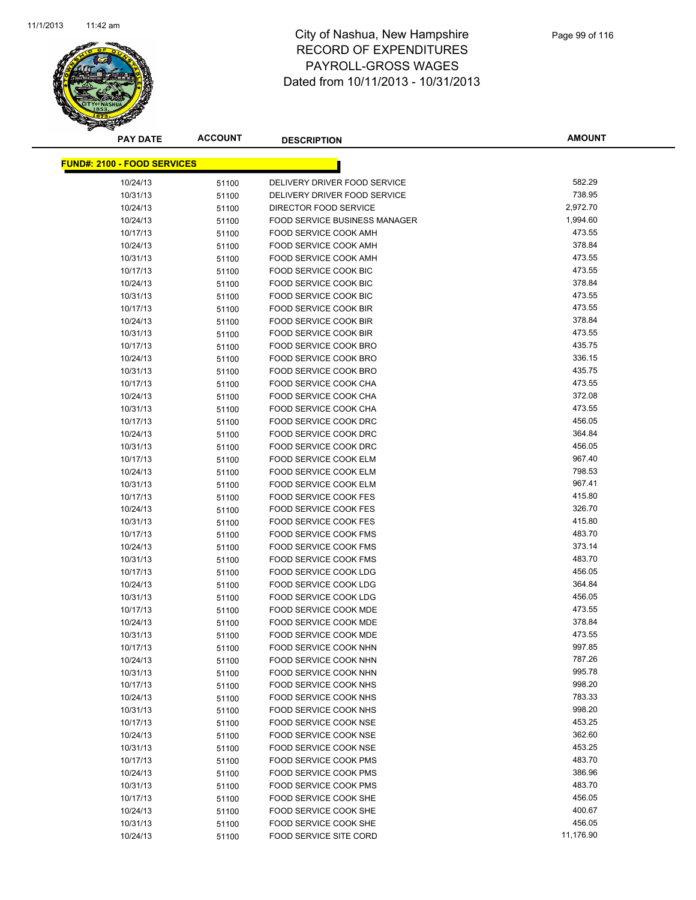# City of Nashua, New Hampshire
# RECORD OF EXPENDITURES
# PAYROLL-GROSS WAGES
# Dated from 10/11/2013 - 10/31/2013

| PAY DATE | ACCOUNT | DESCRIPTION | AMOUNT |
|---|---|---|---|
| **FUND#: 2100 - FOOD SERVICES** | | | |
| 10/24/13 | 51100 | DELIVERY DRIVER FOOD SERVICE | 582.29 |
| 10/31/13 | 51100 | DELIVERY DRIVER FOOD SERVICE | 738.95 |
| 10/24/13 | 51100 | DIRECTOR FOOD SERVICE | 2,972.70 |
| 10/24/13 | 51100 | FOOD SERVICE BUSINESS MANAGER | 1,994.60 |
| 10/17/13 | 51100 | FOOD SERVICE COOK AMH | 473.55 |
| 10/24/13 | 51100 | FOOD SERVICE COOK AMH | 378.84 |
| 10/31/13 | 51100 | FOOD SERVICE COOK AMH | 473.55 |
| 10/17/13 | 51100 | FOOD SERVICE COOK BIC | 473.55 |
| 10/24/13 | 51100 | FOOD SERVICE COOK BIC | 378.84 |
| 10/31/13 | 51100 | FOOD SERVICE COOK BIC | 473.55 |
| 10/17/13 | 51100 | FOOD SERVICE COOK BIR | 473.55 |
| 10/24/13 | 51100 | FOOD SERVICE COOK BIR | 378.84 |
| 10/31/13 | 51100 | FOOD SERVICE COOK BIR | 473.55 |
| 10/17/13 | 51100 | FOOD SERVICE COOK BRO | 435.75 |
| 10/24/13 | 51100 | FOOD SERVICE COOK BRO | 336.15 |
| 10/31/13 | 51100 | FOOD SERVICE COOK BRO | 435.75 |
| 10/17/13 | 51100 | FOOD SERVICE COOK CHA | 473.55 |
| 10/24/13 | 51100 | FOOD SERVICE COOK CHA | 372.08 |
| 10/31/13 | 51100 | FOOD SERVICE COOK CHA | 473.55 |
| 10/17/13 | 51100 | FOOD SERVICE COOK DRC | 456.05 |
| 10/24/13 | 51100 | FOOD SERVICE COOK DRC | 364.84 |
| 10/31/13 | 51100 | FOOD SERVICE COOK DRC | 456.05 |
| 10/17/13 | 51100 | FOOD SERVICE COOK ELM | 967.40 |
| 10/24/13 | 51100 | FOOD SERVICE COOK ELM | 798.53 |
| 10/31/13 | 51100 | FOOD SERVICE COOK ELM | 967.41 |
| 10/17/13 | 51100 | FOOD SERVICE COOK FES | 415.80 |
| 10/24/13 | 51100 | FOOD SERVICE COOK FES | 326.70 |
| 10/31/13 | 51100 | FOOD SERVICE COOK FES | 415.80 |
| 10/17/13 | 51100 | FOOD SERVICE COOK FMS | 483.70 |
| 10/24/13 | 51100 | FOOD SERVICE COOK FMS | 373.14 |
| 10/31/13 | 51100 | FOOD SERVICE COOK FMS | 483.70 |
| 10/17/13 | 51100 | FOOD SERVICE COOK LDG | 456.05 |
| 10/24/13 | 51100 | FOOD SERVICE COOK LDG | 364.84 |
| 10/31/13 | 51100 | FOOD SERVICE COOK LDG | 456.05 |
| 10/17/13 | 51100 | FOOD SERVICE COOK MDE | 473.55 |
| 10/24/13 | 51100 | FOOD SERVICE COOK MDE | 378.84 |
| 10/31/13 | 51100 | FOOD SERVICE COOK MDE | 473.55 |
| 10/17/13 | 51100 | FOOD SERVICE COOK NHN | 997.85 |
| 10/24/13 | 51100 | FOOD SERVICE COOK NHN | 787.26 |
| 10/31/13 | 51100 | FOOD SERVICE COOK NHN | 995.78 |
| 10/17/13 | 51100 | FOOD SERVICE COOK NHS | 998.20 |
| 10/24/13 | 51100 | FOOD SERVICE COOK NHS | 783.33 |
| 10/31/13 | 51100 | FOOD SERVICE COOK NHS | 998.20 |
| 10/17/13 | 51100 | FOOD SERVICE COOK NSE | 453.25 |
| 10/24/13 | 51100 | FOOD SERVICE COOK NSE | 362.60 |
| 10/31/13 | 51100 | FOOD SERVICE COOK NSE | 453.25 |
| 10/17/13 | 51100 | FOOD SERVICE COOK PMS | 483.70 |
| 10/24/13 | 51100 | FOOD SERVICE COOK PMS | 386.96 |
| 10/31/13 | 51100 | FOOD SERVICE COOK PMS | 483.70 |
| 10/17/13 | 51100 | FOOD SERVICE COOK SHE | 456.05 |
| 10/24/13 | 51100 | FOOD SERVICE COOK SHE | 400.67 |
| 10/31/13 | 51100 | FOOD SERVICE COOK SHE | 456.05 |
| 10/24/13 | 51100 | FOOD SERVICE SITE CORD | 11,176.90 |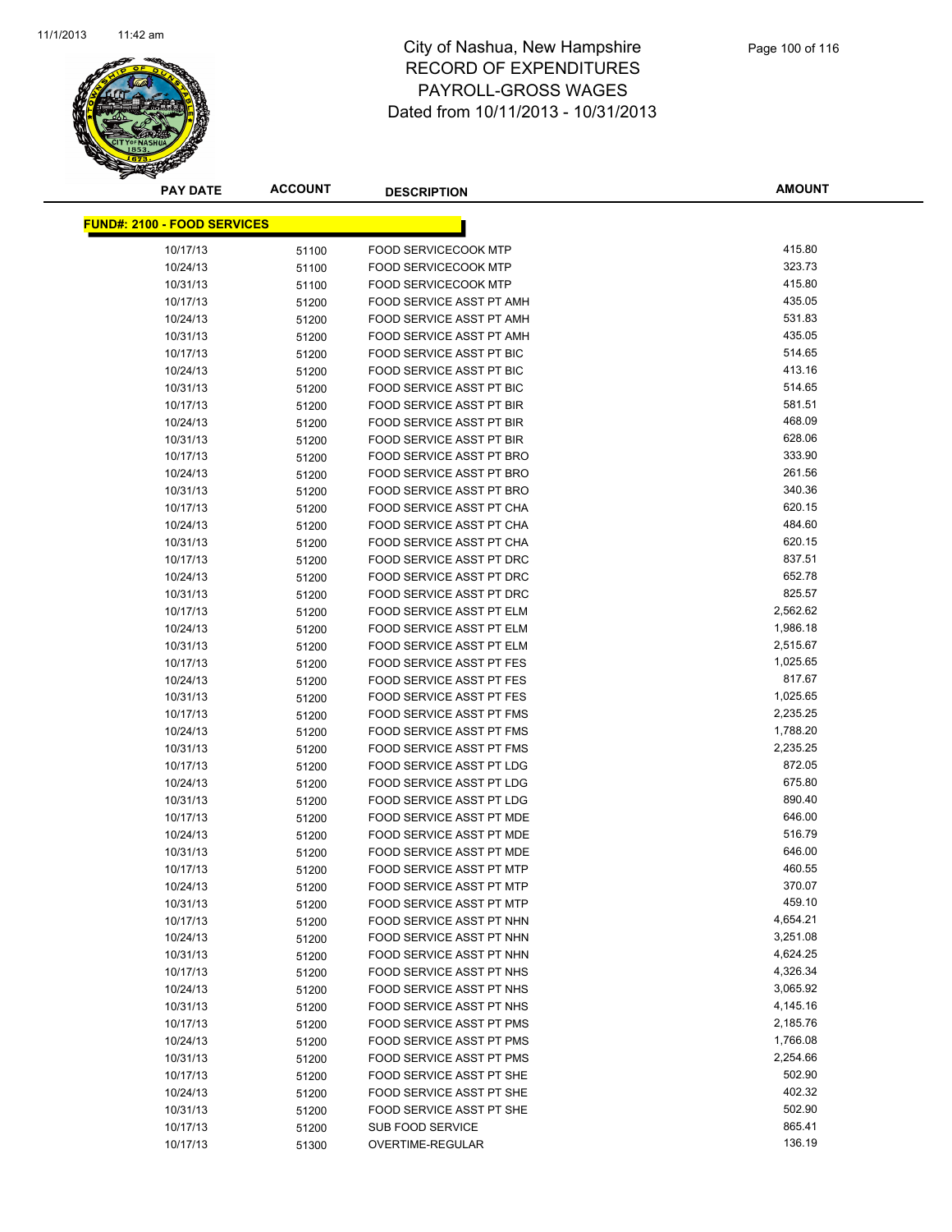# City of Nashua, New Hampshire
# RECORD OF EXPENDITURES
# PAYROLL-GROSS WAGES
# Dated from 10/11/2013 - 10/31/2013

**FUND#: 2100 - FOOD SERVICES**

| PAY DATE | ACCOUNT | DESCRIPTION | AMOUNT |
|---|---|---|---|
| 10/17/13 | 51100 | FOOD SERVICECOOK MTP | 415.80 |
| 10/24/13 | 51100 | FOOD SERVICECOOK MTP | 323.73 |
| 10/31/13 | 51100 | FOOD SERVICECOOK MTP | 415.80 |
| 10/17/13 | 51200 | FOOD SERVICE ASST PT AMH | 435.05 |
| 10/24/13 | 51200 | FOOD SERVICE ASST PT AMH | 531.83 |
| 10/31/13 | 51200 | FOOD SERVICE ASST PT AMH | 435.05 |
| 10/17/13 | 51200 | FOOD SERVICE ASST PT BIC | 514.65 |
| 10/24/13 | 51200 | FOOD SERVICE ASST PT BIC | 413.16 |
| 10/31/13 | 51200 | FOOD SERVICE ASST PT BIC | 514.65 |
| 10/17/13 | 51200 | FOOD SERVICE ASST PT BIR | 581.51 |
| 10/24/13 | 51200 | FOOD SERVICE ASST PT BIR | 468.09 |
| 10/31/13 | 51200 | FOOD SERVICE ASST PT BIR | 628.06 |
| 10/17/13 | 51200 | FOOD SERVICE ASST PT BRO | 333.90 |
| 10/24/13 | 51200 | FOOD SERVICE ASST PT BRO | 261.56 |
| 10/31/13 | 51200 | FOOD SERVICE ASST PT BRO | 340.36 |
| 10/17/13 | 51200 | FOOD SERVICE ASST PT CHA | 620.15 |
| 10/24/13 | 51200 | FOOD SERVICE ASST PT CHA | 484.60 |
| 10/31/13 | 51200 | FOOD SERVICE ASST PT CHA | 620.15 |
| 10/17/13 | 51200 | FOOD SERVICE ASST PT DRC | 837.51 |
| 10/24/13 | 51200 | FOOD SERVICE ASST PT DRC | 652.78 |
| 10/31/13 | 51200 | FOOD SERVICE ASST PT DRC | 825.57 |
| 10/17/13 | 51200 | FOOD SERVICE ASST PT ELM | 2,562.62 |
| 10/24/13 | 51200 | FOOD SERVICE ASST PT ELM | 1,986.18 |
| 10/31/13 | 51200 | FOOD SERVICE ASST PT ELM | 2,515.67 |
| 10/17/13 | 51200 | FOOD SERVICE ASST PT FES | 1,025.65 |
| 10/24/13 | 51200 | FOOD SERVICE ASST PT FES | 817.67 |
| 10/31/13 | 51200 | FOOD SERVICE ASST PT FES | 1,025.65 |
| 10/17/13 | 51200 | FOOD SERVICE ASST PT FMS | 2,235.25 |
| 10/24/13 | 51200 | FOOD SERVICE ASST PT FMS | 1,788.20 |
| 10/31/13 | 51200 | FOOD SERVICE ASST PT FMS | 2,235.25 |
| 10/17/13 | 51200 | FOOD SERVICE ASST PT LDG | 872.05 |
| 10/24/13 | 51200 | FOOD SERVICE ASST PT LDG | 675.80 |
| 10/31/13 | 51200 | FOOD SERVICE ASST PT LDG | 890.40 |
| 10/17/13 | 51200 | FOOD SERVICE ASST PT MDE | 646.00 |
| 10/24/13 | 51200 | FOOD SERVICE ASST PT MDE | 516.79 |
| 10/31/13 | 51200 | FOOD SERVICE ASST PT MDE | 646.00 |
| 10/17/13 | 51200 | FOOD SERVICE ASST PT MTP | 460.55 |
| 10/24/13 | 51200 | FOOD SERVICE ASST PT MTP | 370.07 |
| 10/31/13 | 51200 | FOOD SERVICE ASST PT MTP | 459.10 |
| 10/17/13 | 51200 | FOOD SERVICE ASST PT NHN | 4,654.21 |
| 10/24/13 | 51200 | FOOD SERVICE ASST PT NHN | 3,251.08 |
| 10/31/13 | 51200 | FOOD SERVICE ASST PT NHN | 4,624.25 |
| 10/17/13 | 51200 | FOOD SERVICE ASST PT NHS | 4,326.34 |
| 10/24/13 | 51200 | FOOD SERVICE ASST PT NHS | 3,065.92 |
| 10/31/13 | 51200 | FOOD SERVICE ASST PT NHS | 4,145.16 |
| 10/17/13 | 51200 | FOOD SERVICE ASST PT PMS | 2,185.76 |
| 10/24/13 | 51200 | FOOD SERVICE ASST PT PMS | 1,766.08 |
| 10/31/13 | 51200 | FOOD SERVICE ASST PT PMS | 2,254.66 |
| 10/17/13 | 51200 | FOOD SERVICE ASST PT SHE | 502.90 |
| 10/24/13 | 51200 | FOOD SERVICE ASST PT SHE | 402.32 |
| 10/31/13 | 51200 | FOOD SERVICE ASST PT SHE | 502.90 |
| 10/17/13 | 51200 | SUB FOOD SERVICE | 865.41 |
| 10/17/13 | 51300 | OVERTIME-REGULAR | 136.19 |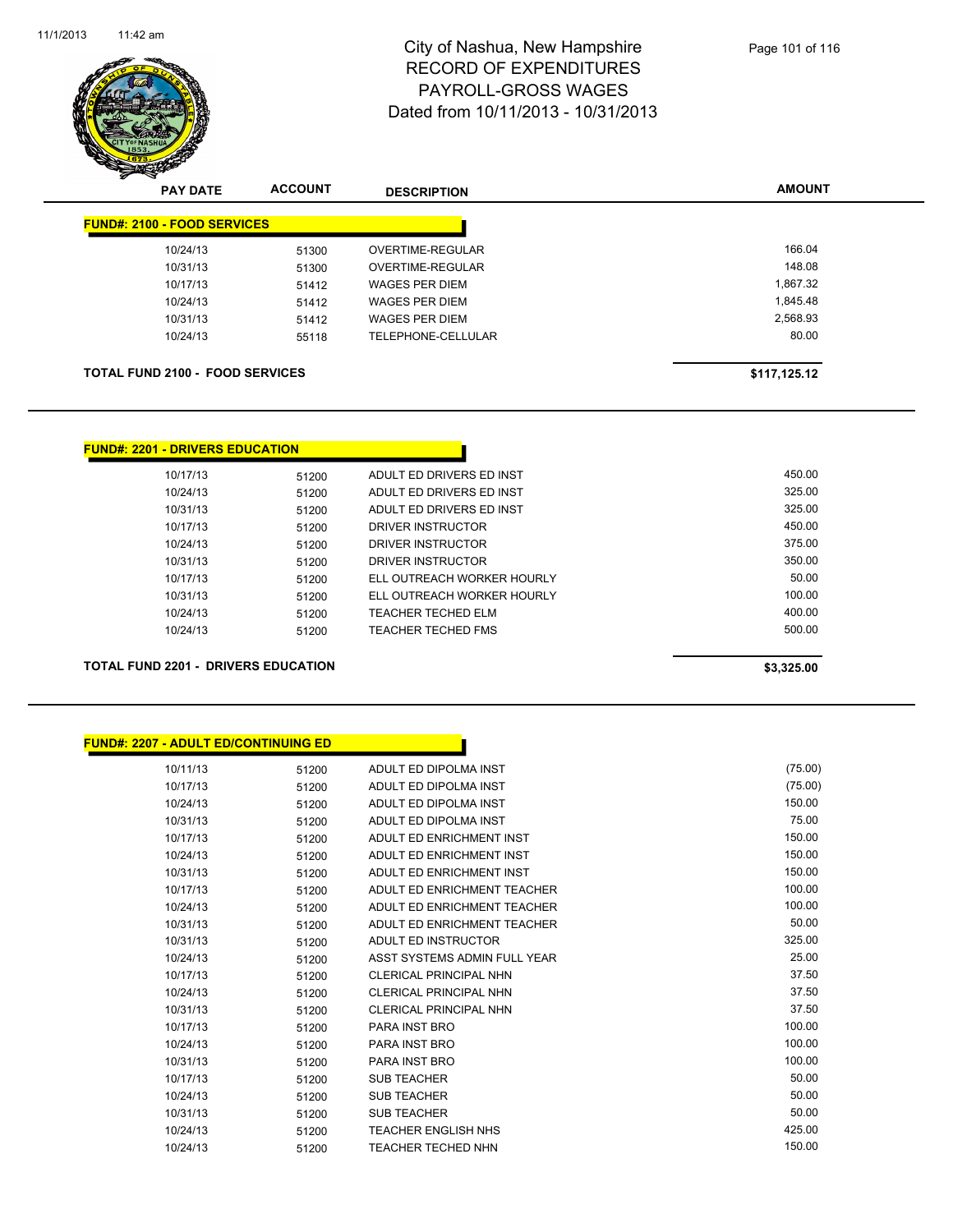# City of Nashua, New Hampshire
## RECORD OF EXPENDITURES
## PAYROLL-GROSS WAGES
## Dated from 10/11/2013 - 10/31/2013

| PAY DATE | ACCOUNT | DESCRIPTION | AMOUNT |
|---|---|---|---|
| **FUND#: 2100 - FOOD SERVICES** | | | |
| 10/24/13 | 51300 | OVERTIME-REGULAR | 166.04 |
| 10/31/13 | 51300 | OVERTIME-REGULAR | 148.08 |
| 10/17/13 | 51412 | WAGES PER DIEM | 1,867.32 |
| 10/24/13 | 51412 | WAGES PER DIEM | 1,845.48 |
| 10/31/13 | 51412 | WAGES PER DIEM | 2,568.93 |
| 10/24/13 | 55118 | TELEPHONE-CELLULAR | 80.00 |
| **TOTAL FUND 2100 - FOOD SERVICES** | | | **$117,125.12** |

| PAY DATE | ACCOUNT | DESCRIPTION | AMOUNT |
|---|---|---|---|
| **FUND#: 2201 - DRIVERS EDUCATION** | | | |
| 10/17/13 | 51200 | ADULT ED DRIVERS ED INST | 450.00 |
| 10/24/13 | 51200 | ADULT ED DRIVERS ED INST | 325.00 |
| 10/31/13 | 51200 | ADULT ED DRIVERS ED INST | 325.00 |
| 10/17/13 | 51200 | DRIVER INSTRUCTOR | 450.00 |
| 10/24/13 | 51200 | DRIVER INSTRUCTOR | 375.00 |
| 10/31/13 | 51200 | DRIVER INSTRUCTOR | 350.00 |
| 10/17/13 | 51200 | ELL OUTREACH WORKER HOURLY | 50.00 |
| 10/31/13 | 51200 | ELL OUTREACH WORKER HOURLY | 100.00 |
| 10/24/13 | 51200 | TEACHER TECHED ELM | 400.00 |
| 10/24/13 | 51200 | TEACHER TECHED FMS | 500.00 |
| **TOTAL FUND 2201 - DRIVERS EDUCATION** | | | **$3,325.00** |

| PAY DATE | ACCOUNT | DESCRIPTION | AMOUNT |
|---|---|---|---|
| **FUND#: 2207 - ADULT ED/CONTINUING ED** | | | |
| 10/11/13 | 51200 | ADULT ED DIPOLMA INST | (75.00) |
| 10/17/13 | 51200 | ADULT ED DIPOLMA INST | (75.00) |
| 10/24/13 | 51200 | ADULT ED DIPOLMA INST | 150.00 |
| 10/31/13 | 51200 | ADULT ED DIPOLMA INST | 75.00 |
| 10/17/13 | 51200 | ADULT ED ENRICHMENT INST | 150.00 |
| 10/24/13 | 51200 | ADULT ED ENRICHMENT INST | 150.00 |
| 10/31/13 | 51200 | ADULT ED ENRICHMENT INST | 150.00 |
| 10/17/13 | 51200 | ADULT ED ENRICHMENT TEACHER | 100.00 |
| 10/24/13 | 51200 | ADULT ED ENRICHMENT TEACHER | 100.00 |
| 10/31/13 | 51200 | ADULT ED ENRICHMENT TEACHER | 50.00 |
| 10/31/13 | 51200 | ADULT ED INSTRUCTOR | 325.00 |
| 10/24/13 | 51200 | ASST SYSTEMS ADMIN FULL YEAR | 25.00 |
| 10/17/13 | 51200 | CLERICAL PRINCIPAL NHN | 37.50 |
| 10/24/13 | 51200 | CLERICAL PRINCIPAL NHN | 37.50 |
| 10/31/13 | 51200 | CLERICAL PRINCIPAL NHN | 37.50 |
| 10/17/13 | 51200 | PARA INST BRO | 100.00 |
| 10/24/13 | 51200 | PARA INST BRO | 100.00 |
| 10/31/13 | 51200 | PARA INST BRO | 100.00 |
| 10/17/13 | 51200 | SUB TEACHER | 50.00 |
| 10/24/13 | 51200 | SUB TEACHER | 50.00 |
| 10/31/13 | 51200 | SUB TEACHER | 50.00 |
| 10/24/13 | 51200 | TEACHER ENGLISH NHS | 425.00 |
| 10/24/13 | 51200 | TEACHER TECHED NHN | 150.00 |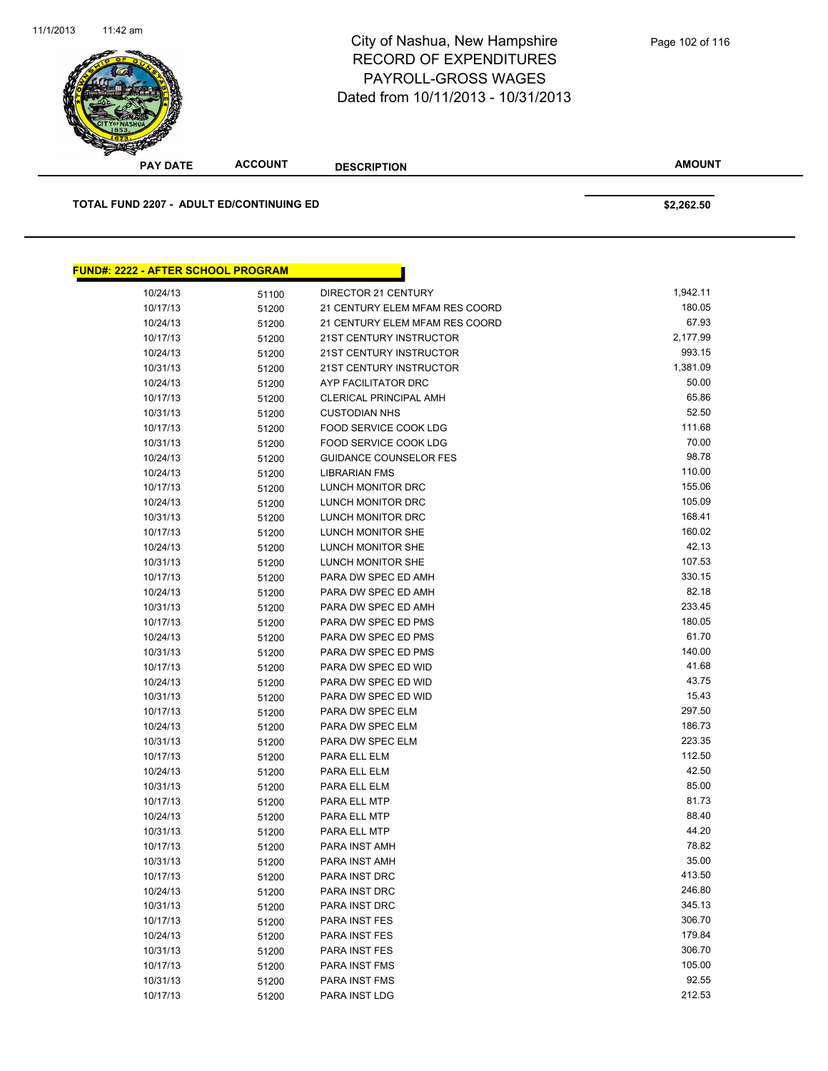# City of Nashua, New Hampshire
## RECORD OF EXPENDITURES
## PAYROLL-GROSS WAGES
## Dated from 10/11/2013 - 10/31/2013

| PAY DATE | ACCOUNT | DESCRIPTION | AMOUNT |
|---|---|---|---|

**TOTAL FUND 2207 - ADULT ED/CONTINUING ED** **$2,262.50**

**FUND#: 2222 - AFTER SCHOOL PROGRAM**

| PAY DATE | ACCOUNT | DESCRIPTION | AMOUNT |
|---|---|---|---|
| 10/24/13 | 51100 | DIRECTOR 21 CENTURY | 1,942.11 |
| 10/17/13 | 51200 | 21 CENTURY ELEM MFAM RES COORD | 180.05 |
| 10/24/13 | 51200 | 21 CENTURY ELEM MFAM RES COORD | 67.93 |
| 10/17/13 | 51200 | 21ST CENTURY INSTRUCTOR | 2,177.99 |
| 10/24/13 | 51200 | 21ST CENTURY INSTRUCTOR | 993.15 |
| 10/31/13 | 51200 | 21ST CENTURY INSTRUCTOR | 1,381.09 |
| 10/24/13 | 51200 | AYP FACILITATOR DRC | 50.00 |
| 10/17/13 | 51200 | CLERICAL PRINCIPAL AMH | 65.86 |
| 10/31/13 | 51200 | CUSTODIAN NHS | 52.50 |
| 10/17/13 | 51200 | FOOD SERVICE COOK LDG | 111.68 |
| 10/31/13 | 51200 | FOOD SERVICE COOK LDG | 70.00 |
| 10/24/13 | 51200 | GUIDANCE COUNSELOR FES | 98.78 |
| 10/24/13 | 51200 | LIBRARIAN FMS | 110.00 |
| 10/17/13 | 51200 | LUNCH MONITOR DRC | 155.06 |
| 10/24/13 | 51200 | LUNCH MONITOR DRC | 105.09 |
| 10/31/13 | 51200 | LUNCH MONITOR DRC | 168.41 |
| 10/17/13 | 51200 | LUNCH MONITOR SHE | 160.02 |
| 10/24/13 | 51200 | LUNCH MONITOR SHE | 42.13 |
| 10/31/13 | 51200 | LUNCH MONITOR SHE | 107.53 |
| 10/17/13 | 51200 | PARA DW SPEC ED AMH | 330.15 |
| 10/24/13 | 51200 | PARA DW SPEC ED AMH | 82.18 |
| 10/31/13 | 51200 | PARA DW SPEC ED AMH | 233.45 |
| 10/17/13 | 51200 | PARA DW SPEC ED PMS | 180.05 |
| 10/24/13 | 51200 | PARA DW SPEC ED PMS | 61.70 |
| 10/31/13 | 51200 | PARA DW SPEC ED PMS | 140.00 |
| 10/17/13 | 51200 | PARA DW SPEC ED WID | 41.68 |
| 10/24/13 | 51200 | PARA DW SPEC ED WID | 43.75 |
| 10/31/13 | 51200 | PARA DW SPEC ED WID | 15.43 |
| 10/17/13 | 51200 | PARA DW SPEC ELM | 297.50 |
| 10/24/13 | 51200 | PARA DW SPEC ELM | 186.73 |
| 10/31/13 | 51200 | PARA DW SPEC ELM | 223.35 |
| 10/17/13 | 51200 | PARA ELL ELM | 112.50 |
| 10/24/13 | 51200 | PARA ELL ELM | 42.50 |
| 10/31/13 | 51200 | PARA ELL ELM | 85.00 |
| 10/17/13 | 51200 | PARA ELL MTP | 81.73 |
| 10/24/13 | 51200 | PARA ELL MTP | 88.40 |
| 10/31/13 | 51200 | PARA ELL MTP | 44.20 |
| 10/17/13 | 51200 | PARA INST AMH | 78.82 |
| 10/31/13 | 51200 | PARA INST AMH | 35.00 |
| 10/17/13 | 51200 | PARA INST DRC | 413.50 |
| 10/24/13 | 51200 | PARA INST DRC | 246.80 |
| 10/31/13 | 51200 | PARA INST DRC | 345.13 |
| 10/17/13 | 51200 | PARA INST FES | 306.70 |
| 10/24/13 | 51200 | PARA INST FES | 179.84 |
| 10/31/13 | 51200 | PARA INST FES | 306.70 |
| 10/17/13 | 51200 | PARA INST FMS | 105.00 |
| 10/31/13 | 51200 | PARA INST FMS | 92.55 |
| 10/17/13 | 51200 | PARA INST LDG | 212.53 |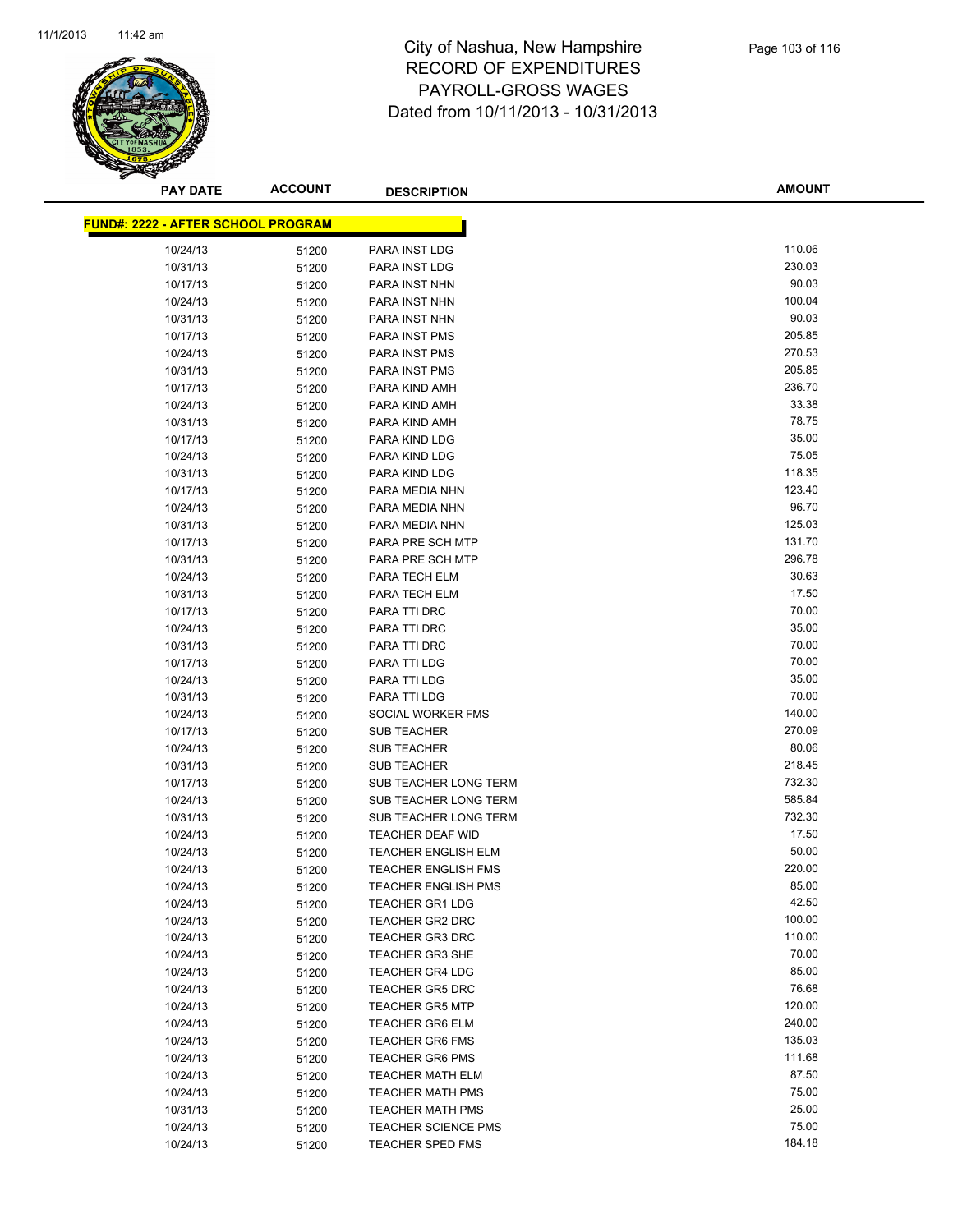# City of Nashua, New Hampshire
## RECORD OF EXPENDITURES
## PAYROLL-GROSS WAGES
## Dated from 10/11/2013 - 10/31/2013

**FUND#: 2222 - AFTER SCHOOL PROGRAM**

| PAY DATE | ACCOUNT | DESCRIPTION | AMOUNT |
|---|---|---|---|
| 10/24/13 | 51200 | PARA INST LDG | 110.06 |
| 10/31/13 | 51200 | PARA INST LDG | 230.03 |
| 10/17/13 | 51200 | PARA INST NHN | 90.03 |
| 10/24/13 | 51200 | PARA INST NHN | 100.04 |
| 10/31/13 | 51200 | PARA INST NHN | 90.03 |
| 10/17/13 | 51200 | PARA INST PMS | 205.85 |
| 10/24/13 | 51200 | PARA INST PMS | 270.53 |
| 10/31/13 | 51200 | PARA INST PMS | 205.85 |
| 10/17/13 | 51200 | PARA KIND AMH | 236.70 |
| 10/24/13 | 51200 | PARA KIND AMH | 33.38 |
| 10/31/13 | 51200 | PARA KIND AMH | 78.75 |
| 10/17/13 | 51200 | PARA KIND LDG | 35.00 |
| 10/24/13 | 51200 | PARA KIND LDG | 75.05 |
| 10/31/13 | 51200 | PARA KIND LDG | 118.35 |
| 10/17/13 | 51200 | PARA MEDIA NHN | 123.40 |
| 10/24/13 | 51200 | PARA MEDIA NHN | 96.70 |
| 10/31/13 | 51200 | PARA MEDIA NHN | 125.03 |
| 10/17/13 | 51200 | PARA PRE SCH MTP | 131.70 |
| 10/31/13 | 51200 | PARA PRE SCH MTP | 296.78 |
| 10/24/13 | 51200 | PARA TECH ELM | 30.63 |
| 10/31/13 | 51200 | PARA TECH ELM | 17.50 |
| 10/17/13 | 51200 | PARA TTI DRC | 70.00 |
| 10/24/13 | 51200 | PARA TTI DRC | 35.00 |
| 10/31/13 | 51200 | PARA TTI DRC | 70.00 |
| 10/17/13 | 51200 | PARA TTI LDG | 70.00 |
| 10/24/13 | 51200 | PARA TTI LDG | 35.00 |
| 10/31/13 | 51200 | PARA TTI LDG | 70.00 |
| 10/24/13 | 51200 | SOCIAL WORKER FMS | 140.00 |
| 10/17/13 | 51200 | SUB TEACHER | 270.09 |
| 10/24/13 | 51200 | SUB TEACHER | 80.06 |
| 10/31/13 | 51200 | SUB TEACHER | 218.45 |
| 10/17/13 | 51200 | SUB TEACHER LONG TERM | 732.30 |
| 10/24/13 | 51200 | SUB TEACHER LONG TERM | 585.84 |
| 10/31/13 | 51200 | SUB TEACHER LONG TERM | 732.30 |
| 10/24/13 | 51200 | TEACHER DEAF WID | 17.50 |
| 10/24/13 | 51200 | TEACHER ENGLISH ELM | 50.00 |
| 10/24/13 | 51200 | TEACHER ENGLISH FMS | 220.00 |
| 10/24/13 | 51200 | TEACHER ENGLISH PMS | 85.00 |
| 10/24/13 | 51200 | TEACHER GR1 LDG | 42.50 |
| 10/24/13 | 51200 | TEACHER GR2 DRC | 100.00 |
| 10/24/13 | 51200 | TEACHER GR3 DRC | 110.00 |
| 10/24/13 | 51200 | TEACHER GR3 SHE | 70.00 |
| 10/24/13 | 51200 | TEACHER GR4 LDG | 85.00 |
| 10/24/13 | 51200 | TEACHER GR5 DRC | 76.68 |
| 10/24/13 | 51200 | TEACHER GR5 MTP | 120.00 |
| 10/24/13 | 51200 | TEACHER GR6 ELM | 240.00 |
| 10/24/13 | 51200 | TEACHER GR6 FMS | 135.03 |
| 10/24/13 | 51200 | TEACHER GR6 PMS | 111.68 |
| 10/24/13 | 51200 | TEACHER MATH ELM | 87.50 |
| 10/24/13 | 51200 | TEACHER MATH PMS | 75.00 |
| 10/31/13 | 51200 | TEACHER MATH PMS | 25.00 |
| 10/24/13 | 51200 | TEACHER SCIENCE PMS | 75.00 |
| 10/24/13 | 51200 | TEACHER SPED FMS | 184.18 |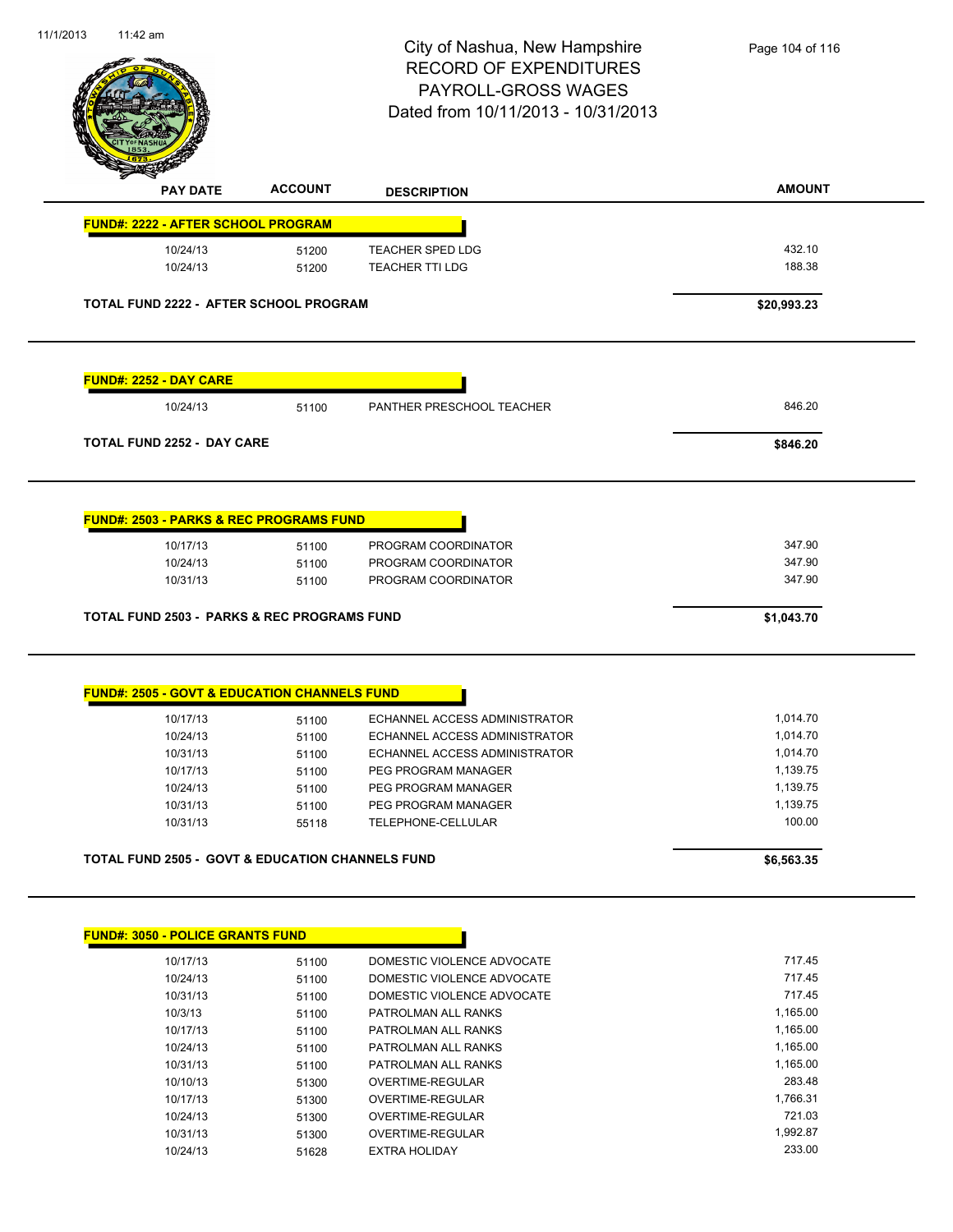# City of Nashua, New Hampshire
## RECORD OF EXPENDITURES
## PAYROLL-GROSS WAGES
## Dated from 10/11/2013 - 10/31/2013

| PAY DATE | ACCOUNT | DESCRIPTION | AMOUNT |
|---|---|---|---|
| **FUND#: 2222 - AFTER SCHOOL PROGRAM** | | | |
| 10/24/13 | 51200 | TEACHER SPED LDG | 432.10 |
| 10/24/13 | 51200 | TEACHER TTI LDG | 188.38 |
| **TOTAL FUND 2222 - AFTER SCHOOL PROGRAM** | | | **$20,993.23** |
| **FUND#: 2252 - DAY CARE** | | | |
| 10/24/13 | 51100 | PANTHER PRESCHOOL TEACHER | 846.20 |
| **TOTAL FUND 2252 - DAY CARE** | | | **$846.20** |
| **FUND#: 2503 - PARKS & REC PROGRAMS FUND** | | | |
| 10/17/13 | 51100 | PROGRAM COORDINATOR | 347.90 |
| 10/24/13 | 51100 | PROGRAM COORDINATOR | 347.90 |
| 10/31/13 | 51100 | PROGRAM COORDINATOR | 347.90 |
| **TOTAL FUND 2503 - PARKS & REC PROGRAMS FUND** | | | **$1,043.70** |
| **FUND#: 2505 - GOVT & EDUCATION CHANNELS FUND** | | | |
| 10/17/13 | 51100 | ECHANNEL ACCESS ADMINISTRATOR | 1,014.70 |
| 10/24/13 | 51100 | ECHANNEL ACCESS ADMINISTRATOR | 1,014.70 |
| 10/31/13 | 51100 | ECHANNEL ACCESS ADMINISTRATOR | 1,014.70 |
| 10/17/13 | 51100 | PEG PROGRAM MANAGER | 1,139.75 |
| 10/24/13 | 51100 | PEG PROGRAM MANAGER | 1,139.75 |
| 10/31/13 | 51100 | PEG PROGRAM MANAGER | 1,139.75 |
| 10/31/13 | 55118 | TELEPHONE-CELLULAR | 100.00 |
| **TOTAL FUND 2505 - GOVT & EDUCATION CHANNELS FUND** | | | **$6,563.35** |
| **FUND#: 3050 - POLICE GRANTS FUND** | | | |
| 10/17/13 | 51100 | DOMESTIC VIOLENCE ADVOCATE | 717.45 |
| 10/24/13 | 51100 | DOMESTIC VIOLENCE ADVOCATE | 717.45 |
| 10/31/13 | 51100 | DOMESTIC VIOLENCE ADVOCATE | 717.45 |
| 10/3/13 | 51100 | PATROLMAN ALL RANKS | 1,165.00 |
| 10/17/13 | 51100 | PATROLMAN ALL RANKS | 1,165.00 |
| 10/24/13 | 51100 | PATROLMAN ALL RANKS | 1,165.00 |
| 10/31/13 | 51100 | PATROLMAN ALL RANKS | 1,165.00 |
| 10/10/13 | 51300 | OVERTIME-REGULAR | 283.48 |
| 10/17/13 | 51300 | OVERTIME-REGULAR | 1,766.31 |
| 10/24/13 | 51300 | OVERTIME-REGULAR | 721.03 |
| 10/31/13 | 51300 | OVERTIME-REGULAR | 1,992.87 |
| 10/24/13 | 51628 | EXTRA HOLIDAY | 233.00 |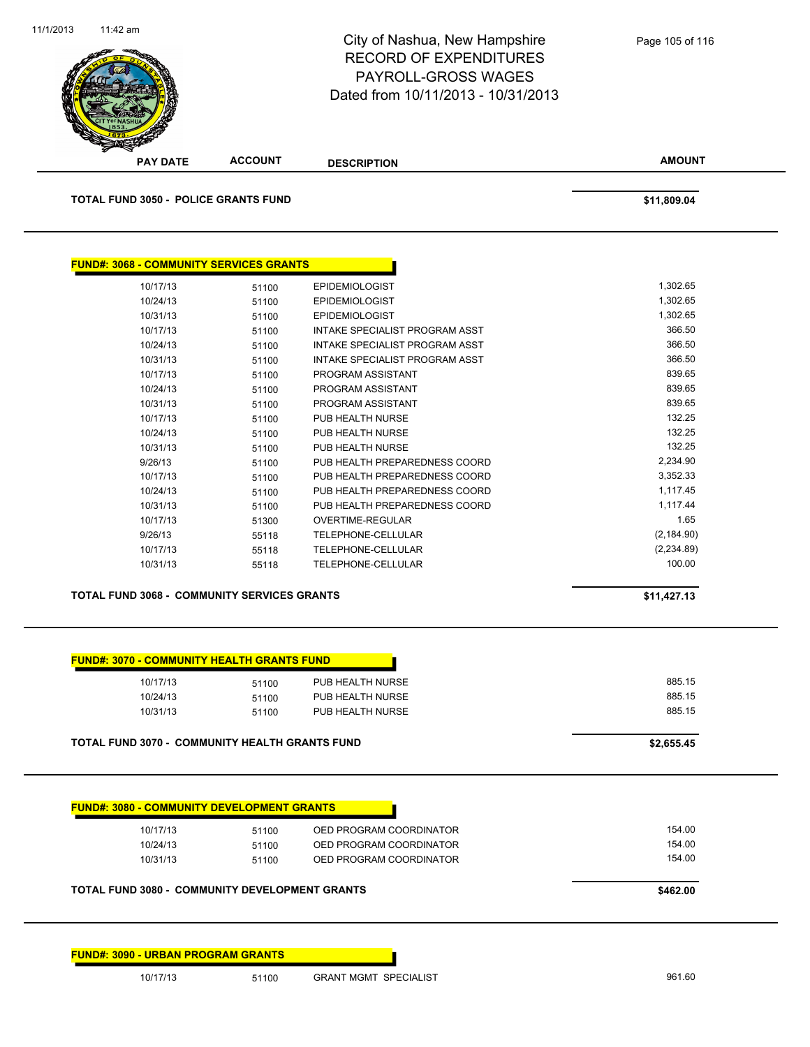# City of Nashua, New Hampshire
## RECORD OF EXPENDITURES
## PAYROLL-GROSS WAGES
## Dated from 10/11/2013 - 10/31/2013

| PAY DATE | ACCOUNT | DESCRIPTION | AMOUNT |
|---|---|---|---|

**TOTAL FUND 3050 - POLICE GRANTS FUND** **$11,809.04**

**FUND#: 3068 - COMMUNITY SERVICES GRANTS**

| PAY DATE | ACCOUNT | DESCRIPTION | AMOUNT |
|---|---|---|---|
| 10/17/13 | 51100 | EPIDEMIOLOGIST | 1,302.65 |
| 10/24/13 | 51100 | EPIDEMIOLOGIST | 1,302.65 |
| 10/31/13 | 51100 | EPIDEMIOLOGIST | 1,302.65 |
| 10/17/13 | 51100 | INTAKE SPECIALIST PROGRAM ASST | 366.50 |
| 10/24/13 | 51100 | INTAKE SPECIALIST PROGRAM ASST | 366.50 |
| 10/31/13 | 51100 | INTAKE SPECIALIST PROGRAM ASST | 366.50 |
| 10/17/13 | 51100 | PROGRAM ASSISTANT | 839.65 |
| 10/24/13 | 51100 | PROGRAM ASSISTANT | 839.65 |
| 10/31/13 | 51100 | PROGRAM ASSISTANT | 839.65 |
| 10/17/13 | 51100 | PUB HEALTH NURSE | 132.25 |
| 10/24/13 | 51100 | PUB HEALTH NURSE | 132.25 |
| 10/31/13 | 51100 | PUB HEALTH NURSE | 132.25 |
| 9/26/13 | 51100 | PUB HEALTH PREPAREDNESS COORD | 2,234.90 |
| 10/17/13 | 51100 | PUB HEALTH PREPAREDNESS COORD | 3,352.33 |
| 10/24/13 | 51100 | PUB HEALTH PREPAREDNESS COORD | 1,117.45 |
| 10/31/13 | 51100 | PUB HEALTH PREPAREDNESS COORD | 1,117.44 |
| 10/17/13 | 51300 | OVERTIME-REGULAR | 1.65 |
| 9/26/13 | 55118 | TELEPHONE-CELLULAR | (2,184.90) |
| 10/17/13 | 55118 | TELEPHONE-CELLULAR | (2,234.89) |
| 10/31/13 | 55118 | TELEPHONE-CELLULAR | 100.00 |

**TOTAL FUND 3068 - COMMUNITY SERVICES GRANTS** **$11,427.13**

**FUND#: 3070 - COMMUNITY HEALTH GRANTS FUND**

| PAY DATE | ACCOUNT | DESCRIPTION | AMOUNT |
|---|---|---|---|
| 10/17/13 | 51100 | PUB HEALTH NURSE | 885.15 |
| 10/24/13 | 51100 | PUB HEALTH NURSE | 885.15 |
| 10/31/13 | 51100 | PUB HEALTH NURSE | 885.15 |

**TOTAL FUND 3070 - COMMUNITY HEALTH GRANTS FUND** **$2,655.45**

**FUND#: 3080 - COMMUNITY DEVELOPMENT GRANTS**

| PAY DATE | ACCOUNT | DESCRIPTION | AMOUNT |
|---|---|---|---|
| 10/17/13 | 51100 | OED PROGRAM COORDINATOR | 154.00 |
| 10/24/13 | 51100 | OED PROGRAM COORDINATOR | 154.00 |
| 10/31/13 | 51100 | OED PROGRAM COORDINATOR | 154.00 |

**TOTAL FUND 3080 - COMMUNITY DEVELOPMENT GRANTS** **$462.00**

**FUND#: 3090 - URBAN PROGRAM GRANTS**

| PAY DATE | ACCOUNT | DESCRIPTION | AMOUNT |
|---|---|---|---|
| 10/17/13 | 51100 | GRANT MGMT SPECIALIST | 961.60 |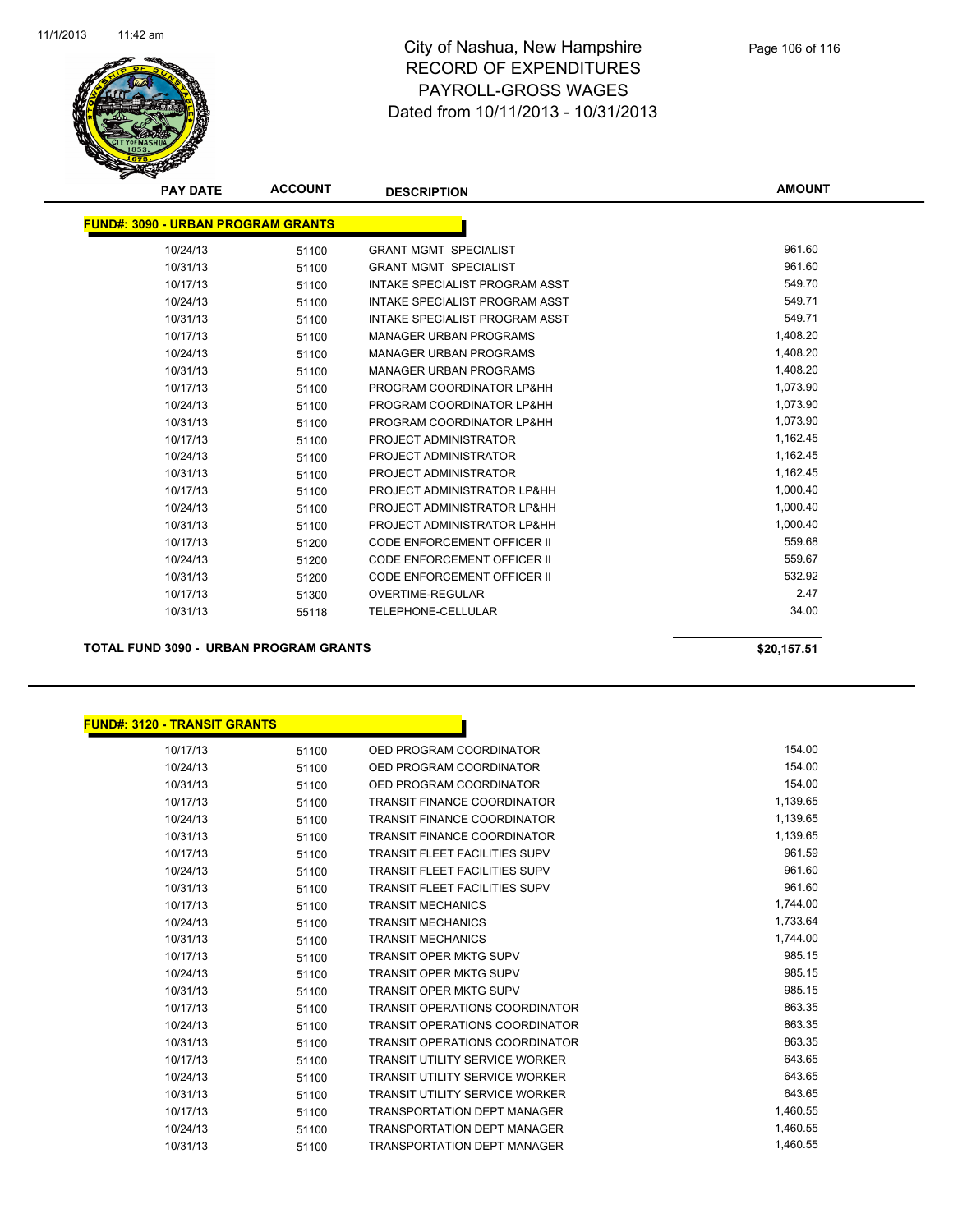# City of Nashua, New Hampshire
## RECORD OF EXPENDITURES
## PAYROLL-GROSS WAGES
## Dated from 10/11/2013 - 10/31/2013

**FUND#: 3090 - URBAN PROGRAM GRANTS**

| PAY DATE | ACCOUNT | DESCRIPTION | AMOUNT |
|---|---|---|---|
| 10/24/13 | 51100 | GRANT MGMT SPECIALIST | 961.60 |
| 10/31/13 | 51100 | GRANT MGMT SPECIALIST | 961.60 |
| 10/17/13 | 51100 | INTAKE SPECIALIST PROGRAM ASST | 549.70 |
| 10/24/13 | 51100 | INTAKE SPECIALIST PROGRAM ASST | 549.71 |
| 10/31/13 | 51100 | INTAKE SPECIALIST PROGRAM ASST | 549.71 |
| 10/17/13 | 51100 | MANAGER URBAN PROGRAMS | 1,408.20 |
| 10/24/13 | 51100 | MANAGER URBAN PROGRAMS | 1,408.20 |
| 10/31/13 | 51100 | MANAGER URBAN PROGRAMS | 1,408.20 |
| 10/17/13 | 51100 | PROGRAM COORDINATOR LP&HH | 1,073.90 |
| 10/24/13 | 51100 | PROGRAM COORDINATOR LP&HH | 1,073.90 |
| 10/31/13 | 51100 | PROGRAM COORDINATOR LP&HH | 1,073.90 |
| 10/17/13 | 51100 | PROJECT ADMINISTRATOR | 1,162.45 |
| 10/24/13 | 51100 | PROJECT ADMINISTRATOR | 1,162.45 |
| 10/31/13 | 51100 | PROJECT ADMINISTRATOR | 1,162.45 |
| 10/17/13 | 51100 | PROJECT ADMINISTRATOR LP&HH | 1,000.40 |
| 10/24/13 | 51100 | PROJECT ADMINISTRATOR LP&HH | 1,000.40 |
| 10/31/13 | 51100 | PROJECT ADMINISTRATOR LP&HH | 1,000.40 |
| 10/17/13 | 51200 | CODE ENFORCEMENT OFFICER II | 559.68 |
| 10/24/13 | 51200 | CODE ENFORCEMENT OFFICER II | 559.67 |
| 10/31/13 | 51200 | CODE ENFORCEMENT OFFICER II | 532.92 |
| 10/17/13 | 51300 | OVERTIME-REGULAR | 2.47 |
| 10/31/13 | 55118 | TELEPHONE-CELLULAR | 34.00 |

**TOTAL FUND 3090 - URBAN PROGRAM GRANTS** **$20,157.51**

**FUND#: 3120 - TRANSIT GRANTS**

| PAY DATE | ACCOUNT | DESCRIPTION | AMOUNT |
|---|---|---|---|
| 10/17/13 | 51100 | OED PROGRAM COORDINATOR | 154.00 |
| 10/24/13 | 51100 | OED PROGRAM COORDINATOR | 154.00 |
| 10/31/13 | 51100 | OED PROGRAM COORDINATOR | 154.00 |
| 10/17/13 | 51100 | TRANSIT FINANCE COORDINATOR | 1,139.65 |
| 10/24/13 | 51100 | TRANSIT FINANCE COORDINATOR | 1,139.65 |
| 10/31/13 | 51100 | TRANSIT FINANCE COORDINATOR | 1,139.65 |
| 10/17/13 | 51100 | TRANSIT FLEET FACILITIES SUPV | 961.59 |
| 10/24/13 | 51100 | TRANSIT FLEET FACILITIES SUPV | 961.60 |
| 10/31/13 | 51100 | TRANSIT FLEET FACILITIES SUPV | 961.60 |
| 10/17/13 | 51100 | TRANSIT MECHANICS | 1,744.00 |
| 10/24/13 | 51100 | TRANSIT MECHANICS | 1,733.64 |
| 10/31/13 | 51100 | TRANSIT MECHANICS | 1,744.00 |
| 10/17/13 | 51100 | TRANSIT OPER MKTG SUPV | 985.15 |
| 10/24/13 | 51100 | TRANSIT OPER MKTG SUPV | 985.15 |
| 10/31/13 | 51100 | TRANSIT OPER MKTG SUPV | 985.15 |
| 10/17/13 | 51100 | TRANSIT OPERATIONS COORDINATOR | 863.35 |
| 10/24/13 | 51100 | TRANSIT OPERATIONS COORDINATOR | 863.35 |
| 10/31/13 | 51100 | TRANSIT OPERATIONS COORDINATOR | 863.35 |
| 10/17/13 | 51100 | TRANSIT UTILITY SERVICE WORKER | 643.65 |
| 10/24/13 | 51100 | TRANSIT UTILITY SERVICE WORKER | 643.65 |
| 10/31/13 | 51100 | TRANSIT UTILITY SERVICE WORKER | 643.65 |
| 10/17/13 | 51100 | TRANSPORTATION DEPT MANAGER | 1,460.55 |
| 10/24/13 | 51100 | TRANSPORTATION DEPT MANAGER | 1,460.55 |
| 10/31/13 | 51100 | TRANSPORTATION DEPT MANAGER | 1,460.55 |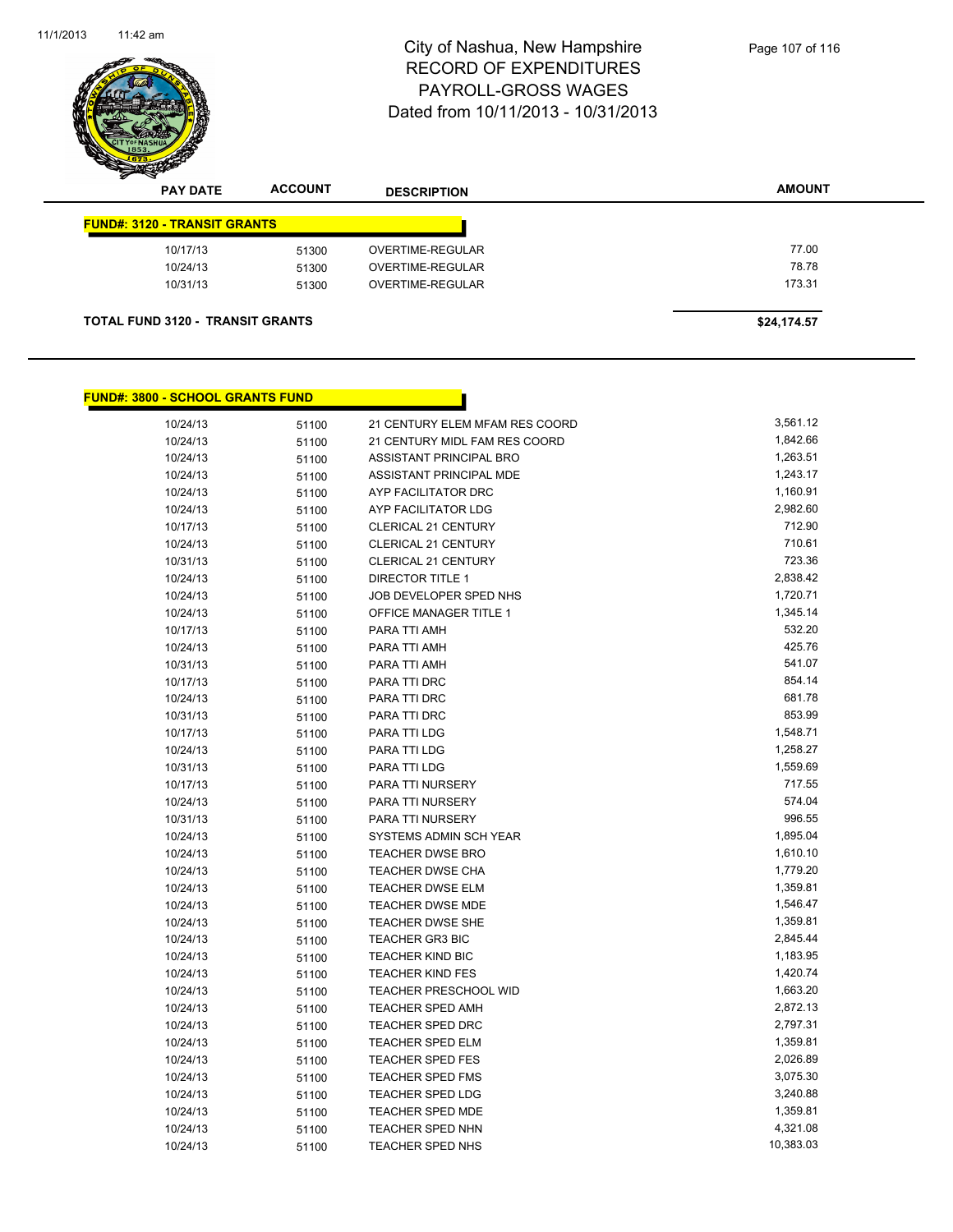# City of Nashua, New Hampshire
## RECORD OF EXPENDITURES
## PAYROLL-GROSS WAGES
## Dated from 10/11/2013 - 10/31/2013

| PAY DATE | ACCOUNT | DESCRIPTION | AMOUNT |
|---|---|---|---|
| **FUND#: 3120 - TRANSIT GRANTS** | | | |
| 10/17/13 | 51300 | OVERTIME-REGULAR | 77.00 |
| 10/24/13 | 51300 | OVERTIME-REGULAR | 78.78 |
| 10/31/13 | 51300 | OVERTIME-REGULAR | 173.31 |
| **TOTAL FUND 3120 - TRANSIT GRANTS** | | | **$24,174.57** |

| PAY DATE | ACCOUNT | DESCRIPTION | AMOUNT |
|---|---|---|---|
| **FUND#: 3800 - SCHOOL GRANTS FUND** | | | |
| 10/24/13 | 51100 | 21 CENTURY ELEM MFAM RES COORD | 3,561.12 |
| 10/24/13 | 51100 | 21 CENTURY MIDL FAM RES COORD | 1,842.66 |
| 10/24/13 | 51100 | ASSISTANT PRINCIPAL BRO | 1,263.51 |
| 10/24/13 | 51100 | ASSISTANT PRINCIPAL MDE | 1,243.17 |
| 10/24/13 | 51100 | AYP FACILITATOR DRC | 1,160.91 |
| 10/24/13 | 51100 | AYP FACILITATOR LDG | 2,982.60 |
| 10/17/13 | 51100 | CLERICAL 21 CENTURY | 712.90 |
| 10/24/13 | 51100 | CLERICAL 21 CENTURY | 710.61 |
| 10/31/13 | 51100 | CLERICAL 21 CENTURY | 723.36 |
| 10/24/13 | 51100 | DIRECTOR TITLE 1 | 2,838.42 |
| 10/24/13 | 51100 | JOB DEVELOPER SPED NHS | 1,720.71 |
| 10/24/13 | 51100 | OFFICE MANAGER TITLE 1 | 1,345.14 |
| 10/17/13 | 51100 | PARA TTI AMH | 532.20 |
| 10/24/13 | 51100 | PARA TTI AMH | 425.76 |
| 10/31/13 | 51100 | PARA TTI AMH | 541.07 |
| 10/17/13 | 51100 | PARA TTI DRC | 854.14 |
| 10/24/13 | 51100 | PARA TTI DRC | 681.78 |
| 10/31/13 | 51100 | PARA TTI DRC | 853.99 |
| 10/17/13 | 51100 | PARA TTI LDG | 1,548.71 |
| 10/24/13 | 51100 | PARA TTI LDG | 1,258.27 |
| 10/31/13 | 51100 | PARA TTI LDG | 1,559.69 |
| 10/17/13 | 51100 | PARA TTI NURSERY | 717.55 |
| 10/24/13 | 51100 | PARA TTI NURSERY | 574.04 |
| 10/31/13 | 51100 | PARA TTI NURSERY | 996.55 |
| 10/24/13 | 51100 | SYSTEMS ADMIN SCH YEAR | 1,895.04 |
| 10/24/13 | 51100 | TEACHER DWSE BRO | 1,610.10 |
| 10/24/13 | 51100 | TEACHER DWSE CHA | 1,779.20 |
| 10/24/13 | 51100 | TEACHER DWSE ELM | 1,359.81 |
| 10/24/13 | 51100 | TEACHER DWSE MDE | 1,546.47 |
| 10/24/13 | 51100 | TEACHER DWSE SHE | 1,359.81 |
| 10/24/13 | 51100 | TEACHER GR3 BIC | 2,845.44 |
| 10/24/13 | 51100 | TEACHER KIND BIC | 1,183.95 |
| 10/24/13 | 51100 | TEACHER KIND FES | 1,420.74 |
| 10/24/13 | 51100 | TEACHER PRESCHOOL WID | 1,663.20 |
| 10/24/13 | 51100 | TEACHER SPED AMH | 2,872.13 |
| 10/24/13 | 51100 | TEACHER SPED DRC | 2,797.31 |
| 10/24/13 | 51100 | TEACHER SPED ELM | 1,359.81 |
| 10/24/13 | 51100 | TEACHER SPED FES | 2,026.89 |
| 10/24/13 | 51100 | TEACHER SPED FMS | 3,075.30 |
| 10/24/13 | 51100 | TEACHER SPED LDG | 3,240.88 |
| 10/24/13 | 51100 | TEACHER SPED MDE | 1,359.81 |
| 10/24/13 | 51100 | TEACHER SPED NHN | 4,321.08 |
| 10/24/13 | 51100 | TEACHER SPED NHS | 10,383.03 |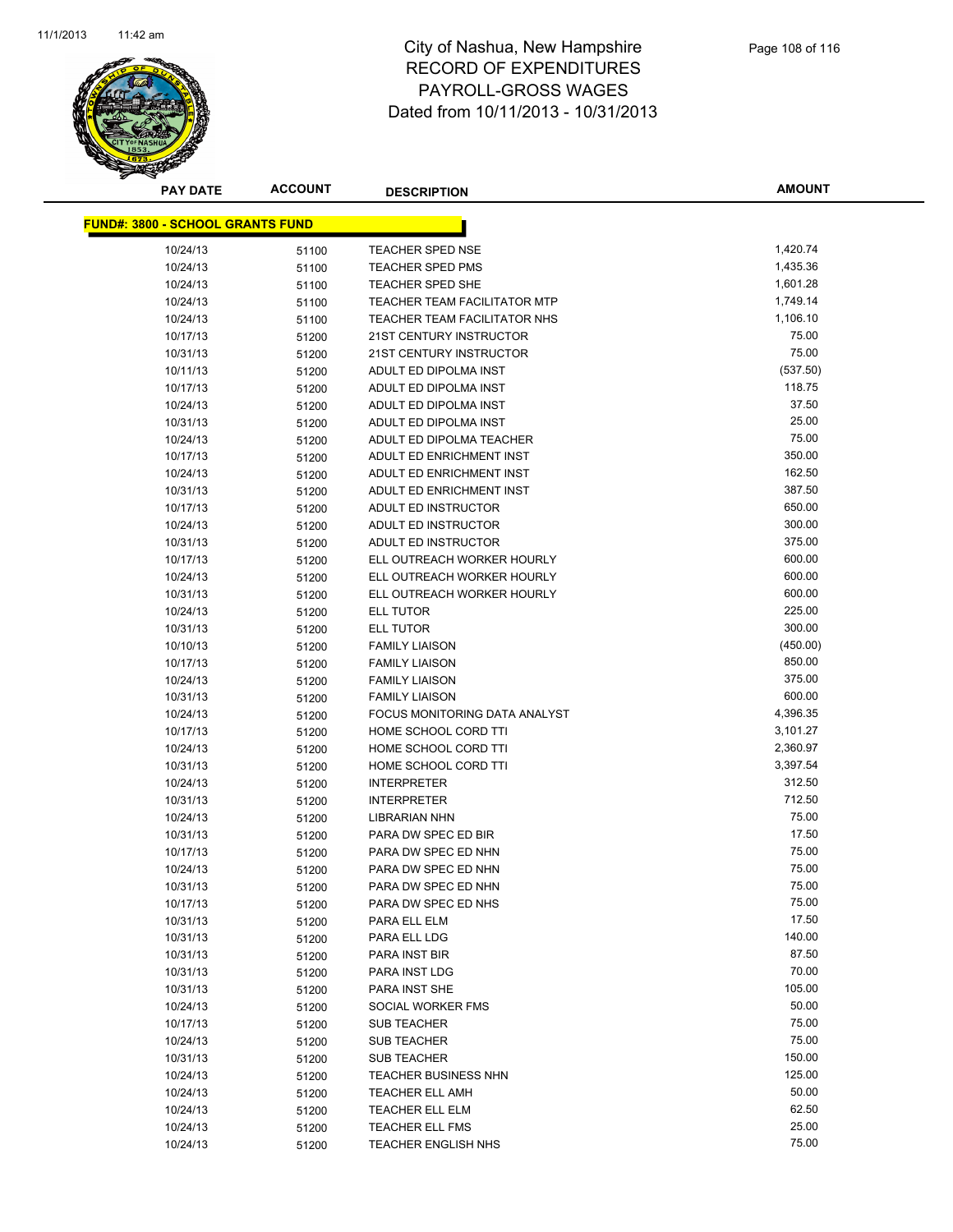# City of Nashua, New Hampshire
## RECORD OF EXPENDITURES
## PAYROLL-GROSS WAGES
## Dated from 10/11/2013 - 10/31/2013

| PAY DATE | ACCOUNT | DESCRIPTION | AMOUNT |
|---|---|---|---|
| **FUND#: 3800 - SCHOOL GRANTS FUND** | | | |
| 10/24/13 | 51100 | TEACHER SPED NSE | 1,420.74 |
| 10/24/13 | 51100 | TEACHER SPED PMS | 1,435.36 |
| 10/24/13 | 51100 | TEACHER SPED SHE | 1,601.28 |
| 10/24/13 | 51100 | TEACHER TEAM FACILITATOR MTP | 1,749.14 |
| 10/24/13 | 51100 | TEACHER TEAM FACILITATOR NHS | 1,106.10 |
| 10/17/13 | 51200 | 21ST CENTURY INSTRUCTOR | 75.00 |
| 10/31/13 | 51200 | 21ST CENTURY INSTRUCTOR | 75.00 |
| 10/11/13 | 51200 | ADULT ED DIPOLMA INST | (537.50) |
| 10/17/13 | 51200 | ADULT ED DIPOLMA INST | 118.75 |
| 10/24/13 | 51200 | ADULT ED DIPOLMA INST | 37.50 |
| 10/31/13 | 51200 | ADULT ED DIPOLMA INST | 25.00 |
| 10/24/13 | 51200 | ADULT ED DIPOLMA TEACHER | 75.00 |
| 10/17/13 | 51200 | ADULT ED ENRICHMENT INST | 350.00 |
| 10/24/13 | 51200 | ADULT ED ENRICHMENT INST | 162.50 |
| 10/31/13 | 51200 | ADULT ED ENRICHMENT INST | 387.50 |
| 10/17/13 | 51200 | ADULT ED INSTRUCTOR | 650.00 |
| 10/24/13 | 51200 | ADULT ED INSTRUCTOR | 300.00 |
| 10/31/13 | 51200 | ADULT ED INSTRUCTOR | 375.00 |
| 10/17/13 | 51200 | ELL OUTREACH WORKER HOURLY | 600.00 |
| 10/24/13 | 51200 | ELL OUTREACH WORKER HOURLY | 600.00 |
| 10/31/13 | 51200 | ELL OUTREACH WORKER HOURLY | 600.00 |
| 10/24/13 | 51200 | ELL TUTOR | 225.00 |
| 10/31/13 | 51200 | ELL TUTOR | 300.00 |
| 10/10/13 | 51200 | FAMILY LIAISON | (450.00) |
| 10/17/13 | 51200 | FAMILY LIAISON | 850.00 |
| 10/24/13 | 51200 | FAMILY LIAISON | 375.00 |
| 10/31/13 | 51200 | FAMILY LIAISON | 600.00 |
| 10/24/13 | 51200 | FOCUS MONITORING DATA ANALYST | 4,396.35 |
| 10/17/13 | 51200 | HOME SCHOOL CORD TTI | 3,101.27 |
| 10/24/13 | 51200 | HOME SCHOOL CORD TTI | 2,360.97 |
| 10/31/13 | 51200 | HOME SCHOOL CORD TTI | 3,397.54 |
| 10/24/13 | 51200 | INTERPRETER | 312.50 |
| 10/31/13 | 51200 | INTERPRETER | 712.50 |
| 10/24/13 | 51200 | LIBRARIAN NHN | 75.00 |
| 10/31/13 | 51200 | PARA DW SPEC ED BIR | 17.50 |
| 10/17/13 | 51200 | PARA DW SPEC ED NHN | 75.00 |
| 10/24/13 | 51200 | PARA DW SPEC ED NHN | 75.00 |
| 10/31/13 | 51200 | PARA DW SPEC ED NHN | 75.00 |
| 10/17/13 | 51200 | PARA DW SPEC ED NHS | 75.00 |
| 10/31/13 | 51200 | PARA ELL ELM | 17.50 |
| 10/31/13 | 51200 | PARA ELL LDG | 140.00 |
| 10/31/13 | 51200 | PARA INST BIR | 87.50 |
| 10/31/13 | 51200 | PARA INST LDG | 70.00 |
| 10/31/13 | 51200 | PARA INST SHE | 105.00 |
| 10/24/13 | 51200 | SOCIAL WORKER FMS | 50.00 |
| 10/17/13 | 51200 | SUB TEACHER | 75.00 |
| 10/24/13 | 51200 | SUB TEACHER | 75.00 |
| 10/31/13 | 51200 | SUB TEACHER | 150.00 |
| 10/24/13 | 51200 | TEACHER BUSINESS NHN | 125.00 |
| 10/24/13 | 51200 | TEACHER ELL AMH | 50.00 |
| 10/24/13 | 51200 | TEACHER ELL ELM | 62.50 |
| 10/24/13 | 51200 | TEACHER ELL FMS | 25.00 |
| 10/24/13 | 51200 | TEACHER ENGLISH NHS | 75.00 |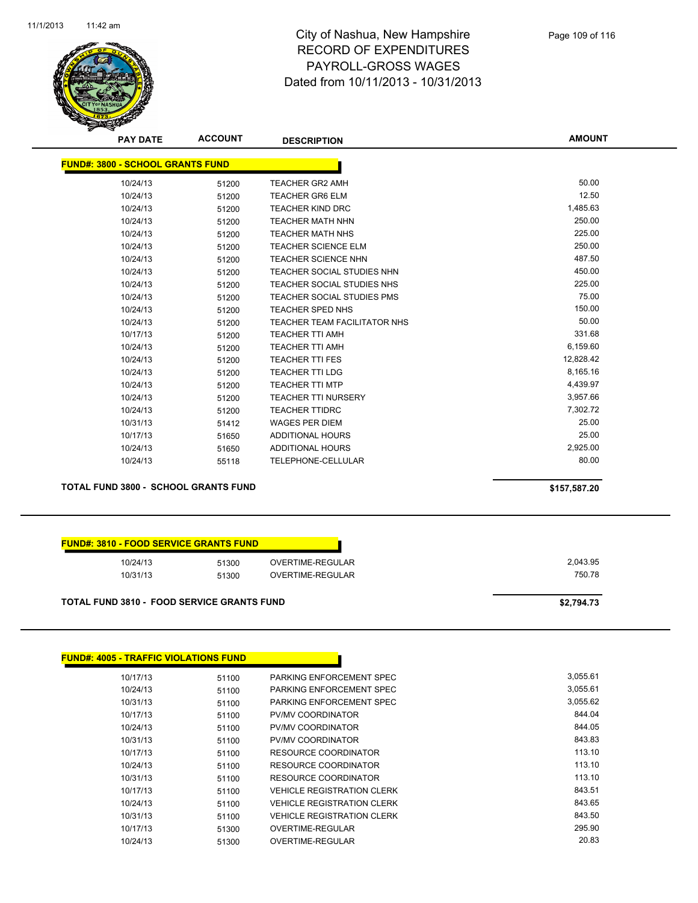# City of Nashua, New Hampshire
## RECORD OF EXPENDITURES
## PAYROLL-GROSS WAGES
## Dated from 10/11/2013 - 10/31/2013

### FUND#: 3800 - SCHOOL GRANTS FUND

| PAY DATE | ACCOUNT | DESCRIPTION | AMOUNT |
|---|---|---|---|
| 10/24/13 | 51200 | TEACHER GR2 AMH | 50.00 |
| 10/24/13 | 51200 | TEACHER GR6 ELM | 12.50 |
| 10/24/13 | 51200 | TEACHER KIND DRC | 1,485.63 |
| 10/24/13 | 51200 | TEACHER MATH NHN | 250.00 |
| 10/24/13 | 51200 | TEACHER MATH NHS | 225.00 |
| 10/24/13 | 51200 | TEACHER SCIENCE ELM | 250.00 |
| 10/24/13 | 51200 | TEACHER SCIENCE NHN | 487.50 |
| 10/24/13 | 51200 | TEACHER SOCIAL STUDIES NHN | 450.00 |
| 10/24/13 | 51200 | TEACHER SOCIAL STUDIES NHS | 225.00 |
| 10/24/13 | 51200 | TEACHER SOCIAL STUDIES PMS | 75.00 |
| 10/24/13 | 51200 | TEACHER SPED NHS | 150.00 |
| 10/24/13 | 51200 | TEACHER TEAM FACILITATOR NHS | 50.00 |
| 10/17/13 | 51200 | TEACHER TTI AMH | 331.68 |
| 10/24/13 | 51200 | TEACHER TTI AMH | 6,159.60 |
| 10/24/13 | 51200 | TEACHER TTI FES | 12,828.42 |
| 10/24/13 | 51200 | TEACHER TTI LDG | 8,165.16 |
| 10/24/13 | 51200 | TEACHER TTI MTP | 4,439.97 |
| 10/24/13 | 51200 | TEACHER TTI NURSERY | 3,957.66 |
| 10/24/13 | 51200 | TEACHER TTIDRC | 7,302.72 |
| 10/31/13 | 51412 | WAGES PER DIEM | 25.00 |
| 10/17/13 | 51650 | ADDITIONAL HOURS | 25.00 |
| 10/24/13 | 51650 | ADDITIONAL HOURS | 2,925.00 |
| 10/24/13 | 55118 | TELEPHONE-CELLULAR | 80.00 |

**TOTAL FUND 3800 - SCHOOL GRANTS FUND** **$157,587.20**

### FUND#: 3810 - FOOD SERVICE GRANTS FUND

| PAY DATE | ACCOUNT | DESCRIPTION | AMOUNT |
|---|---|---|---|
| 10/24/13 | 51300 | OVERTIME-REGULAR | 2,043.95 |
| 10/31/13 | 51300 | OVERTIME-REGULAR | 750.78 |

**TOTAL FUND 3810 - FOOD SERVICE GRANTS FUND** **$2,794.73**

### FUND#: 4005 - TRAFFIC VIOLATIONS FUND

| PAY DATE | ACCOUNT | DESCRIPTION | AMOUNT |
|---|---|---|---|
| 10/17/13 | 51100 | PARKING ENFORCEMENT SPEC | 3,055.61 |
| 10/24/13 | 51100 | PARKING ENFORCEMENT SPEC | 3,055.61 |
| 10/31/13 | 51100 | PARKING ENFORCEMENT SPEC | 3,055.62 |
| 10/17/13 | 51100 | PV/MV COORDINATOR | 844.04 |
| 10/24/13 | 51100 | PV/MV COORDINATOR | 844.05 |
| 10/31/13 | 51100 | PV/MV COORDINATOR | 843.83 |
| 10/17/13 | 51100 | RESOURCE COORDINATOR | 113.10 |
| 10/24/13 | 51100 | RESOURCE COORDINATOR | 113.10 |
| 10/31/13 | 51100 | RESOURCE COORDINATOR | 113.10 |
| 10/17/13 | 51100 | VEHICLE REGISTRATION CLERK | 843.51 |
| 10/24/13 | 51100 | VEHICLE REGISTRATION CLERK | 843.65 |
| 10/31/13 | 51100 | VEHICLE REGISTRATION CLERK | 843.50 |
| 10/17/13 | 51300 | OVERTIME-REGULAR | 295.90 |
| 10/24/13 | 51300 | OVERTIME-REGULAR | 20.83 |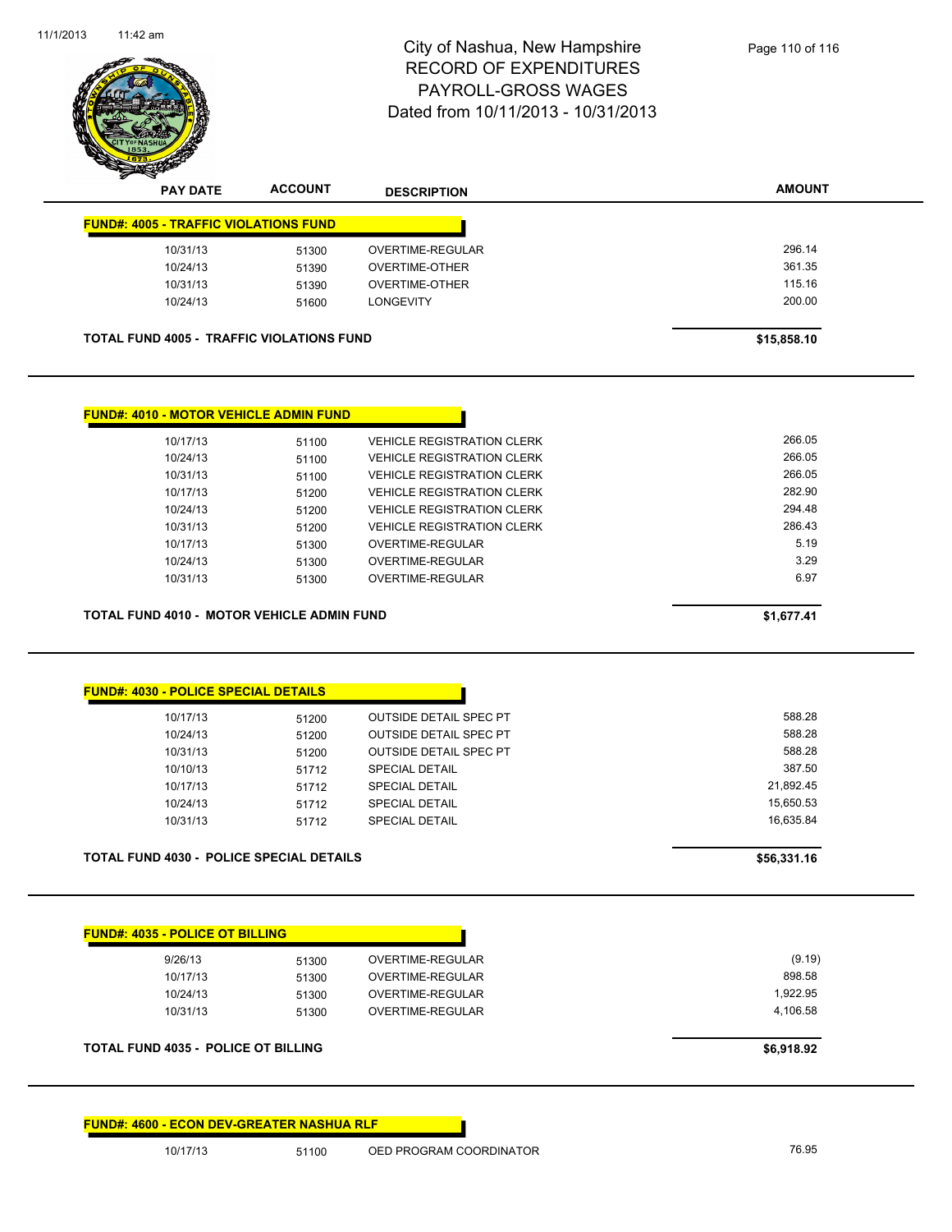City of Nashua, New Hampshire
RECORD OF EXPENDITURES
PAYROLL-GROSS WAGES
Dated from 10/11/2013 - 10/31/2013

| PAY DATE | ACCOUNT | DESCRIPTION | AMOUNT |
|---|---|---|---|
| **FUND#: 4005 - TRAFFIC VIOLATIONS FUND** | | | |
| 10/31/13 | 51300 | OVERTIME-REGULAR | 296.14 |
| 10/24/13 | 51390 | OVERTIME-OTHER | 361.35 |
| 10/31/13 | 51390 | OVERTIME-OTHER | 115.16 |
| 10/24/13 | 51600 | LONGEVITY | 200.00 |
| **TOTAL FUND 4005 - TRAFFIC VIOLATIONS FUND** | | | **$15,858.10** |

| PAY DATE | ACCOUNT | DESCRIPTION | AMOUNT |
|---|---|---|---|
| **FUND#: 4010 - MOTOR VEHICLE ADMIN FUND** | | | |
| 10/17/13 | 51100 | VEHICLE REGISTRATION CLERK | 266.05 |
| 10/24/13 | 51100 | VEHICLE REGISTRATION CLERK | 266.05 |
| 10/31/13 | 51100 | VEHICLE REGISTRATION CLERK | 266.05 |
| 10/17/13 | 51200 | VEHICLE REGISTRATION CLERK | 282.90 |
| 10/24/13 | 51200 | VEHICLE REGISTRATION CLERK | 294.48 |
| 10/31/13 | 51200 | VEHICLE REGISTRATION CLERK | 286.43 |
| 10/17/13 | 51300 | OVERTIME-REGULAR | 5.19 |
| 10/24/13 | 51300 | OVERTIME-REGULAR | 3.29 |
| 10/31/13 | 51300 | OVERTIME-REGULAR | 6.97 |
| **TOTAL FUND 4010 - MOTOR VEHICLE ADMIN FUND** | | | **$1,677.41** |

| PAY DATE | ACCOUNT | DESCRIPTION | AMOUNT |
|---|---|---|---|
| **FUND#: 4030 - POLICE SPECIAL DETAILS** | | | |
| 10/17/13 | 51200 | OUTSIDE DETAIL SPEC PT | 588.28 |
| 10/24/13 | 51200 | OUTSIDE DETAIL SPEC PT | 588.28 |
| 10/31/13 | 51200 | OUTSIDE DETAIL SPEC PT | 588.28 |
| 10/10/13 | 51712 | SPECIAL DETAIL | 387.50 |
| 10/17/13 | 51712 | SPECIAL DETAIL | 21,892.45 |
| 10/24/13 | 51712 | SPECIAL DETAIL | 15,650.53 |
| 10/31/13 | 51712 | SPECIAL DETAIL | 16,635.84 |
| **TOTAL FUND 4030 - POLICE SPECIAL DETAILS** | | | **$56,331.16** |

| PAY DATE | ACCOUNT | DESCRIPTION | AMOUNT |
|---|---|---|---|
| **FUND#: 4035 - POLICE OT BILLING** | | | |
| 9/26/13 | 51300 | OVERTIME-REGULAR | (9.19) |
| 10/17/13 | 51300 | OVERTIME-REGULAR | 898.58 |
| 10/24/13 | 51300 | OVERTIME-REGULAR | 1,922.95 |
| 10/31/13 | 51300 | OVERTIME-REGULAR | 4,106.58 |
| **TOTAL FUND 4035 - POLICE OT BILLING** | | | **$6,918.92** |

| PAY DATE | ACCOUNT | DESCRIPTION | AMOUNT |
|---|---|---|---|
| **FUND#: 4600 - ECON DEV-GREATER NASHUA RLF** | | | |
| 10/17/13 | 51100 | OED PROGRAM COORDINATOR | 76.95 |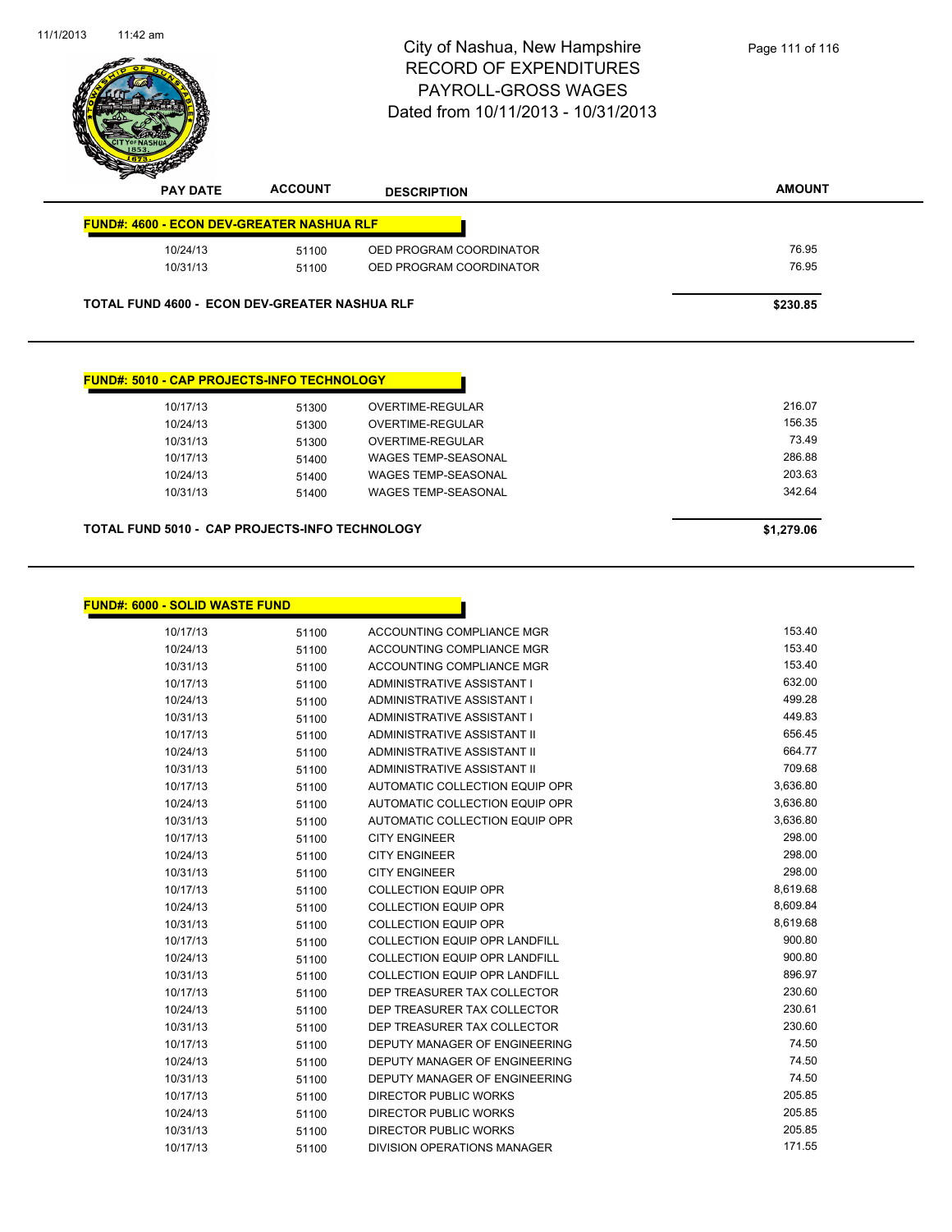# City of Nashua, New Hampshire
## RECORD OF EXPENDITURES
## PAYROLL-GROSS WAGES
## Dated from 10/11/2013 - 10/31/2013

| PAY DATE | ACCOUNT | DESCRIPTION | AMOUNT |
|---|---|---|---|
| **FUND#: 4600 - ECON DEV-GREATER NASHUA RLF** | | | |
| 10/24/13 | 51100 | OED PROGRAM COORDINATOR | 76.95 |
| 10/31/13 | 51100 | OED PROGRAM COORDINATOR | 76.95 |
| **TOTAL FUND 4600 - ECON DEV-GREATER NASHUA RLF** | | | **$230.85** |

| PAY DATE | ACCOUNT | DESCRIPTION | AMOUNT |
|---|---|---|---|
| **FUND#: 5010 - CAP PROJECTS-INFO TECHNOLOGY** | | | |
| 10/17/13 | 51300 | OVERTIME-REGULAR | 216.07 |
| 10/24/13 | 51300 | OVERTIME-REGULAR | 156.35 |
| 10/31/13 | 51300 | OVERTIME-REGULAR | 73.49 |
| 10/17/13 | 51400 | WAGES TEMP-SEASONAL | 286.88 |
| 10/24/13 | 51400 | WAGES TEMP-SEASONAL | 203.63 |
| 10/31/13 | 51400 | WAGES TEMP-SEASONAL | 342.64 |
| **TOTAL FUND 5010 - CAP PROJECTS-INFO TECHNOLOGY** | | | **$1,279.06** |

| PAY DATE | ACCOUNT | DESCRIPTION | AMOUNT |
|---|---|---|---|
| **FUND#: 6000 - SOLID WASTE FUND** | | | |
| 10/17/13 | 51100 | ACCOUNTING COMPLIANCE MGR | 153.40 |
| 10/24/13 | 51100 | ACCOUNTING COMPLIANCE MGR | 153.40 |
| 10/31/13 | 51100 | ACCOUNTING COMPLIANCE MGR | 153.40 |
| 10/17/13 | 51100 | ADMINISTRATIVE ASSISTANT I | 632.00 |
| 10/24/13 | 51100 | ADMINISTRATIVE ASSISTANT I | 499.28 |
| 10/31/13 | 51100 | ADMINISTRATIVE ASSISTANT I | 449.83 |
| 10/17/13 | 51100 | ADMINISTRATIVE ASSISTANT II | 656.45 |
| 10/24/13 | 51100 | ADMINISTRATIVE ASSISTANT II | 664.77 |
| 10/31/13 | 51100 | ADMINISTRATIVE ASSISTANT II | 709.68 |
| 10/17/13 | 51100 | AUTOMATIC COLLECTION EQUIP OPR | 3,636.80 |
| 10/24/13 | 51100 | AUTOMATIC COLLECTION EQUIP OPR | 3,636.80 |
| 10/31/13 | 51100 | AUTOMATIC COLLECTION EQUIP OPR | 3,636.80 |
| 10/17/13 | 51100 | CITY ENGINEER | 298.00 |
| 10/24/13 | 51100 | CITY ENGINEER | 298.00 |
| 10/31/13 | 51100 | CITY ENGINEER | 298.00 |
| 10/17/13 | 51100 | COLLECTION EQUIP OPR | 8,619.68 |
| 10/24/13 | 51100 | COLLECTION EQUIP OPR | 8,609.84 |
| 10/31/13 | 51100 | COLLECTION EQUIP OPR | 8,619.68 |
| 10/17/13 | 51100 | COLLECTION EQUIP OPR LANDFILL | 900.80 |
| 10/24/13 | 51100 | COLLECTION EQUIP OPR LANDFILL | 900.80 |
| 10/31/13 | 51100 | COLLECTION EQUIP OPR LANDFILL | 896.97 |
| 10/17/13 | 51100 | DEP TREASURER TAX COLLECTOR | 230.60 |
| 10/24/13 | 51100 | DEP TREASURER TAX COLLECTOR | 230.61 |
| 10/31/13 | 51100 | DEP TREASURER TAX COLLECTOR | 230.60 |
| 10/17/13 | 51100 | DEPUTY MANAGER OF ENGINEERING | 74.50 |
| 10/24/13 | 51100 | DEPUTY MANAGER OF ENGINEERING | 74.50 |
| 10/31/13 | 51100 | DEPUTY MANAGER OF ENGINEERING | 74.50 |
| 10/17/13 | 51100 | DIRECTOR PUBLIC WORKS | 205.85 |
| 10/24/13 | 51100 | DIRECTOR PUBLIC WORKS | 205.85 |
| 10/31/13 | 51100 | DIRECTOR PUBLIC WORKS | 205.85 |
| 10/17/13 | 51100 | DIVISION OPERATIONS MANAGER | 171.55 |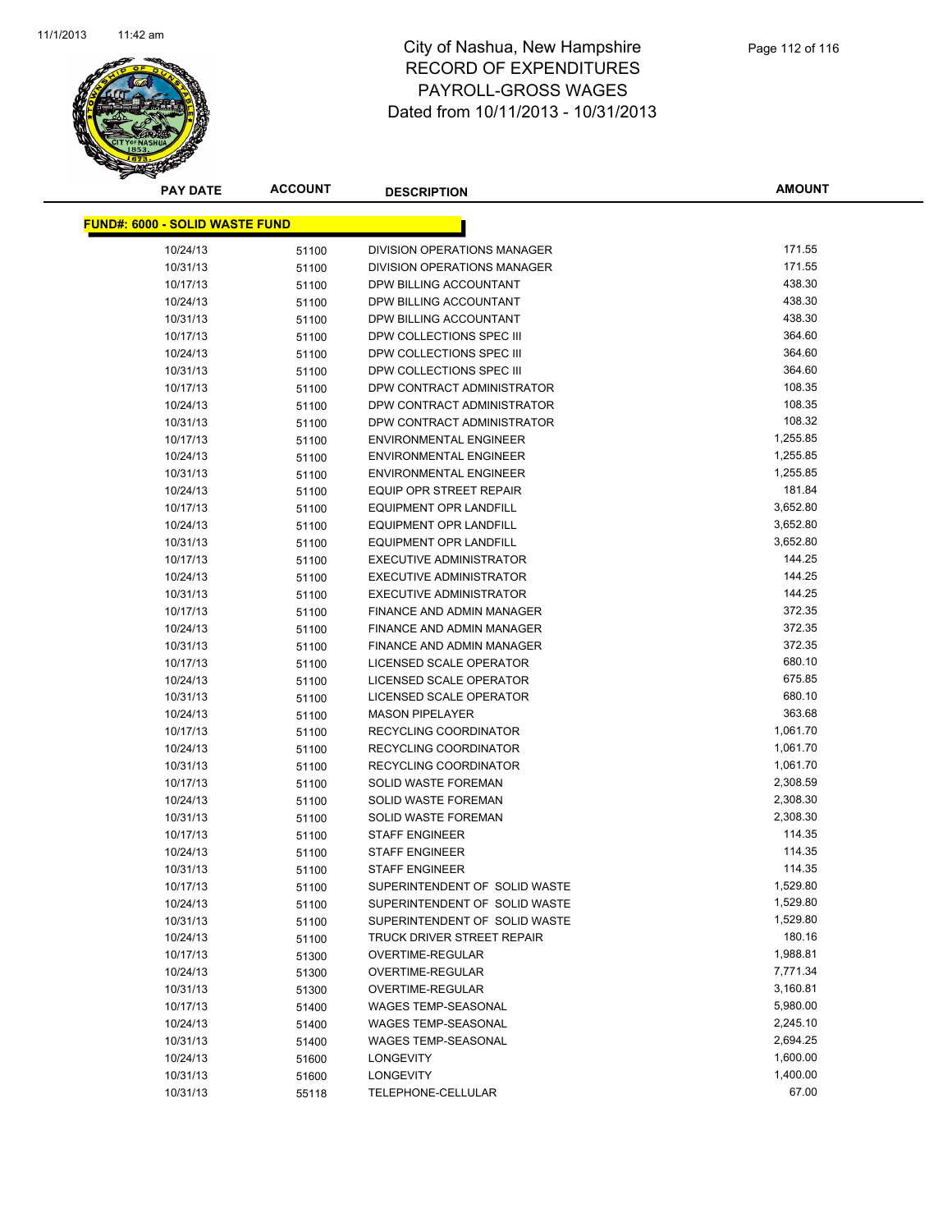# City of Nashua, New Hampshire
## RECORD OF EXPENDITURES
## PAYROLL-GROSS WAGES
## Dated from 10/11/2013 - 10/31/2013

| PAY DATE | ACCOUNT | DESCRIPTION | AMOUNT |
|---|---|---|---|
| **FUND#: 6000 - SOLID WASTE FUND** | | | |
| 10/24/13 | 51100 | DIVISION OPERATIONS MANAGER | 171.55 |
| 10/31/13 | 51100 | DIVISION OPERATIONS MANAGER | 171.55 |
| 10/17/13 | 51100 | DPW BILLING ACCOUNTANT | 438.30 |
| 10/24/13 | 51100 | DPW BILLING ACCOUNTANT | 438.30 |
| 10/31/13 | 51100 | DPW BILLING ACCOUNTANT | 438.30 |
| 10/17/13 | 51100 | DPW COLLECTIONS SPEC III | 364.60 |
| 10/24/13 | 51100 | DPW COLLECTIONS SPEC III | 364.60 |
| 10/31/13 | 51100 | DPW COLLECTIONS SPEC III | 364.60 |
| 10/17/13 | 51100 | DPW CONTRACT ADMINISTRATOR | 108.35 |
| 10/24/13 | 51100 | DPW CONTRACT ADMINISTRATOR | 108.35 |
| 10/31/13 | 51100 | DPW CONTRACT ADMINISTRATOR | 108.32 |
| 10/17/13 | 51100 | ENVIRONMENTAL ENGINEER | 1,255.85 |
| 10/24/13 | 51100 | ENVIRONMENTAL ENGINEER | 1,255.85 |
| 10/31/13 | 51100 | ENVIRONMENTAL ENGINEER | 1,255.85 |
| 10/24/13 | 51100 | EQUIP OPR STREET REPAIR | 181.84 |
| 10/17/13 | 51100 | EQUIPMENT OPR LANDFILL | 3,652.80 |
| 10/24/13 | 51100 | EQUIPMENT OPR LANDFILL | 3,652.80 |
| 10/31/13 | 51100 | EQUIPMENT OPR LANDFILL | 3,652.80 |
| 10/17/13 | 51100 | EXECUTIVE ADMINISTRATOR | 144.25 |
| 10/24/13 | 51100 | EXECUTIVE ADMINISTRATOR | 144.25 |
| 10/31/13 | 51100 | EXECUTIVE ADMINISTRATOR | 144.25 |
| 10/17/13 | 51100 | FINANCE AND ADMIN MANAGER | 372.35 |
| 10/24/13 | 51100 | FINANCE AND ADMIN MANAGER | 372.35 |
| 10/31/13 | 51100 | FINANCE AND ADMIN MANAGER | 372.35 |
| 10/17/13 | 51100 | LICENSED SCALE OPERATOR | 680.10 |
| 10/24/13 | 51100 | LICENSED SCALE OPERATOR | 675.85 |
| 10/31/13 | 51100 | LICENSED SCALE OPERATOR | 680.10 |
| 10/24/13 | 51100 | MASON PIPELAYER | 363.68 |
| 10/17/13 | 51100 | RECYCLING COORDINATOR | 1,061.70 |
| 10/24/13 | 51100 | RECYCLING COORDINATOR | 1,061.70 |
| 10/31/13 | 51100 | RECYCLING COORDINATOR | 1,061.70 |
| 10/17/13 | 51100 | SOLID WASTE FOREMAN | 2,308.59 |
| 10/24/13 | 51100 | SOLID WASTE FOREMAN | 2,308.30 |
| 10/31/13 | 51100 | SOLID WASTE FOREMAN | 2,308.30 |
| 10/17/13 | 51100 | STAFF ENGINEER | 114.35 |
| 10/24/13 | 51100 | STAFF ENGINEER | 114.35 |
| 10/31/13 | 51100 | STAFF ENGINEER | 114.35 |
| 10/17/13 | 51100 | SUPERINTENDENT OF SOLID WASTE | 1,529.80 |
| 10/24/13 | 51100 | SUPERINTENDENT OF SOLID WASTE | 1,529.80 |
| 10/31/13 | 51100 | SUPERINTENDENT OF SOLID WASTE | 1,529.80 |
| 10/24/13 | 51100 | TRUCK DRIVER STREET REPAIR | 180.16 |
| 10/17/13 | 51300 | OVERTIME-REGULAR | 1,988.81 |
| 10/24/13 | 51300 | OVERTIME-REGULAR | 7,771.34 |
| 10/31/13 | 51300 | OVERTIME-REGULAR | 3,160.81 |
| 10/17/13 | 51400 | WAGES TEMP-SEASONAL | 5,980.00 |
| 10/24/13 | 51400 | WAGES TEMP-SEASONAL | 2,245.10 |
| 10/31/13 | 51400 | WAGES TEMP-SEASONAL | 2,694.25 |
| 10/24/13 | 51600 | LONGEVITY | 1,600.00 |
| 10/31/13 | 51600 | LONGEVITY | 1,400.00 |
| 10/31/13 | 55118 | TELEPHONE-CELLULAR | 67.00 |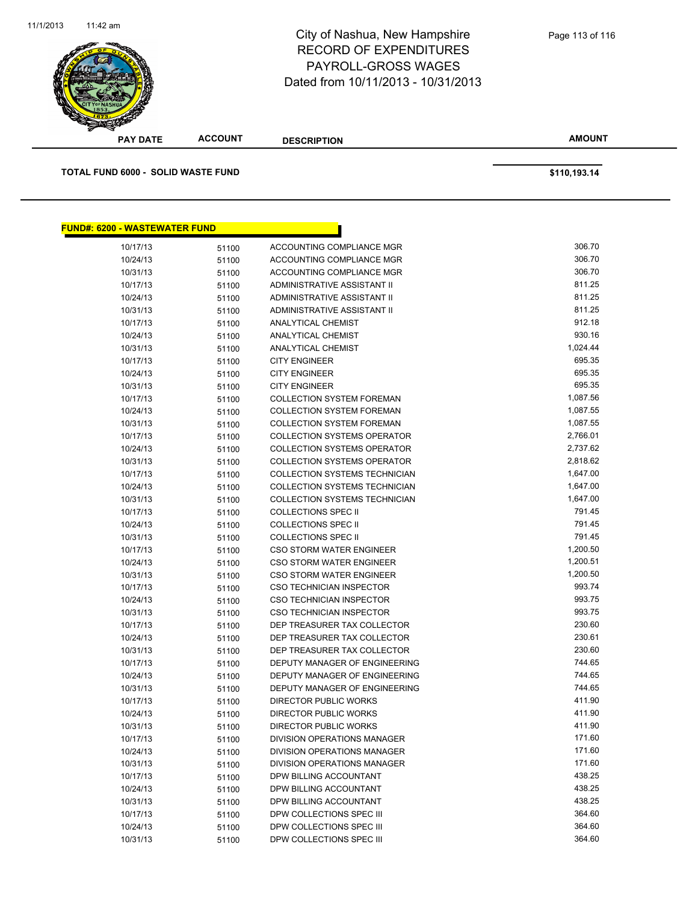# City of Nashua, New Hampshire
## RECORD OF EXPENDITURES
## PAYROLL-GROSS WAGES
## Dated from 10/11/2013 - 10/31/2013

| PAY DATE | ACCOUNT | DESCRIPTION | AMOUNT |
|---|---|---|---|
| **TOTAL FUND 6000 - SOLID WASTE FUND** | | | **$110,193.14** |

**FUND#: 6200 - WASTEWATER FUND**

| PAY DATE | ACCOUNT | DESCRIPTION | AMOUNT |
|---|---|---|---|
| 10/17/13 | 51100 | ACCOUNTING COMPLIANCE MGR | 306.70 |
| 10/24/13 | 51100 | ACCOUNTING COMPLIANCE MGR | 306.70 |
| 10/31/13 | 51100 | ACCOUNTING COMPLIANCE MGR | 306.70 |
| 10/17/13 | 51100 | ADMINISTRATIVE ASSISTANT II | 811.25 |
| 10/24/13 | 51100 | ADMINISTRATIVE ASSISTANT II | 811.25 |
| 10/31/13 | 51100 | ADMINISTRATIVE ASSISTANT II | 811.25 |
| 10/17/13 | 51100 | ANALYTICAL CHEMIST | 912.18 |
| 10/24/13 | 51100 | ANALYTICAL CHEMIST | 930.16 |
| 10/31/13 | 51100 | ANALYTICAL CHEMIST | 1,024.44 |
| 10/17/13 | 51100 | CITY ENGINEER | 695.35 |
| 10/24/13 | 51100 | CITY ENGINEER | 695.35 |
| 10/31/13 | 51100 | CITY ENGINEER | 695.35 |
| 10/17/13 | 51100 | COLLECTION SYSTEM FOREMAN | 1,087.56 |
| 10/24/13 | 51100 | COLLECTION SYSTEM FOREMAN | 1,087.55 |
| 10/31/13 | 51100 | COLLECTION SYSTEM FOREMAN | 1,087.55 |
| 10/17/13 | 51100 | COLLECTION SYSTEMS OPERATOR | 2,766.01 |
| 10/24/13 | 51100 | COLLECTION SYSTEMS OPERATOR | 2,737.62 |
| 10/31/13 | 51100 | COLLECTION SYSTEMS OPERATOR | 2,818.62 |
| 10/17/13 | 51100 | COLLECTION SYSTEMS TECHNICIAN | 1,647.00 |
| 10/24/13 | 51100 | COLLECTION SYSTEMS TECHNICIAN | 1,647.00 |
| 10/31/13 | 51100 | COLLECTION SYSTEMS TECHNICIAN | 1,647.00 |
| 10/17/13 | 51100 | COLLECTIONS SPEC II | 791.45 |
| 10/24/13 | 51100 | COLLECTIONS SPEC II | 791.45 |
| 10/31/13 | 51100 | COLLECTIONS SPEC II | 791.45 |
| 10/17/13 | 51100 | CSO STORM WATER ENGINEER | 1,200.50 |
| 10/24/13 | 51100 | CSO STORM WATER ENGINEER | 1,200.51 |
| 10/31/13 | 51100 | CSO STORM WATER ENGINEER | 1,200.50 |
| 10/17/13 | 51100 | CSO TECHNICIAN INSPECTOR | 993.74 |
| 10/24/13 | 51100 | CSO TECHNICIAN INSPECTOR | 993.75 |
| 10/31/13 | 51100 | CSO TECHNICIAN INSPECTOR | 993.75 |
| 10/17/13 | 51100 | DEP TREASURER TAX COLLECTOR | 230.60 |
| 10/24/13 | 51100 | DEP TREASURER TAX COLLECTOR | 230.61 |
| 10/31/13 | 51100 | DEP TREASURER TAX COLLECTOR | 230.60 |
| 10/17/13 | 51100 | DEPUTY MANAGER OF ENGINEERING | 744.65 |
| 10/24/13 | 51100 | DEPUTY MANAGER OF ENGINEERING | 744.65 |
| 10/31/13 | 51100 | DEPUTY MANAGER OF ENGINEERING | 744.65 |
| 10/17/13 | 51100 | DIRECTOR PUBLIC WORKS | 411.90 |
| 10/24/13 | 51100 | DIRECTOR PUBLIC WORKS | 411.90 |
| 10/31/13 | 51100 | DIRECTOR PUBLIC WORKS | 411.90 |
| 10/17/13 | 51100 | DIVISION OPERATIONS MANAGER | 171.60 |
| 10/24/13 | 51100 | DIVISION OPERATIONS MANAGER | 171.60 |
| 10/31/13 | 51100 | DIVISION OPERATIONS MANAGER | 171.60 |
| 10/17/13 | 51100 | DPW BILLING ACCOUNTANT | 438.25 |
| 10/24/13 | 51100 | DPW BILLING ACCOUNTANT | 438.25 |
| 10/31/13 | 51100 | DPW BILLING ACCOUNTANT | 438.25 |
| 10/17/13 | 51100 | DPW COLLECTIONS SPEC III | 364.60 |
| 10/24/13 | 51100 | DPW COLLECTIONS SPEC III | 364.60 |
| 10/31/13 | 51100 | DPW COLLECTIONS SPEC III | 364.60 |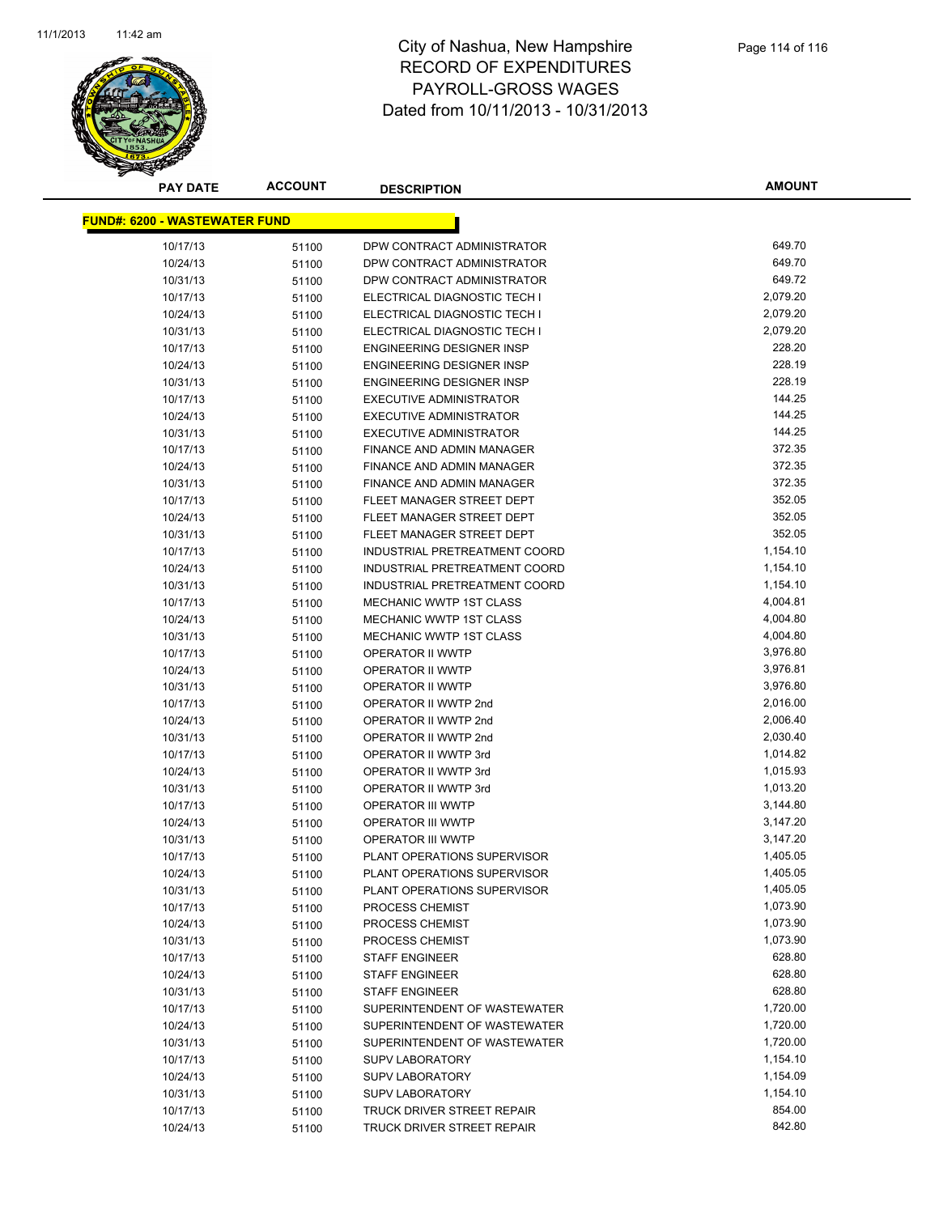# City of Nashua, New Hampshire
## RECORD OF EXPENDITURES
## PAYROLL-GROSS WAGES
## Dated from 10/11/2013 - 10/31/2013

| PAY DATE | ACCOUNT | DESCRIPTION | AMOUNT |
|---|---|---|---|
| **FUND#: 6200 - WASTEWATER FUND** | | | |
| 10/17/13 | 51100 | DPW CONTRACT ADMINISTRATOR | 649.70 |
| 10/24/13 | 51100 | DPW CONTRACT ADMINISTRATOR | 649.70 |
| 10/31/13 | 51100 | DPW CONTRACT ADMINISTRATOR | 649.72 |
| 10/17/13 | 51100 | ELECTRICAL DIAGNOSTIC TECH I | 2,079.20 |
| 10/24/13 | 51100 | ELECTRICAL DIAGNOSTIC TECH I | 2,079.20 |
| 10/31/13 | 51100 | ELECTRICAL DIAGNOSTIC TECH I | 2,079.20 |
| 10/17/13 | 51100 | ENGINEERING DESIGNER INSP | 228.20 |
| 10/24/13 | 51100 | ENGINEERING DESIGNER INSP | 228.19 |
| 10/31/13 | 51100 | ENGINEERING DESIGNER INSP | 228.19 |
| 10/17/13 | 51100 | EXECUTIVE ADMINISTRATOR | 144.25 |
| 10/24/13 | 51100 | EXECUTIVE ADMINISTRATOR | 144.25 |
| 10/31/13 | 51100 | EXECUTIVE ADMINISTRATOR | 144.25 |
| 10/17/13 | 51100 | FINANCE AND ADMIN MANAGER | 372.35 |
| 10/24/13 | 51100 | FINANCE AND ADMIN MANAGER | 372.35 |
| 10/31/13 | 51100 | FINANCE AND ADMIN MANAGER | 372.35 |
| 10/17/13 | 51100 | FLEET MANAGER STREET DEPT | 352.05 |
| 10/24/13 | 51100 | FLEET MANAGER STREET DEPT | 352.05 |
| 10/31/13 | 51100 | FLEET MANAGER STREET DEPT | 352.05 |
| 10/17/13 | 51100 | INDUSTRIAL PRETREATMENT COORD | 1,154.10 |
| 10/24/13 | 51100 | INDUSTRIAL PRETREATMENT COORD | 1,154.10 |
| 10/31/13 | 51100 | INDUSTRIAL PRETREATMENT COORD | 1,154.10 |
| 10/17/13 | 51100 | MECHANIC WWTP 1ST CLASS | 4,004.81 |
| 10/24/13 | 51100 | MECHANIC WWTP 1ST CLASS | 4,004.80 |
| 10/31/13 | 51100 | MECHANIC WWTP 1ST CLASS | 4,004.80 |
| 10/17/13 | 51100 | OPERATOR II WWTP | 3,976.80 |
| 10/24/13 | 51100 | OPERATOR II WWTP | 3,976.81 |
| 10/31/13 | 51100 | OPERATOR II WWTP | 3,976.80 |
| 10/17/13 | 51100 | OPERATOR II WWTP 2nd | 2,016.00 |
| 10/24/13 | 51100 | OPERATOR II WWTP 2nd | 2,006.40 |
| 10/31/13 | 51100 | OPERATOR II WWTP 2nd | 2,030.40 |
| 10/17/13 | 51100 | OPERATOR II WWTP 3rd | 1,014.82 |
| 10/24/13 | 51100 | OPERATOR II WWTP 3rd | 1,015.93 |
| 10/31/13 | 51100 | OPERATOR II WWTP 3rd | 1,013.20 |
| 10/17/13 | 51100 | OPERATOR III WWTP | 3,144.80 |
| 10/24/13 | 51100 | OPERATOR III WWTP | 3,147.20 |
| 10/31/13 | 51100 | OPERATOR III WWTP | 3,147.20 |
| 10/17/13 | 51100 | PLANT OPERATIONS SUPERVISOR | 1,405.05 |
| 10/24/13 | 51100 | PLANT OPERATIONS SUPERVISOR | 1,405.05 |
| 10/31/13 | 51100 | PLANT OPERATIONS SUPERVISOR | 1,405.05 |
| 10/17/13 | 51100 | PROCESS CHEMIST | 1,073.90 |
| 10/24/13 | 51100 | PROCESS CHEMIST | 1,073.90 |
| 10/31/13 | 51100 | PROCESS CHEMIST | 1,073.90 |
| 10/17/13 | 51100 | STAFF ENGINEER | 628.80 |
| 10/24/13 | 51100 | STAFF ENGINEER | 628.80 |
| 10/31/13 | 51100 | STAFF ENGINEER | 628.80 |
| 10/17/13 | 51100 | SUPERINTENDENT OF WASTEWATER | 1,720.00 |
| 10/24/13 | 51100 | SUPERINTENDENT OF WASTEWATER | 1,720.00 |
| 10/31/13 | 51100 | SUPERINTENDENT OF WASTEWATER | 1,720.00 |
| 10/17/13 | 51100 | SUPV LABORATORY | 1,154.10 |
| 10/24/13 | 51100 | SUPV LABORATORY | 1,154.09 |
| 10/31/13 | 51100 | SUPV LABORATORY | 1,154.10 |
| 10/17/13 | 51100 | TRUCK DRIVER STREET REPAIR | 854.00 |
| 10/24/13 | 51100 | TRUCK DRIVER STREET REPAIR | 842.80 |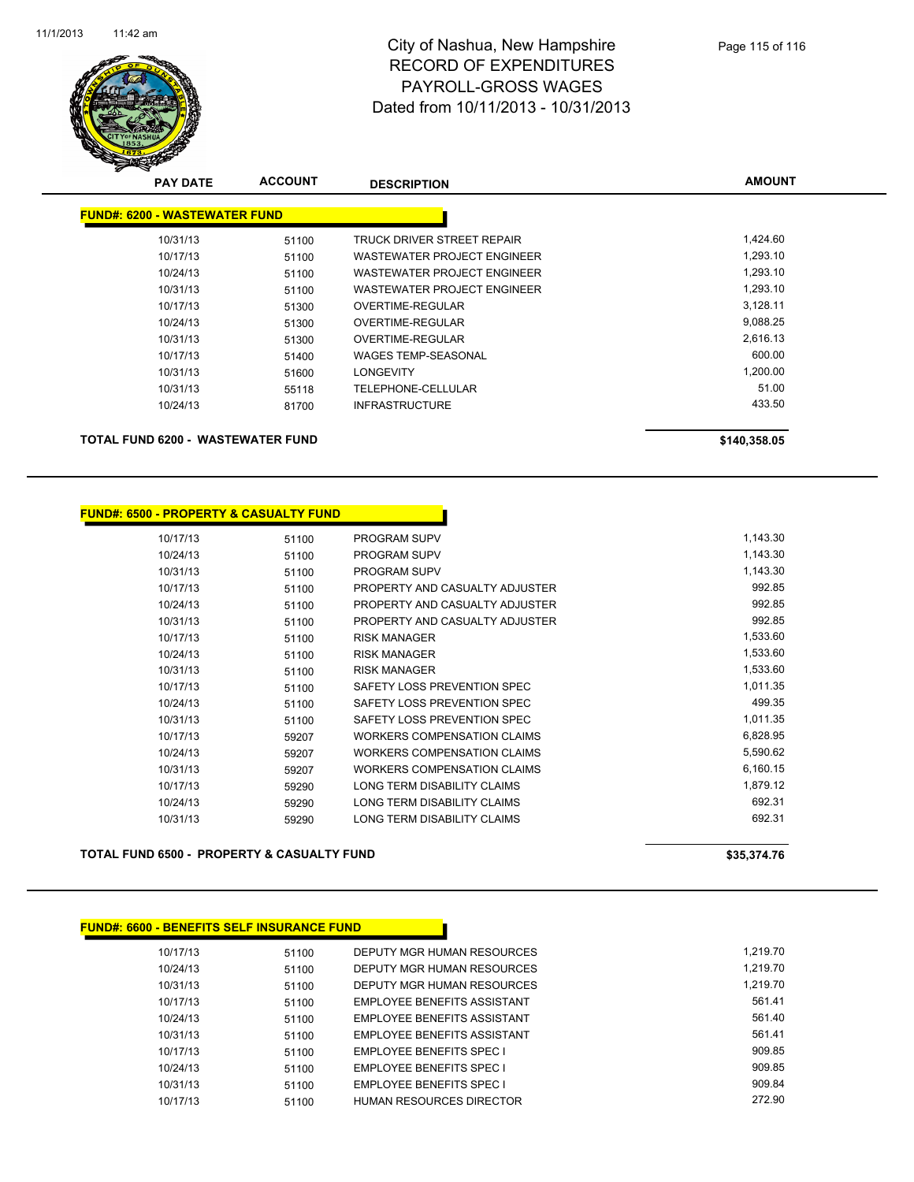# City of Nashua, New Hampshire
## RECORD OF EXPENDITURES
## PAYROLL-GROSS WAGES
## Dated from 10/11/2013 - 10/31/2013

**FUND#: 6200 - WASTEWATER FUND**

| PAY DATE | ACCOUNT | DESCRIPTION | AMOUNT |
|---|---|---|---|
| 10/31/13 | 51100 | TRUCK DRIVER STREET REPAIR | 1,424.60 |
| 10/17/13 | 51100 | WASTEWATER PROJECT ENGINEER | 1,293.10 |
| 10/24/13 | 51100 | WASTEWATER PROJECT ENGINEER | 1,293.10 |
| 10/31/13 | 51100 | WASTEWATER PROJECT ENGINEER | 1,293.10 |
| 10/17/13 | 51300 | OVERTIME-REGULAR | 3,128.11 |
| 10/24/13 | 51300 | OVERTIME-REGULAR | 9,088.25 |
| 10/31/13 | 51300 | OVERTIME-REGULAR | 2,616.13 |
| 10/17/13 | 51400 | WAGES TEMP-SEASONAL | 600.00 |
| 10/31/13 | 51600 | LONGEVITY | 1,200.00 |
| 10/31/13 | 55118 | TELEPHONE-CELLULAR | 51.00 |
| 10/24/13 | 81700 | INFRASTRUCTURE | 433.50 |

**TOTAL FUND 6200 - WASTEWATER FUND** **$140,358.05**

**FUND#: 6500 - PROPERTY & CASUALTY FUND**

| PAY DATE | ACCOUNT | DESCRIPTION | AMOUNT |
|---|---|---|---|
| 10/17/13 | 51100 | PROGRAM SUPV | 1,143.30 |
| 10/24/13 | 51100 | PROGRAM SUPV | 1,143.30 |
| 10/31/13 | 51100 | PROGRAM SUPV | 1,143.30 |
| 10/17/13 | 51100 | PROPERTY AND CASUALTY ADJUSTER | 992.85 |
| 10/24/13 | 51100 | PROPERTY AND CASUALTY ADJUSTER | 992.85 |
| 10/31/13 | 51100 | PROPERTY AND CASUALTY ADJUSTER | 992.85 |
| 10/17/13 | 51100 | RISK MANAGER | 1,533.60 |
| 10/24/13 | 51100 | RISK MANAGER | 1,533.60 |
| 10/31/13 | 51100 | RISK MANAGER | 1,533.60 |
| 10/17/13 | 51100 | SAFETY LOSS PREVENTION SPEC | 1,011.35 |
| 10/24/13 | 51100 | SAFETY LOSS PREVENTION SPEC | 499.35 |
| 10/31/13 | 51100 | SAFETY LOSS PREVENTION SPEC | 1,011.35 |
| 10/17/13 | 59207 | WORKERS COMPENSATION CLAIMS | 6,828.95 |
| 10/24/13 | 59207 | WORKERS COMPENSATION CLAIMS | 5,590.62 |
| 10/31/13 | 59207 | WORKERS COMPENSATION CLAIMS | 6,160.15 |
| 10/17/13 | 59290 | LONG TERM DISABILITY CLAIMS | 1,879.12 |
| 10/24/13 | 59290 | LONG TERM DISABILITY CLAIMS | 692.31 |
| 10/31/13 | 59290 | LONG TERM DISABILITY CLAIMS | 692.31 |

**TOTAL FUND 6500 - PROPERTY & CASUALTY FUND** **$35,374.76**

**FUND#: 6600 - BENEFITS SELF INSURANCE FUND**

| PAY DATE | ACCOUNT | DESCRIPTION | AMOUNT |
|---|---|---|---|
| 10/17/13 | 51100 | DEPUTY MGR HUMAN RESOURCES | 1,219.70 |
| 10/24/13 | 51100 | DEPUTY MGR HUMAN RESOURCES | 1,219.70 |
| 10/31/13 | 51100 | DEPUTY MGR HUMAN RESOURCES | 1,219.70 |
| 10/17/13 | 51100 | EMPLOYEE BENEFITS ASSISTANT | 561.41 |
| 10/24/13 | 51100 | EMPLOYEE BENEFITS ASSISTANT | 561.40 |
| 10/31/13 | 51100 | EMPLOYEE BENEFITS ASSISTANT | 561.41 |
| 10/17/13 | 51100 | EMPLOYEE BENEFITS SPEC I | 909.85 |
| 10/24/13 | 51100 | EMPLOYEE BENEFITS SPEC I | 909.85 |
| 10/31/13 | 51100 | EMPLOYEE BENEFITS SPEC I | 909.84 |
| 10/17/13 | 51100 | HUMAN RESOURCES DIRECTOR | 272.90 |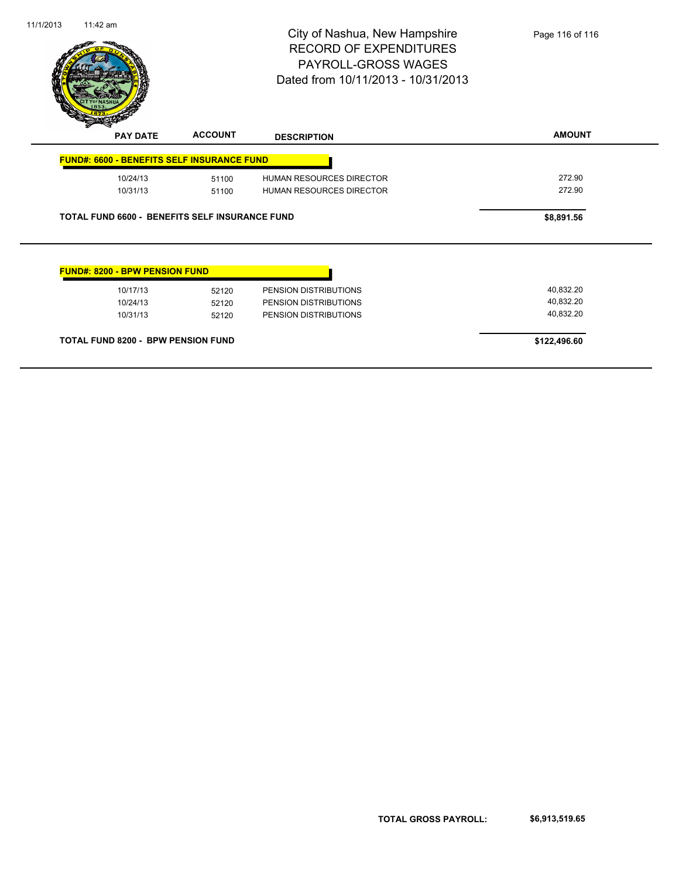City of Nashua, New Hampshire
RECORD OF EXPENDITURES
PAYROLL-GROSS WAGES
Dated from 10/11/2013 - 10/31/2013

| PAY DATE | ACCOUNT | DESCRIPTION | AMOUNT |
|---|---|---|---|
| **FUND#: 6600 - BENEFITS SELF INSURANCE FUND** | | | |
| 10/24/13 | 51100 | HUMAN RESOURCES DIRECTOR | 272.90 |
| 10/31/13 | 51100 | HUMAN RESOURCES DIRECTOR | 272.90 |
| **TOTAL FUND 6600 - BENEFITS SELF INSURANCE FUND** | | | **$8,891.56** |

| PAY DATE | ACCOUNT | DESCRIPTION | AMOUNT |
|---|---|---|---|
| **FUND#: 8200 - BPW PENSION FUND** | | | |
| 10/17/13 | 52120 | PENSION DISTRIBUTIONS | 40,832.20 |
| 10/24/13 | 52120 | PENSION DISTRIBUTIONS | 40,832.20 |
| 10/31/13 | 52120 | PENSION DISTRIBUTIONS | 40,832.20 |
| **TOTAL FUND 8200 - BPW PENSION FUND** | | | **$122,496.60** |

**TOTAL GROSS PAYROLL: $6,913,519.65**